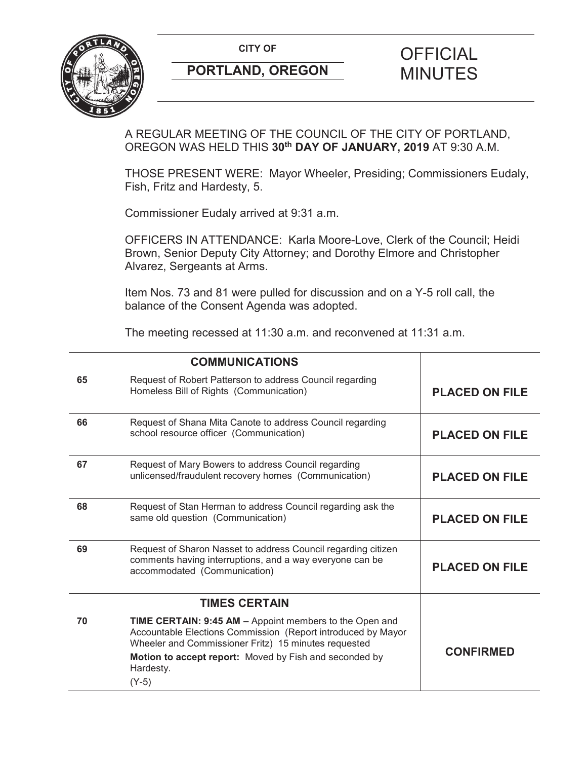**CITY OF**

**PORTLAND, OREGON**

# OFFICIAL MINUTES

A REGULAR MEETING OF THE COUNCIL OF THE CITY OF PORTLAND, OREGON WAS HELD THIS **30th DAY OF JANUARY, 2019** AT 9:30 A.M.

THOSE PRESENT WERE: Mayor Wheeler, Presiding; Commissioners Eudaly, Fish, Fritz and Hardesty, 5.

Commissioner Eudaly arrived at 9:31 a.m.

OFFICERS IN ATTENDANCE: Karla Moore-Love, Clerk of the Council; Heidi Brown, Senior Deputy City Attorney; and Dorothy Elmore and Christopher Alvarez, Sergeants at Arms.

Item Nos. 73 and 81 were pulled for discussion and on a Y-5 roll call, the balance of the Consent Agenda was adopted.

The meeting recessed at 11:30 a.m. and reconvened at 11:31 a.m.

| | **COMMUNICATIONS** | |
|---|---|---|
| 65 | Request of Robert Patterson to address Council regarding Homeless Bill of Rights (Communication) | **PLACED ON FILE** |
| 66 | Request of Shana Mita Canote to address Council regarding school resource officer (Communication) | **PLACED ON FILE** |
| 67 | Request of Mary Bowers to address Council regarding unlicensed/fraudulent recovery homes (Communication) | **PLACED ON FILE** |
| 68 | Request of Stan Herman to address Council regarding ask the same old question (Communication) | **PLACED ON FILE** |
| 69 | Request of Sharon Nasset to address Council regarding citizen comments having interruptions, and a way everyone can be accommodated (Communication) | **PLACED ON FILE** |
| | **TIMES CERTAIN** | |
| 70 | **TIME CERTAIN: 9:45 AM –** Appoint members to the Open and Accountable Elections Commission (Report introduced by Mayor Wheeler and Commissioner Fritz) 15 minutes requested<br>**Motion to accept report:** Moved by Fish and seconded by Hardesty.<br>(Y-5) | **CONFIRMED** |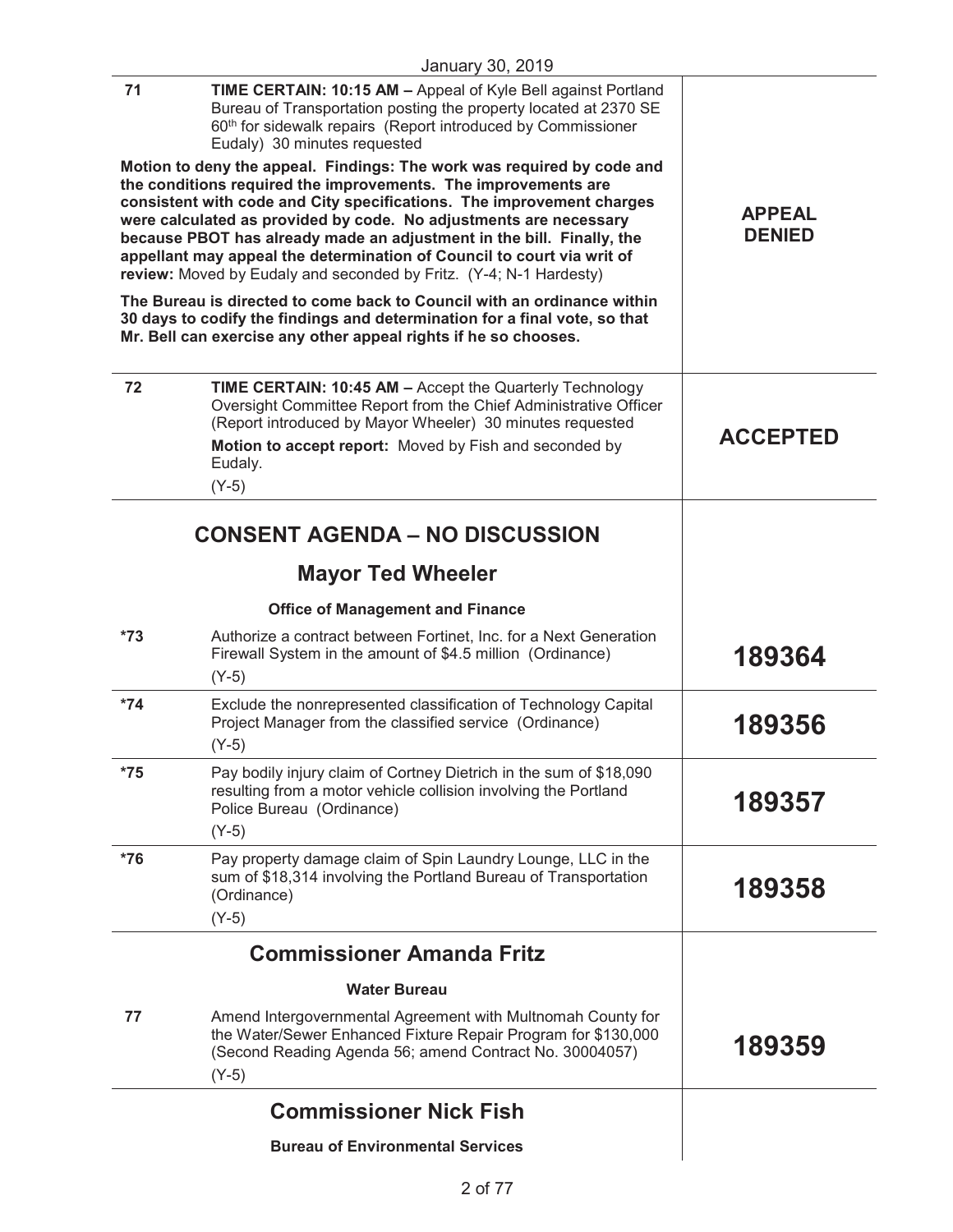January 30, 2019

| | | |
|---|---|---|
| 71 | **TIME CERTAIN: 10:15 AM –** Appeal of Kyle Bell against Portland Bureau of Transportation posting the property located at 2370 SE 60th for sidewalk repairs (Report introduced by Commissioner Eudaly) 30 minutes requested<br><br>**Motion to deny the appeal. Findings: The work was required by code and the conditions required the improvements. The improvements are consistent with code and City specifications. The improvement charges were calculated as provided by code. No adjustments are necessary because PBOT has already made an adjustment in the bill. Finally, the appellant may appeal the determination of Council to court via writ of review:** Moved by Eudaly and seconded by Fritz. (Y-4; N-1 Hardesty)<br><br>**The Bureau is directed to come back to Council with an ordinance within 30 days to codify the findings and determination for a final vote, so that Mr. Bell can exercise any other appeal rights if he so chooses.** | **APPEAL DENIED** |
| 72 | **TIME CERTAIN: 10:45 AM –** Accept the Quarterly Technology Oversight Committee Report from the Chief Administrative Officer (Report introduced by Mayor Wheeler) 30 minutes requested<br>**Motion to accept report:** Moved by Fish and seconded by Eudaly.<br>(Y-5) | **ACCEPTED** |

## CONSENT AGENDA – NO DISCUSSION

## Mayor Ted Wheeler

**Office of Management and Finance**

| | | |
|---|---|---|
| *73 | Authorize a contract between Fortinet, Inc. for a Next Generation Firewall System in the amount of $4.5 million (Ordinance)<br>(Y-5) | **189364** |
| *74 | Exclude the nonrepresented classification of Technology Capital Project Manager from the classified service (Ordinance)<br>(Y-5) | **189356** |
| *75 | Pay bodily injury claim of Cortney Dietrich in the sum of $18,090 resulting from a motor vehicle collision involving the Portland Police Bureau (Ordinance)<br>(Y-5) | **189357** |
| *76 | Pay property damage claim of Spin Laundry Lounge, LLC in the sum of $18,314 involving the Portland Bureau of Transportation (Ordinance)<br>(Y-5) | **189358** |

## Commissioner Amanda Fritz

**Water Bureau**

| | | |
|---|---|---|
| 77 | Amend Intergovernmental Agreement with Multnomah County for the Water/Sewer Enhanced Fixture Repair Program for $130,000 (Second Reading Agenda 56; amend Contract No. 30004057)<br>(Y-5) | **189359** |

## Commissioner Nick Fish

**Bureau of Environmental Services**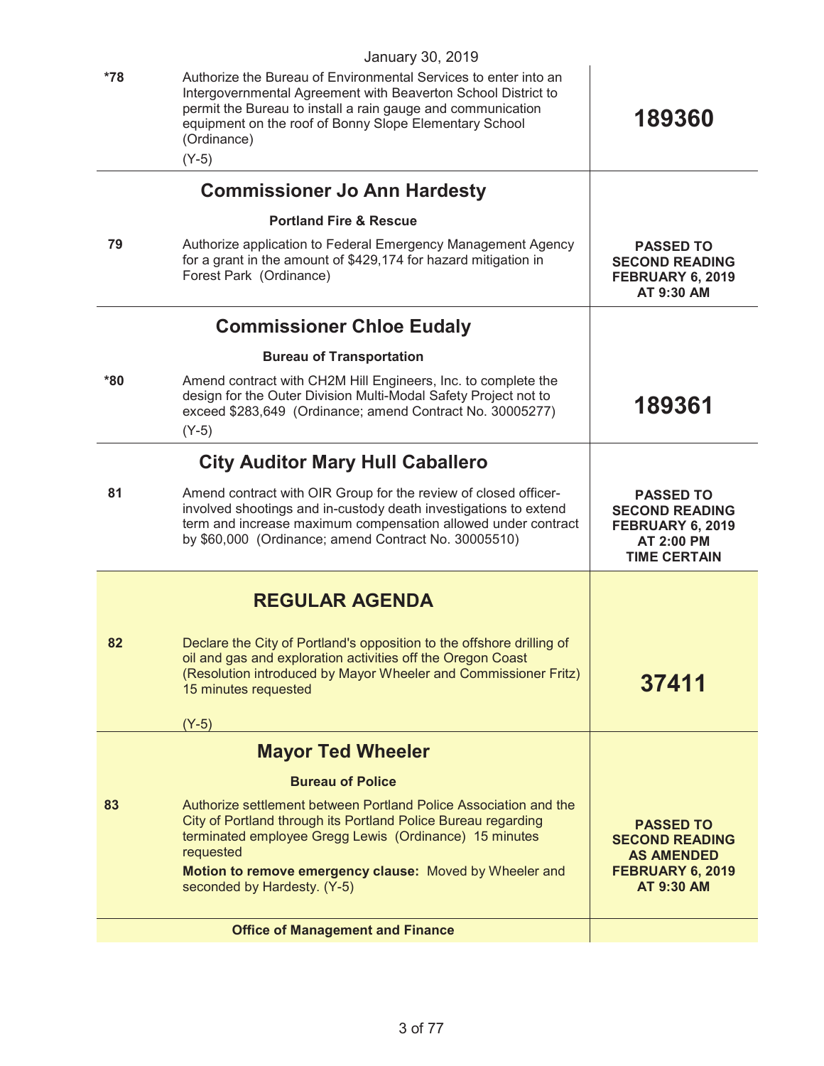January 30, 2019

| | | |
|---|---|---|
| *78 | Authorize the Bureau of Environmental Services to enter into an Intergovernmental Agreement with Beaverton School District to permit the Bureau to install a rain gauge and communication equipment on the roof of Bonny Slope Elementary School (Ordinance)<br>(Y-5) | **189360** |
| | **Commissioner Jo Ann Hardesty** | |
| | **Portland Fire & Rescue** | |
| 79 | Authorize application to Federal Emergency Management Agency for a grant in the amount of $429,174 for hazard mitigation in Forest Park (Ordinance) | **PASSED TO SECOND READING FEBRUARY 6, 2019 AT 9:30 AM** |
| | **Commissioner Chloe Eudaly** | |
| | **Bureau of Transportation** | |
| *80 | Amend contract with CH2M Hill Engineers, Inc. to complete the design for the Outer Division Multi-Modal Safety Project not to exceed $283,649 (Ordinance; amend Contract No. 30005277)<br>(Y-5) | **189361** |
| | **City Auditor Mary Hull Caballero** | |
| 81 | Amend contract with OIR Group for the review of closed officer-involved shootings and in-custody death investigations to extend term and increase maximum compensation allowed under contract by $60,000 (Ordinance; amend Contract No. 30005510) | **PASSED TO SECOND READING FEBRUARY 6, 2019 AT 2:00 PM TIME CERTAIN** |
| | **REGULAR AGENDA** | |
| 82 | Declare the City of Portland's opposition to the offshore drilling of oil and gas and exploration activities off the Oregon Coast (Resolution introduced by Mayor Wheeler and Commissioner Fritz) 15 minutes requested<br>(Y-5) | **37411** |
| | **Mayor Ted Wheeler** | |
| | **Bureau of Police** | |
| 83 | Authorize settlement between Portland Police Association and the City of Portland through its Portland Police Bureau regarding terminated employee Gregg Lewis (Ordinance) 15 minutes requested<br>**Motion to remove emergency clause:** Moved by Wheeler and seconded by Hardesty. (Y-5) | **PASSED TO SECOND READING AS AMENDED FEBRUARY 6, 2019 AT 9:30 AM** |
| | **Office of Management and Finance** | |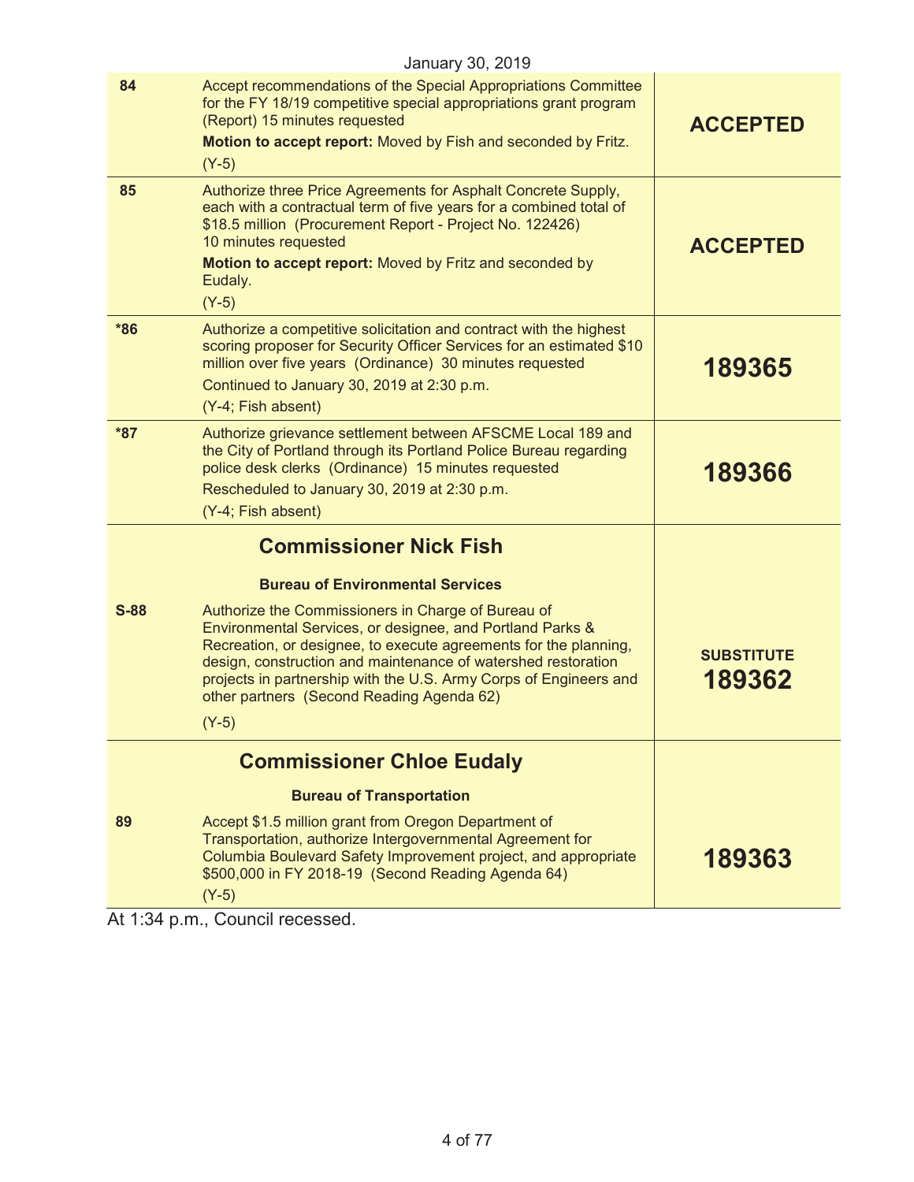January 30, 2019

| | | |
|---|---|---|
| 84 | Accept recommendations of the Special Appropriations Committee for the FY 18/19 competitive special appropriations grant program (Report) 15 minutes requested<br>**Motion to accept report:** Moved by Fish and seconded by Fritz.<br>(Y-5) | **ACCEPTED** |
| 85 | Authorize three Price Agreements for Asphalt Concrete Supply, each with a contractual term of five years for a combined total of $18.5 million (Procurement Report - Project No. 122426) 10 minutes requested<br>**Motion to accept report:** Moved by Fritz and seconded by Eudaly.<br>(Y-5) | **ACCEPTED** |
| *86 | Authorize a competitive solicitation and contract with the highest scoring proposer for Security Officer Services for an estimated $10 million over five years (Ordinance) 30 minutes requested<br>Continued to January 30, 2019 at 2:30 p.m.<br>(Y-4; Fish absent) | **189365** |
| *87 | Authorize grievance settlement between AFSCME Local 189 and the City of Portland through its Portland Police Bureau regarding police desk clerks (Ordinance) 15 minutes requested<br>Rescheduled to January 30, 2019 at 2:30 p.m.<br>(Y-4; Fish absent) | **189366** |
| | **Commissioner Nick Fish**<br>**Bureau of Environmental Services** | |
| S-88 | Authorize the Commissioners in Charge of Bureau of Environmental Services, or designee, and Portland Parks & Recreation, or designee, to execute agreements for the planning, design, construction and maintenance of watershed restoration projects in partnership with the U.S. Army Corps of Engineers and other partners (Second Reading Agenda 62)<br>(Y-5) | **SUBSTITUTE 189362** |
| | **Commissioner Chloe Eudaly**<br>**Bureau of Transportation** | |
| 89 | Accept $1.5 million grant from Oregon Department of Transportation, authorize Intergovernmental Agreement for Columbia Boulevard Safety Improvement project, and appropriate $500,000 in FY 2018-19 (Second Reading Agenda 64)<br>(Y-5) | **189363** |

At 1:34 p.m., Council recessed.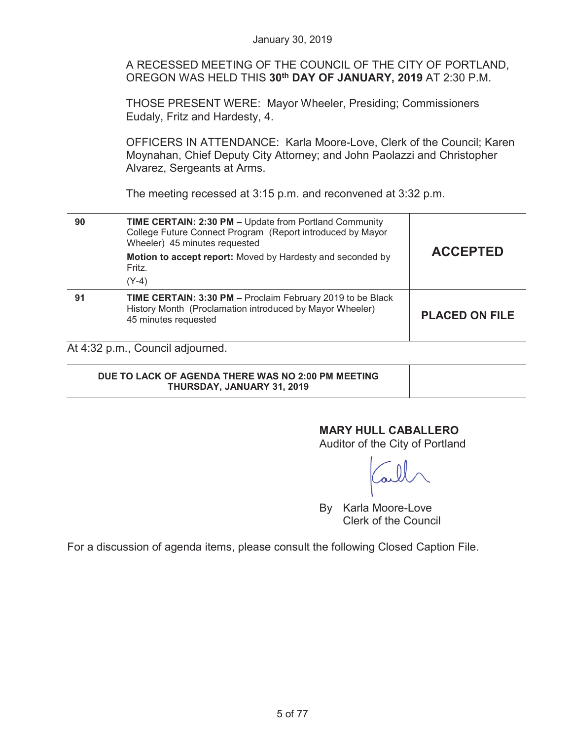January 30, 2019

A RECESSED MEETING OF THE COUNCIL OF THE CITY OF PORTLAND, OREGON WAS HELD THIS **30th DAY OF JANUARY, 2019** AT 2:30 P.M.

THOSE PRESENT WERE: Mayor Wheeler, Presiding; Commissioners Eudaly, Fritz and Hardesty, 4.

OFFICERS IN ATTENDANCE: Karla Moore-Love, Clerk of the Council; Karen Moynahan, Chief Deputy City Attorney; and John Paolazzi and Christopher Alvarez, Sergeants at Arms.

The meeting recessed at 3:15 p.m. and reconvened at 3:32 p.m.

| | | |
|---|---|---|
| 90 | **TIME CERTAIN: 2:30 PM –** Update from Portland Community College Future Connect Program (Report introduced by Mayor Wheeler) 45 minutes requested<br>**Motion to accept report:** Moved by Hardesty and seconded by Fritz.<br>(Y-4) | **ACCEPTED** |
| 91 | **TIME CERTAIN: 3:30 PM –** Proclaim February 2019 to be Black History Month (Proclamation introduced by Mayor Wheeler) 45 minutes requested | **PLACED ON FILE** |

At 4:32 p.m., Council adjourned.

| | |
|---|---|
| **DUE TO LACK OF AGENDA THERE WAS NO 2:00 PM MEETING THURSDAY, JANUARY 31, 2019** | |

**MARY HULL CABALLERO**
Auditor of the City of Portland

By Karla Moore-Love
Clerk of the Council

For a discussion of agenda items, please consult the following Closed Caption File.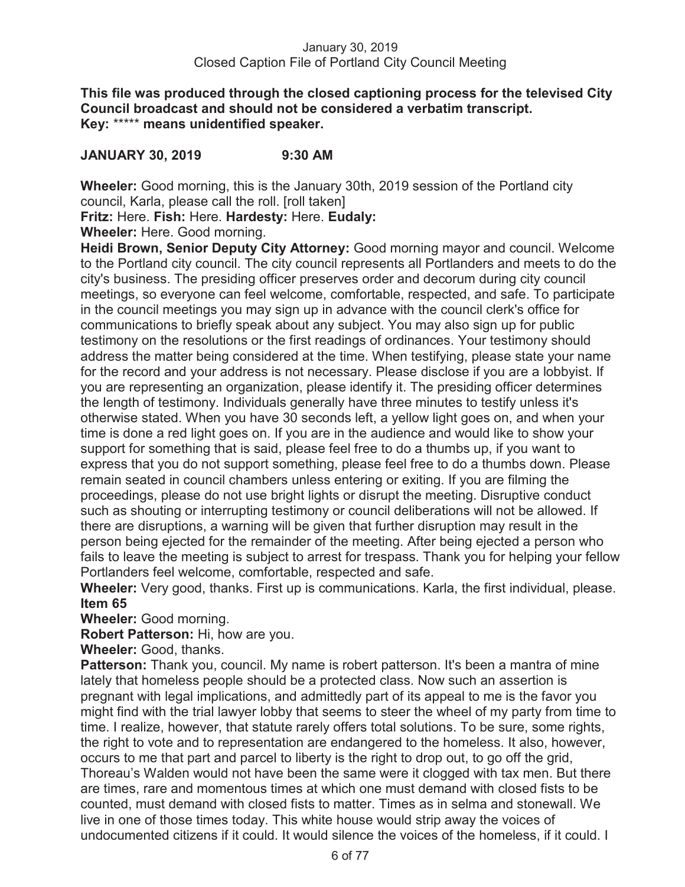**This file was produced through the closed captioning process for the televised City Council broadcast and should not be considered a verbatim transcript.**
**Key:** ***** **means unidentified speaker.**

**JANUARY 30, 2019 9:30 AM**

**Wheeler:** Good morning, this is the January 30th, 2019 session of the Portland city council, Karla, please call the roll. [roll taken]

**Fritz:** Here. **Fish:** Here. **Hardesty:** Here. **Eudaly:**

**Wheeler:** Here. Good morning.

**Heidi Brown, Senior Deputy City Attorney:** Good morning mayor and council. Welcome to the Portland city council. The city council represents all Portlanders and meets to do the city's business. The presiding officer preserves order and decorum during city council meetings, so everyone can feel welcome, comfortable, respected, and safe. To participate in the council meetings you may sign up in advance with the council clerk's office for communications to briefly speak about any subject. You may also sign up for public testimony on the resolutions or the first readings of ordinances. Your testimony should address the matter being considered at the time. When testifying, please state your name for the record and your address is not necessary. Please disclose if you are a lobbyist. If you are representing an organization, please identify it. The presiding officer determines the length of testimony. Individuals generally have three minutes to testify unless it's otherwise stated. When you have 30 seconds left, a yellow light goes on, and when your time is done a red light goes on. If you are in the audience and would like to show your support for something that is said, please feel free to do a thumbs up, if you want to express that you do not support something, please feel free to do a thumbs down. Please remain seated in council chambers unless entering or exiting. If you are filming the proceedings, please do not use bright lights or disrupt the meeting. Disruptive conduct such as shouting or interrupting testimony or council deliberations will not be allowed. If there are disruptions, a warning will be given that further disruption may result in the person being ejected for the remainder of the meeting. After being ejected a person who fails to leave the meeting is subject to arrest for trespass. Thank you for helping your fellow Portlanders feel welcome, comfortable, respected and safe.

**Wheeler:** Very good, thanks. First up is communications. Karla, the first individual, please.

**Item 65**

**Wheeler:** Good morning.

**Robert Patterson:** Hi, how are you.

**Wheeler:** Good, thanks.

**Patterson:** Thank you, council. My name is robert patterson. It's been a mantra of mine lately that homeless people should be a protected class. Now such an assertion is pregnant with legal implications, and admittedly part of its appeal to me is the favor you might find with the trial lawyer lobby that seems to steer the wheel of my party from time to time. I realize, however, that statute rarely offers total solutions. To be sure, some rights, the right to vote and to representation are endangered to the homeless. It also, however, occurs to me that part and parcel to liberty is the right to drop out, to go off the grid, Thoreau's Walden would not have been the same were it clogged with tax men. But there are times, rare and momentous times at which one must demand with closed fists to be counted, must demand with closed fists to matter. Times as in selma and stonewall. We live in one of those times today. This white house would strip away the voices of undocumented citizens if it could. It would silence the voices of the homeless, if it could. I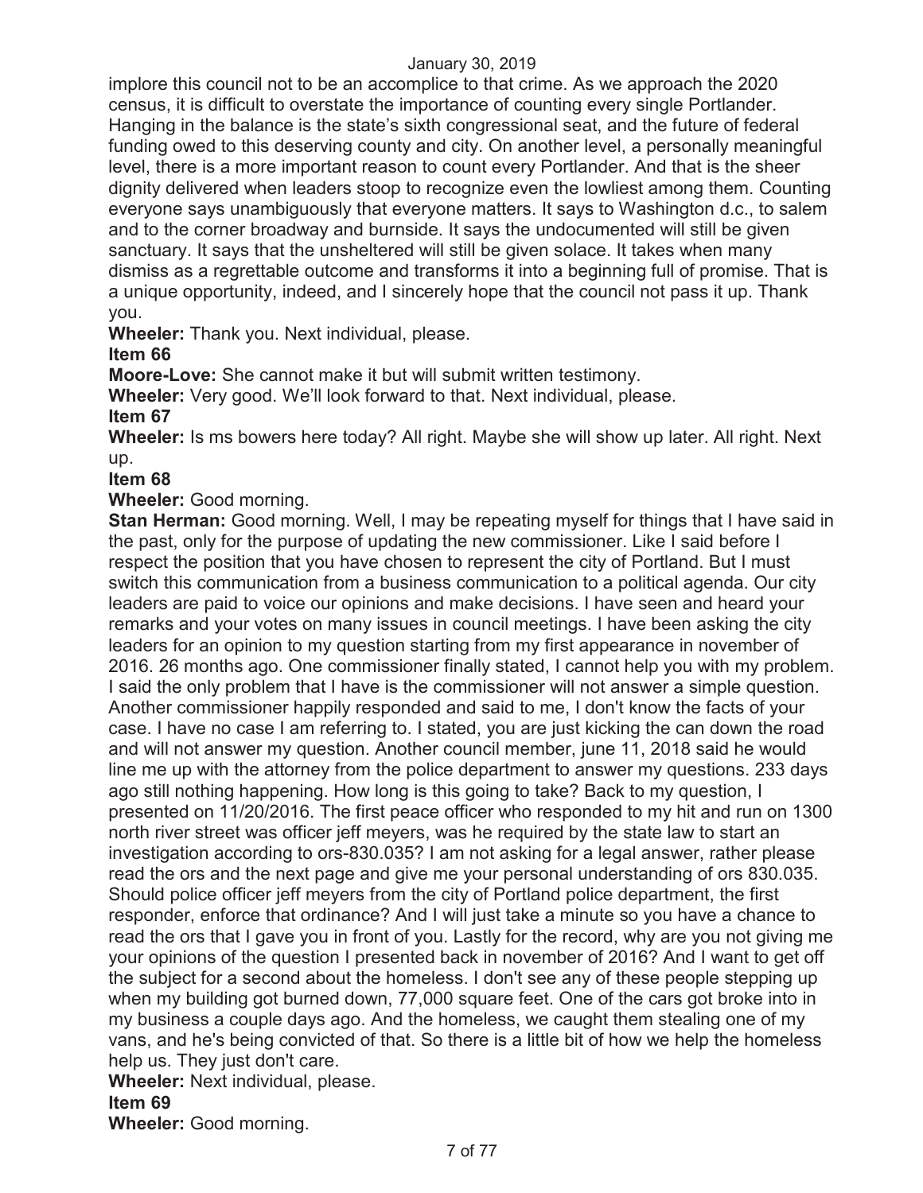implore this council not to be an accomplice to that crime. As we approach the 2020 census, it is difficult to overstate the importance of counting every single Portlander. Hanging in the balance is the state's sixth congressional seat, and the future of federal funding owed to this deserving county and city. On another level, a personally meaningful level, there is a more important reason to count every Portlander. And that is the sheer dignity delivered when leaders stoop to recognize even the lowliest among them. Counting everyone says unambiguously that everyone matters. It says to Washington d.c., to salem and to the corner broadway and burnside. It says the undocumented will still be given sanctuary. It says that the unsheltered will still be given solace. It takes when many dismiss as a regrettable outcome and transforms it into a beginning full of promise. That is a unique opportunity, indeed, and I sincerely hope that the council not pass it up. Thank you.

**Wheeler:** Thank you. Next individual, please.

**Item 66**

**Moore-Love:** She cannot make it but will submit written testimony.

**Wheeler:** Very good. We'll look forward to that. Next individual, please.

**Item 67**

**Wheeler:** Is ms bowers here today? All right. Maybe she will show up later. All right. Next up.

**Item 68**

**Wheeler:** Good morning.

**Stan Herman:** Good morning. Well, I may be repeating myself for things that I have said in the past, only for the purpose of updating the new commissioner. Like I said before I respect the position that you have chosen to represent the city of Portland. But I must switch this communication from a business communication to a political agenda. Our city leaders are paid to voice our opinions and make decisions. I have seen and heard your remarks and your votes on many issues in council meetings. I have been asking the city leaders for an opinion to my question starting from my first appearance in november of 2016. 26 months ago. One commissioner finally stated, I cannot help you with my problem. I said the only problem that I have is the commissioner will not answer a simple question. Another commissioner happily responded and said to me, I don't know the facts of your case. I have no case I am referring to. I stated, you are just kicking the can down the road and will not answer my question. Another council member, june 11, 2018 said he would line me up with the attorney from the police department to answer my questions. 233 days ago still nothing happening. How long is this going to take? Back to my question, I presented on 11/20/2016. The first peace officer who responded to my hit and run on 1300 north river street was officer jeff meyers, was he required by the state law to start an investigation according to ors-830.035? I am not asking for a legal answer, rather please read the ors and the next page and give me your personal understanding of ors 830.035. Should police officer jeff meyers from the city of Portland police department, the first responder, enforce that ordinance? And I will just take a minute so you have a chance to read the ors that I gave you in front of you. Lastly for the record, why are you not giving me your opinions of the question I presented back in november of 2016? And I want to get off the subject for a second about the homeless. I don't see any of these people stepping up when my building got burned down, 77,000 square feet. One of the cars got broke into in my business a couple days ago. And the homeless, we caught them stealing one of my vans, and he's being convicted of that. So there is a little bit of how we help the homeless help us. They just don't care.

**Wheeler:** Next individual, please.

**Item 69**

**Wheeler:** Good morning.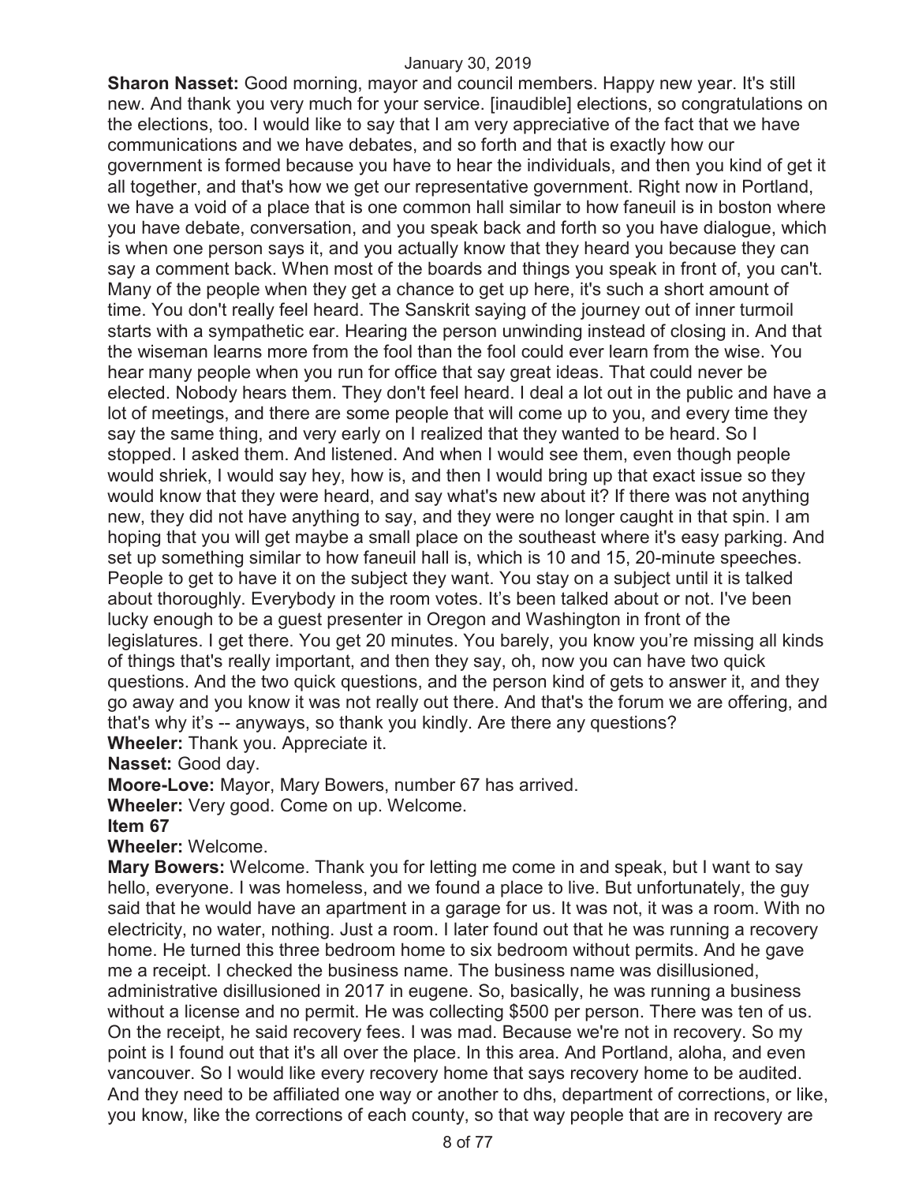**Sharon Nasset:** Good morning, mayor and council members. Happy new year. It's still new. And thank you very much for your service. [inaudible] elections, so congratulations on the elections, too. I would like to say that I am very appreciative of the fact that we have communications and we have debates, and so forth and that is exactly how our government is formed because you have to hear the individuals, and then you kind of get it all together, and that's how we get our representative government. Right now in Portland, we have a void of a place that is one common hall similar to how faneuil is in boston where you have debate, conversation, and you speak back and forth so you have dialogue, which is when one person says it, and you actually know that they heard you because they can say a comment back. When most of the boards and things you speak in front of, you can't. Many of the people when they get a chance to get up here, it's such a short amount of time. You don't really feel heard. The Sanskrit saying of the journey out of inner turmoil starts with a sympathetic ear. Hearing the person unwinding instead of closing in. And that the wiseman learns more from the fool than the fool could ever learn from the wise. You hear many people when you run for office that say great ideas. That could never be elected. Nobody hears them. They don't feel heard. I deal a lot out in the public and have a lot of meetings, and there are some people that will come up to you, and every time they say the same thing, and very early on I realized that they wanted to be heard. So I stopped. I asked them. And listened. And when I would see them, even though people would shriek, I would say hey, how is, and then I would bring up that exact issue so they would know that they were heard, and say what's new about it? If there was not anything new, they did not have anything to say, and they were no longer caught in that spin. I am hoping that you will get maybe a small place on the southeast where it's easy parking. And set up something similar to how faneuil hall is, which is 10 and 15, 20-minute speeches. People to get to have it on the subject they want. You stay on a subject until it is talked about thoroughly. Everybody in the room votes. It's been talked about or not. I've been lucky enough to be a guest presenter in Oregon and Washington in front of the legislatures. I get there. You get 20 minutes. You barely, you know you're missing all kinds of things that's really important, and then they say, oh, now you can have two quick questions. And the two quick questions, and the person kind of gets to answer it, and they go away and you know it was not really out there. And that's the forum we are offering, and that's why it's -- anyways, so thank you kindly. Are there any questions?

**Wheeler:** Thank you. Appreciate it.

**Nasset:** Good day.

**Moore-Love:** Mayor, Mary Bowers, number 67 has arrived.

**Wheeler:** Very good. Come on up. Welcome.

**Item 67**

**Wheeler:** Welcome.

**Mary Bowers:** Welcome. Thank you for letting me come in and speak, but I want to say hello, everyone. I was homeless, and we found a place to live. But unfortunately, the guy said that he would have an apartment in a garage for us. It was not, it was a room. With no electricity, no water, nothing. Just a room. I later found out that he was running a recovery home. He turned this three bedroom home to six bedroom without permits. And he gave me a receipt. I checked the business name. The business name was disillusioned, administrative disillusioned in 2017 in eugene. So, basically, he was running a business without a license and no permit. He was collecting $500 per person. There was ten of us. On the receipt, he said recovery fees. I was mad. Because we're not in recovery. So my point is I found out that it's all over the place. In this area. And Portland, aloha, and even vancouver. So I would like every recovery home that says recovery home to be audited. And they need to be affiliated one way or another to dhs, department of corrections, or like, you know, like the corrections of each county, so that way people that are in recovery are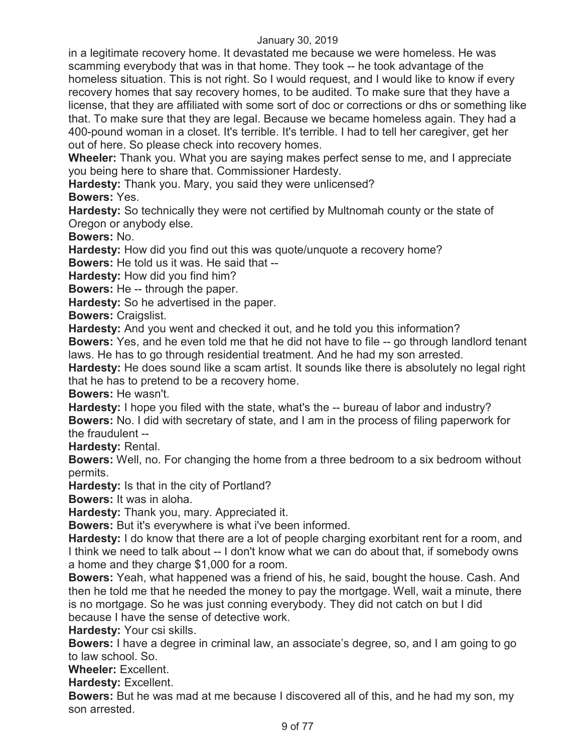in a legitimate recovery home. It devastated me because we were homeless. He was scamming everybody that was in that home. They took -- he took advantage of the homeless situation. This is not right. So I would request, and I would like to know if every recovery homes that say recovery homes, to be audited. To make sure that they have a license, that they are affiliated with some sort of doc or corrections or dhs or something like that. To make sure that they are legal. Because we became homeless again. They had a 400-pound woman in a closet. It's terrible. It's terrible. I had to tell her caregiver, get her out of here. So please check into recovery homes.

**Wheeler:** Thank you. What you are saying makes perfect sense to me, and I appreciate you being here to share that. Commissioner Hardesty.

**Hardesty:** Thank you. Mary, you said they were unlicensed?

**Bowers:** Yes.

**Hardesty:** So technically they were not certified by Multnomah county or the state of Oregon or anybody else.

**Bowers:** No.

**Hardesty:** How did you find out this was quote/unquote a recovery home?

**Bowers:** He told us it was. He said that --

**Hardesty:** How did you find him?

**Bowers:** He -- through the paper.

**Hardesty:** So he advertised in the paper.

**Bowers:** Craigslist.

**Hardesty:** And you went and checked it out, and he told you this information?

**Bowers:** Yes, and he even told me that he did not have to file -- go through landlord tenant laws. He has to go through residential treatment. And he had my son arrested.

**Hardesty:** He does sound like a scam artist. It sounds like there is absolutely no legal right that he has to pretend to be a recovery home.

**Bowers:** He wasn't.

**Hardesty:** I hope you filed with the state, what's the -- bureau of labor and industry?

**Bowers:** No. I did with secretary of state, and I am in the process of filing paperwork for the fraudulent --

**Hardesty:** Rental.

**Bowers:** Well, no. For changing the home from a three bedroom to a six bedroom without permits.

**Hardesty:** Is that in the city of Portland?

**Bowers:** It was in aloha.

**Hardesty:** Thank you, mary. Appreciated it.

**Bowers:** But it's everywhere is what i've been informed.

**Hardesty:** I do know that there are a lot of people charging exorbitant rent for a room, and I think we need to talk about -- I don't know what we can do about that, if somebody owns a home and they charge $1,000 for a room.

**Bowers:** Yeah, what happened was a friend of his, he said, bought the house. Cash. And then he told me that he needed the money to pay the mortgage. Well, wait a minute, there is no mortgage. So he was just conning everybody. They did not catch on but I did because I have the sense of detective work.

**Hardesty:** Your csi skills.

**Bowers:** I have a degree in criminal law, an associate's degree, so, and I am going to go to law school. So.

**Wheeler:** Excellent.

**Hardesty:** Excellent.

**Bowers:** But he was mad at me because I discovered all of this, and he had my son, my son arrested.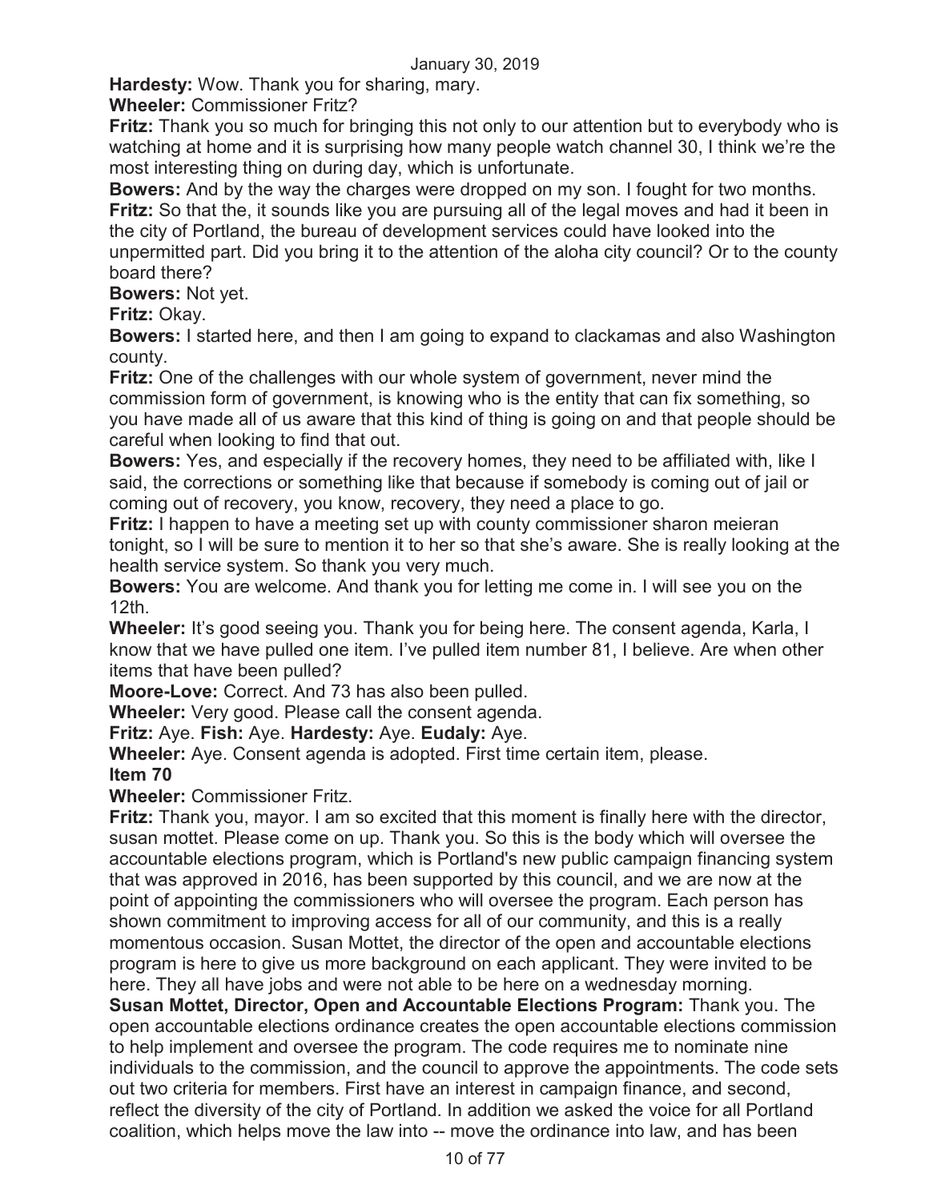**Hardesty:** Wow. Thank you for sharing, mary.

**Wheeler:** Commissioner Fritz?

**Fritz:** Thank you so much for bringing this not only to our attention but to everybody who is watching at home and it is surprising how many people watch channel 30, I think we're the most interesting thing on during day, which is unfortunate.

**Bowers:** And by the way the charges were dropped on my son. I fought for two months.

**Fritz:** So that the, it sounds like you are pursuing all of the legal moves and had it been in the city of Portland, the bureau of development services could have looked into the unpermitted part. Did you bring it to the attention of the aloha city council? Or to the county board there?

**Bowers:** Not yet.

**Fritz:** Okay.

**Bowers:** I started here, and then I am going to expand to clackamas and also Washington county.

**Fritz:** One of the challenges with our whole system of government, never mind the commission form of government, is knowing who is the entity that can fix something, so you have made all of us aware that this kind of thing is going on and that people should be careful when looking to find that out.

**Bowers:** Yes, and especially if the recovery homes, they need to be affiliated with, like I said, the corrections or something like that because if somebody is coming out of jail or coming out of recovery, you know, recovery, they need a place to go.

**Fritz:** I happen to have a meeting set up with county commissioner sharon meieran tonight, so I will be sure to mention it to her so that she's aware. She is really looking at the health service system. So thank you very much.

**Bowers:** You are welcome. And thank you for letting me come in. I will see you on the 12th.

**Wheeler:** It's good seeing you. Thank you for being here. The consent agenda, Karla, I know that we have pulled one item. I've pulled item number 81, I believe. Are when other items that have been pulled?

**Moore-Love:** Correct. And 73 has also been pulled.

**Wheeler:** Very good. Please call the consent agenda.

**Fritz:** Aye. **Fish:** Aye. **Hardesty:** Aye. **Eudaly:** Aye.

**Wheeler:** Aye. Consent agenda is adopted. First time certain item, please.

**Item 70**

**Wheeler:** Commissioner Fritz.

**Fritz:** Thank you, mayor. I am so excited that this moment is finally here with the director, susan mottet. Please come on up. Thank you. So this is the body which will oversee the accountable elections program, which is Portland's new public campaign financing system that was approved in 2016, has been supported by this council, and we are now at the point of appointing the commissioners who will oversee the program. Each person has shown commitment to improving access for all of our community, and this is a really momentous occasion. Susan Mottet, the director of the open and accountable elections program is here to give us more background on each applicant. They were invited to be here. They all have jobs and were not able to be here on a wednesday morning.

**Susan Mottet, Director, Open and Accountable Elections Program:** Thank you. The open accountable elections ordinance creates the open accountable elections commission to help implement and oversee the program. The code requires me to nominate nine individuals to the commission, and the council to approve the appointments. The code sets out two criteria for members. First have an interest in campaign finance, and second, reflect the diversity of the city of Portland. In addition we asked the voice for all Portland coalition, which helps move the law into -- move the ordinance into law, and has been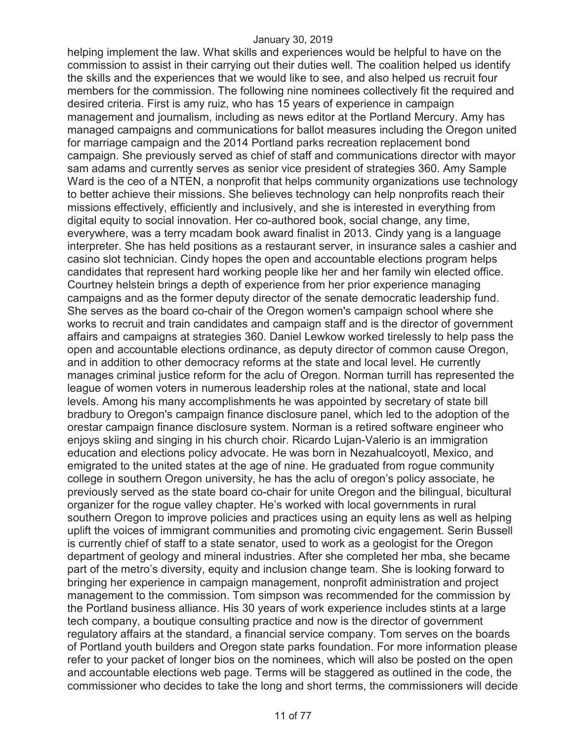helping implement the law. What skills and experiences would be helpful to have on the commission to assist in their carrying out their duties well. The coalition helped us identify the skills and the experiences that we would like to see, and also helped us recruit four members for the commission. The following nine nominees collectively fit the required and desired criteria. First is amy ruiz, who has 15 years of experience in campaign management and journalism, including as news editor at the Portland Mercury. Amy has managed campaigns and communications for ballot measures including the Oregon united for marriage campaign and the 2014 Portland parks recreation replacement bond campaign. She previously served as chief of staff and communications director with mayor sam adams and currently serves as senior vice president of strategies 360. Amy Sample Ward is the ceo of a NTEN, a nonprofit that helps community organizations use technology to better achieve their missions. She believes technology can help nonprofits reach their missions effectively, efficiently and inclusively, and she is interested in everything from digital equity to social innovation. Her co-authored book, social change, any time, everywhere, was a terry mcadam book award finalist in 2013. Cindy yang is a language interpreter. She has held positions as a restaurant server, in insurance sales a cashier and casino slot technician. Cindy hopes the open and accountable elections program helps candidates that represent hard working people like her and her family win elected office. Courtney helstein brings a depth of experience from her prior experience managing campaigns and as the former deputy director of the senate democratic leadership fund. She serves as the board co-chair of the Oregon women's campaign school where she works to recruit and train candidates and campaign staff and is the director of government affairs and campaigns at strategies 360. Daniel Lewkow worked tirelessly to help pass the open and accountable elections ordinance, as deputy director of common cause Oregon, and in addition to other democracy reforms at the state and local level. He currently manages criminal justice reform for the aclu of Oregon. Norman turrill has represented the league of women voters in numerous leadership roles at the national, state and local levels. Among his many accomplishments he was appointed by secretary of state bill bradbury to Oregon's campaign finance disclosure panel, which led to the adoption of the orestar campaign finance disclosure system. Norman is a retired software engineer who enjoys skiing and singing in his church choir. Ricardo Lujan-Valerio is an immigration education and elections policy advocate. He was born in Nezahualcoyotl, Mexico, and emigrated to the united states at the age of nine. He graduated from rogue community college in southern Oregon university, he has the aclu of oregon's policy associate, he previously served as the state board co-chair for unite Oregon and the bilingual, bicultural organizer for the rogue valley chapter. He's worked with local governments in rural southern Oregon to improve policies and practices using an equity lens as well as helping uplift the voices of immigrant communities and promoting civic engagement. Serin Bussell is currently chief of staff to a state senator, used to work as a geologist for the Oregon department of geology and mineral industries. After she completed her mba, she became part of the metro's diversity, equity and inclusion change team. She is looking forward to bringing her experience in campaign management, nonprofit administration and project management to the commission. Tom simpson was recommended for the commission by the Portland business alliance. His 30 years of work experience includes stints at a large tech company, a boutique consulting practice and now is the director of government regulatory affairs at the standard, a financial service company. Tom serves on the boards of Portland youth builders and Oregon state parks foundation. For more information please refer to your packet of longer bios on the nominees, which will also be posted on the open and accountable elections web page. Terms will be staggered as outlined in the code, the commissioner who decides to take the long and short terms, the commissioners will decide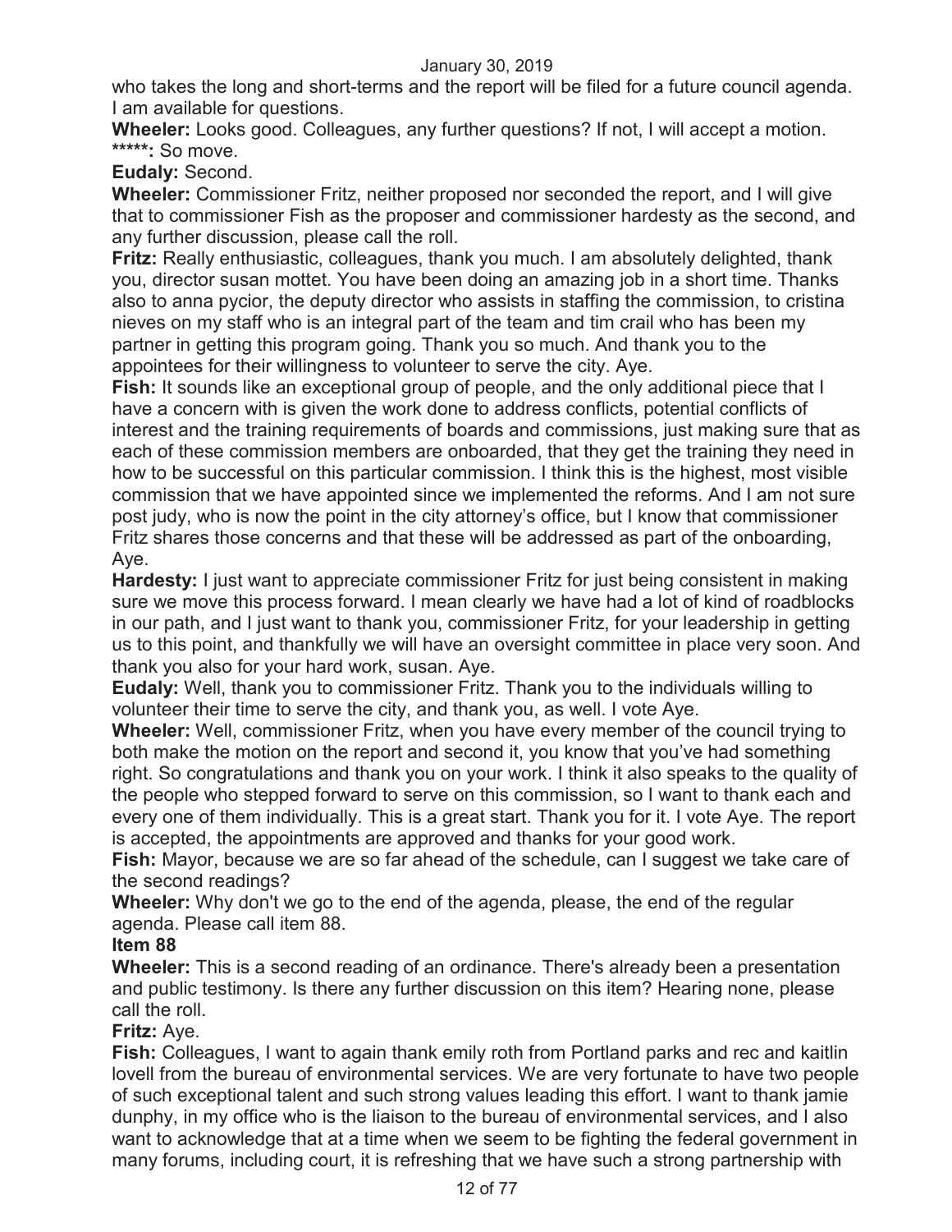who takes the long and short-terms and the report will be filed for a future council agenda. I am available for questions.

**Wheeler:** Looks good. Colleagues, any further questions? If not, I will accept a motion.

**\*\*\*\*\*:** So move.

**Eudaly:** Second.

**Wheeler:** Commissioner Fritz, neither proposed nor seconded the report, and I will give that to commissioner Fish as the proposer and commissioner hardesty as the second, and any further discussion, please call the roll.

**Fritz:** Really enthusiastic, colleagues, thank you much. I am absolutely delighted, thank you, director susan mottet. You have been doing an amazing job in a short time. Thanks also to anna pycior, the deputy director who assists in staffing the commission, to cristina nieves on my staff who is an integral part of the team and tim crail who has been my partner in getting this program going. Thank you so much. And thank you to the appointees for their willingness to volunteer to serve the city. Aye.

**Fish:** It sounds like an exceptional group of people, and the only additional piece that I have a concern with is given the work done to address conflicts, potential conflicts of interest and the training requirements of boards and commissions, just making sure that as each of these commission members are onboarded, that they get the training they need in how to be successful on this particular commission. I think this is the highest, most visible commission that we have appointed since we implemented the reforms. And I am not sure post judy, who is now the point in the city attorney's office, but I know that commissioner Fritz shares those concerns and that these will be addressed as part of the onboarding, Aye.

**Hardesty:** I just want to appreciate commissioner Fritz for just being consistent in making sure we move this process forward. I mean clearly we have had a lot of kind of roadblocks in our path, and I just want to thank you, commissioner Fritz, for your leadership in getting us to this point, and thankfully we will have an oversight committee in place very soon. And thank you also for your hard work, susan. Aye.

**Eudaly:** Well, thank you to commissioner Fritz. Thank you to the individuals willing to volunteer their time to serve the city, and thank you, as well. I vote Aye.

**Wheeler:** Well, commissioner Fritz, when you have every member of the council trying to both make the motion on the report and second it, you know that you've had something right. So congratulations and thank you on your work. I think it also speaks to the quality of the people who stepped forward to serve on this commission, so I want to thank each and every one of them individually. This is a great start. Thank you for it. I vote Aye. The report is accepted, the appointments are approved and thanks for your good work.

**Fish:** Mayor, because we are so far ahead of the schedule, can I suggest we take care of the second readings?

**Wheeler:** Why don't we go to the end of the agenda, please, the end of the regular agenda. Please call item 88.

**Item 88**

**Wheeler:** This is a second reading of an ordinance. There's already been a presentation and public testimony. Is there any further discussion on this item? Hearing none, please call the roll.

**Fritz:** Aye.

**Fish:** Colleagues, I want to again thank emily roth from Portland parks and rec and kaitlin lovell from the bureau of environmental services. We are very fortunate to have two people of such exceptional talent and such strong values leading this effort. I want to thank jamie dunphy, in my office who is the liaison to the bureau of environmental services, and I also want to acknowledge that at a time when we seem to be fighting the federal government in many forums, including court, it is refreshing that we have such a strong partnership with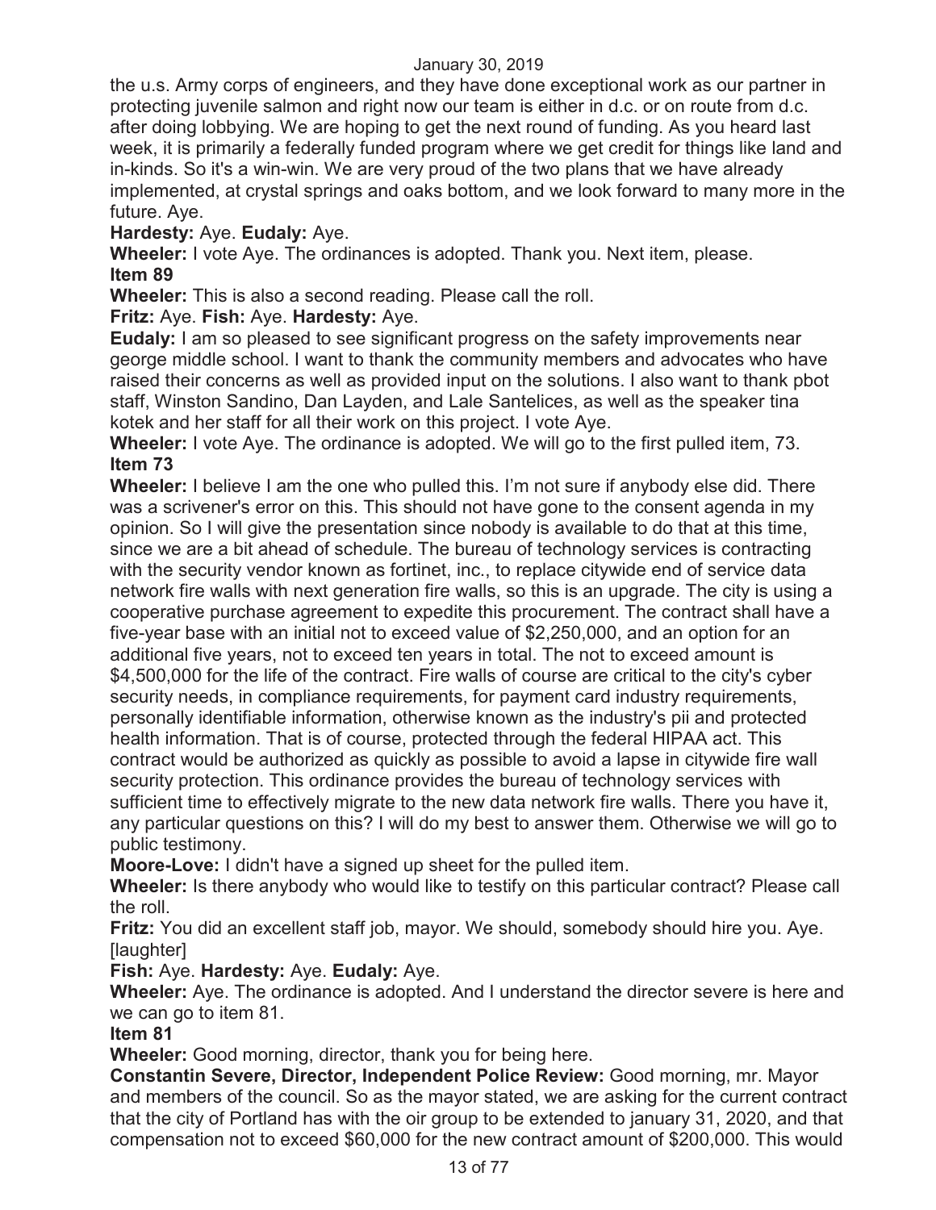the u.s. Army corps of engineers, and they have done exceptional work as our partner in protecting juvenile salmon and right now our team is either in d.c. or on route from d.c. after doing lobbying. We are hoping to get the next round of funding. As you heard last week, it is primarily a federally funded program where we get credit for things like land and in-kinds. So it's a win-win. We are very proud of the two plans that we have already implemented, at crystal springs and oaks bottom, and we look forward to many more in the future. Aye.

**Hardesty:** Aye. **Eudaly:** Aye.

**Wheeler:** I vote Aye. The ordinances is adopted. Thank you. Next item, please.

**Item 89**

**Wheeler:** This is also a second reading. Please call the roll.

**Fritz:** Aye. **Fish:** Aye. **Hardesty:** Aye.

**Eudaly:** I am so pleased to see significant progress on the safety improvements near george middle school. I want to thank the community members and advocates who have raised their concerns as well as provided input on the solutions. I also want to thank pbot staff, Winston Sandino, Dan Layden, and Lale Santelices, as well as the speaker tina kotek and her staff for all their work on this project. I vote Aye.

**Wheeler:** I vote Aye. The ordinance is adopted. We will go to the first pulled item, 73.

**Item 73**

**Wheeler:** I believe I am the one who pulled this. I'm not sure if anybody else did. There was a scrivener's error on this. This should not have gone to the consent agenda in my opinion. So I will give the presentation since nobody is available to do that at this time, since we are a bit ahead of schedule. The bureau of technology services is contracting with the security vendor known as fortinet, inc., to replace citywide end of service data network fire walls with next generation fire walls, so this is an upgrade. The city is using a cooperative purchase agreement to expedite this procurement. The contract shall have a five-year base with an initial not to exceed value of $2,250,000, and an option for an additional five years, not to exceed ten years in total. The not to exceed amount is $4,500,000 for the life of the contract. Fire walls of course are critical to the city's cyber security needs, in compliance requirements, for payment card industry requirements, personally identifiable information, otherwise known as the industry's pii and protected health information. That is of course, protected through the federal HIPAA act. This contract would be authorized as quickly as possible to avoid a lapse in citywide fire wall security protection. This ordinance provides the bureau of technology services with sufficient time to effectively migrate to the new data network fire walls. There you have it, any particular questions on this? I will do my best to answer them. Otherwise we will go to public testimony.

**Moore-Love:** I didn't have a signed up sheet for the pulled item.

**Wheeler:** Is there anybody who would like to testify on this particular contract? Please call the roll.

**Fritz:** You did an excellent staff job, mayor. We should, somebody should hire you. Aye. [laughter]

**Fish:** Aye. **Hardesty:** Aye. **Eudaly:** Aye.

**Wheeler:** Aye. The ordinance is adopted. And I understand the director severe is here and we can go to item 81.

**Item 81**

**Wheeler:** Good morning, director, thank you for being here.

**Constantin Severe, Director, Independent Police Review:** Good morning, mr. Mayor and members of the council. So as the mayor stated, we are asking for the current contract that the city of Portland has with the oir group to be extended to january 31, 2020, and that compensation not to exceed $60,000 for the new contract amount of $200,000. This would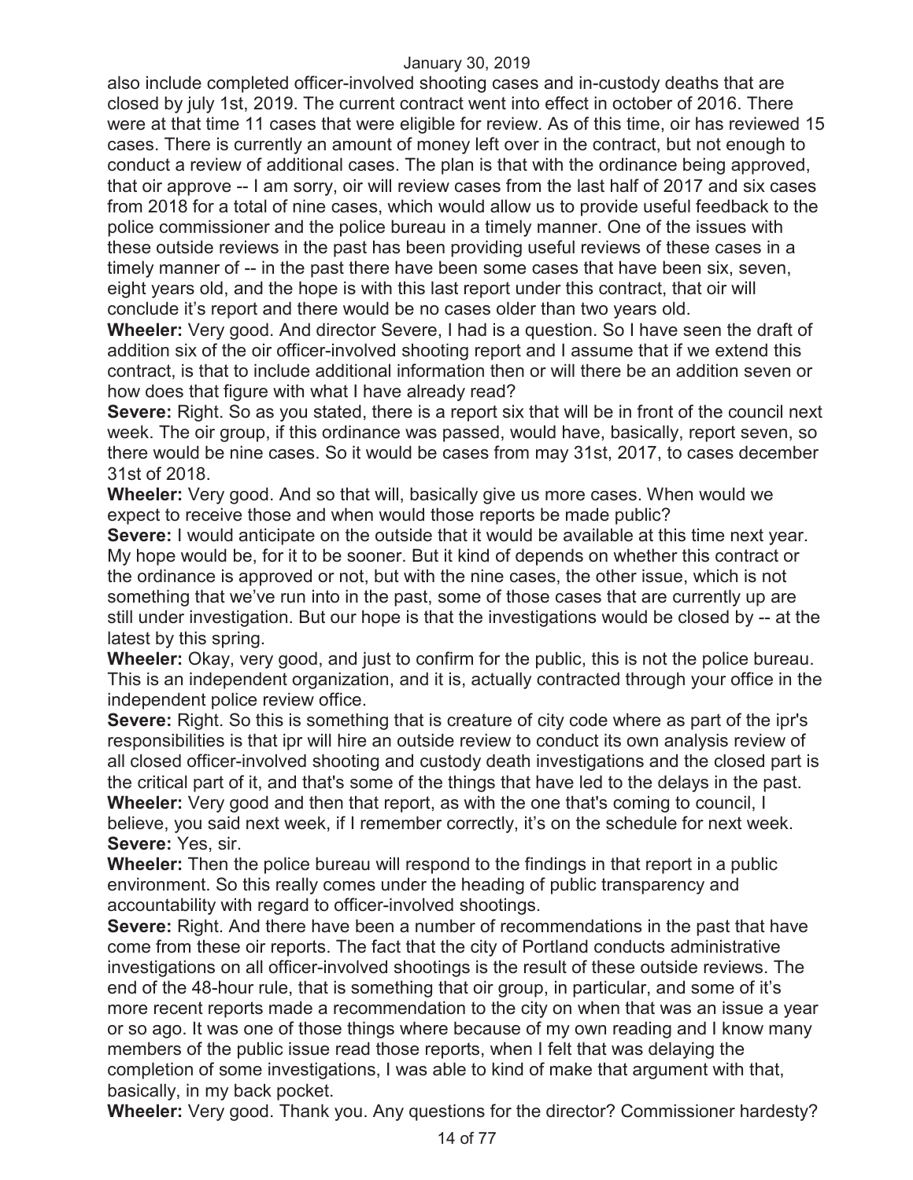also include completed officer-involved shooting cases and in-custody deaths that are closed by july 1st, 2019. The current contract went into effect in october of 2016. There were at that time 11 cases that were eligible for review. As of this time, oir has reviewed 15 cases. There is currently an amount of money left over in the contract, but not enough to conduct a review of additional cases. The plan is that with the ordinance being approved, that oir approve -- I am sorry, oir will review cases from the last half of 2017 and six cases from 2018 for a total of nine cases, which would allow us to provide useful feedback to the police commissioner and the police bureau in a timely manner. One of the issues with these outside reviews in the past has been providing useful reviews of these cases in a timely manner of -- in the past there have been some cases that have been six, seven, eight years old, and the hope is with this last report under this contract, that oir will conclude it's report and there would be no cases older than two years old.

**Wheeler:** Very good. And director Severe, I had is a question. So I have seen the draft of addition six of the oir officer-involved shooting report and I assume that if we extend this contract, is that to include additional information then or will there be an addition seven or how does that figure with what I have already read?

**Severe:** Right. So as you stated, there is a report six that will be in front of the council next week. The oir group, if this ordinance was passed, would have, basically, report seven, so there would be nine cases. So it would be cases from may 31st, 2017, to cases december 31st of 2018.

**Wheeler:** Very good. And so that will, basically give us more cases. When would we expect to receive those and when would those reports be made public?

**Severe:** I would anticipate on the outside that it would be available at this time next year. My hope would be, for it to be sooner. But it kind of depends on whether this contract or the ordinance is approved or not, but with the nine cases, the other issue, which is not something that we've run into in the past, some of those cases that are currently up are still under investigation. But our hope is that the investigations would be closed by -- at the latest by this spring.

**Wheeler:** Okay, very good, and just to confirm for the public, this is not the police bureau. This is an independent organization, and it is, actually contracted through your office in the independent police review office.

**Severe:** Right. So this is something that is creature of city code where as part of the ipr's responsibilities is that ipr will hire an outside review to conduct its own analysis review of all closed officer-involved shooting and custody death investigations and the closed part is the critical part of it, and that's some of the things that have led to the delays in the past.

**Wheeler:** Very good and then that report, as with the one that's coming to council, I believe, you said next week, if I remember correctly, it's on the schedule for next week.

**Severe:** Yes, sir.

**Wheeler:** Then the police bureau will respond to the findings in that report in a public environment. So this really comes under the heading of public transparency and accountability with regard to officer-involved shootings.

**Severe:** Right. And there have been a number of recommendations in the past that have come from these oir reports. The fact that the city of Portland conducts administrative investigations on all officer-involved shootings is the result of these outside reviews. The end of the 48-hour rule, that is something that oir group, in particular, and some of it's more recent reports made a recommendation to the city on when that was an issue a year or so ago. It was one of those things where because of my own reading and I know many members of the public issue read those reports, when I felt that was delaying the completion of some investigations, I was able to kind of make that argument with that, basically, in my back pocket.

**Wheeler:** Very good. Thank you. Any questions for the director? Commissioner hardesty?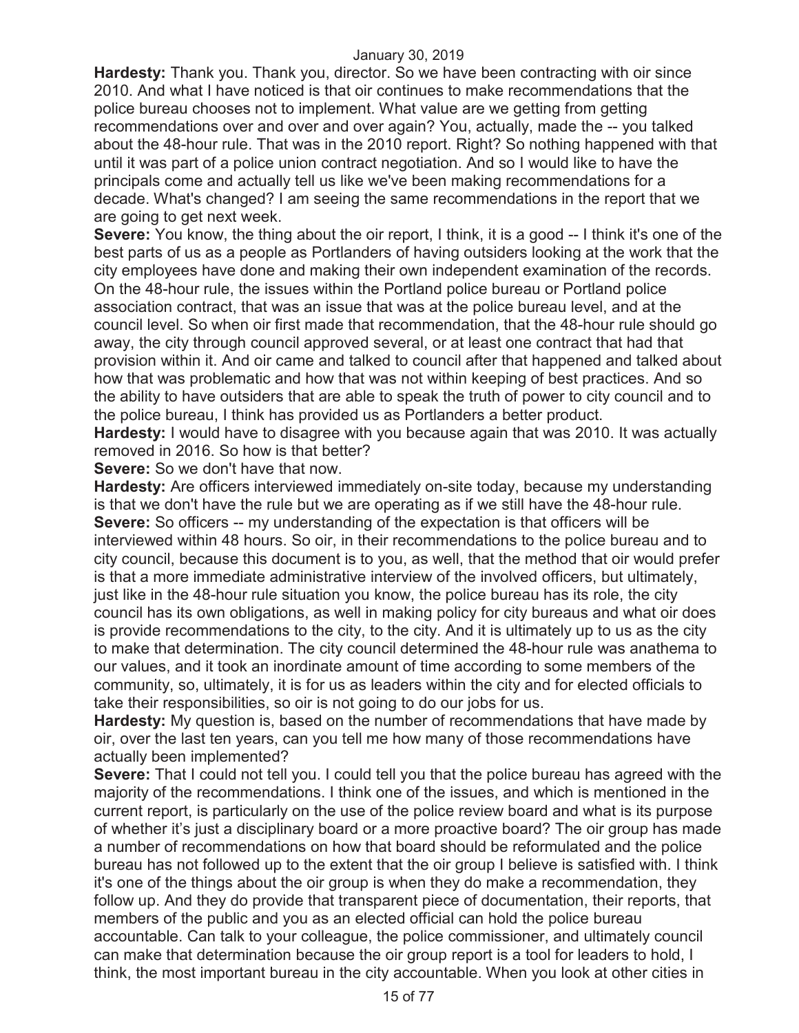**Hardesty:** Thank you. Thank you, director. So we have been contracting with oir since 2010. And what I have noticed is that oir continues to make recommendations that the police bureau chooses not to implement. What value are we getting from getting recommendations over and over and over again? You, actually, made the -- you talked about the 48-hour rule. That was in the 2010 report. Right? So nothing happened with that until it was part of a police union contract negotiation. And so I would like to have the principals come and actually tell us like we've been making recommendations for a decade. What's changed? I am seeing the same recommendations in the report that we are going to get next week.

**Severe:** You know, the thing about the oir report, I think, it is a good -- I think it's one of the best parts of us as a people as Portlanders of having outsiders looking at the work that the city employees have done and making their own independent examination of the records. On the 48-hour rule, the issues within the Portland police bureau or Portland police association contract, that was an issue that was at the police bureau level, and at the council level. So when oir first made that recommendation, that the 48-hour rule should go away, the city through council approved several, or at least one contract that had that provision within it. And oir came and talked to council after that happened and talked about how that was problematic and how that was not within keeping of best practices. And so the ability to have outsiders that are able to speak the truth of power to city council and to the police bureau, I think has provided us as Portlanders a better product.

**Hardesty:** I would have to disagree with you because again that was 2010. It was actually removed in 2016. So how is that better?

**Severe:** So we don't have that now.

**Hardesty:** Are officers interviewed immediately on-site today, because my understanding is that we don't have the rule but we are operating as if we still have the 48-hour rule.

**Severe:** So officers -- my understanding of the expectation is that officers will be interviewed within 48 hours. So oir, in their recommendations to the police bureau and to city council, because this document is to you, as well, that the method that oir would prefer is that a more immediate administrative interview of the involved officers, but ultimately, just like in the 48-hour rule situation you know, the police bureau has its role, the city council has its own obligations, as well in making policy for city bureaus and what oir does is provide recommendations to the city, to the city. And it is ultimately up to us as the city to make that determination. The city council determined the 48-hour rule was anathema to our values, and it took an inordinate amount of time according to some members of the community, so, ultimately, it is for us as leaders within the city and for elected officials to take their responsibilities, so oir is not going to do our jobs for us.

**Hardesty:** My question is, based on the number of recommendations that have made by oir, over the last ten years, can you tell me how many of those recommendations have actually been implemented?

**Severe:** That I could not tell you. I could tell you that the police bureau has agreed with the majority of the recommendations. I think one of the issues, and which is mentioned in the current report, is particularly on the use of the police review board and what is its purpose of whether it's just a disciplinary board or a more proactive board? The oir group has made a number of recommendations on how that board should be reformulated and the police bureau has not followed up to the extent that the oir group I believe is satisfied with. I think it's one of the things about the oir group is when they do make a recommendation, they follow up. And they do provide that transparent piece of documentation, their reports, that members of the public and you as an elected official can hold the police bureau accountable. Can talk to your colleague, the police commissioner, and ultimately council can make that determination because the oir group report is a tool for leaders to hold, I think, the most important bureau in the city accountable. When you look at other cities in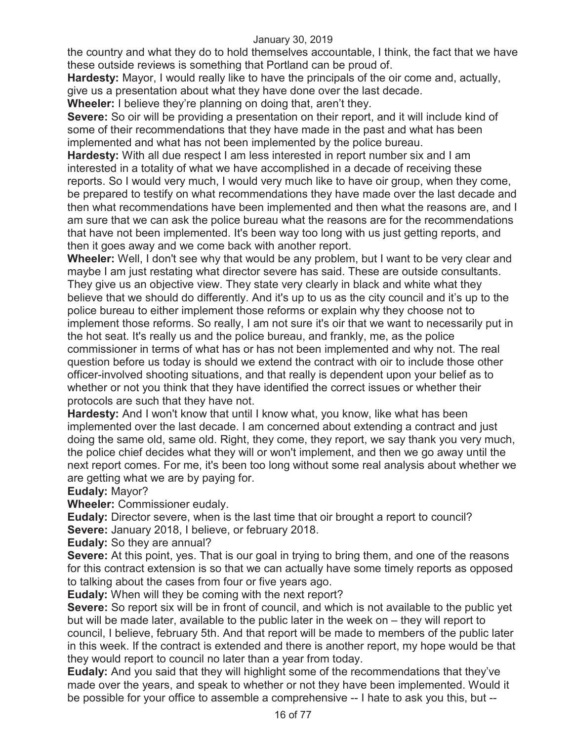the country and what they do to hold themselves accountable, I think, the fact that we have these outside reviews is something that Portland can be proud of.

**Hardesty:** Mayor, I would really like to have the principals of the oir come and, actually, give us a presentation about what they have done over the last decade.

**Wheeler:** I believe they're planning on doing that, aren't they.

**Severe:** So oir will be providing a presentation on their report, and it will include kind of some of their recommendations that they have made in the past and what has been implemented and what has not been implemented by the police bureau.

**Hardesty:** With all due respect I am less interested in report number six and I am interested in a totality of what we have accomplished in a decade of receiving these reports. So I would very much, I would very much like to have oir group, when they come, be prepared to testify on what recommendations they have made over the last decade and then what recommendations have been implemented and then what the reasons are, and I am sure that we can ask the police bureau what the reasons are for the recommendations that have not been implemented. It's been way too long with us just getting reports, and then it goes away and we come back with another report.

**Wheeler:** Well, I don't see why that would be any problem, but I want to be very clear and maybe I am just restating what director severe has said. These are outside consultants. They give us an objective view. They state very clearly in black and white what they believe that we should do differently. And it's up to us as the city council and it's up to the police bureau to either implement those reforms or explain why they choose not to implement those reforms. So really, I am not sure it's oir that we want to necessarily put in the hot seat. It's really us and the police bureau, and frankly, me, as the police commissioner in terms of what has or has not been implemented and why not. The real question before us today is should we extend the contract with oir to include those other officer-involved shooting situations, and that really is dependent upon your belief as to whether or not you think that they have identified the correct issues or whether their protocols are such that they have not.

**Hardesty:** And I won't know that until I know what, you know, like what has been implemented over the last decade. I am concerned about extending a contract and just doing the same old, same old. Right, they come, they report, we say thank you very much, the police chief decides what they will or won't implement, and then we go away until the next report comes. For me, it's been too long without some real analysis about whether we are getting what we are by paying for.

**Eudaly:** Mayor?

**Wheeler:** Commissioner eudaly.

**Eudaly:** Director severe, when is the last time that oir brought a report to council?

**Severe:** January 2018, I believe, or february 2018.

**Eudaly:** So they are annual?

**Severe:** At this point, yes. That is our goal in trying to bring them, and one of the reasons for this contract extension is so that we can actually have some timely reports as opposed to talking about the cases from four or five years ago.

**Eudaly:** When will they be coming with the next report?

**Severe:** So report six will be in front of council, and which is not available to the public yet but will be made later, available to the public later in the week on – they will report to council, I believe, february 5th. And that report will be made to members of the public later in this week. If the contract is extended and there is another report, my hope would be that they would report to council no later than a year from today.

**Eudaly:** And you said that they will highlight some of the recommendations that they've made over the years, and speak to whether or not they have been implemented. Would it be possible for your office to assemble a comprehensive -- I hate to ask you this, but --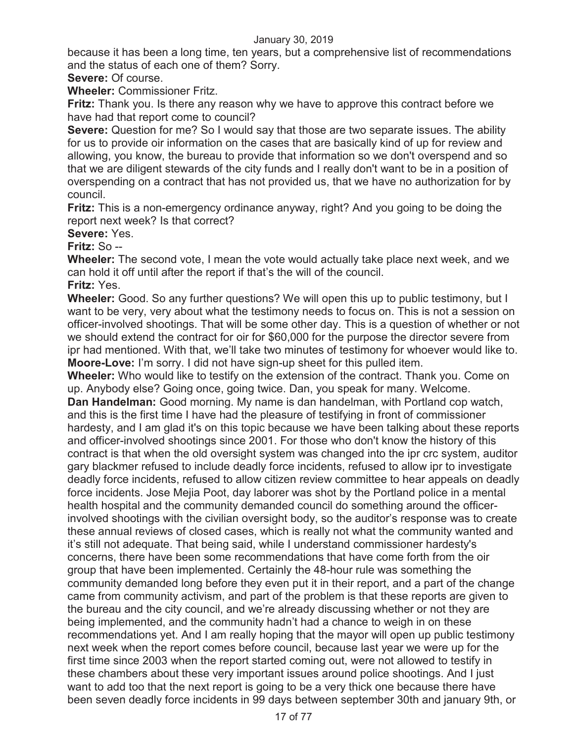because it has been a long time, ten years, but a comprehensive list of recommendations and the status of each one of them? Sorry.

**Severe:** Of course.

**Wheeler:** Commissioner Fritz.

**Fritz:** Thank you. Is there any reason why we have to approve this contract before we have had that report come to council?

**Severe:** Question for me? So I would say that those are two separate issues. The ability for us to provide oir information on the cases that are basically kind of up for review and allowing, you know, the bureau to provide that information so we don't overspend and so that we are diligent stewards of the city funds and I really don't want to be in a position of overspending on a contract that has not provided us, that we have no authorization for by council.

**Fritz:** This is a non-emergency ordinance anyway, right? And you going to be doing the report next week? Is that correct?

**Severe:** Yes.

**Fritz:** So --

**Wheeler:** The second vote, I mean the vote would actually take place next week, and we can hold it off until after the report if that's the will of the council.

**Fritz:** Yes.

**Wheeler:** Good. So any further questions? We will open this up to public testimony, but I want to be very, very about what the testimony needs to focus on. This is not a session on officer-involved shootings. That will be some other day. This is a question of whether or not we should extend the contract for oir for $60,000 for the purpose the director severe from ipr had mentioned. With that, we'll take two minutes of testimony for whoever would like to.

**Moore-Love:** I'm sorry. I did not have sign-up sheet for this pulled item.

**Wheeler:** Who would like to testify on the extension of the contract. Thank you. Come on up. Anybody else? Going once, going twice. Dan, you speak for many. Welcome.

**Dan Handelman:** Good morning. My name is dan handelman, with Portland cop watch, and this is the first time I have had the pleasure of testifying in front of commissioner hardesty, and I am glad it's on this topic because we have been talking about these reports and officer-involved shootings since 2001. For those who don't know the history of this contract is that when the old oversight system was changed into the ipr crc system, auditor gary blackmer refused to include deadly force incidents, refused to allow ipr to investigate deadly force incidents, refused to allow citizen review committee to hear appeals on deadly force incidents. Jose Mejia Poot, day laborer was shot by the Portland police in a mental health hospital and the community demanded council do something around the officer-involved shootings with the civilian oversight body, so the auditor's response was to create these annual reviews of closed cases, which is really not what the community wanted and it's still not adequate. That being said, while I understand commissioner hardesty's concerns, there have been some recommendations that have come forth from the oir group that have been implemented. Certainly the 48-hour rule was something the community demanded long before they even put it in their report, and a part of the change came from community activism, and part of the problem is that these reports are given to the bureau and the city council, and we're already discussing whether or not they are being implemented, and the community hadn't had a chance to weigh in on these recommendations yet. And I am really hoping that the mayor will open up public testimony next week when the report comes before council, because last year we were up for the first time since 2003 when the report started coming out, were not allowed to testify in these chambers about these very important issues around police shootings. And I just want to add too that the next report is going to be a very thick one because there have been seven deadly force incidents in 99 days between september 30th and january 9th, or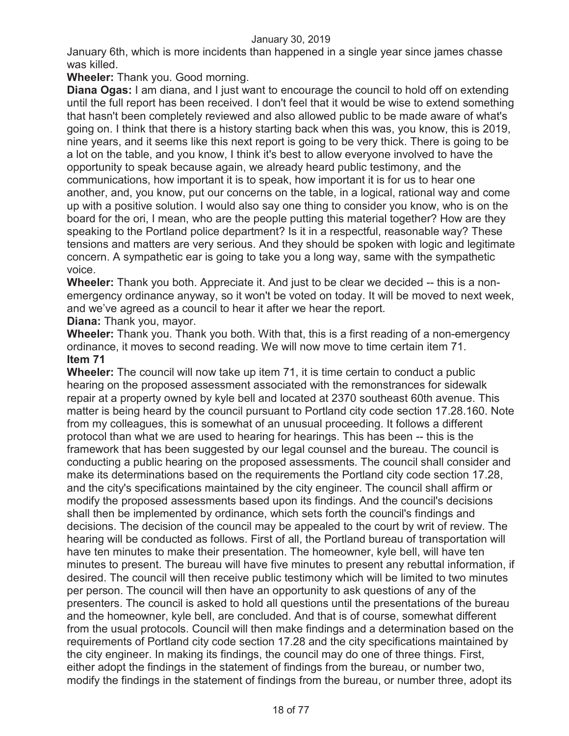January 6th, which is more incidents than happened in a single year since james chasse was killed.

**Wheeler:** Thank you. Good morning.

**Diana Ogas:** I am diana, and I just want to encourage the council to hold off on extending until the full report has been received. I don't feel that it would be wise to extend something that hasn't been completely reviewed and also allowed public to be made aware of what's going on. I think that there is a history starting back when this was, you know, this is 2019, nine years, and it seems like this next report is going to be very thick. There is going to be a lot on the table, and you know, I think it's best to allow everyone involved to have the opportunity to speak because again, we already heard public testimony, and the communications, how important it is to speak, how important it is for us to hear one another, and, you know, put our concerns on the table, in a logical, rational way and come up with a positive solution. I would also say one thing to consider you know, who is on the board for the ori, I mean, who are the people putting this material together? How are they speaking to the Portland police department? Is it in a respectful, reasonable way? These tensions and matters are very serious. And they should be spoken with logic and legitimate concern. A sympathetic ear is going to take you a long way, same with the sympathetic voice.

**Wheeler:** Thank you both. Appreciate it. And just to be clear we decided -- this is a non-emergency ordinance anyway, so it won't be voted on today. It will be moved to next week, and we've agreed as a council to hear it after we hear the report.

**Diana:** Thank you, mayor.

**Wheeler:** Thank you. Thank you both. With that, this is a first reading of a non-emergency ordinance, it moves to second reading. We will now move to time certain item 71.

**Item 71**

**Wheeler:** The council will now take up item 71, it is time certain to conduct a public hearing on the proposed assessment associated with the remonstrances for sidewalk repair at a property owned by kyle bell and located at 2370 southeast 60th avenue. This matter is being heard by the council pursuant to Portland city code section 17.28.160. Note from my colleagues, this is somewhat of an unusual proceeding. It follows a different protocol than what we are used to hearing for hearings. This has been -- this is the framework that has been suggested by our legal counsel and the bureau. The council is conducting a public hearing on the proposed assessments. The council shall consider and make its determinations based on the requirements the Portland city code section 17.28, and the city's specifications maintained by the city engineer. The council shall affirm or modify the proposed assessments based upon its findings. And the council's decisions shall then be implemented by ordinance, which sets forth the council's findings and decisions. The decision of the council may be appealed to the court by writ of review. The hearing will be conducted as follows. First of all, the Portland bureau of transportation will have ten minutes to make their presentation. The homeowner, kyle bell, will have ten minutes to present. The bureau will have five minutes to present any rebuttal information, if desired. The council will then receive public testimony which will be limited to two minutes per person. The council will then have an opportunity to ask questions of any of the presenters. The council is asked to hold all questions until the presentations of the bureau and the homeowner, kyle bell, are concluded. And that is of course, somewhat different from the usual protocols. Council will then make findings and a determination based on the requirements of Portland city code section 17.28 and the city specifications maintained by the city engineer. In making its findings, the council may do one of three things. First, either adopt the findings in the statement of findings from the bureau, or number two, modify the findings in the statement of findings from the bureau, or number three, adopt its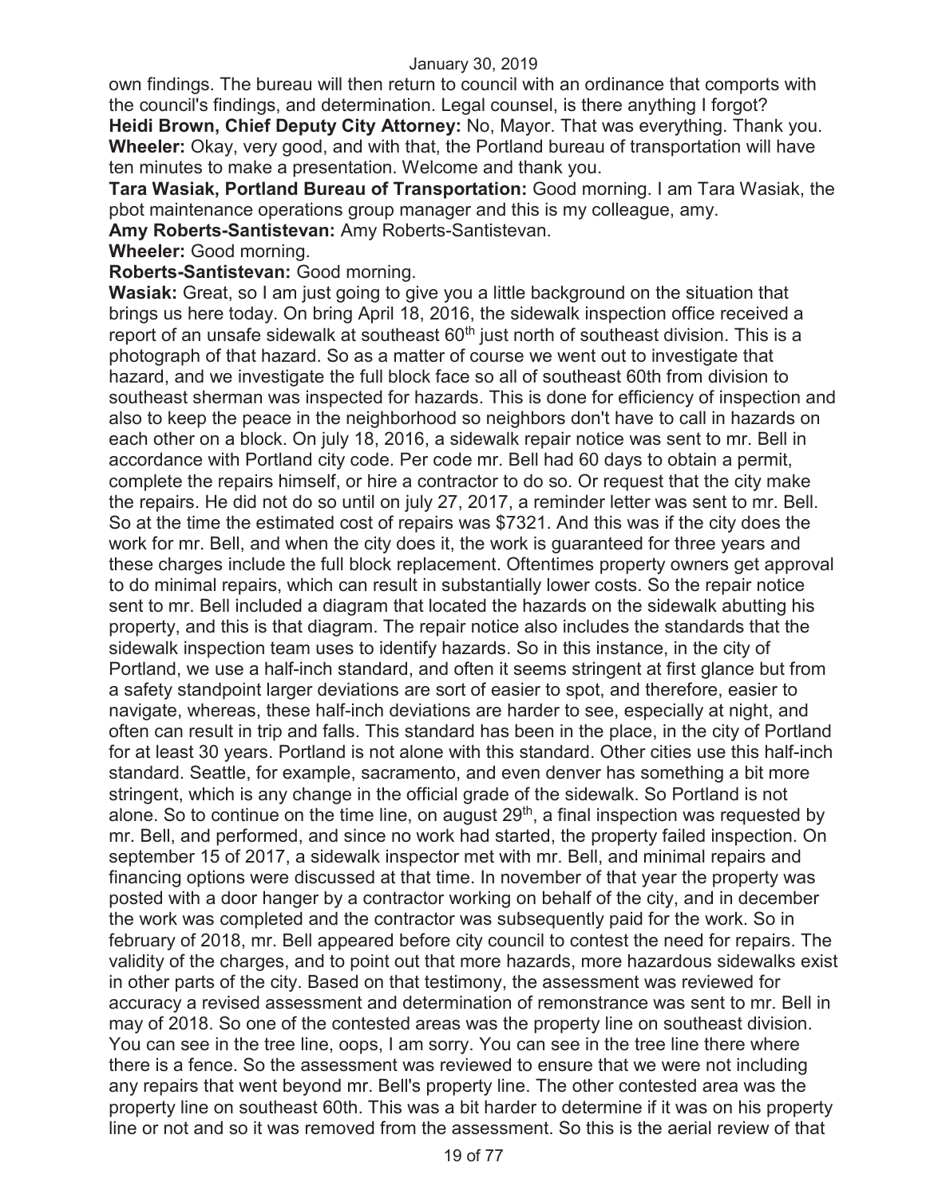own findings. The bureau will then return to council with an ordinance that comports with the council's findings, and determination. Legal counsel, is there anything I forgot?

**Heidi Brown, Chief Deputy City Attorney:** No, Mayor. That was everything. Thank you.

**Wheeler:** Okay, very good, and with that, the Portland bureau of transportation will have ten minutes to make a presentation. Welcome and thank you.

**Tara Wasiak, Portland Bureau of Transportation:** Good morning. I am Tara Wasiak, the pbot maintenance operations group manager and this is my colleague, amy.

**Amy Roberts-Santistevan:** Amy Roberts-Santistevan.

**Wheeler:** Good morning.

**Roberts-Santistevan:** Good morning.

**Wasiak:** Great, so I am just going to give you a little background on the situation that brings us here today. On bring April 18, 2016, the sidewalk inspection office received a report of an unsafe sidewalk at southeast 60th just north of southeast division. This is a photograph of that hazard. So as a matter of course we went out to investigate that hazard, and we investigate the full block face so all of southeast 60th from division to southeast sherman was inspected for hazards. This is done for efficiency of inspection and also to keep the peace in the neighborhood so neighbors don't have to call in hazards on each other on a block. On july 18, 2016, a sidewalk repair notice was sent to mr. Bell in accordance with Portland city code. Per code mr. Bell had 60 days to obtain a permit, complete the repairs himself, or hire a contractor to do so. Or request that the city make the repairs. He did not do so until on july 27, 2017, a reminder letter was sent to mr. Bell. So at the time the estimated cost of repairs was $7321. And this was if the city does the work for mr. Bell, and when the city does it, the work is guaranteed for three years and these charges include the full block replacement. Oftentimes property owners get approval to do minimal repairs, which can result in substantially lower costs. So the repair notice sent to mr. Bell included a diagram that located the hazards on the sidewalk abutting his property, and this is that diagram. The repair notice also includes the standards that the sidewalk inspection team uses to identify hazards. So in this instance, in the city of Portland, we use a half-inch standard, and often it seems stringent at first glance but from a safety standpoint larger deviations are sort of easier to spot, and therefore, easier to navigate, whereas, these half-inch deviations are harder to see, especially at night, and often can result in trip and falls. This standard has been in the place, in the city of Portland for at least 30 years. Portland is not alone with this standard. Other cities use this half-inch standard. Seattle, for example, sacramento, and even denver has something a bit more stringent, which is any change in the official grade of the sidewalk. So Portland is not alone. So to continue on the time line, on august 29th, a final inspection was requested by mr. Bell, and performed, and since no work had started, the property failed inspection. On september 15 of 2017, a sidewalk inspector met with mr. Bell, and minimal repairs and financing options were discussed at that time. In november of that year the property was posted with a door hanger by a contractor working on behalf of the city, and in december the work was completed and the contractor was subsequently paid for the work. So in february of 2018, mr. Bell appeared before city council to contest the need for repairs. The validity of the charges, and to point out that more hazards, more hazardous sidewalks exist in other parts of the city. Based on that testimony, the assessment was reviewed for accuracy a revised assessment and determination of remonstrance was sent to mr. Bell in may of 2018. So one of the contested areas was the property line on southeast division. You can see in the tree line, oops, I am sorry. You can see in the tree line there where there is a fence. So the assessment was reviewed to ensure that we were not including any repairs that went beyond mr. Bell's property line. The other contested area was the property line on southeast 60th. This was a bit harder to determine if it was on his property line or not and so it was removed from the assessment. So this is the aerial review of that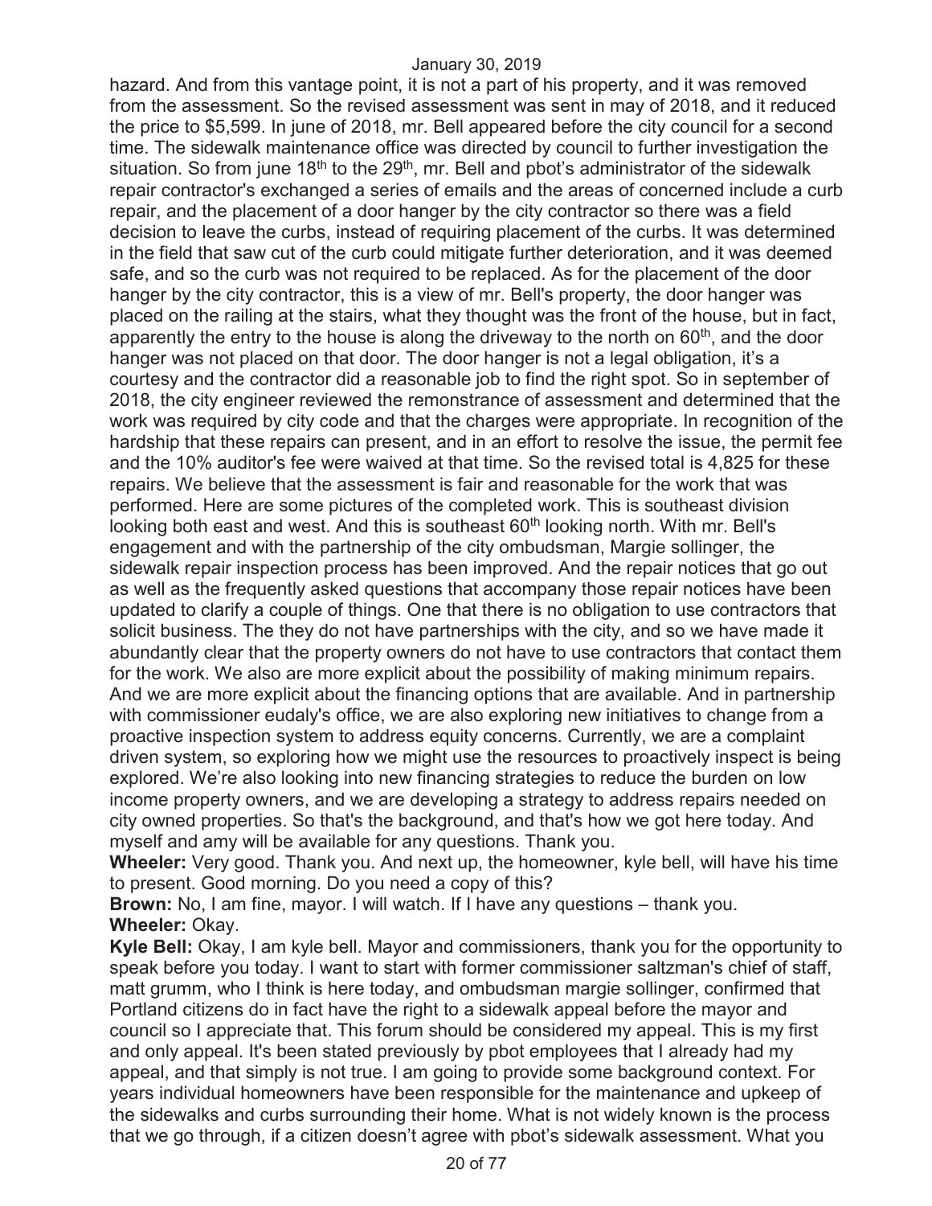hazard. And from this vantage point, it is not a part of his property, and it was removed from the assessment. So the revised assessment was sent in may of 2018, and it reduced the price to $5,599. In june of 2018, mr. Bell appeared before the city council for a second time. The sidewalk maintenance office was directed by council to further investigation the situation. So from june 18th to the 29th, mr. Bell and pbot's administrator of the sidewalk repair contractor's exchanged a series of emails and the areas of concerned include a curb repair, and the placement of a door hanger by the city contractor so there was a field decision to leave the curbs, instead of requiring placement of the curbs. It was determined in the field that saw cut of the curb could mitigate further deterioration, and it was deemed safe, and so the curb was not required to be replaced. As for the placement of the door hanger by the city contractor, this is a view of mr. Bell's property, the door hanger was placed on the railing at the stairs, what they thought was the front of the house, but in fact, apparently the entry to the house is along the driveway to the north on 60th, and the door hanger was not placed on that door. The door hanger is not a legal obligation, it's a courtesy and the contractor did a reasonable job to find the right spot. So in september of 2018, the city engineer reviewed the remonstrance of assessment and determined that the work was required by city code and that the charges were appropriate. In recognition of the hardship that these repairs can present, and in an effort to resolve the issue, the permit fee and the 10% auditor's fee were waived at that time. So the revised total is 4,825 for these repairs. We believe that the assessment is fair and reasonable for the work that was performed. Here are some pictures of the completed work. This is southeast division looking both east and west. And this is southeast 60th looking north. With mr. Bell's engagement and with the partnership of the city ombudsman, Margie sollinger, the sidewalk repair inspection process has been improved. And the repair notices that go out as well as the frequently asked questions that accompany those repair notices have been updated to clarify a couple of things. One that there is no obligation to use contractors that solicit business. The they do not have partnerships with the city, and so we have made it abundantly clear that the property owners do not have to use contractors that contact them for the work. We also are more explicit about the possibility of making minimum repairs. And we are more explicit about the financing options that are available. And in partnership with commissioner eudaly's office, we are also exploring new initiatives to change from a proactive inspection system to address equity concerns. Currently, we are a complaint driven system, so exploring how we might use the resources to proactively inspect is being explored. We're also looking into new financing strategies to reduce the burden on low income property owners, and we are developing a strategy to address repairs needed on city owned properties. So that's the background, and that's how we got here today. And myself and amy will be available for any questions. Thank you.

**Wheeler:** Very good. Thank you. And next up, the homeowner, kyle bell, will have his time to present. Good morning. Do you need a copy of this?

**Brown:** No, I am fine, mayor. I will watch. If I have any questions – thank you.

**Wheeler:** Okay.

**Kyle Bell:** Okay, I am kyle bell. Mayor and commissioners, thank you for the opportunity to speak before you today. I want to start with former commissioner saltzman's chief of staff, matt grumm, who I think is here today, and ombudsman margie sollinger, confirmed that Portland citizens do in fact have the right to a sidewalk appeal before the mayor and council so I appreciate that. This forum should be considered my appeal. This is my first and only appeal. It's been stated previously by pbot employees that I already had my appeal, and that simply is not true. I am going to provide some background context. For years individual homeowners have been responsible for the maintenance and upkeep of the sidewalks and curbs surrounding their home. What is not widely known is the process that we go through, if a citizen doesn't agree with pbot's sidewalk assessment. What you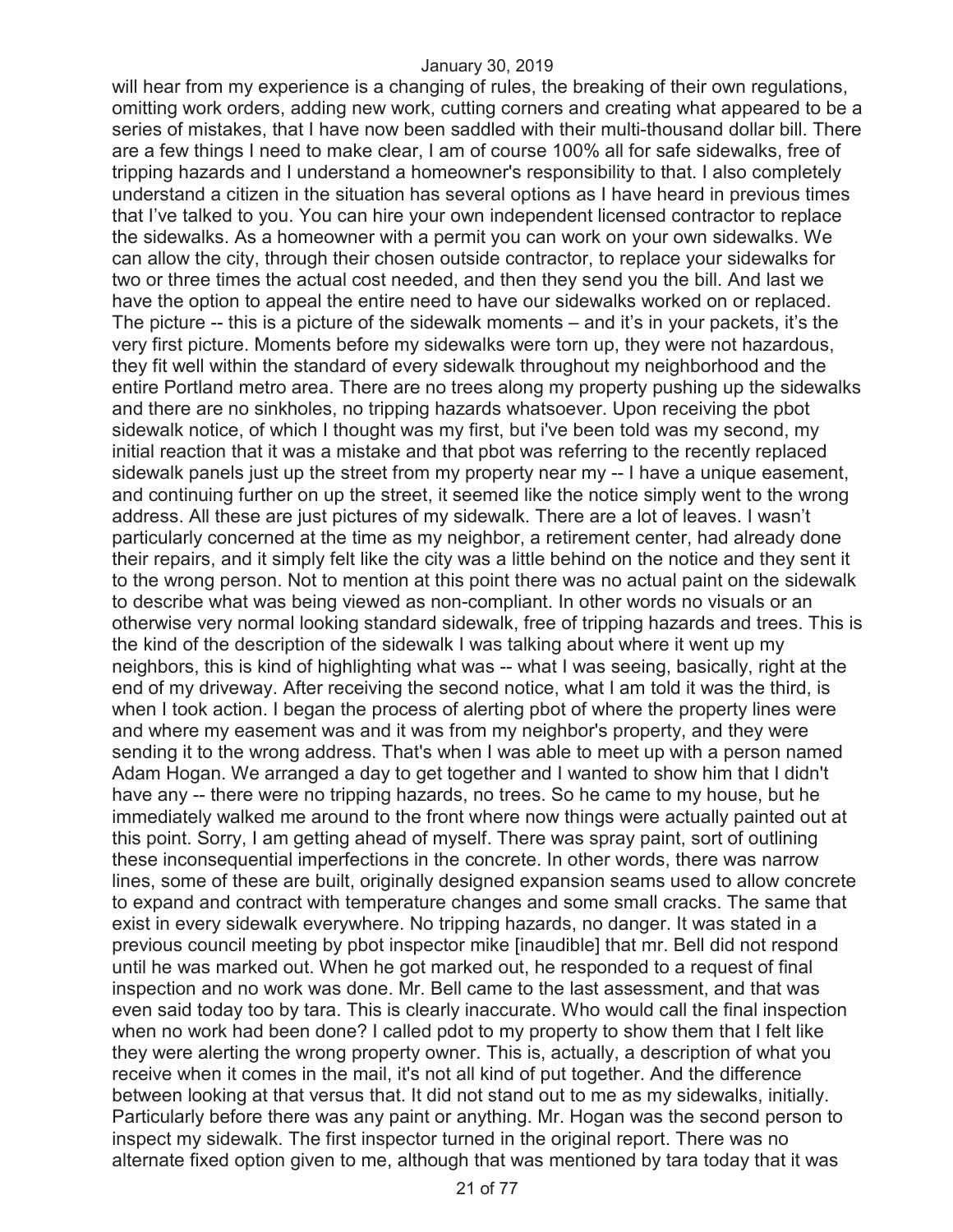will hear from my experience is a changing of rules, the breaking of their own regulations, omitting work orders, adding new work, cutting corners and creating what appeared to be a series of mistakes, that I have now been saddled with their multi-thousand dollar bill. There are a few things I need to make clear, I am of course 100% all for safe sidewalks, free of tripping hazards and I understand a homeowner's responsibility to that. I also completely understand a citizen in the situation has several options as I have heard in previous times that I've talked to you. You can hire your own independent licensed contractor to replace the sidewalks. As a homeowner with a permit you can work on your own sidewalks. We can allow the city, through their chosen outside contractor, to replace your sidewalks for two or three times the actual cost needed, and then they send you the bill. And last we have the option to appeal the entire need to have our sidewalks worked on or replaced. The picture -- this is a picture of the sidewalk moments – and it's in your packets, it's the very first picture. Moments before my sidewalks were torn up, they were not hazardous, they fit well within the standard of every sidewalk throughout my neighborhood and the entire Portland metro area. There are no trees along my property pushing up the sidewalks and there are no sinkholes, no tripping hazards whatsoever. Upon receiving the pbot sidewalk notice, of which I thought was my first, but i've been told was my second, my initial reaction that it was a mistake and that pbot was referring to the recently replaced sidewalk panels just up the street from my property near my -- I have a unique easement, and continuing further on up the street, it seemed like the notice simply went to the wrong address. All these are just pictures of my sidewalk. There are a lot of leaves. I wasn't particularly concerned at the time as my neighbor, a retirement center, had already done their repairs, and it simply felt like the city was a little behind on the notice and they sent it to the wrong person. Not to mention at this point there was no actual paint on the sidewalk to describe what was being viewed as non-compliant. In other words no visuals or an otherwise very normal looking standard sidewalk, free of tripping hazards and trees. This is the kind of the description of the sidewalk I was talking about where it went up my neighbors, this is kind of highlighting what was -- what I was seeing, basically, right at the end of my driveway. After receiving the second notice, what I am told it was the third, is when I took action. I began the process of alerting pbot of where the property lines were and where my easement was and it was from my neighbor's property, and they were sending it to the wrong address. That's when I was able to meet up with a person named Adam Hogan. We arranged a day to get together and I wanted to show him that I didn't have any -- there were no tripping hazards, no trees. So he came to my house, but he immediately walked me around to the front where now things were actually painted out at this point. Sorry, I am getting ahead of myself. There was spray paint, sort of outlining these inconsequential imperfections in the concrete. In other words, there was narrow lines, some of these are built, originally designed expansion seams used to allow concrete to expand and contract with temperature changes and some small cracks. The same that exist in every sidewalk everywhere. No tripping hazards, no danger. It was stated in a previous council meeting by pbot inspector mike [inaudible] that mr. Bell did not respond until he was marked out. When he got marked out, he responded to a request of final inspection and no work was done. Mr. Bell came to the last assessment, and that was even said today too by tara. This is clearly inaccurate. Who would call the final inspection when no work had been done? I called pdot to my property to show them that I felt like they were alerting the wrong property owner. This is, actually, a description of what you receive when it comes in the mail, it's not all kind of put together. And the difference between looking at that versus that. It did not stand out to me as my sidewalks, initially. Particularly before there was any paint or anything. Mr. Hogan was the second person to inspect my sidewalk. The first inspector turned in the original report. There was no alternate fixed option given to me, although that was mentioned by tara today that it was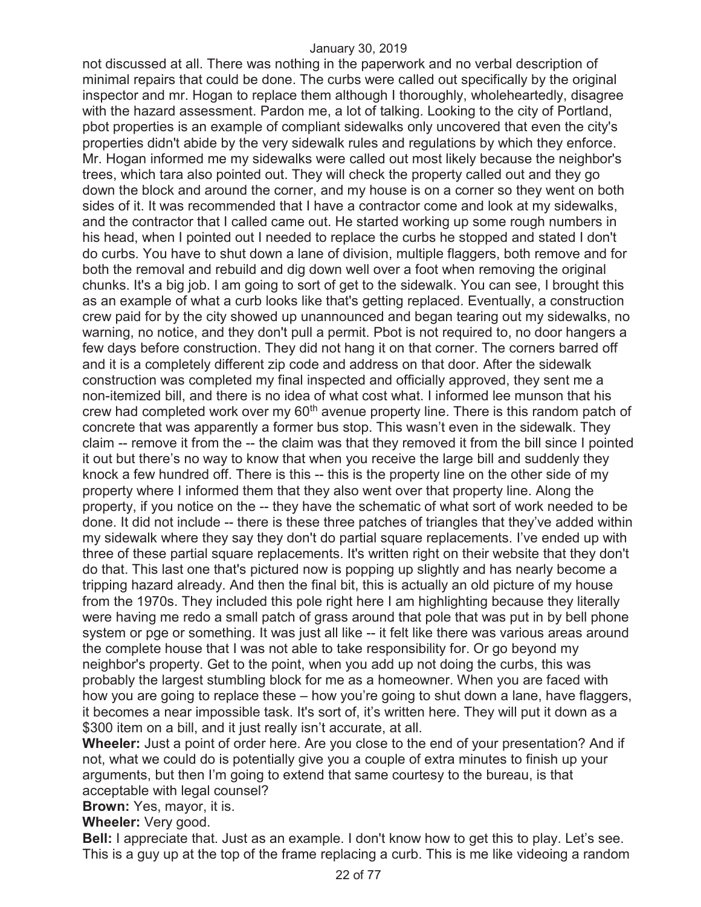not discussed at all. There was nothing in the paperwork and no verbal description of minimal repairs that could be done. The curbs were called out specifically by the original inspector and mr. Hogan to replace them although I thoroughly, wholeheartedly, disagree with the hazard assessment. Pardon me, a lot of talking. Looking to the city of Portland, pbot properties is an example of compliant sidewalks only uncovered that even the city's properties didn't abide by the very sidewalk rules and regulations by which they enforce. Mr. Hogan informed me my sidewalks were called out most likely because the neighbor's trees, which tara also pointed out. They will check the property called out and they go down the block and around the corner, and my house is on a corner so they went on both sides of it. It was recommended that I have a contractor come and look at my sidewalks, and the contractor that I called came out. He started working up some rough numbers in his head, when I pointed out I needed to replace the curbs he stopped and stated I don't do curbs. You have to shut down a lane of division, multiple flaggers, both remove and for both the removal and rebuild and dig down well over a foot when removing the original chunks. It's a big job. I am going to sort of get to the sidewalk. You can see, I brought this as an example of what a curb looks like that's getting replaced. Eventually, a construction crew paid for by the city showed up unannounced and began tearing out my sidewalks, no warning, no notice, and they don't pull a permit. Pbot is not required to, no door hangers a few days before construction. They did not hang it on that corner. The corners barred off and it is a completely different zip code and address on that door. After the sidewalk construction was completed my final inspected and officially approved, they sent me a non-itemized bill, and there is no idea of what cost what. I informed lee munson that his crew had completed work over my 60th avenue property line. There is this random patch of concrete that was apparently a former bus stop. This wasn't even in the sidewalk. They claim -- remove it from the -- the claim was that they removed it from the bill since I pointed it out but there's no way to know that when you receive the large bill and suddenly they knock a few hundred off. There is this -- this is the property line on the other side of my property where I informed them that they also went over that property line. Along the property, if you notice on the -- they have the schematic of what sort of work needed to be done. It did not include -- there is these three patches of triangles that they've added within my sidewalk where they say they don't do partial square replacements. I've ended up with three of these partial square replacements. It's written right on their website that they don't do that. This last one that's pictured now is popping up slightly and has nearly become a tripping hazard already. And then the final bit, this is actually an old picture of my house from the 1970s. They included this pole right here I am highlighting because they literally were having me redo a small patch of grass around that pole that was put in by bell phone system or pge or something. It was just all like -- it felt like there was various areas around the complete house that I was not able to take responsibility for. Or go beyond my neighbor's property. Get to the point, when you add up not doing the curbs, this was probably the largest stumbling block for me as a homeowner. When you are faced with how you are going to replace these – how you're going to shut down a lane, have flaggers, it becomes a near impossible task. It's sort of, it's written here. They will put it down as a $300 item on a bill, and it just really isn't accurate, at all.

**Wheeler:** Just a point of order here. Are you close to the end of your presentation? And if not, what we could do is potentially give you a couple of extra minutes to finish up your arguments, but then I'm going to extend that same courtesy to the bureau, is that acceptable with legal counsel?

**Brown:** Yes, mayor, it is.

**Wheeler:** Very good.

**Bell:** I appreciate that. Just as an example. I don't know how to get this to play. Let's see. This is a guy up at the top of the frame replacing a curb. This is me like videoing a random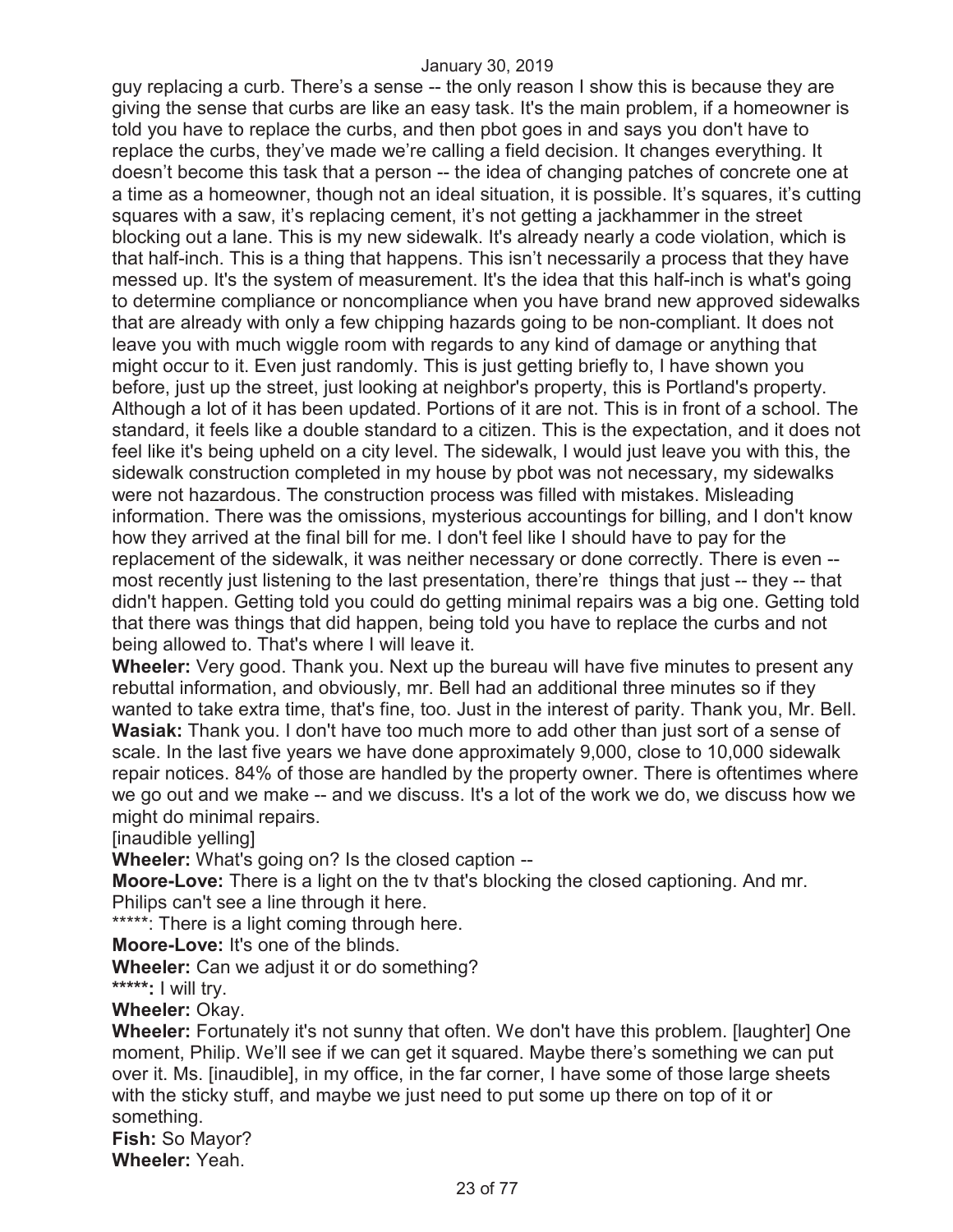guy replacing a curb. There's a sense -- the only reason I show this is because they are giving the sense that curbs are like an easy task. It's the main problem, if a homeowner is told you have to replace the curbs, and then pbot goes in and says you don't have to replace the curbs, they've made we're calling a field decision. It changes everything. It doesn't become this task that a person -- the idea of changing patches of concrete one at a time as a homeowner, though not an ideal situation, it is possible. It's squares, it's cutting squares with a saw, it's replacing cement, it's not getting a jackhammer in the street blocking out a lane. This is my new sidewalk. It's already nearly a code violation, which is that half-inch. This is a thing that happens. This isn't necessarily a process that they have messed up. It's the system of measurement. It's the idea that this half-inch is what's going to determine compliance or noncompliance when you have brand new approved sidewalks that are already with only a few chipping hazards going to be non-compliant. It does not leave you with much wiggle room with regards to any kind of damage or anything that might occur to it. Even just randomly. This is just getting briefly to, I have shown you before, just up the street, just looking at neighbor's property, this is Portland's property. Although a lot of it has been updated. Portions of it are not. This is in front of a school. The standard, it feels like a double standard to a citizen. This is the expectation, and it does not feel like it's being upheld on a city level. The sidewalk, I would just leave you with this, the sidewalk construction completed in my house by pbot was not necessary, my sidewalks were not hazardous. The construction process was filled with mistakes. Misleading information. There was the omissions, mysterious accountings for billing, and I don't know how they arrived at the final bill for me. I don't feel like I should have to pay for the replacement of the sidewalk, it was neither necessary or done correctly. There is even -- most recently just listening to the last presentation, there're things that just -- they -- that didn't happen. Getting told you could do getting minimal repairs was a big one. Getting told that there was things that did happen, being told you have to replace the curbs and not being allowed to. That's where I will leave it.

**Wheeler:** Very good. Thank you. Next up the bureau will have five minutes to present any rebuttal information, and obviously, mr. Bell had an additional three minutes so if they wanted to take extra time, that's fine, too. Just in the interest of parity. Thank you, Mr. Bell.

**Wasiak:** Thank you. I don't have too much more to add other than just sort of a sense of scale. In the last five years we have done approximately 9,000, close to 10,000 sidewalk repair notices. 84% of those are handled by the property owner. There is oftentimes where we go out and we make -- and we discuss. It's a lot of the work we do, we discuss how we might do minimal repairs.

[inaudible yelling]

**Wheeler:** What's going on? Is the closed caption --

**Moore-Love:** There is a light on the tv that's blocking the closed captioning. And mr. Philips can't see a line through it here.

*****: There is a light coming through here.

**Moore-Love:** It's one of the blinds.

**Wheeler:** Can we adjust it or do something?

*****:** I will try.

**Wheeler:** Okay.

**Wheeler:** Fortunately it's not sunny that often. We don't have this problem. [laughter] One moment, Philip. We'll see if we can get it squared. Maybe there's something we can put over it. Ms. [inaudible], in my office, in the far corner, I have some of those large sheets with the sticky stuff, and maybe we just need to put some up there on top of it or something.

**Fish:** So Mayor?

**Wheeler:** Yeah.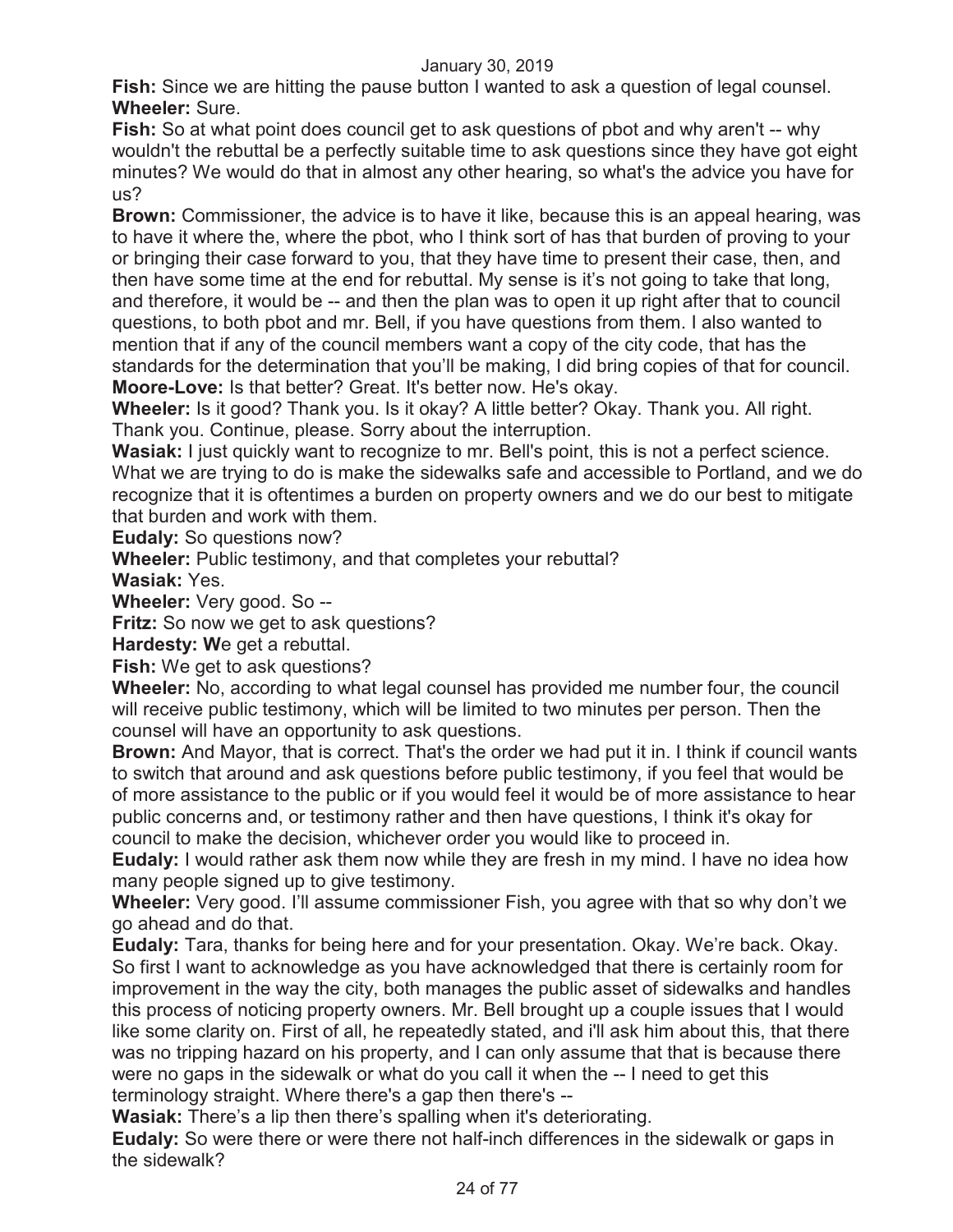**Fish:** Since we are hitting the pause button I wanted to ask a question of legal counsel.

**Wheeler:** Sure.

**Fish:** So at what point does council get to ask questions of pbot and why aren't -- why wouldn't the rebuttal be a perfectly suitable time to ask questions since they have got eight minutes? We would do that in almost any other hearing, so what's the advice you have for us?

**Brown:** Commissioner, the advice is to have it like, because this is an appeal hearing, was to have it where the, where the pbot, who I think sort of has that burden of proving to your or bringing their case forward to you, that they have time to present their case, then, and then have some time at the end for rebuttal. My sense is it's not going to take that long, and therefore, it would be -- and then the plan was to open it up right after that to council questions, to both pbot and mr. Bell, if you have questions from them. I also wanted to mention that if any of the council members want a copy of the city code, that has the standards for the determination that you'll be making, I did bring copies of that for council.

**Moore-Love:** Is that better? Great. It's better now. He's okay.

**Wheeler:** Is it good? Thank you. Is it okay? A little better? Okay. Thank you. All right. Thank you. Continue, please. Sorry about the interruption.

**Wasiak:** I just quickly want to recognize to mr. Bell's point, this is not a perfect science. What we are trying to do is make the sidewalks safe and accessible to Portland, and we do recognize that it is oftentimes a burden on property owners and we do our best to mitigate that burden and work with them.

**Eudaly:** So questions now?

**Wheeler:** Public testimony, and that completes your rebuttal?

**Wasiak:** Yes.

**Wheeler:** Very good. So --

**Fritz:** So now we get to ask questions?

**Hardesty: W**e get a rebuttal.

**Fish:** We get to ask questions?

**Wheeler:** No, according to what legal counsel has provided me number four, the council will receive public testimony, which will be limited to two minutes per person. Then the counsel will have an opportunity to ask questions.

**Brown:** And Mayor, that is correct. That's the order we had put it in. I think if council wants to switch that around and ask questions before public testimony, if you feel that would be of more assistance to the public or if you would feel it would be of more assistance to hear public concerns and, or testimony rather and then have questions, I think it's okay for council to make the decision, whichever order you would like to proceed in.

**Eudaly:** I would rather ask them now while they are fresh in my mind. I have no idea how many people signed up to give testimony.

**Wheeler:** Very good. I'll assume commissioner Fish, you agree with that so why don't we go ahead and do that.

**Eudaly:** Tara, thanks for being here and for your presentation. Okay. We're back. Okay. So first I want to acknowledge as you have acknowledged that there is certainly room for improvement in the way the city, both manages the public asset of sidewalks and handles this process of noticing property owners. Mr. Bell brought up a couple issues that I would like some clarity on. First of all, he repeatedly stated, and i'll ask him about this, that there was no tripping hazard on his property, and I can only assume that that is because there were no gaps in the sidewalk or what do you call it when the -- I need to get this terminology straight. Where there's a gap then there's --

**Wasiak:** There's a lip then there's spalling when it's deteriorating.

**Eudaly:** So were there or were there not half-inch differences in the sidewalk or gaps in the sidewalk?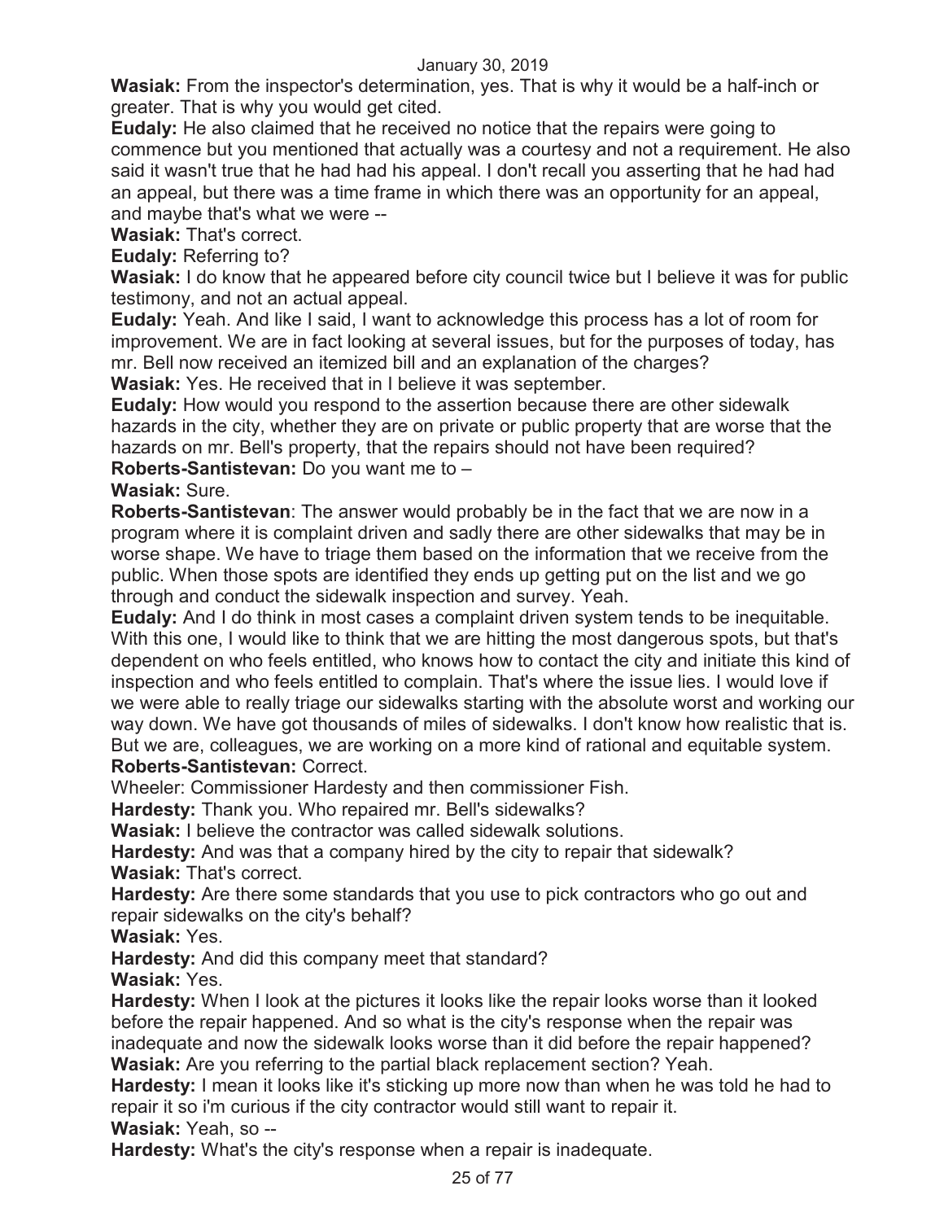**Wasiak:** From the inspector's determination, yes. That is why it would be a half-inch or greater. That is why you would get cited.

**Eudaly:** He also claimed that he received no notice that the repairs were going to commence but you mentioned that actually was a courtesy and not a requirement. He also said it wasn't true that he had had his appeal. I don't recall you asserting that he had had an appeal, but there was a time frame in which there was an opportunity for an appeal, and maybe that's what we were --

**Wasiak:** That's correct.

**Eudaly:** Referring to?

**Wasiak:** I do know that he appeared before city council twice but I believe it was for public testimony, and not an actual appeal.

**Eudaly:** Yeah. And like I said, I want to acknowledge this process has a lot of room for improvement. We are in fact looking at several issues, but for the purposes of today, has mr. Bell now received an itemized bill and an explanation of the charges?

**Wasiak:** Yes. He received that in I believe it was september.

**Eudaly:** How would you respond to the assertion because there are other sidewalk hazards in the city, whether they are on private or public property that are worse that the hazards on mr. Bell's property, that the repairs should not have been required?

**Roberts-Santistevan:** Do you want me to –

**Wasiak:** Sure.

**Roberts-Santistevan**: The answer would probably be in the fact that we are now in a program where it is complaint driven and sadly there are other sidewalks that may be in worse shape. We have to triage them based on the information that we receive from the public. When those spots are identified they ends up getting put on the list and we go through and conduct the sidewalk inspection and survey. Yeah.

**Eudaly:** And I do think in most cases a complaint driven system tends to be inequitable. With this one, I would like to think that we are hitting the most dangerous spots, but that's dependent on who feels entitled, who knows how to contact the city and initiate this kind of inspection and who feels entitled to complain. That's where the issue lies. I would love if we were able to really triage our sidewalks starting with the absolute worst and working our way down. We have got thousands of miles of sidewalks. I don't know how realistic that is. But we are, colleagues, we are working on a more kind of rational and equitable system.

**Roberts-Santistevan:** Correct.

Wheeler: Commissioner Hardesty and then commissioner Fish.

**Hardesty:** Thank you. Who repaired mr. Bell's sidewalks?

**Wasiak:** I believe the contractor was called sidewalk solutions.

**Hardesty:** And was that a company hired by the city to repair that sidewalk?

**Wasiak:** That's correct.

**Hardesty:** Are there some standards that you use to pick contractors who go out and repair sidewalks on the city's behalf?

**Wasiak:** Yes.

**Hardesty:** And did this company meet that standard?

**Wasiak:** Yes.

**Hardesty:** When I look at the pictures it looks like the repair looks worse than it looked before the repair happened. And so what is the city's response when the repair was inadequate and now the sidewalk looks worse than it did before the repair happened?

**Wasiak:** Are you referring to the partial black replacement section? Yeah.

**Hardesty:** I mean it looks like it's sticking up more now than when he was told he had to repair it so i'm curious if the city contractor would still want to repair it.

**Wasiak:** Yeah, so --

**Hardesty:** What's the city's response when a repair is inadequate.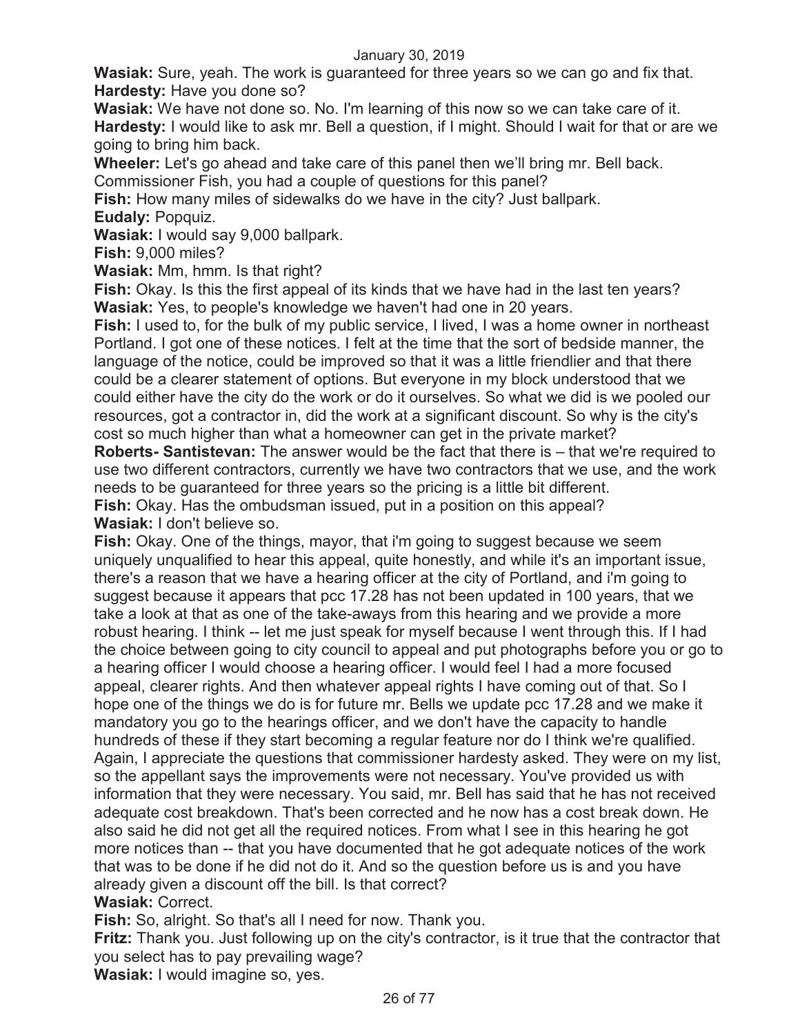**Wasiak:** Sure, yeah. The work is guaranteed for three years so we can go and fix that.
**Hardesty:** Have you done so?
**Wasiak:** We have not done so. No. I'm learning of this now so we can take care of it.
**Hardesty:** I would like to ask mr. Bell a question, if I might. Should I wait for that or are we going to bring him back.
**Wheeler:** Let's go ahead and take care of this panel then we'll bring mr. Bell back. Commissioner Fish, you had a couple of questions for this panel?
**Fish:** How many miles of sidewalks do we have in the city? Just ballpark.
**Eudaly:** Popquiz.
**Wasiak:** I would say 9,000 ballpark.
**Fish:** 9,000 miles?
**Wasiak:** Mm, hmm. Is that right?
**Fish:** Okay. Is this the first appeal of its kinds that we have had in the last ten years?
**Wasiak:** Yes, to people's knowledge we haven't had one in 20 years.
**Fish:** I used to, for the bulk of my public service, I lived, I was a home owner in northeast Portland. I got one of these notices. I felt at the time that the sort of bedside manner, the language of the notice, could be improved so that it was a little friendlier and that there could be a clearer statement of options. But everyone in my block understood that we could either have the city do the work or do it ourselves. So what we did is we pooled our resources, got a contractor in, did the work at a significant discount. So why is the city's cost so much higher than what a homeowner can get in the private market?
**Roberts- Santistevan:** The answer would be the fact that there is – that we're required to use two different contractors, currently we have two contractors that we use, and the work needs to be guaranteed for three years so the pricing is a little bit different.
**Fish:** Okay. Has the ombudsman issued, put in a position on this appeal?
**Wasiak:** I don't believe so.
**Fish:** Okay. One of the things, mayor, that i'm going to suggest because we seem uniquely unqualified to hear this appeal, quite honestly, and while it's an important issue, there's a reason that we have a hearing officer at the city of Portland, and i'm going to suggest because it appears that pcc 17.28 has not been updated in 100 years, that we take a look at that as one of the take-aways from this hearing and we provide a more robust hearing. I think -- let me just speak for myself because I went through this. If I had the choice between going to city council to appeal and put photographs before you or go to a hearing officer I would choose a hearing officer. I would feel I had a more focused appeal, clearer rights. And then whatever appeal rights I have coming out of that. So I hope one of the things we do is for future mr. Bells we update pcc 17.28 and we make it mandatory you go to the hearings officer, and we don't have the capacity to handle hundreds of these if they start becoming a regular feature nor do I think we're qualified. Again, I appreciate the questions that commissioner hardesty asked. They were on my list, so the appellant says the improvements were not necessary. You've provided us with information that they were necessary. You said, mr. Bell has said that he has not received adequate cost breakdown. That's been corrected and he now has a cost break down. He also said he did not get all the required notices. From what I see in this hearing he got more notices than -- that you have documented that he got adequate notices of the work that was to be done if he did not do it. And so the question before us is and you have already given a discount off the bill. Is that correct?
**Wasiak:** Correct.
**Fish:** So, alright. So that's all I need for now. Thank you.
**Fritz:** Thank you. Just following up on the city's contractor, is it true that the contractor that you select has to pay prevailing wage?
**Wasiak:** I would imagine so, yes.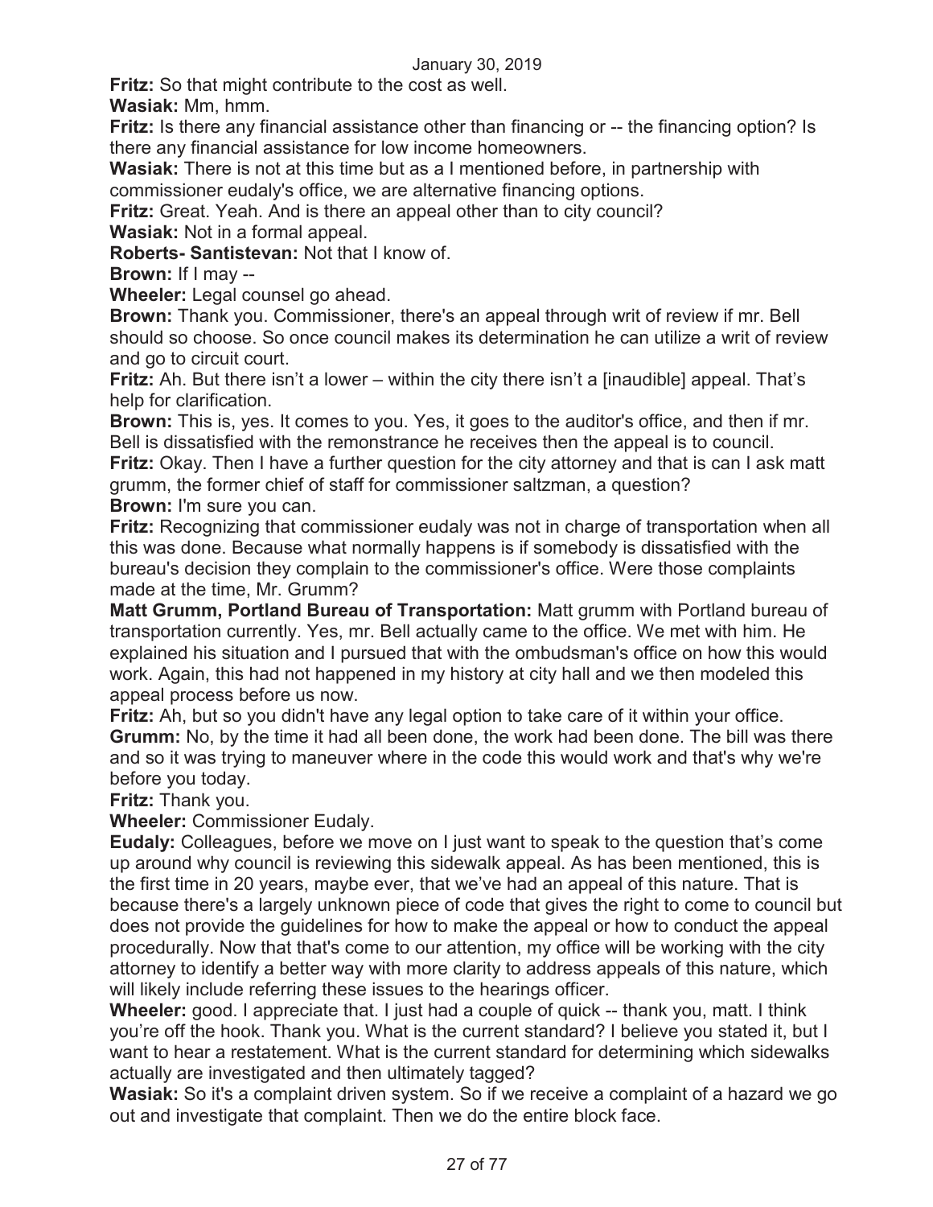**Fritz:** So that might contribute to the cost as well.

**Wasiak:** Mm, hmm.

**Fritz:** Is there any financial assistance other than financing or -- the financing option? Is there any financial assistance for low income homeowners.

**Wasiak:** There is not at this time but as a I mentioned before, in partnership with commissioner eudaly's office, we are alternative financing options.

**Fritz:** Great. Yeah. And is there an appeal other than to city council?

**Wasiak:** Not in a formal appeal.

**Roberts- Santistevan:** Not that I know of.

**Brown:** If I may --

**Wheeler:** Legal counsel go ahead.

**Brown:** Thank you. Commissioner, there's an appeal through writ of review if mr. Bell should so choose. So once council makes its determination he can utilize a writ of review and go to circuit court.

**Fritz:** Ah. But there isn't a lower – within the city there isn't a [inaudible] appeal. That's help for clarification.

**Brown:** This is, yes. It comes to you. Yes, it goes to the auditor's office, and then if mr. Bell is dissatisfied with the remonstrance he receives then the appeal is to council.

**Fritz:** Okay. Then I have a further question for the city attorney and that is can I ask matt grumm, the former chief of staff for commissioner saltzman, a question?

**Brown:** I'm sure you can.

**Fritz:** Recognizing that commissioner eudaly was not in charge of transportation when all this was done. Because what normally happens is if somebody is dissatisfied with the bureau's decision they complain to the commissioner's office. Were those complaints made at the time, Mr. Grumm?

**Matt Grumm, Portland Bureau of Transportation:** Matt grumm with Portland bureau of transportation currently. Yes, mr. Bell actually came to the office. We met with him. He explained his situation and I pursued that with the ombudsman's office on how this would work. Again, this had not happened in my history at city hall and we then modeled this appeal process before us now.

**Fritz:** Ah, but so you didn't have any legal option to take care of it within your office.

**Grumm:** No, by the time it had all been done, the work had been done. The bill was there and so it was trying to maneuver where in the code this would work and that's why we're before you today.

**Fritz:** Thank you.

**Wheeler:** Commissioner Eudaly.

**Eudaly:** Colleagues, before we move on I just want to speak to the question that's come up around why council is reviewing this sidewalk appeal. As has been mentioned, this is the first time in 20 years, maybe ever, that we've had an appeal of this nature. That is because there's a largely unknown piece of code that gives the right to come to council but does not provide the guidelines for how to make the appeal or how to conduct the appeal procedurally. Now that that's come to our attention, my office will be working with the city attorney to identify a better way with more clarity to address appeals of this nature, which will likely include referring these issues to the hearings officer.

**Wheeler:** good. I appreciate that. I just had a couple of quick -- thank you, matt. I think you're off the hook. Thank you. What is the current standard? I believe you stated it, but I want to hear a restatement. What is the current standard for determining which sidewalks actually are investigated and then ultimately tagged?

**Wasiak:** So it's a complaint driven system. So if we receive a complaint of a hazard we go out and investigate that complaint. Then we do the entire block face.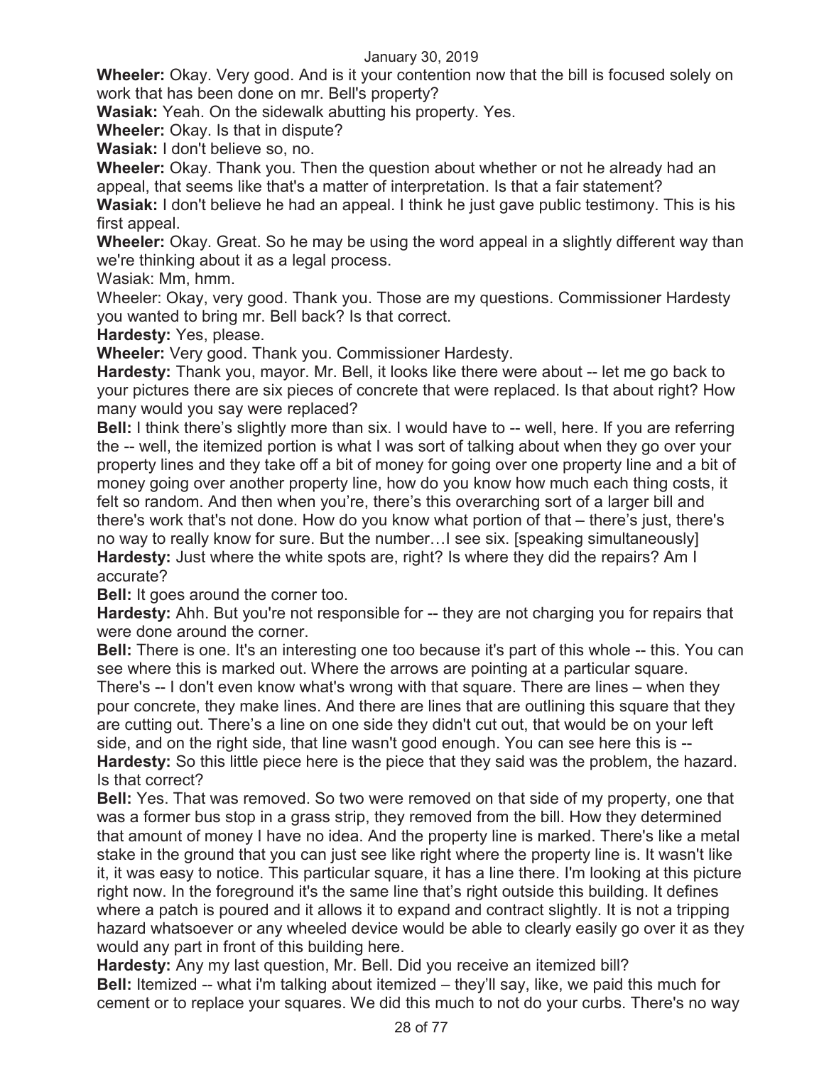**Wheeler:** Okay. Very good. And is it your contention now that the bill is focused solely on work that has been done on mr. Bell's property?

**Wasiak:** Yeah. On the sidewalk abutting his property. Yes.

**Wheeler:** Okay. Is that in dispute?

**Wasiak:** I don't believe so, no.

**Wheeler:** Okay. Thank you. Then the question about whether or not he already had an appeal, that seems like that's a matter of interpretation. Is that a fair statement?

**Wasiak:** I don't believe he had an appeal. I think he just gave public testimony. This is his first appeal.

**Wheeler:** Okay. Great. So he may be using the word appeal in a slightly different way than we're thinking about it as a legal process.

Wasiak: Mm, hmm.

Wheeler: Okay, very good. Thank you. Those are my questions. Commissioner Hardesty you wanted to bring mr. Bell back? Is that correct.

**Hardesty:** Yes, please.

**Wheeler:** Very good. Thank you. Commissioner Hardesty.

**Hardesty:** Thank you, mayor. Mr. Bell, it looks like there were about -- let me go back to your pictures there are six pieces of concrete that were replaced. Is that about right? How many would you say were replaced?

**Bell:** I think there's slightly more than six. I would have to -- well, here. If you are referring the -- well, the itemized portion is what I was sort of talking about when they go over your property lines and they take off a bit of money for going over one property line and a bit of money going over another property line, how do you know how much each thing costs, it felt so random. And then when you're, there's this overarching sort of a larger bill and there's work that's not done. How do you know what portion of that – there's just, there's no way to really know for sure. But the number…I see six. [speaking simultaneously]

**Hardesty:** Just where the white spots are, right? Is where they did the repairs? Am I accurate?

**Bell:** It goes around the corner too.

**Hardesty:** Ahh. But you're not responsible for -- they are not charging you for repairs that were done around the corner.

**Bell:** There is one. It's an interesting one too because it's part of this whole -- this. You can see where this is marked out. Where the arrows are pointing at a particular square. There's -- I don't even know what's wrong with that square. There are lines – when they pour concrete, they make lines. And there are lines that are outlining this square that they are cutting out. There's a line on one side they didn't cut out, that would be on your left side, and on the right side, that line wasn't good enough. You can see here this is --

**Hardesty:** So this little piece here is the piece that they said was the problem, the hazard. Is that correct?

**Bell:** Yes. That was removed. So two were removed on that side of my property, one that was a former bus stop in a grass strip, they removed from the bill. How they determined that amount of money I have no idea. And the property line is marked. There's like a metal stake in the ground that you can just see like right where the property line is. It wasn't like it, it was easy to notice. This particular square, it has a line there. I'm looking at this picture right now. In the foreground it's the same line that's right outside this building. It defines where a patch is poured and it allows it to expand and contract slightly. It is not a tripping hazard whatsoever or any wheeled device would be able to clearly easily go over it as they would any part in front of this building here.

**Hardesty:** Any my last question, Mr. Bell. Did you receive an itemized bill?

**Bell:** Itemized -- what i'm talking about itemized – they'll say, like, we paid this much for cement or to replace your squares. We did this much to not do your curbs. There's no way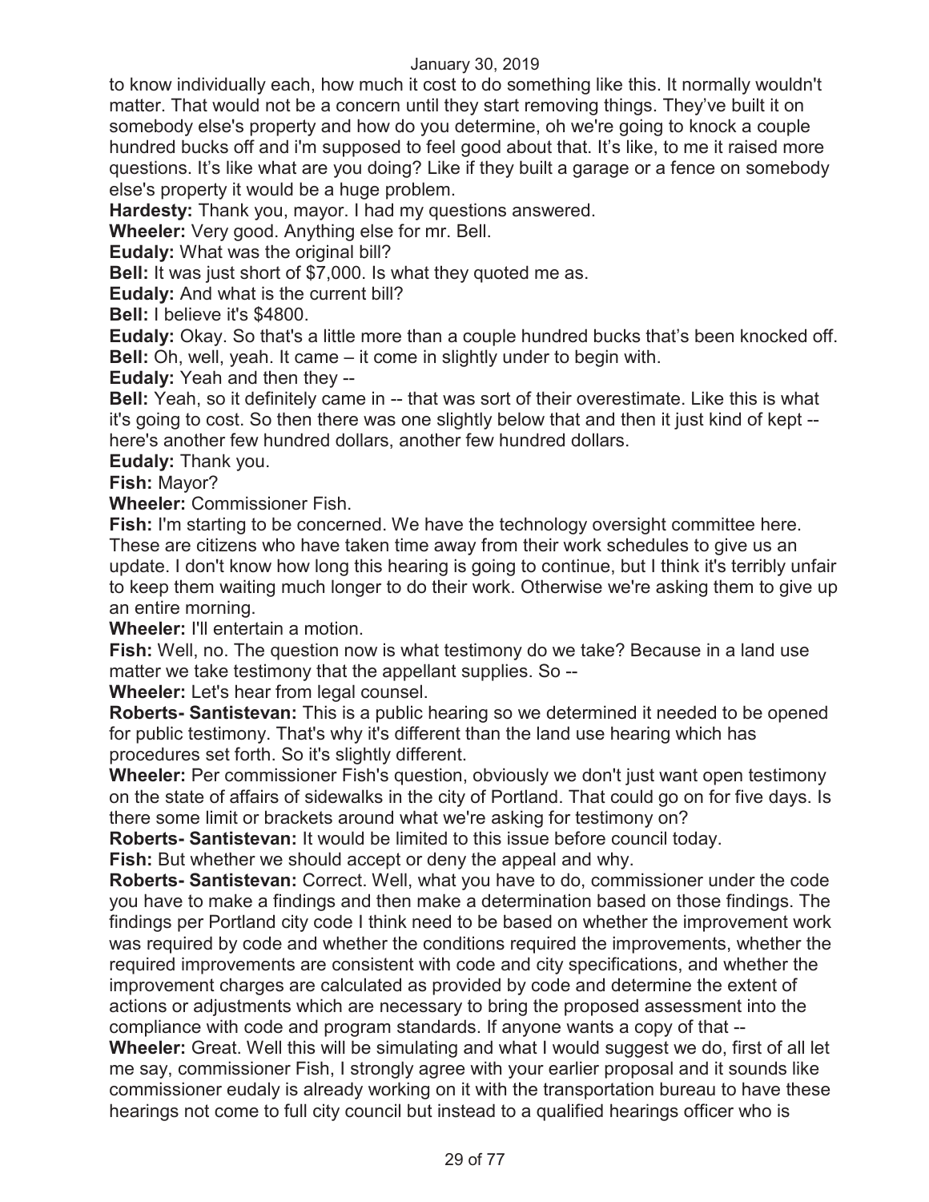to know individually each, how much it cost to do something like this. It normally wouldn't matter. That would not be a concern until they start removing things. They've built it on somebody else's property and how do you determine, oh we're going to knock a couple hundred bucks off and i'm supposed to feel good about that. It's like, to me it raised more questions. It's like what are you doing? Like if they built a garage or a fence on somebody else's property it would be a huge problem.

**Hardesty:** Thank you, mayor. I had my questions answered.

**Wheeler:** Very good. Anything else for mr. Bell.

**Eudaly:** What was the original bill?

**Bell:** It was just short of $7,000. Is what they quoted me as.

**Eudaly:** And what is the current bill?

**Bell:** I believe it's $4800.

**Eudaly:** Okay. So that's a little more than a couple hundred bucks that's been knocked off.

**Bell:** Oh, well, yeah. It came – it come in slightly under to begin with.

**Eudaly:** Yeah and then they --

**Bell:** Yeah, so it definitely came in -- that was sort of their overestimate. Like this is what it's going to cost. So then there was one slightly below that and then it just kind of kept -- here's another few hundred dollars, another few hundred dollars.

**Eudaly:** Thank you.

**Fish:** Mayor?

**Wheeler:** Commissioner Fish.

**Fish:** I'm starting to be concerned. We have the technology oversight committee here. These are citizens who have taken time away from their work schedules to give us an update. I don't know how long this hearing is going to continue, but I think it's terribly unfair to keep them waiting much longer to do their work. Otherwise we're asking them to give up an entire morning.

**Wheeler:** I'll entertain a motion.

**Fish:** Well, no. The question now is what testimony do we take? Because in a land use matter we take testimony that the appellant supplies. So --

**Wheeler:** Let's hear from legal counsel.

**Roberts- Santistevan:** This is a public hearing so we determined it needed to be opened for public testimony. That's why it's different than the land use hearing which has procedures set forth. So it's slightly different.

**Wheeler:** Per commissioner Fish's question, obviously we don't just want open testimony on the state of affairs of sidewalks in the city of Portland. That could go on for five days. Is there some limit or brackets around what we're asking for testimony on?

**Roberts- Santistevan:** It would be limited to this issue before council today.

**Fish:** But whether we should accept or deny the appeal and why.

**Roberts- Santistevan:** Correct. Well, what you have to do, commissioner under the code you have to make a findings and then make a determination based on those findings. The findings per Portland city code I think need to be based on whether the improvement work was required by code and whether the conditions required the improvements, whether the required improvements are consistent with code and city specifications, and whether the improvement charges are calculated as provided by code and determine the extent of actions or adjustments which are necessary to bring the proposed assessment into the compliance with code and program standards. If anyone wants a copy of that --

**Wheeler:** Great. Well this will be simulating and what I would suggest we do, first of all let me say, commissioner Fish, I strongly agree with your earlier proposal and it sounds like commissioner eudaly is already working on it with the transportation bureau to have these hearings not come to full city council but instead to a qualified hearings officer who is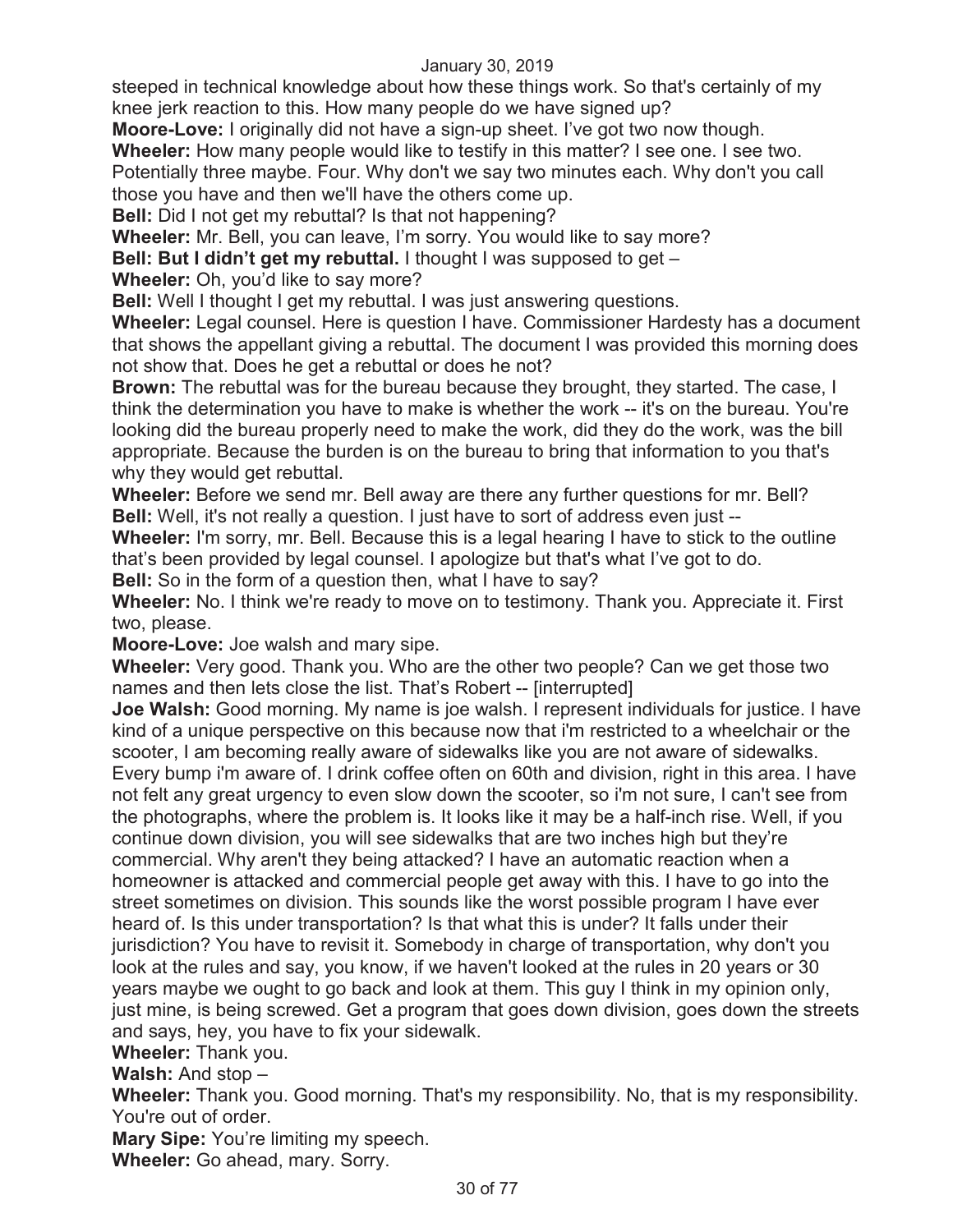steeped in technical knowledge about how these things work. So that's certainly of my knee jerk reaction to this. How many people do we have signed up?

**Moore-Love:** I originally did not have a sign-up sheet. I've got two now though.

**Wheeler:** How many people would like to testify in this matter? I see one. I see two. Potentially three maybe. Four. Why don't we say two minutes each. Why don't you call those you have and then we'll have the others come up.

**Bell:** Did I not get my rebuttal? Is that not happening?

**Wheeler:** Mr. Bell, you can leave, I'm sorry. You would like to say more?

**Bell: But I didn't get my rebuttal.** I thought I was supposed to get –

**Wheeler:** Oh, you'd like to say more?

**Bell:** Well I thought I get my rebuttal. I was just answering questions.

**Wheeler:** Legal counsel. Here is question I have. Commissioner Hardesty has a document that shows the appellant giving a rebuttal. The document I was provided this morning does not show that. Does he get a rebuttal or does he not?

**Brown:** The rebuttal was for the bureau because they brought, they started. The case, I think the determination you have to make is whether the work -- it's on the bureau. You're looking did the bureau properly need to make the work, did they do the work, was the bill appropriate. Because the burden is on the bureau to bring that information to you that's why they would get rebuttal.

**Wheeler:** Before we send mr. Bell away are there any further questions for mr. Bell?

**Bell:** Well, it's not really a question. I just have to sort of address even just --

**Wheeler:** I'm sorry, mr. Bell. Because this is a legal hearing I have to stick to the outline that's been provided by legal counsel. I apologize but that's what I've got to do.

**Bell:** So in the form of a question then, what I have to say?

**Wheeler:** No. I think we're ready to move on to testimony. Thank you. Appreciate it. First two, please.

**Moore-Love:** Joe walsh and mary sipe.

**Wheeler:** Very good. Thank you. Who are the other two people? Can we get those two names and then lets close the list. That's Robert -- [interrupted]

**Joe Walsh:** Good morning. My name is joe walsh. I represent individuals for justice. I have kind of a unique perspective on this because now that i'm restricted to a wheelchair or the scooter, I am becoming really aware of sidewalks like you are not aware of sidewalks. Every bump i'm aware of. I drink coffee often on 60th and division, right in this area. I have not felt any great urgency to even slow down the scooter, so i'm not sure, I can't see from the photographs, where the problem is. It looks like it may be a half-inch rise. Well, if you continue down division, you will see sidewalks that are two inches high but they're commercial. Why aren't they being attacked? I have an automatic reaction when a homeowner is attacked and commercial people get away with this. I have to go into the street sometimes on division. This sounds like the worst possible program I have ever heard of. Is this under transportation? Is that what this is under? It falls under their jurisdiction? You have to revisit it. Somebody in charge of transportation, why don't you look at the rules and say, you know, if we haven't looked at the rules in 20 years or 30 years maybe we ought to go back and look at them. This guy I think in my opinion only, just mine, is being screwed. Get a program that goes down division, goes down the streets and says, hey, you have to fix your sidewalk.

**Wheeler:** Thank you.

**Walsh:** And stop –

**Wheeler:** Thank you. Good morning. That's my responsibility. No, that is my responsibility. You're out of order.

**Mary Sipe:** You're limiting my speech.

**Wheeler:** Go ahead, mary. Sorry.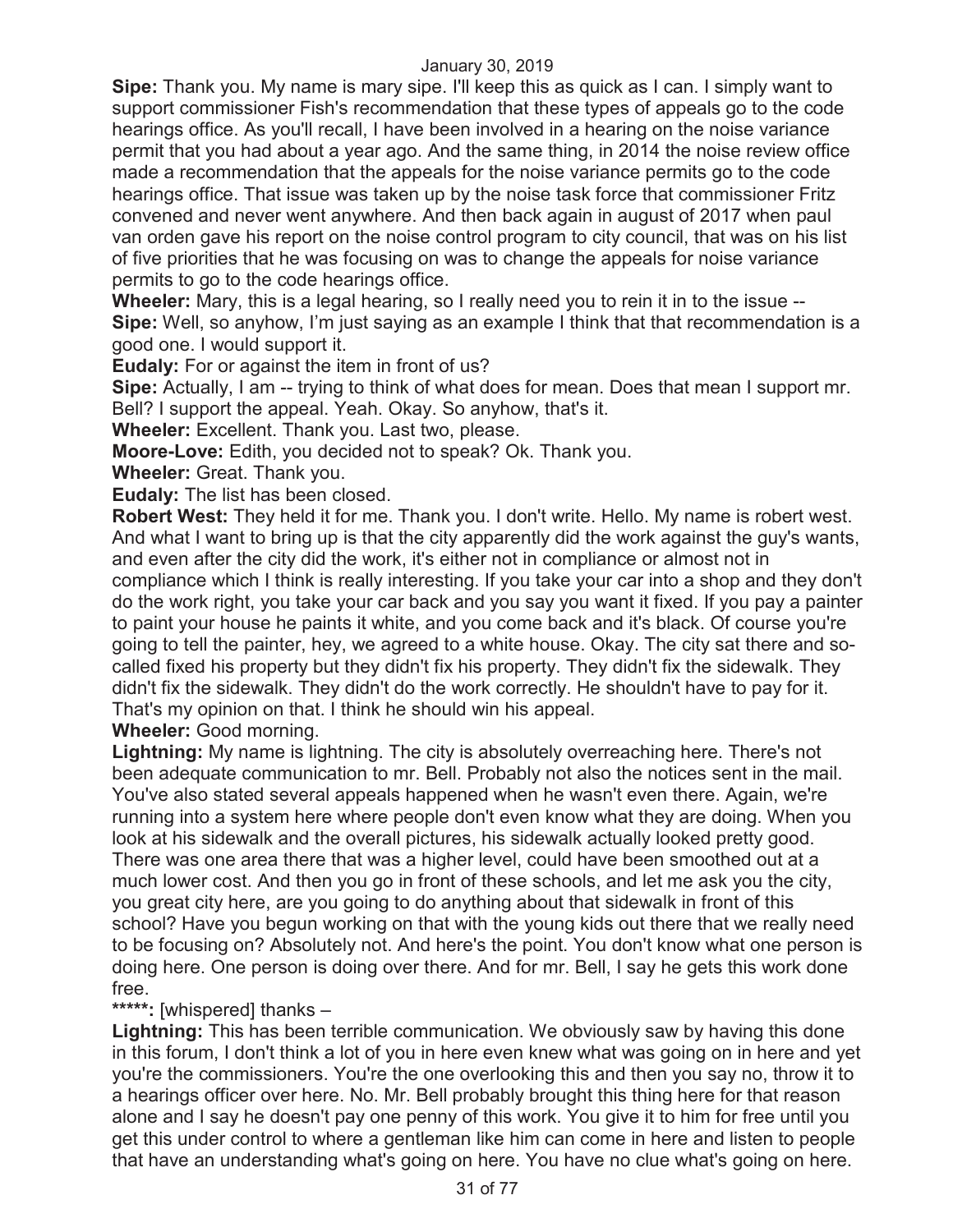**Sipe:** Thank you. My name is mary sipe. I'll keep this as quick as I can. I simply want to support commissioner Fish's recommendation that these types of appeals go to the code hearings office. As you'll recall, I have been involved in a hearing on the noise variance permit that you had about a year ago. And the same thing, in 2014 the noise review office made a recommendation that the appeals for the noise variance permits go to the code hearings office. That issue was taken up by the noise task force that commissioner Fritz convened and never went anywhere. And then back again in august of 2017 when paul van orden gave his report on the noise control program to city council, that was on his list of five priorities that he was focusing on was to change the appeals for noise variance permits to go to the code hearings office.

**Wheeler:** Mary, this is a legal hearing, so I really need you to rein it in to the issue --

**Sipe:** Well, so anyhow, I'm just saying as an example I think that that recommendation is a good one. I would support it.

**Eudaly:** For or against the item in front of us?

**Sipe:** Actually, I am -- trying to think of what does for mean. Does that mean I support mr. Bell? I support the appeal. Yeah. Okay. So anyhow, that's it.

**Wheeler:** Excellent. Thank you. Last two, please.

**Moore-Love:** Edith, you decided not to speak? Ok. Thank you.

**Wheeler:** Great. Thank you.

**Eudaly:** The list has been closed.

**Robert West:** They held it for me. Thank you. I don't write. Hello. My name is robert west. And what I want to bring up is that the city apparently did the work against the guy's wants, and even after the city did the work, it's either not in compliance or almost not in compliance which I think is really interesting. If you take your car into a shop and they don't do the work right, you take your car back and you say you want it fixed. If you pay a painter to paint your house he paints it white, and you come back and it's black. Of course you're going to tell the painter, hey, we agreed to a white house. Okay. The city sat there and so-called fixed his property but they didn't fix his property. They didn't fix the sidewalk. They didn't fix the sidewalk. They didn't do the work correctly. He shouldn't have to pay for it. That's my opinion on that. I think he should win his appeal.

**Wheeler:** Good morning.

**Lightning:** My name is lightning. The city is absolutely overreaching here. There's not been adequate communication to mr. Bell. Probably not also the notices sent in the mail. You've also stated several appeals happened when he wasn't even there. Again, we're running into a system here where people don't even know what they are doing. When you look at his sidewalk and the overall pictures, his sidewalk actually looked pretty good. There was one area there that was a higher level, could have been smoothed out at a much lower cost. And then you go in front of these schools, and let me ask you the city, you great city here, are you going to do anything about that sidewalk in front of this school? Have you begun working on that with the young kids out there that we really need to be focusing on? Absolutely not. And here's the point. You don't know what one person is doing here. One person is doing over there. And for mr. Bell, I say he gets this work done free.

**\*\*\*\*\*:** [whispered] thanks –

**Lightning:** This has been terrible communication. We obviously saw by having this done in this forum, I don't think a lot of you in here even knew what was going on in here and yet you're the commissioners. You're the one overlooking this and then you say no, throw it to a hearings officer over here. No. Mr. Bell probably brought this thing here for that reason alone and I say he doesn't pay one penny of this work. You give it to him for free until you get this under control to where a gentleman like him can come in here and listen to people that have an understanding what's going on here. You have no clue what's going on here.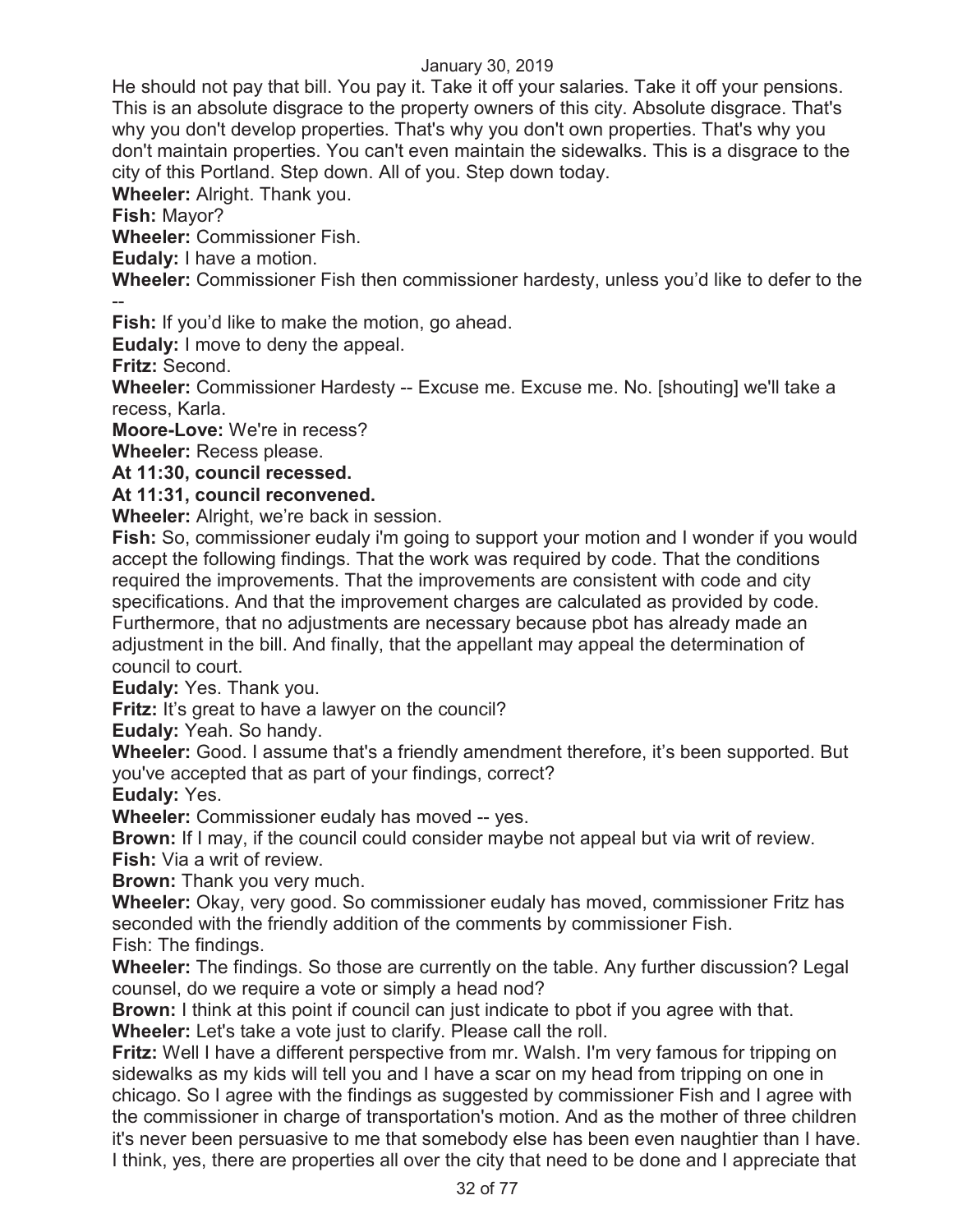He should not pay that bill. You pay it. Take it off your salaries. Take it off your pensions. This is an absolute disgrace to the property owners of this city. Absolute disgrace. That's why you don't develop properties. That's why you don't own properties. That's why you don't maintain properties. You can't even maintain the sidewalks. This is a disgrace to the city of this Portland. Step down. All of you. Step down today.

**Wheeler:** Alright. Thank you.

**Fish:** Mayor?

**Wheeler:** Commissioner Fish.

**Eudaly:** I have a motion.

**Wheeler:** Commissioner Fish then commissioner hardesty, unless you'd like to defer to the --

**Fish:** If you'd like to make the motion, go ahead.

**Eudaly:** I move to deny the appeal.

**Fritz:** Second.

**Wheeler:** Commissioner Hardesty -- Excuse me. Excuse me. No. [shouting] we'll take a recess, Karla.

**Moore-Love:** We're in recess?

**Wheeler:** Recess please.

**At 11:30, council recessed.**

**At 11:31, council reconvened.**

**Wheeler:** Alright, we're back in session.

**Fish:** So, commissioner eudaly i'm going to support your motion and I wonder if you would accept the following findings. That the work was required by code. That the conditions required the improvements. That the improvements are consistent with code and city specifications. And that the improvement charges are calculated as provided by code. Furthermore, that no adjustments are necessary because pbot has already made an adjustment in the bill. And finally, that the appellant may appeal the determination of council to court.

**Eudaly:** Yes. Thank you.

**Fritz:** It's great to have a lawyer on the council?

**Eudaly:** Yeah. So handy.

**Wheeler:** Good. I assume that's a friendly amendment therefore, it's been supported. But you've accepted that as part of your findings, correct?

**Eudaly:** Yes.

**Wheeler:** Commissioner eudaly has moved -- yes.

**Brown:** If I may, if the council could consider maybe not appeal but via writ of review.

**Fish:** Via a writ of review.

**Brown:** Thank you very much.

**Wheeler:** Okay, very good. So commissioner eudaly has moved, commissioner Fritz has seconded with the friendly addition of the comments by commissioner Fish.

Fish: The findings.

**Wheeler:** The findings. So those are currently on the table. Any further discussion? Legal counsel, do we require a vote or simply a head nod?

**Brown:** I think at this point if council can just indicate to pbot if you agree with that.

**Wheeler:** Let's take a vote just to clarify. Please call the roll.

**Fritz:** Well I have a different perspective from mr. Walsh. I'm very famous for tripping on sidewalks as my kids will tell you and I have a scar on my head from tripping on one in chicago. So I agree with the findings as suggested by commissioner Fish and I agree with the commissioner in charge of transportation's motion. And as the mother of three children it's never been persuasive to me that somebody else has been even naughtier than I have. I think, yes, there are properties all over the city that need to be done and I appreciate that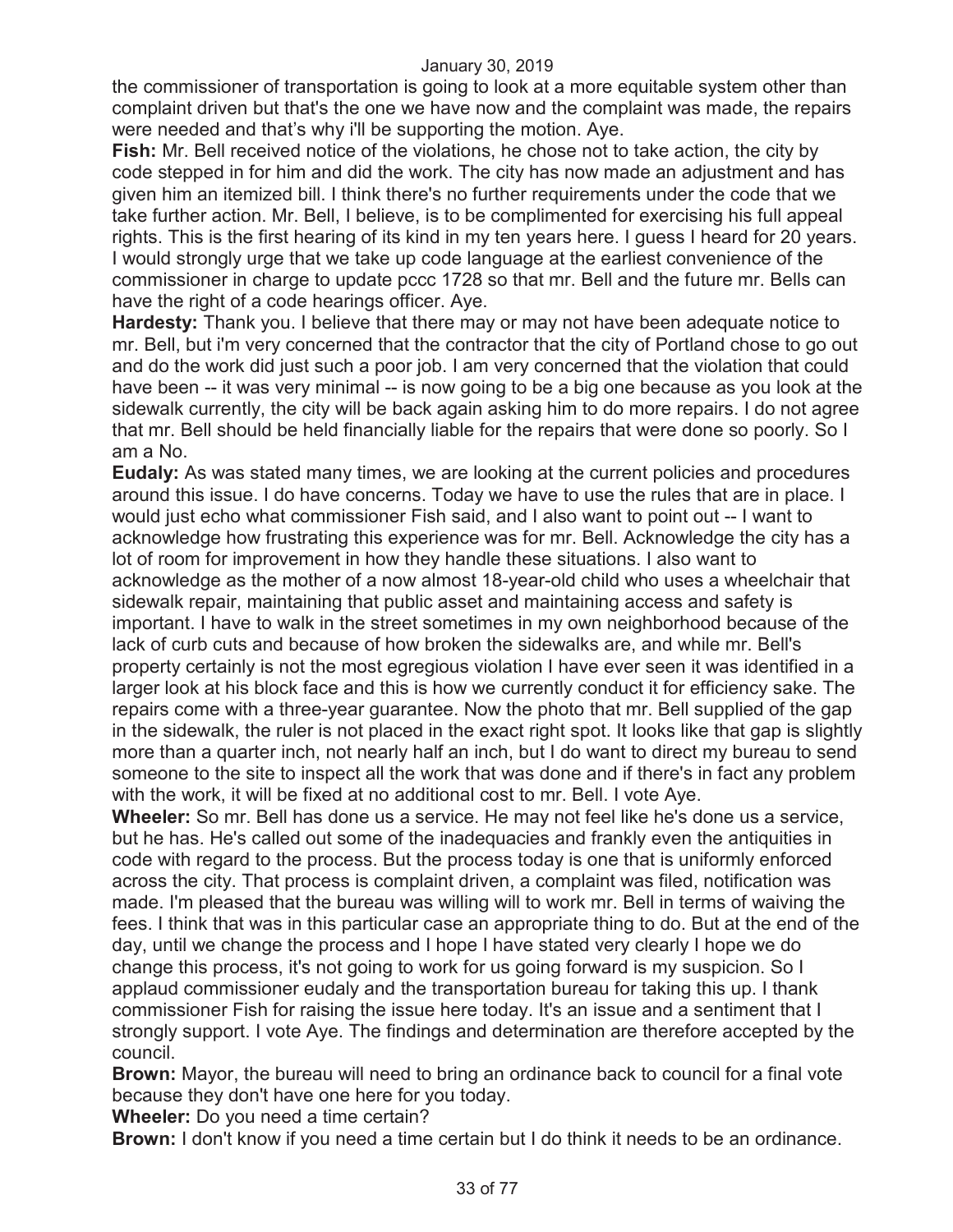the commissioner of transportation is going to look at a more equitable system other than complaint driven but that's the one we have now and the complaint was made, the repairs were needed and that's why i'll be supporting the motion. Aye.

**Fish:** Mr. Bell received notice of the violations, he chose not to take action, the city by code stepped in for him and did the work. The city has now made an adjustment and has given him an itemized bill. I think there's no further requirements under the code that we take further action. Mr. Bell, I believe, is to be complimented for exercising his full appeal rights. This is the first hearing of its kind in my ten years here. I guess I heard for 20 years. I would strongly urge that we take up code language at the earliest convenience of the commissioner in charge to update pccc 1728 so that mr. Bell and the future mr. Bells can have the right of a code hearings officer. Aye.

**Hardesty:** Thank you. I believe that there may or may not have been adequate notice to mr. Bell, but i'm very concerned that the contractor that the city of Portland chose to go out and do the work did just such a poor job. I am very concerned that the violation that could have been -- it was very minimal -- is now going to be a big one because as you look at the sidewalk currently, the city will be back again asking him to do more repairs. I do not agree that mr. Bell should be held financially liable for the repairs that were done so poorly. So I am a No.

**Eudaly:** As was stated many times, we are looking at the current policies and procedures around this issue. I do have concerns. Today we have to use the rules that are in place. I would just echo what commissioner Fish said, and I also want to point out -- I want to acknowledge how frustrating this experience was for mr. Bell. Acknowledge the city has a lot of room for improvement in how they handle these situations. I also want to acknowledge as the mother of a now almost 18-year-old child who uses a wheelchair that sidewalk repair, maintaining that public asset and maintaining access and safety is important. I have to walk in the street sometimes in my own neighborhood because of the lack of curb cuts and because of how broken the sidewalks are, and while mr. Bell's property certainly is not the most egregious violation I have ever seen it was identified in a larger look at his block face and this is how we currently conduct it for efficiency sake. The repairs come with a three-year guarantee. Now the photo that mr. Bell supplied of the gap in the sidewalk, the ruler is not placed in the exact right spot. It looks like that gap is slightly more than a quarter inch, not nearly half an inch, but I do want to direct my bureau to send someone to the site to inspect all the work that was done and if there's in fact any problem with the work, it will be fixed at no additional cost to mr. Bell. I vote Aye.

**Wheeler:** So mr. Bell has done us a service. He may not feel like he's done us a service, but he has. He's called out some of the inadequacies and frankly even the antiquities in code with regard to the process. But the process today is one that is uniformly enforced across the city. That process is complaint driven, a complaint was filed, notification was made. I'm pleased that the bureau was willing will to work mr. Bell in terms of waiving the fees. I think that was in this particular case an appropriate thing to do. But at the end of the day, until we change the process and I hope I have stated very clearly I hope we do change this process, it's not going to work for us going forward is my suspicion. So I applaud commissioner eudaly and the transportation bureau for taking this up. I thank commissioner Fish for raising the issue here today. It's an issue and a sentiment that I strongly support. I vote Aye. The findings and determination are therefore accepted by the council.

**Brown:** Mayor, the bureau will need to bring an ordinance back to council for a final vote because they don't have one here for you today.

**Wheeler:** Do you need a time certain?

**Brown:** I don't know if you need a time certain but I do think it needs to be an ordinance.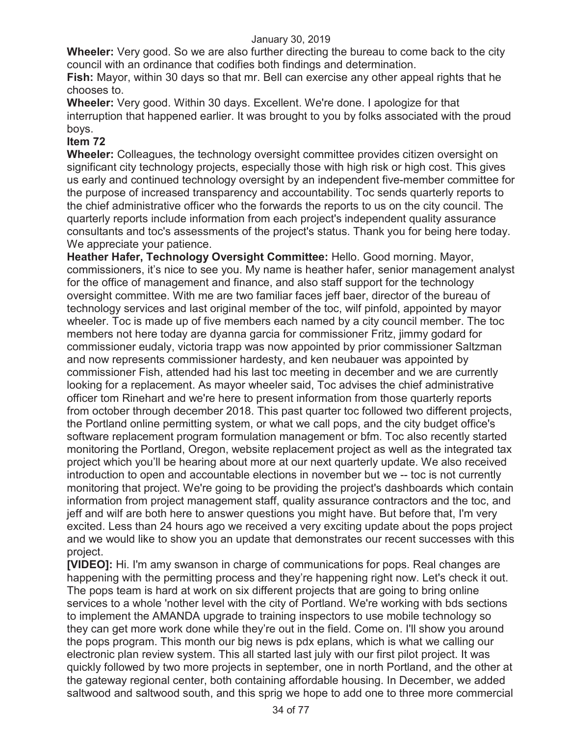**Wheeler:** Very good. So we are also further directing the bureau to come back to the city council with an ordinance that codifies both findings and determination.

**Fish:** Mayor, within 30 days so that mr. Bell can exercise any other appeal rights that he chooses to.

**Wheeler:** Very good. Within 30 days. Excellent. We're done. I apologize for that interruption that happened earlier. It was brought to you by folks associated with the proud boys.

**Item 72**

**Wheeler:** Colleagues, the technology oversight committee provides citizen oversight on significant city technology projects, especially those with high risk or high cost. This gives us early and continued technology oversight by an independent five-member committee for the purpose of increased transparency and accountability. Toc sends quarterly reports to the chief administrative officer who the forwards the reports to us on the city council. The quarterly reports include information from each project's independent quality assurance consultants and toc's assessments of the project's status. Thank you for being here today. We appreciate your patience.

**Heather Hafer, Technology Oversight Committee:** Hello. Good morning. Mayor, commissioners, it's nice to see you. My name is heather hafer, senior management analyst for the office of management and finance, and also staff support for the technology oversight committee. With me are two familiar faces jeff baer, director of the bureau of technology services and last original member of the toc, wilf pinfold, appointed by mayor wheeler. Toc is made up of five members each named by a city council member. The toc members not here today are dyanna garcia for commissioner Fritz, jimmy godard for commissioner eudaly, victoria trapp was now appointed by prior commissioner Saltzman and now represents commissioner hardesty, and ken neubauer was appointed by commissioner Fish, attended had his last toc meeting in december and we are currently looking for a replacement. As mayor wheeler said, Toc advises the chief administrative officer tom Rinehart and we're here to present information from those quarterly reports from october through december 2018. This past quarter toc followed two different projects, the Portland online permitting system, or what we call pops, and the city budget office's software replacement program formulation management or bfm. Toc also recently started monitoring the Portland, Oregon, website replacement project as well as the integrated tax project which you'll be hearing about more at our next quarterly update. We also received introduction to open and accountable elections in november but we -- toc is not currently monitoring that project. We're going to be providing the project's dashboards which contain information from project management staff, quality assurance contractors and the toc, and jeff and wilf are both here to answer questions you might have. But before that, I'm very excited. Less than 24 hours ago we received a very exciting update about the pops project and we would like to show you an update that demonstrates our recent successes with this project.

**[VIDEO]:** Hi. I'm amy swanson in charge of communications for pops. Real changes are happening with the permitting process and they're happening right now. Let's check it out. The pops team is hard at work on six different projects that are going to bring online services to a whole 'nother level with the city of Portland. We're working with bds sections to implement the AMANDA upgrade to training inspectors to use mobile technology so they can get more work done while they're out in the field. Come on. I'll show you around the pops program. This month our big news is pdx eplans, which is what we calling our electronic plan review system. This all started last july with our first pilot project. It was quickly followed by two more projects in september, one in north Portland, and the other at the gateway regional center, both containing affordable housing. In December, we added saltwood and saltwood south, and this sprig we hope to add one to three more commercial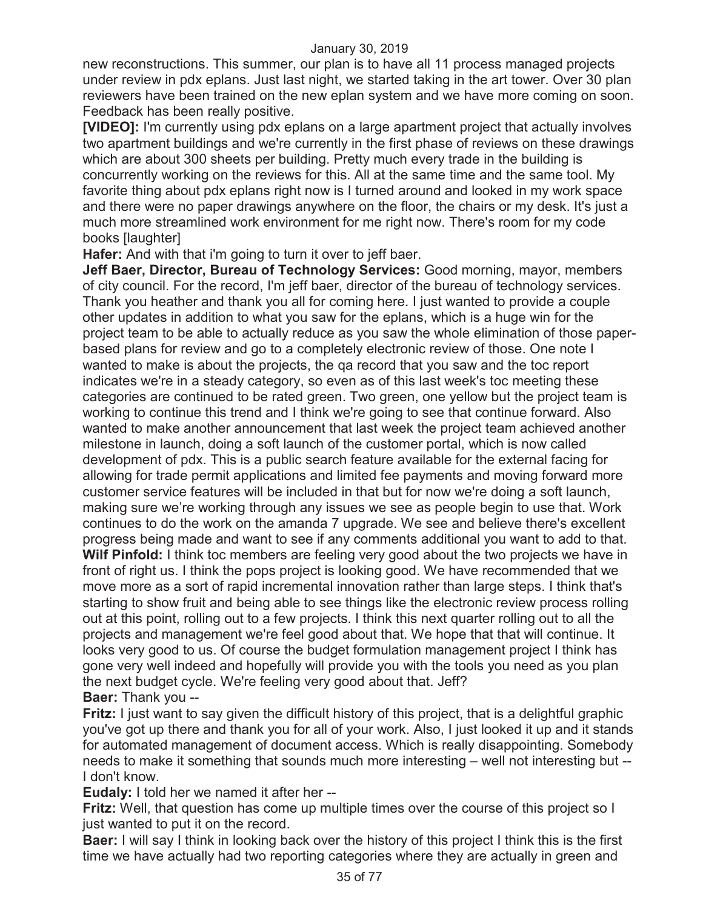new reconstructions. This summer, our plan is to have all 11 process managed projects under review in pdx eplans. Just last night, we started taking in the art tower. Over 30 plan reviewers have been trained on the new eplan system and we have more coming on soon. Feedback has been really positive.

**[VIDEO]:** I'm currently using pdx eplans on a large apartment project that actually involves two apartment buildings and we're currently in the first phase of reviews on these drawings which are about 300 sheets per building. Pretty much every trade in the building is concurrently working on the reviews for this. All at the same time and the same tool. My favorite thing about pdx eplans right now is I turned around and looked in my work space and there were no paper drawings anywhere on the floor, the chairs or my desk. It's just a much more streamlined work environment for me right now. There's room for my code books [laughter]

**Hafer:** And with that i'm going to turn it over to jeff baer.

**Jeff Baer, Director, Bureau of Technology Services:** Good morning, mayor, members of city council. For the record, I'm jeff baer, director of the bureau of technology services. Thank you heather and thank you all for coming here. I just wanted to provide a couple other updates in addition to what you saw for the eplans, which is a huge win for the project team to be able to actually reduce as you saw the whole elimination of those paper-based plans for review and go to a completely electronic review of those. One note I wanted to make is about the projects, the qa record that you saw and the toc report indicates we're in a steady category, so even as of this last week's toc meeting these categories are continued to be rated green. Two green, one yellow but the project team is working to continue this trend and I think we're going to see that continue forward. Also wanted to make another announcement that last week the project team achieved another milestone in launch, doing a soft launch of the customer portal, which is now called development of pdx. This is a public search feature available for the external facing for allowing for trade permit applications and limited fee payments and moving forward more customer service features will be included in that but for now we're doing a soft launch, making sure we're working through any issues we see as people begin to use that. Work continues to do the work on the amanda 7 upgrade. We see and believe there's excellent progress being made and want to see if any comments additional you want to add to that.

**Wilf Pinfold:** I think toc members are feeling very good about the two projects we have in front of right us. I think the pops project is looking good. We have recommended that we move more as a sort of rapid incremental innovation rather than large steps. I think that's starting to show fruit and being able to see things like the electronic review process rolling out at this point, rolling out to a few projects. I think this next quarter rolling out to all the projects and management we're feel good about that. We hope that that will continue. It looks very good to us. Of course the budget formulation management project I think has gone very well indeed and hopefully will provide you with the tools you need as you plan the next budget cycle. We're feeling very good about that. Jeff?

**Baer:** Thank you --

**Fritz:** I just want to say given the difficult history of this project, that is a delightful graphic you've got up there and thank you for all of your work. Also, I just looked it up and it stands for automated management of document access. Which is really disappointing. Somebody needs to make it something that sounds much more interesting – well not interesting but -- I don't know.

**Eudaly:** I told her we named it after her --

**Fritz:** Well, that question has come up multiple times over the course of this project so I just wanted to put it on the record.

**Baer:** I will say I think in looking back over the history of this project I think this is the first time we have actually had two reporting categories where they are actually in green and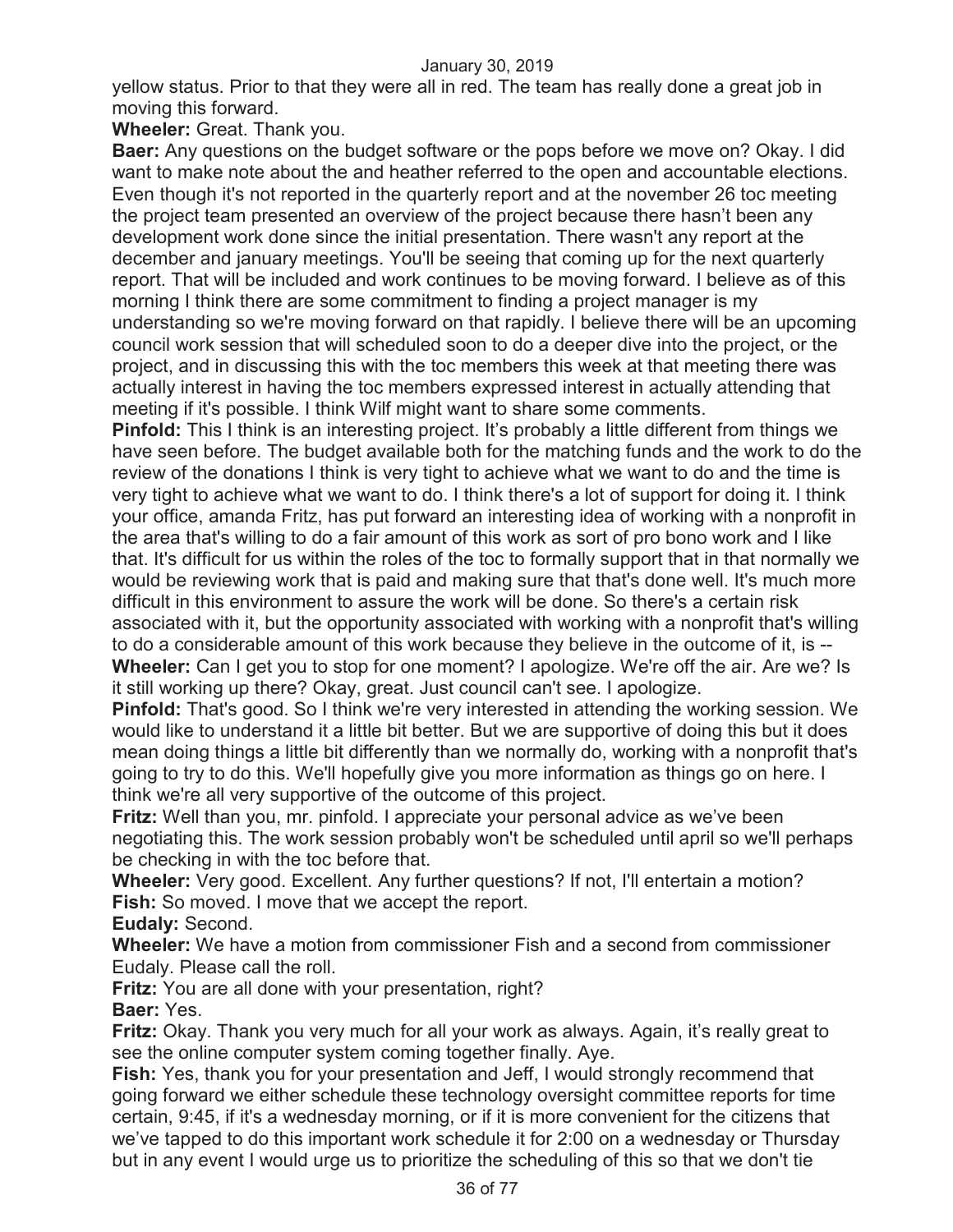yellow status. Prior to that they were all in red. The team has really done a great job in moving this forward.

**Wheeler:** Great. Thank you.

**Baer:** Any questions on the budget software or the pops before we move on? Okay. I did want to make note about the and heather referred to the open and accountable elections. Even though it's not reported in the quarterly report and at the november 26 toc meeting the project team presented an overview of the project because there hasn't been any development work done since the initial presentation. There wasn't any report at the december and january meetings. You'll be seeing that coming up for the next quarterly report. That will be included and work continues to be moving forward. I believe as of this morning I think there are some commitment to finding a project manager is my understanding so we're moving forward on that rapidly. I believe there will be an upcoming council work session that will scheduled soon to do a deeper dive into the project, or the project, and in discussing this with the toc members this week at that meeting there was actually interest in having the toc members expressed interest in actually attending that meeting if it's possible. I think Wilf might want to share some comments.

**Pinfold:** This I think is an interesting project. It's probably a little different from things we have seen before. The budget available both for the matching funds and the work to do the review of the donations I think is very tight to achieve what we want to do and the time is very tight to achieve what we want to do. I think there's a lot of support for doing it. I think your office, amanda Fritz, has put forward an interesting idea of working with a nonprofit in the area that's willing to do a fair amount of this work as sort of pro bono work and I like that. It's difficult for us within the roles of the toc to formally support that in that normally we would be reviewing work that is paid and making sure that that's done well. It's much more difficult in this environment to assure the work will be done. So there's a certain risk associated with it, but the opportunity associated with working with a nonprofit that's willing to do a considerable amount of this work because they believe in the outcome of it, is --

**Wheeler:** Can I get you to stop for one moment? I apologize. We're off the air. Are we? Is it still working up there? Okay, great. Just council can't see. I apologize.

**Pinfold:** That's good. So I think we're very interested in attending the working session. We would like to understand it a little bit better. But we are supportive of doing this but it does mean doing things a little bit differently than we normally do, working with a nonprofit that's going to try to do this. We'll hopefully give you more information as things go on here. I think we're all very supportive of the outcome of this project.

**Fritz:** Well than you, mr. pinfold. I appreciate your personal advice as we've been negotiating this. The work session probably won't be scheduled until april so we'll perhaps be checking in with the toc before that.

**Wheeler:** Very good. Excellent. Any further questions? If not, I'll entertain a motion?

**Fish:** So moved. I move that we accept the report.

**Eudaly:** Second.

**Wheeler:** We have a motion from commissioner Fish and a second from commissioner Eudaly. Please call the roll.

**Fritz:** You are all done with your presentation, right?

**Baer:** Yes.

**Fritz:** Okay. Thank you very much for all your work as always. Again, it's really great to see the online computer system coming together finally. Aye.

**Fish:** Yes, thank you for your presentation and Jeff, I would strongly recommend that going forward we either schedule these technology oversight committee reports for time certain, 9:45, if it's a wednesday morning, or if it is more convenient for the citizens that we've tapped to do this important work schedule it for 2:00 on a wednesday or Thursday but in any event I would urge us to prioritize the scheduling of this so that we don't tie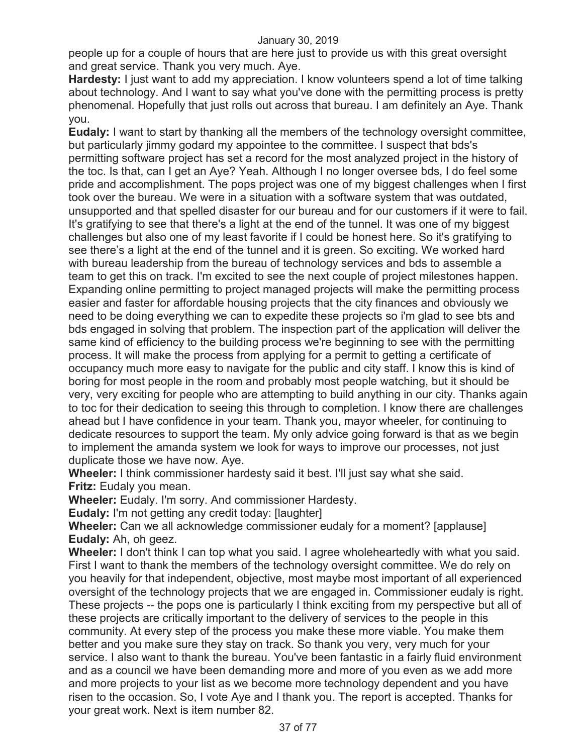people up for a couple of hours that are here just to provide us with this great oversight and great service. Thank you very much. Aye.

**Hardesty:** I just want to add my appreciation. I know volunteers spend a lot of time talking about technology. And I want to say what you've done with the permitting process is pretty phenomenal. Hopefully that just rolls out across that bureau. I am definitely an Aye. Thank you.

**Eudaly:** I want to start by thanking all the members of the technology oversight committee, but particularly jimmy godard my appointee to the committee. I suspect that bds's permitting software project has set a record for the most analyzed project in the history of the toc. Is that, can I get an Aye? Yeah. Although I no longer oversee bds, I do feel some pride and accomplishment. The pops project was one of my biggest challenges when I first took over the bureau. We were in a situation with a software system that was outdated, unsupported and that spelled disaster for our bureau and for our customers if it were to fail. It's gratifying to see that there's a light at the end of the tunnel. It was one of my biggest challenges but also one of my least favorite if I could be honest here. So it's gratifying to see there's a light at the end of the tunnel and it is green. So exciting. We worked hard with bureau leadership from the bureau of technology services and bds to assemble a team to get this on track. I'm excited to see the next couple of project milestones happen. Expanding online permitting to project managed projects will make the permitting process easier and faster for affordable housing projects that the city finances and obviously we need to be doing everything we can to expedite these projects so i'm glad to see bts and bds engaged in solving that problem. The inspection part of the application will deliver the same kind of efficiency to the building process we're beginning to see with the permitting process. It will make the process from applying for a permit to getting a certificate of occupancy much more easy to navigate for the public and city staff. I know this is kind of boring for most people in the room and probably most people watching, but it should be very, very exciting for people who are attempting to build anything in our city. Thanks again to toc for their dedication to seeing this through to completion. I know there are challenges ahead but I have confidence in your team. Thank you, mayor wheeler, for continuing to dedicate resources to support the team. My only advice going forward is that as we begin to implement the amanda system we look for ways to improve our processes, not just duplicate those we have now. Aye.

**Wheeler:** I think commissioner hardesty said it best. I'll just say what she said.

**Fritz:** Eudaly you mean.

**Wheeler:** Eudaly. I'm sorry. And commissioner Hardesty.

**Eudaly:** I'm not getting any credit today: [laughter]

**Wheeler:** Can we all acknowledge commissioner eudaly for a moment? [applause]

**Eudaly:** Ah, oh geez.

**Wheeler:** I don't think I can top what you said. I agree wholeheartedly with what you said. First I want to thank the members of the technology oversight committee. We do rely on you heavily for that independent, objective, most maybe most important of all experienced oversight of the technology projects that we are engaged in. Commissioner eudaly is right. These projects -- the pops one is particularly I think exciting from my perspective but all of these projects are critically important to the delivery of services to the people in this community. At every step of the process you make these more viable. You make them better and you make sure they stay on track. So thank you very, very much for your service. I also want to thank the bureau. You've been fantastic in a fairly fluid environment and as a council we have been demanding more and more of you even as we add more and more projects to your list as we become more technology dependent and you have risen to the occasion. So, I vote Aye and I thank you. The report is accepted. Thanks for your great work. Next is item number 82.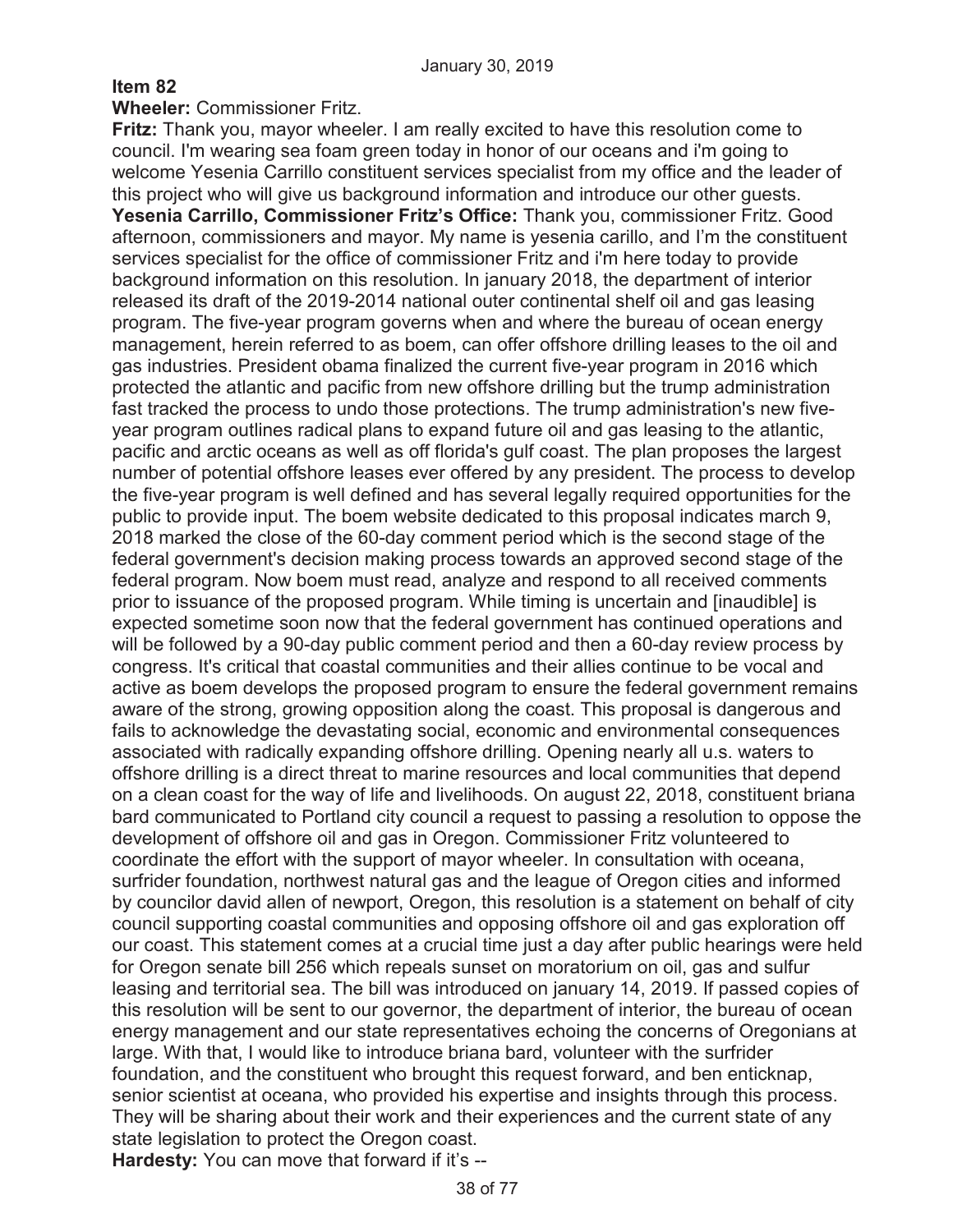January 30, 2019

**Item 82**

**Wheeler:** Commissioner Fritz.

**Fritz:** Thank you, mayor wheeler. I am really excited to have this resolution come to council. I'm wearing sea foam green today in honor of our oceans and i'm going to welcome Yesenia Carrillo constituent services specialist from my office and the leader of this project who will give us background information and introduce our other guests.

**Yesenia Carrillo, Commissioner Fritz's Office:** Thank you, commissioner Fritz. Good afternoon, commissioners and mayor. My name is yesenia carillo, and I'm the constituent services specialist for the office of commissioner Fritz and i'm here today to provide background information on this resolution. In january 2018, the department of interior released its draft of the 2019-2014 national outer continental shelf oil and gas leasing program. The five-year program governs when and where the bureau of ocean energy management, herein referred to as boem, can offer offshore drilling leases to the oil and gas industries. President obama finalized the current five-year program in 2016 which protected the atlantic and pacific from new offshore drilling but the trump administration fast tracked the process to undo those protections. The trump administration's new five-year program outlines radical plans to expand future oil and gas leasing to the atlantic, pacific and arctic oceans as well as off florida's gulf coast. The plan proposes the largest number of potential offshore leases ever offered by any president. The process to develop the five-year program is well defined and has several legally required opportunities for the public to provide input. The boem website dedicated to this proposal indicates march 9, 2018 marked the close of the 60-day comment period which is the second stage of the federal government's decision making process towards an approved second stage of the federal program. Now boem must read, analyze and respond to all received comments prior to issuance of the proposed program. While timing is uncertain and [inaudible] is expected sometime soon now that the federal government has continued operations and will be followed by a 90-day public comment period and then a 60-day review process by congress. It's critical that coastal communities and their allies continue to be vocal and active as boem develops the proposed program to ensure the federal government remains aware of the strong, growing opposition along the coast. This proposal is dangerous and fails to acknowledge the devastating social, economic and environmental consequences associated with radically expanding offshore drilling. Opening nearly all u.s. waters to offshore drilling is a direct threat to marine resources and local communities that depend on a clean coast for the way of life and livelihoods. On august 22, 2018, constituent briana bard communicated to Portland city council a request to passing a resolution to oppose the development of offshore oil and gas in Oregon. Commissioner Fritz volunteered to coordinate the effort with the support of mayor wheeler. In consultation with oceana, surfrider foundation, northwest natural gas and the league of Oregon cities and informed by councilor david allen of newport, Oregon, this resolution is a statement on behalf of city council supporting coastal communities and opposing offshore oil and gas exploration off our coast. This statement comes at a crucial time just a day after public hearings were held for Oregon senate bill 256 which repeals sunset on moratorium on oil, gas and sulfur leasing and territorial sea. The bill was introduced on january 14, 2019. If passed copies of this resolution will be sent to our governor, the department of interior, the bureau of ocean energy management and our state representatives echoing the concerns of Oregonians at large. With that, I would like to introduce briana bard, volunteer with the surfrider foundation, and the constituent who brought this request forward, and ben enticknap, senior scientist at oceana, who provided his expertise and insights through this process. They will be sharing about their work and their experiences and the current state of any state legislation to protect the Oregon coast.

**Hardesty:** You can move that forward if it's --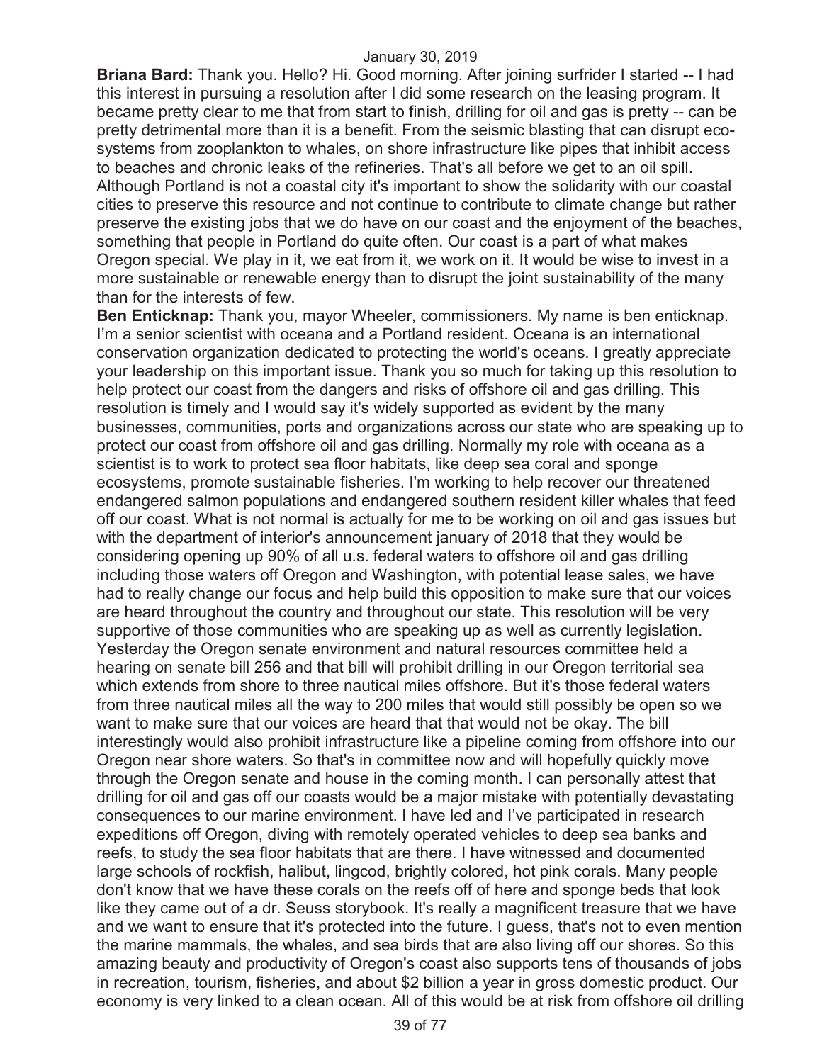**Briana Bard:** Thank you. Hello? Hi. Good morning. After joining surfrider I started -- I had this interest in pursuing a resolution after I did some research on the leasing program. It became pretty clear to me that from start to finish, drilling for oil and gas is pretty -- can be pretty detrimental more than it is a benefit. From the seismic blasting that can disrupt eco-systems from zooplankton to whales, on shore infrastructure like pipes that inhibit access to beaches and chronic leaks of the refineries. That's all before we get to an oil spill. Although Portland is not a coastal city it's important to show the solidarity with our coastal cities to preserve this resource and not continue to contribute to climate change but rather preserve the existing jobs that we do have on our coast and the enjoyment of the beaches, something that people in Portland do quite often. Our coast is a part of what makes Oregon special. We play in it, we eat from it, we work on it. It would be wise to invest in a more sustainable or renewable energy than to disrupt the joint sustainability of the many than for the interests of few.

**Ben Enticknap:** Thank you, mayor Wheeler, commissioners. My name is ben enticknap. I'm a senior scientist with oceana and a Portland resident. Oceana is an international conservation organization dedicated to protecting the world's oceans. I greatly appreciate your leadership on this important issue. Thank you so much for taking up this resolution to help protect our coast from the dangers and risks of offshore oil and gas drilling. This resolution is timely and I would say it's widely supported as evident by the many businesses, communities, ports and organizations across our state who are speaking up to protect our coast from offshore oil and gas drilling. Normally my role with oceana as a scientist is to work to protect sea floor habitats, like deep sea coral and sponge ecosystems, promote sustainable fisheries. I'm working to help recover our threatened endangered salmon populations and endangered southern resident killer whales that feed off our coast. What is not normal is actually for me to be working on oil and gas issues but with the department of interior's announcement january of 2018 that they would be considering opening up 90% of all u.s. federal waters to offshore oil and gas drilling including those waters off Oregon and Washington, with potential lease sales, we have had to really change our focus and help build this opposition to make sure that our voices are heard throughout the country and throughout our state. This resolution will be very supportive of those communities who are speaking up as well as currently legislation. Yesterday the Oregon senate environment and natural resources committee held a hearing on senate bill 256 and that bill will prohibit drilling in our Oregon territorial sea which extends from shore to three nautical miles offshore. But it's those federal waters from three nautical miles all the way to 200 miles that would still possibly be open so we want to make sure that our voices are heard that that would not be okay. The bill interestingly would also prohibit infrastructure like a pipeline coming from offshore into our Oregon near shore waters. So that's in committee now and will hopefully quickly move through the Oregon senate and house in the coming month. I can personally attest that drilling for oil and gas off our coasts would be a major mistake with potentially devastating consequences to our marine environment. I have led and I've participated in research expeditions off Oregon, diving with remotely operated vehicles to deep sea banks and reefs, to study the sea floor habitats that are there. I have witnessed and documented large schools of rockfish, halibut, lingcod, brightly colored, hot pink corals. Many people don't know that we have these corals on the reefs off of here and sponge beds that look like they came out of a dr. Seuss storybook. It's really a magnificent treasure that we have and we want to ensure that it's protected into the future. I guess, that's not to even mention the marine mammals, the whales, and sea birds that are also living off our shores. So this amazing beauty and productivity of Oregon's coast also supports tens of thousands of jobs in recreation, tourism, fisheries, and about $2 billion a year in gross domestic product. Our economy is very linked to a clean ocean. All of this would be at risk from offshore oil drilling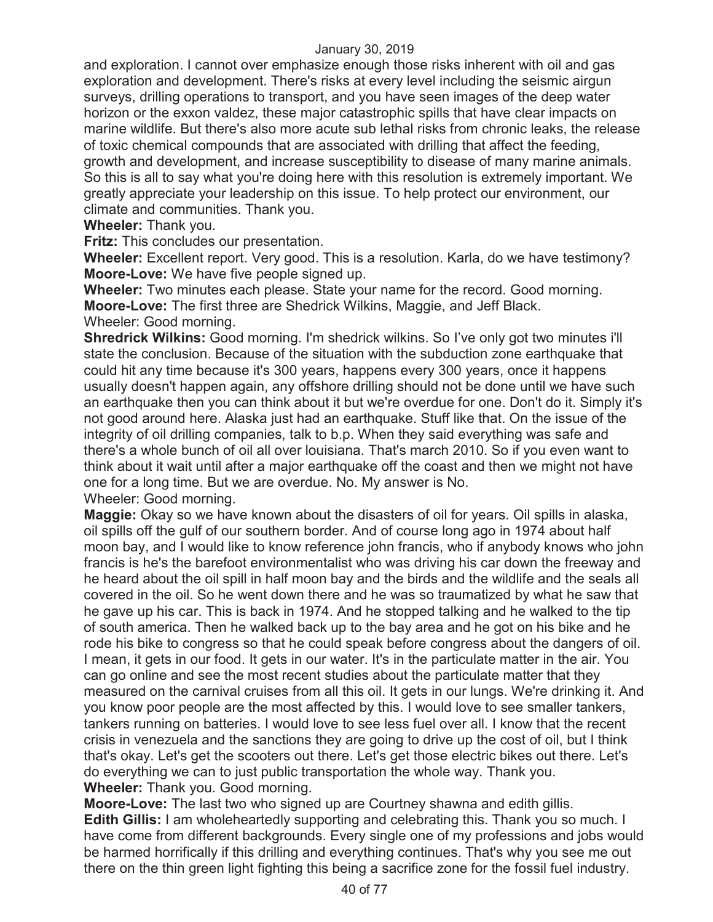and exploration. I cannot over emphasize enough those risks inherent with oil and gas exploration and development. There's risks at every level including the seismic airgun surveys, drilling operations to transport, and you have seen images of the deep water horizon or the exxon valdez, these major catastrophic spills that have clear impacts on marine wildlife. But there's also more acute sub lethal risks from chronic leaks, the release of toxic chemical compounds that are associated with drilling that affect the feeding, growth and development, and increase susceptibility to disease of many marine animals. So this is all to say what you're doing here with this resolution is extremely important. We greatly appreciate your leadership on this issue. To help protect our environment, our climate and communities. Thank you.

**Wheeler:** Thank you.

**Fritz:** This concludes our presentation.

**Wheeler:** Excellent report. Very good. This is a resolution. Karla, do we have testimony?

**Moore-Love:** We have five people signed up.

**Wheeler:** Two minutes each please. State your name for the record. Good morning.

**Moore-Love:** The first three are Shedrick Wilkins, Maggie, and Jeff Black.

Wheeler: Good morning.

**Shredrick Wilkins:** Good morning. I'm shedrick wilkins. So I've only got two minutes i'll state the conclusion. Because of the situation with the subduction zone earthquake that could hit any time because it's 300 years, happens every 300 years, once it happens usually doesn't happen again, any offshore drilling should not be done until we have such an earthquake then you can think about it but we're overdue for one. Don't do it. Simply it's not good around here. Alaska just had an earthquake. Stuff like that. On the issue of the integrity of oil drilling companies, talk to b.p. When they said everything was safe and there's a whole bunch of oil all over louisiana. That's march 2010. So if you even want to think about it wait until after a major earthquake off the coast and then we might not have one for a long time. But we are overdue. No. My answer is No.

Wheeler: Good morning.

**Maggie:** Okay so we have known about the disasters of oil for years. Oil spills in alaska, oil spills off the gulf of our southern border. And of course long ago in 1974 about half moon bay, and I would like to know reference john francis, who if anybody knows who john francis is he's the barefoot environmentalist who was driving his car down the freeway and he heard about the oil spill in half moon bay and the birds and the wildlife and the seals all covered in the oil. So he went down there and he was so traumatized by what he saw that he gave up his car. This is back in 1974. And he stopped talking and he walked to the tip of south america. Then he walked back up to the bay area and he got on his bike and he rode his bike to congress so that he could speak before congress about the dangers of oil. I mean, it gets in our food. It gets in our water. It's in the particulate matter in the air. You can go online and see the most recent studies about the particulate matter that they measured on the carnival cruises from all this oil. It gets in our lungs. We're drinking it. And you know poor people are the most affected by this. I would love to see smaller tankers, tankers running on batteries. I would love to see less fuel over all. I know that the recent crisis in venezuela and the sanctions they are going to drive up the cost of oil, but I think that's okay. Let's get the scooters out there. Let's get those electric bikes out there. Let's do everything we can to just public transportation the whole way. Thank you.

**Wheeler:** Thank you. Good morning.

**Moore-Love:** The last two who signed up are Courtney shawna and edith gillis.

**Edith Gillis:** I am wholeheartedly supporting and celebrating this. Thank you so much. I have come from different backgrounds. Every single one of my professions and jobs would be harmed horrifically if this drilling and everything continues. That's why you see me out there on the thin green light fighting this being a sacrifice zone for the fossil fuel industry.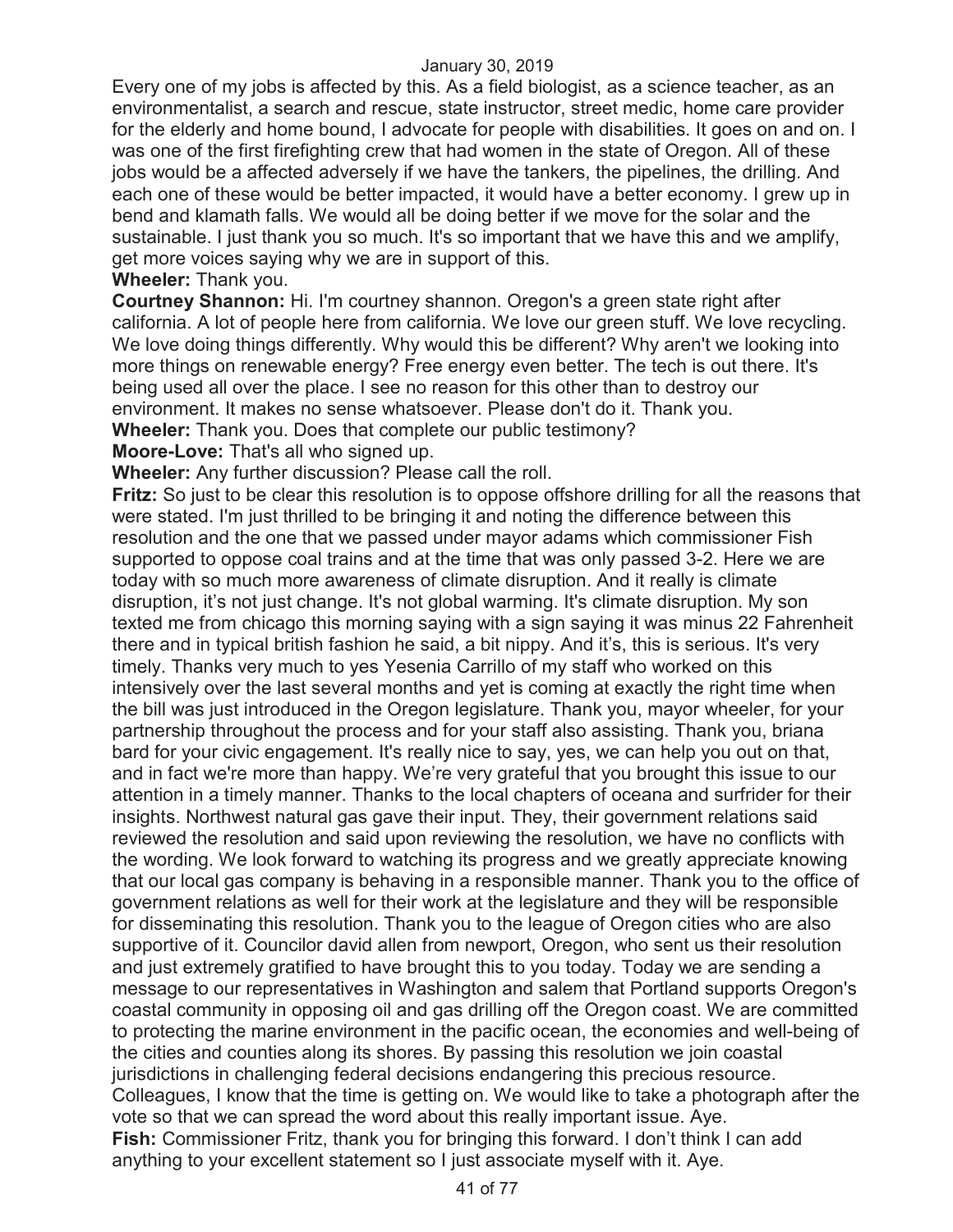Every one of my jobs is affected by this. As a field biologist, as a science teacher, as an environmentalist, a search and rescue, state instructor, street medic, home care provider for the elderly and home bound, I advocate for people with disabilities. It goes on and on. I was one of the first firefighting crew that had women in the state of Oregon. All of these jobs would be a affected adversely if we have the tankers, the pipelines, the drilling. And each one of these would be better impacted, it would have a better economy. I grew up in bend and klamath falls. We would all be doing better if we move for the solar and the sustainable. I just thank you so much. It's so important that we have this and we amplify, get more voices saying why we are in support of this.

**Wheeler:** Thank you.

**Courtney Shannon:** Hi. I'm courtney shannon. Oregon's a green state right after california. A lot of people here from california. We love our green stuff. We love recycling. We love doing things differently. Why would this be different? Why aren't we looking into more things on renewable energy? Free energy even better. The tech is out there. It's being used all over the place. I see no reason for this other than to destroy our environment. It makes no sense whatsoever. Please don't do it. Thank you.

**Wheeler:** Thank you. Does that complete our public testimony?

**Moore-Love:** That's all who signed up.

**Wheeler:** Any further discussion? Please call the roll.

**Fritz:** So just to be clear this resolution is to oppose offshore drilling for all the reasons that were stated. I'm just thrilled to be bringing it and noting the difference between this resolution and the one that we passed under mayor adams which commissioner Fish supported to oppose coal trains and at the time that was only passed 3-2. Here we are today with so much more awareness of climate disruption. And it really is climate disruption, it's not just change. It's not global warming. It's climate disruption. My son texted me from chicago this morning saying with a sign saying it was minus 22 Fahrenheit there and in typical british fashion he said, a bit nippy. And it's, this is serious. It's very timely. Thanks very much to yes Yesenia Carrillo of my staff who worked on this intensively over the last several months and yet is coming at exactly the right time when the bill was just introduced in the Oregon legislature. Thank you, mayor wheeler, for your partnership throughout the process and for your staff also assisting. Thank you, briana bard for your civic engagement. It's really nice to say, yes, we can help you out on that, and in fact we're more than happy. We're very grateful that you brought this issue to our attention in a timely manner. Thanks to the local chapters of oceana and surfrider for their insights. Northwest natural gas gave their input. They, their government relations said reviewed the resolution and said upon reviewing the resolution, we have no conflicts with the wording. We look forward to watching its progress and we greatly appreciate knowing that our local gas company is behaving in a responsible manner. Thank you to the office of government relations as well for their work at the legislature and they will be responsible for disseminating this resolution. Thank you to the league of Oregon cities who are also supportive of it. Councilor david allen from newport, Oregon, who sent us their resolution and just extremely gratified to have brought this to you today. Today we are sending a message to our representatives in Washington and salem that Portland supports Oregon's coastal community in opposing oil and gas drilling off the Oregon coast. We are committed to protecting the marine environment in the pacific ocean, the economies and well-being of the cities and counties along its shores. By passing this resolution we join coastal jurisdictions in challenging federal decisions endangering this precious resource. Colleagues, I know that the time is getting on. We would like to take a photograph after the vote so that we can spread the word about this really important issue. Aye.

**Fish:** Commissioner Fritz, thank you for bringing this forward. I don't think I can add anything to your excellent statement so I just associate myself with it. Aye.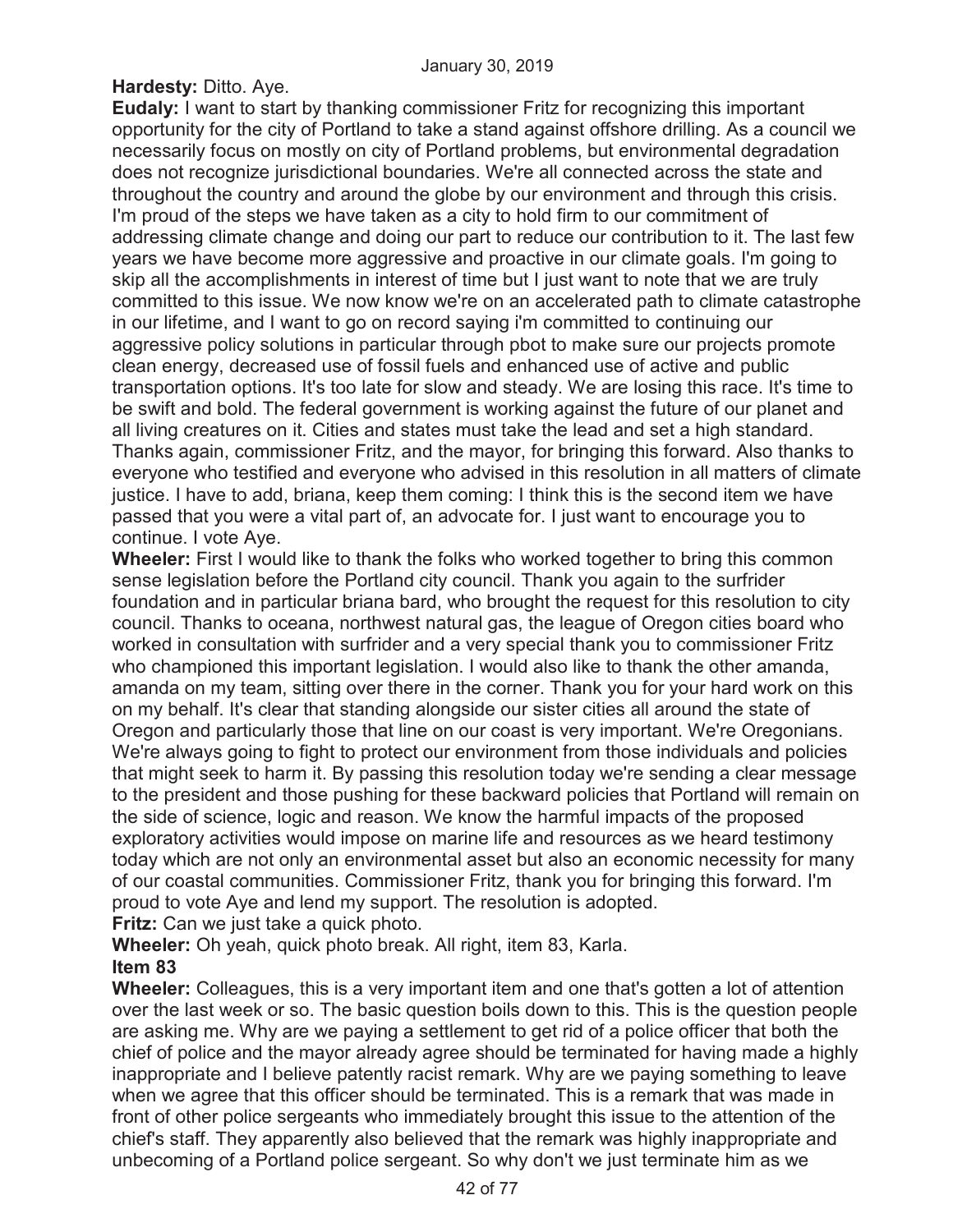**Hardesty:** Ditto. Aye.

**Eudaly:** I want to start by thanking commissioner Fritz for recognizing this important opportunity for the city of Portland to take a stand against offshore drilling. As a council we necessarily focus on mostly on city of Portland problems, but environmental degradation does not recognize jurisdictional boundaries. We're all connected across the state and throughout the country and around the globe by our environment and through this crisis. I'm proud of the steps we have taken as a city to hold firm to our commitment of addressing climate change and doing our part to reduce our contribution to it. The last few years we have become more aggressive and proactive in our climate goals. I'm going to skip all the accomplishments in interest of time but I just want to note that we are truly committed to this issue. We now know we're on an accelerated path to climate catastrophe in our lifetime, and I want to go on record saying i'm committed to continuing our aggressive policy solutions in particular through pbot to make sure our projects promote clean energy, decreased use of fossil fuels and enhanced use of active and public transportation options. It's too late for slow and steady. We are losing this race. It's time to be swift and bold. The federal government is working against the future of our planet and all living creatures on it. Cities and states must take the lead and set a high standard. Thanks again, commissioner Fritz, and the mayor, for bringing this forward. Also thanks to everyone who testified and everyone who advised in this resolution in all matters of climate justice. I have to add, briana, keep them coming: I think this is the second item we have passed that you were a vital part of, an advocate for. I just want to encourage you to continue. I vote Aye.

**Wheeler:** First I would like to thank the folks who worked together to bring this common sense legislation before the Portland city council. Thank you again to the surfrider foundation and in particular briana bard, who brought the request for this resolution to city council. Thanks to oceana, northwest natural gas, the league of Oregon cities board who worked in consultation with surfrider and a very special thank you to commissioner Fritz who championed this important legislation. I would also like to thank the other amanda, amanda on my team, sitting over there in the corner. Thank you for your hard work on this on my behalf. It's clear that standing alongside our sister cities all around the state of Oregon and particularly those that line on our coast is very important. We're Oregonians. We're always going to fight to protect our environment from those individuals and policies that might seek to harm it. By passing this resolution today we're sending a clear message to the president and those pushing for these backward policies that Portland will remain on the side of science, logic and reason. We know the harmful impacts of the proposed exploratory activities would impose on marine life and resources as we heard testimony today which are not only an environmental asset but also an economic necessity for many of our coastal communities. Commissioner Fritz, thank you for bringing this forward. I'm proud to vote Aye and lend my support. The resolution is adopted.

**Fritz:** Can we just take a quick photo.

**Wheeler:** Oh yeah, quick photo break. All right, item 83, Karla.

**Item 83**

**Wheeler:** Colleagues, this is a very important item and one that's gotten a lot of attention over the last week or so. The basic question boils down to this. This is the question people are asking me. Why are we paying a settlement to get rid of a police officer that both the chief of police and the mayor already agree should be terminated for having made a highly inappropriate and I believe patently racist remark. Why are we paying something to leave when we agree that this officer should be terminated. This is a remark that was made in front of other police sergeants who immediately brought this issue to the attention of the chief's staff. They apparently also believed that the remark was highly inappropriate and unbecoming of a Portland police sergeant. So why don't we just terminate him as we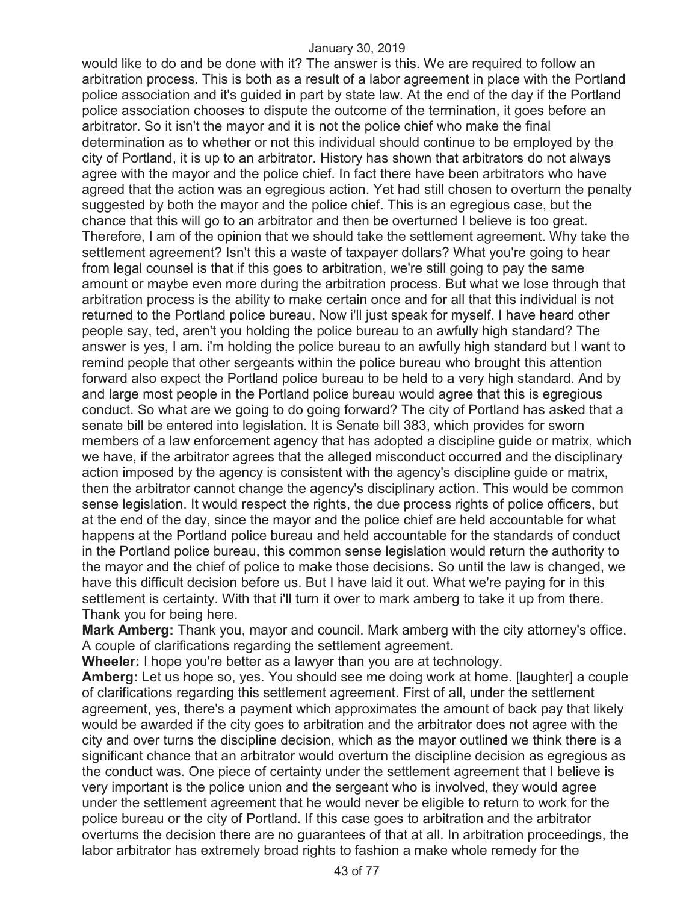would like to do and be done with it? The answer is this. We are required to follow an arbitration process. This is both as a result of a labor agreement in place with the Portland police association and it's guided in part by state law. At the end of the day if the Portland police association chooses to dispute the outcome of the termination, it goes before an arbitrator. So it isn't the mayor and it is not the police chief who make the final determination as to whether or not this individual should continue to be employed by the city of Portland, it is up to an arbitrator. History has shown that arbitrators do not always agree with the mayor and the police chief. In fact there have been arbitrators who have agreed that the action was an egregious action. Yet had still chosen to overturn the penalty suggested by both the mayor and the police chief. This is an egregious case, but the chance that this will go to an arbitrator and then be overturned I believe is too great. Therefore, I am of the opinion that we should take the settlement agreement. Why take the settlement agreement? Isn't this a waste of taxpayer dollars? What you're going to hear from legal counsel is that if this goes to arbitration, we're still going to pay the same amount or maybe even more during the arbitration process. But what we lose through that arbitration process is the ability to make certain once and for all that this individual is not returned to the Portland police bureau. Now i'll just speak for myself. I have heard other people say, ted, aren't you holding the police bureau to an awfully high standard? The answer is yes, I am. i'm holding the police bureau to an awfully high standard but I want to remind people that other sergeants within the police bureau who brought this attention forward also expect the Portland police bureau to be held to a very high standard. And by and large most people in the Portland police bureau would agree that this is egregious conduct. So what are we going to do going forward? The city of Portland has asked that a senate bill be entered into legislation. It is Senate bill 383, which provides for sworn members of a law enforcement agency that has adopted a discipline guide or matrix, which we have, if the arbitrator agrees that the alleged misconduct occurred and the disciplinary action imposed by the agency is consistent with the agency's discipline guide or matrix, then the arbitrator cannot change the agency's disciplinary action. This would be common sense legislation. It would respect the rights, the due process rights of police officers, but at the end of the day, since the mayor and the police chief are held accountable for what happens at the Portland police bureau and held accountable for the standards of conduct in the Portland police bureau, this common sense legislation would return the authority to the mayor and the chief of police to make those decisions. So until the law is changed, we have this difficult decision before us. But I have laid it out. What we're paying for in this settlement is certainty. With that i'll turn it over to mark amberg to take it up from there. Thank you for being here.

**Mark Amberg:** Thank you, mayor and council. Mark amberg with the city attorney's office. A couple of clarifications regarding the settlement agreement.

**Wheeler:** I hope you're better as a lawyer than you are at technology.

**Amberg:** Let us hope so, yes. You should see me doing work at home. [laughter] a couple of clarifications regarding this settlement agreement. First of all, under the settlement agreement, yes, there's a payment which approximates the amount of back pay that likely would be awarded if the city goes to arbitration and the arbitrator does not agree with the city and over turns the discipline decision, which as the mayor outlined we think there is a significant chance that an arbitrator would overturn the discipline decision as egregious as the conduct was. One piece of certainty under the settlement agreement that I believe is very important is the police union and the sergeant who is involved, they would agree under the settlement agreement that he would never be eligible to return to work for the police bureau or the city of Portland. If this case goes to arbitration and the arbitrator overturns the decision there are no guarantees of that at all. In arbitration proceedings, the labor arbitrator has extremely broad rights to fashion a make whole remedy for the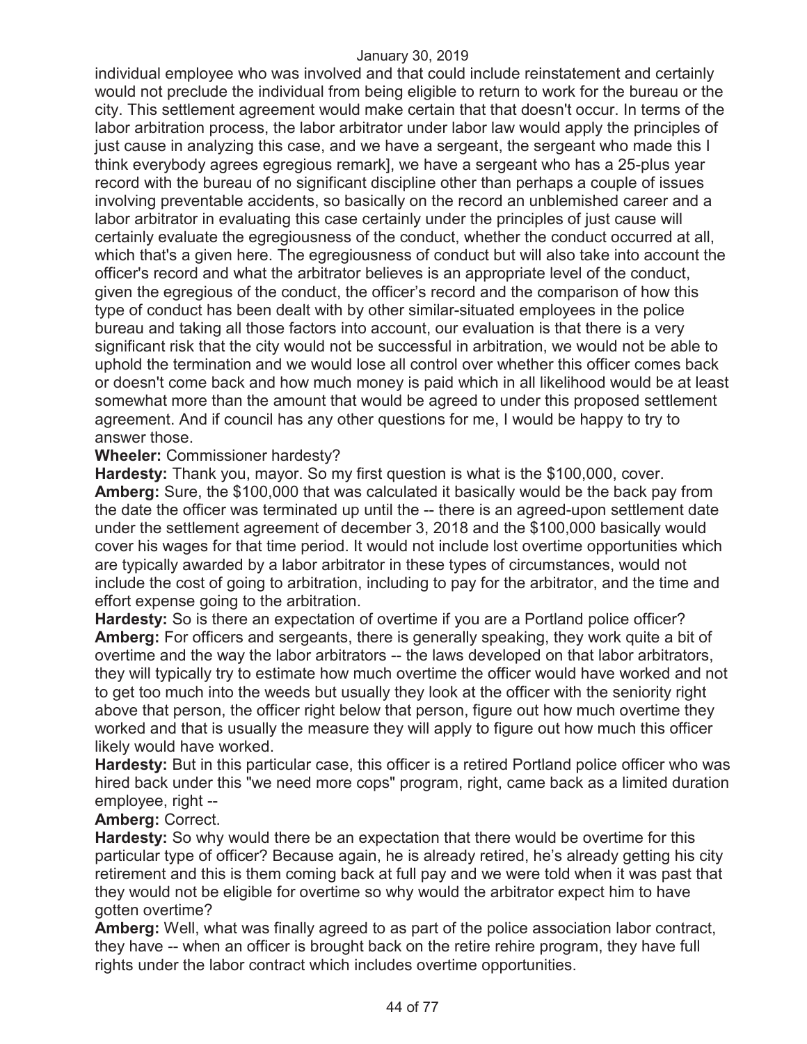individual employee who was involved and that could include reinstatement and certainly would not preclude the individual from being eligible to return to work for the bureau or the city. This settlement agreement would make certain that that doesn't occur. In terms of the labor arbitration process, the labor arbitrator under labor law would apply the principles of just cause in analyzing this case, and we have a sergeant, the sergeant who made this I think everybody agrees egregious remark], we have a sergeant who has a 25-plus year record with the bureau of no significant discipline other than perhaps a couple of issues involving preventable accidents, so basically on the record an unblemished career and a labor arbitrator in evaluating this case certainly under the principles of just cause will certainly evaluate the egregiousness of the conduct, whether the conduct occurred at all, which that's a given here. The egregiousness of conduct but will also take into account the officer's record and what the arbitrator believes is an appropriate level of the conduct, given the egregious of the conduct, the officer's record and the comparison of how this type of conduct has been dealt with by other similar-situated employees in the police bureau and taking all those factors into account, our evaluation is that there is a very significant risk that the city would not be successful in arbitration, we would not be able to uphold the termination and we would lose all control over whether this officer comes back or doesn't come back and how much money is paid which in all likelihood would be at least somewhat more than the amount that would be agreed to under this proposed settlement agreement. And if council has any other questions for me, I would be happy to try to answer those.

**Wheeler:** Commissioner hardesty?

**Hardesty:** Thank you, mayor. So my first question is what is the $100,000, cover.

**Amberg:** Sure, the $100,000 that was calculated it basically would be the back pay from the date the officer was terminated up until the -- there is an agreed-upon settlement date under the settlement agreement of december 3, 2018 and the $100,000 basically would cover his wages for that time period. It would not include lost overtime opportunities which are typically awarded by a labor arbitrator in these types of circumstances, would not include the cost of going to arbitration, including to pay for the arbitrator, and the time and effort expense going to the arbitration.

**Hardesty:** So is there an expectation of overtime if you are a Portland police officer?

**Amberg:** For officers and sergeants, there is generally speaking, they work quite a bit of overtime and the way the labor arbitrators -- the laws developed on that labor arbitrators, they will typically try to estimate how much overtime the officer would have worked and not to get too much into the weeds but usually they look at the officer with the seniority right above that person, the officer right below that person, figure out how much overtime they worked and that is usually the measure they will apply to figure out how much this officer likely would have worked.

**Hardesty:** But in this particular case, this officer is a retired Portland police officer who was hired back under this "we need more cops" program, right, came back as a limited duration employee, right --

**Amberg:** Correct.

**Hardesty:** So why would there be an expectation that there would be overtime for this particular type of officer? Because again, he is already retired, he's already getting his city retirement and this is them coming back at full pay and we were told when it was past that they would not be eligible for overtime so why would the arbitrator expect him to have gotten overtime?

**Amberg:** Well, what was finally agreed to as part of the police association labor contract, they have -- when an officer is brought back on the retire rehire program, they have full rights under the labor contract which includes overtime opportunities.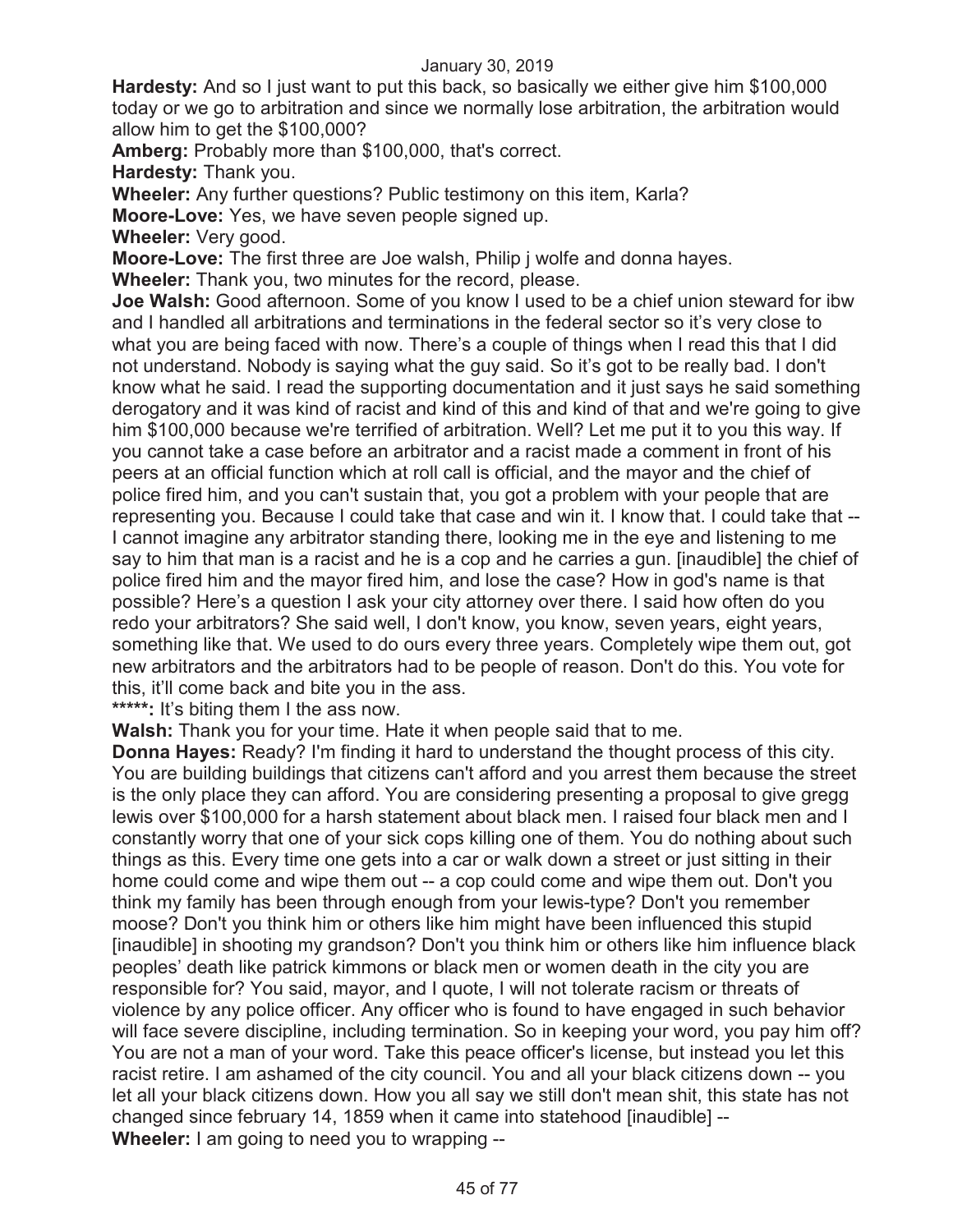**Hardesty:** And so I just want to put this back, so basically we either give him $100,000 today or we go to arbitration and since we normally lose arbitration, the arbitration would allow him to get the $100,000?

**Amberg:** Probably more than $100,000, that's correct.

**Hardesty:** Thank you.

**Wheeler:** Any further questions? Public testimony on this item, Karla?

**Moore-Love:** Yes, we have seven people signed up.

**Wheeler:** Very good.

**Moore-Love:** The first three are Joe walsh, Philip j wolfe and donna hayes.

**Wheeler:** Thank you, two minutes for the record, please.

**Joe Walsh:** Good afternoon. Some of you know I used to be a chief union steward for ibw and I handled all arbitrations and terminations in the federal sector so it's very close to what you are being faced with now. There's a couple of things when I read this that I did not understand. Nobody is saying what the guy said. So it's got to be really bad. I don't know what he said. I read the supporting documentation and it just says he said something derogatory and it was kind of racist and kind of this and kind of that and we're going to give him $100,000 because we're terrified of arbitration. Well? Let me put it to you this way. If you cannot take a case before an arbitrator and a racist made a comment in front of his peers at an official function which at roll call is official, and the mayor and the chief of police fired him, and you can't sustain that, you got a problem with your people that are representing you. Because I could take that case and win it. I know that. I could take that -- I cannot imagine any arbitrator standing there, looking me in the eye and listening to me say to him that man is a racist and he is a cop and he carries a gun. [inaudible] the chief of police fired him and the mayor fired him, and lose the case? How in god's name is that possible? Here's a question I ask your city attorney over there. I said how often do you redo your arbitrators? She said well, I don't know, you know, seven years, eight years, something like that. We used to do ours every three years. Completely wipe them out, got new arbitrators and the arbitrators had to be people of reason. Don't do this. You vote for this, it'll come back and bite you in the ass.

**\*\*\*\*\*:** It's biting them I the ass now.

**Walsh:** Thank you for your time. Hate it when people said that to me.

**Donna Hayes:** Ready? I'm finding it hard to understand the thought process of this city. You are building buildings that citizens can't afford and you arrest them because the street is the only place they can afford. You are considering presenting a proposal to give gregg lewis over $100,000 for a harsh statement about black men. I raised four black men and I constantly worry that one of your sick cops killing one of them. You do nothing about such things as this. Every time one gets into a car or walk down a street or just sitting in their home could come and wipe them out -- a cop could come and wipe them out. Don't you think my family has been through enough from your lewis-type? Don't you remember moose? Don't you think him or others like him might have been influenced this stupid [inaudible] in shooting my grandson? Don't you think him or others like him influence black peoples' death like patrick kimmons or black men or women death in the city you are responsible for? You said, mayor, and I quote, I will not tolerate racism or threats of violence by any police officer. Any officer who is found to have engaged in such behavior will face severe discipline, including termination. So in keeping your word, you pay him off? You are not a man of your word. Take this peace officer's license, but instead you let this racist retire. I am ashamed of the city council. You and all your black citizens down -- you let all your black citizens down. How you all say we still don't mean shit, this state has not changed since february 14, 1859 when it came into statehood [inaudible] --

**Wheeler:** I am going to need you to wrapping --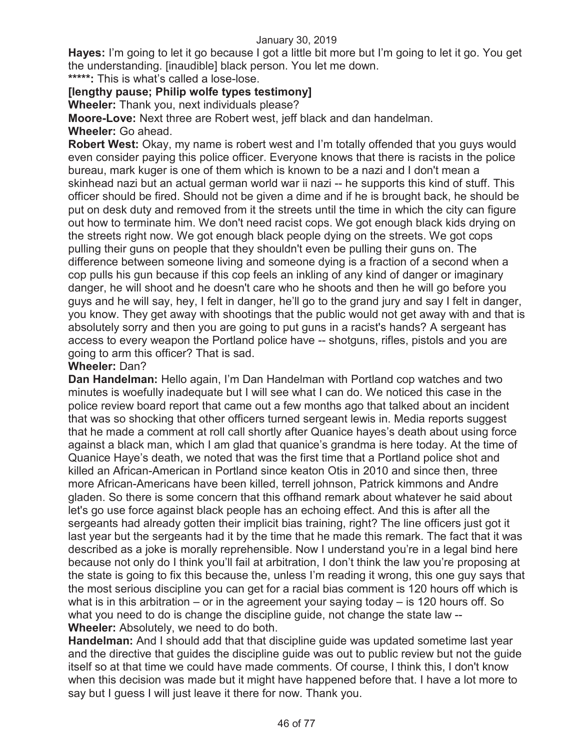**Hayes:** I'm going to let it go because I got a little bit more but I'm going to let it go. You get the understanding. [inaudible] black person. You let me down.

*****: This is what's called a lose-lose.

**[lengthy pause; Philip wolfe types testimony]**

**Wheeler:** Thank you, next individuals please?

**Moore-Love:** Next three are Robert west, jeff black and dan handelman.

**Wheeler:** Go ahead.

**Robert West:** Okay, my name is robert west and I'm totally offended that you guys would even consider paying this police officer. Everyone knows that there is racists in the police bureau, mark kuger is one of them which is known to be a nazi and I don't mean a skinhead nazi but an actual german world war ii nazi -- he supports this kind of stuff. This officer should be fired. Should not be given a dime and if he is brought back, he should be put on desk duty and removed from it the streets until the time in which the city can figure out how to terminate him. We don't need racist cops. We got enough black kids drying on the streets right now. We got enough black people dying on the streets. We got cops pulling their guns on people that they shouldn't even be pulling their guns on. The difference between someone living and someone dying is a fraction of a second when a cop pulls his gun because if this cop feels an inkling of any kind of danger or imaginary danger, he will shoot and he doesn't care who he shoots and then he will go before you guys and he will say, hey, I felt in danger, he'll go to the grand jury and say I felt in danger, you know. They get away with shootings that the public would not get away with and that is absolutely sorry and then you are going to put guns in a racist's hands? A sergeant has access to every weapon the Portland police have -- shotguns, rifles, pistols and you are going to arm this officer? That is sad.

**Wheeler:** Dan?

**Dan Handelman:** Hello again, I'm Dan Handelman with Portland cop watches and two minutes is woefully inadequate but I will see what I can do. We noticed this case in the police review board report that came out a few months ago that talked about an incident that was so shocking that other officers turned sergeant lewis in. Media reports suggest that he made a comment at roll call shortly after Quanice hayes's death about using force against a black man, which I am glad that quanice's grandma is here today. At the time of Quanice Haye's death, we noted that was the first time that a Portland police shot and killed an African-American in Portland since keaton Otis in 2010 and since then, three more African-Americans have been killed, terrell johnson, Patrick kimmons and Andre gladen. So there is some concern that this offhand remark about whatever he said about let's go use force against black people has an echoing effect. And this is after all the sergeants had already gotten their implicit bias training, right? The line officers just got it last year but the sergeants had it by the time that he made this remark. The fact that it was described as a joke is morally reprehensible. Now I understand you're in a legal bind here because not only do I think you'll fail at arbitration, I don't think the law you're proposing at the state is going to fix this because the, unless I'm reading it wrong, this one guy says that the most serious discipline you can get for a racial bias comment is 120 hours off which is what is in this arbitration – or in the agreement your saying today – is 120 hours off. So what you need to do is change the discipline guide, not change the state law --

**Wheeler:** Absolutely, we need to do both.

**Handelman:** And I should add that that discipline guide was updated sometime last year and the directive that guides the discipline guide was out to public review but not the guide itself so at that time we could have made comments. Of course, I think this, I don't know when this decision was made but it might have happened before that. I have a lot more to say but I guess I will just leave it there for now. Thank you.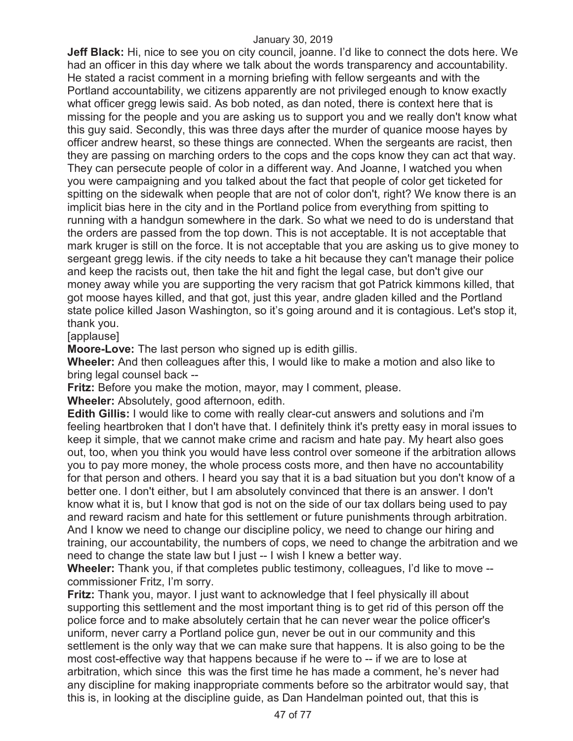**Jeff Black:** Hi, nice to see you on city council, joanne. I'd like to connect the dots here. We had an officer in this day where we talk about the words transparency and accountability. He stated a racist comment in a morning briefing with fellow sergeants and with the Portland accountability, we citizens apparently are not privileged enough to know exactly what officer gregg lewis said. As bob noted, as dan noted, there is context here that is missing for the people and you are asking us to support you and we really don't know what this guy said. Secondly, this was three days after the murder of quanice moose hayes by officer andrew hearst, so these things are connected. When the sergeants are racist, then they are passing on marching orders to the cops and the cops know they can act that way. They can persecute people of color in a different way. And Joanne, I watched you when you were campaigning and you talked about the fact that people of color get ticketed for spitting on the sidewalk when people that are not of color don't, right? We know there is an implicit bias here in the city and in the Portland police from everything from spitting to running with a handgun somewhere in the dark. So what we need to do is understand that the orders are passed from the top down. This is not acceptable. It is not acceptable that mark kruger is still on the force. It is not acceptable that you are asking us to give money to sergeant gregg lewis. if the city needs to take a hit because they can't manage their police and keep the racists out, then take the hit and fight the legal case, but don't give our money away while you are supporting the very racism that got Patrick kimmons killed, that got moose hayes killed, and that got, just this year, andre gladen killed and the Portland state police killed Jason Washington, so it's going around and it is contagious. Let's stop it, thank you.

[applause]

**Moore-Love:** The last person who signed up is edith gillis.

**Wheeler:** And then colleagues after this, I would like to make a motion and also like to bring legal counsel back --

**Fritz:** Before you make the motion, mayor, may I comment, please.

**Wheeler:** Absolutely, good afternoon, edith.

**Edith Gillis:** I would like to come with really clear-cut answers and solutions and i'm feeling heartbroken that I don't have that. I definitely think it's pretty easy in moral issues to keep it simple, that we cannot make crime and racism and hate pay. My heart also goes out, too, when you think you would have less control over someone if the arbitration allows you to pay more money, the whole process costs more, and then have no accountability for that person and others. I heard you say that it is a bad situation but you don't know of a better one. I don't either, but I am absolutely convinced that there is an answer. I don't know what it is, but I know that god is not on the side of our tax dollars being used to pay and reward racism and hate for this settlement or future punishments through arbitration. And I know we need to change our discipline policy, we need to change our hiring and training, our accountability, the numbers of cops, we need to change the arbitration and we need to change the state law but I just -- I wish I knew a better way.

**Wheeler:** Thank you, if that completes public testimony, colleagues, I'd like to move -- commissioner Fritz, I'm sorry.

**Fritz:** Thank you, mayor. I just want to acknowledge that I feel physically ill about supporting this settlement and the most important thing is to get rid of this person off the police force and to make absolutely certain that he can never wear the police officer's uniform, never carry a Portland police gun, never be out in our community and this settlement is the only way that we can make sure that happens. It is also going to be the most cost-effective way that happens because if he were to -- if we are to lose at arbitration, which since this was the first time he has made a comment, he's never had any discipline for making inappropriate comments before so the arbitrator would say, that this is, in looking at the discipline guide, as Dan Handelman pointed out, that this is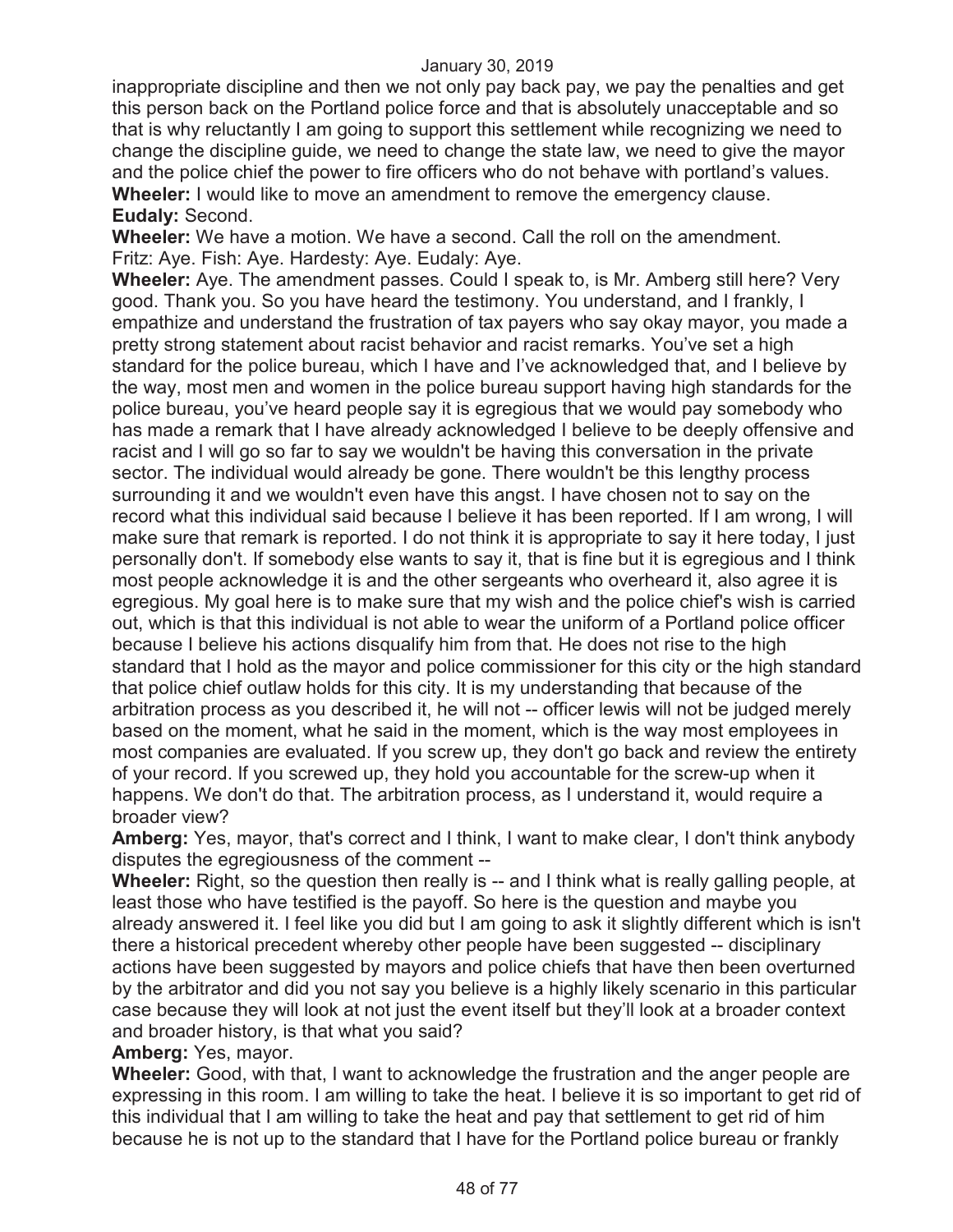inappropriate discipline and then we not only pay back pay, we pay the penalties and get this person back on the Portland police force and that is absolutely unacceptable and so that is why reluctantly I am going to support this settlement while recognizing we need to change the discipline guide, we need to change the state law, we need to give the mayor and the police chief the power to fire officers who do not behave with portland's values.

**Wheeler:** I would like to move an amendment to remove the emergency clause.

**Eudaly:** Second.

**Wheeler:** We have a motion. We have a second. Call the roll on the amendment.

Fritz: Aye. Fish: Aye. Hardesty: Aye. Eudaly: Aye.

**Wheeler:** Aye. The amendment passes. Could I speak to, is Mr. Amberg still here? Very good. Thank you. So you have heard the testimony. You understand, and I frankly, I empathize and understand the frustration of tax payers who say okay mayor, you made a pretty strong statement about racist behavior and racist remarks. You've set a high standard for the police bureau, which I have and I've acknowledged that, and I believe by the way, most men and women in the police bureau support having high standards for the police bureau, you've heard people say it is egregious that we would pay somebody who has made a remark that I have already acknowledged I believe to be deeply offensive and racist and I will go so far to say we wouldn't be having this conversation in the private sector. The individual would already be gone. There wouldn't be this lengthy process surrounding it and we wouldn't even have this angst. I have chosen not to say on the record what this individual said because I believe it has been reported. If I am wrong, I will make sure that remark is reported. I do not think it is appropriate to say it here today, I just personally don't. If somebody else wants to say it, that is fine but it is egregious and I think most people acknowledge it is and the other sergeants who overheard it, also agree it is egregious. My goal here is to make sure that my wish and the police chief's wish is carried out, which is that this individual is not able to wear the uniform of a Portland police officer because I believe his actions disqualify him from that. He does not rise to the high standard that I hold as the mayor and police commissioner for this city or the high standard that police chief outlaw holds for this city. It is my understanding that because of the arbitration process as you described it, he will not -- officer lewis will not be judged merely based on the moment, what he said in the moment, which is the way most employees in most companies are evaluated. If you screw up, they don't go back and review the entirety of your record. If you screwed up, they hold you accountable for the screw-up when it happens. We don't do that. The arbitration process, as I understand it, would require a broader view?

**Amberg:** Yes, mayor, that's correct and I think, I want to make clear, I don't think anybody disputes the egregiousness of the comment --

**Wheeler:** Right, so the question then really is -- and I think what is really galling people, at least those who have testified is the payoff. So here is the question and maybe you already answered it. I feel like you did but I am going to ask it slightly different which is isn't there a historical precedent whereby other people have been suggested -- disciplinary actions have been suggested by mayors and police chiefs that have then been overturned by the arbitrator and did you not say you believe is a highly likely scenario in this particular case because they will look at not just the event itself but they'll look at a broader context and broader history, is that what you said?

**Amberg:** Yes, mayor.

**Wheeler:** Good, with that, I want to acknowledge the frustration and the anger people are expressing in this room. I am willing to take the heat. I believe it is so important to get rid of this individual that I am willing to take the heat and pay that settlement to get rid of him because he is not up to the standard that I have for the Portland police bureau or frankly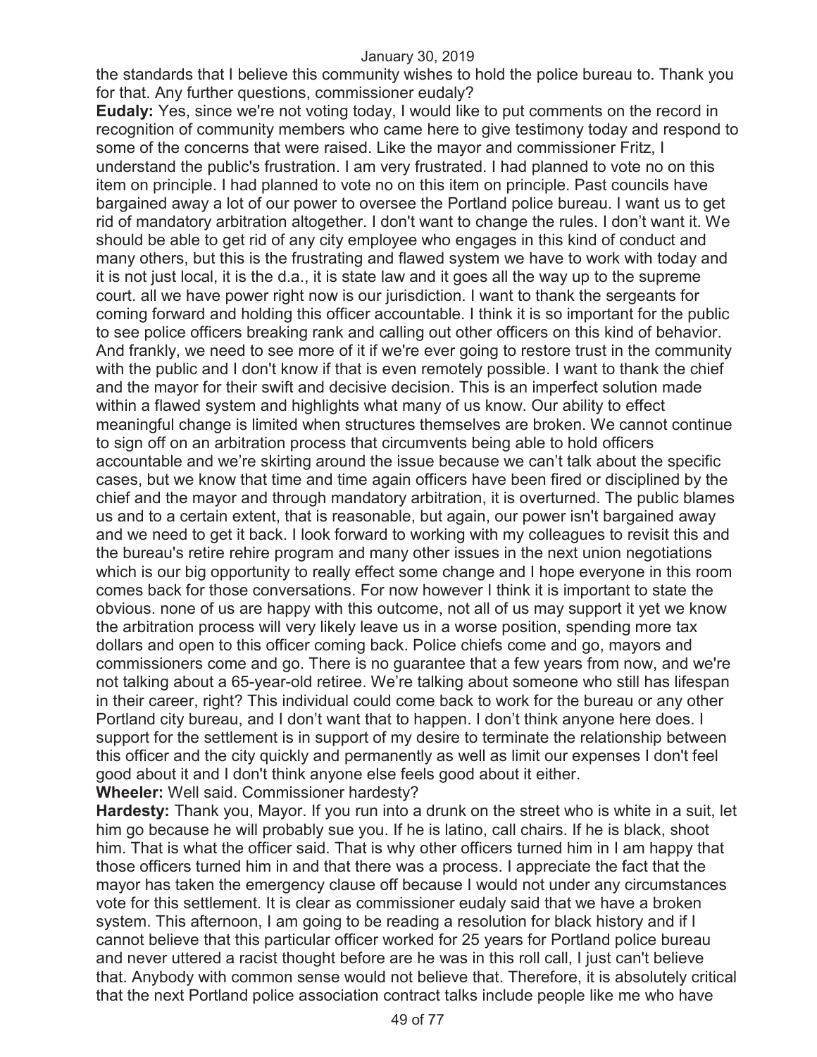the standards that I believe this community wishes to hold the police bureau to. Thank you for that. Any further questions, commissioner eudaly?

**Eudaly:** Yes, since we're not voting today, I would like to put comments on the record in recognition of community members who came here to give testimony today and respond to some of the concerns that were raised. Like the mayor and commissioner Fritz, I understand the public's frustration. I am very frustrated. I had planned to vote no on this item on principle. I had planned to vote no on this item on principle. Past councils have bargained away a lot of our power to oversee the Portland police bureau. I want us to get rid of mandatory arbitration altogether. I don't want to change the rules. I don't want it. We should be able to get rid of any city employee who engages in this kind of conduct and many others, but this is the frustrating and flawed system we have to work with today and it is not just local, it is the d.a., it is state law and it goes all the way up to the supreme court. all we have power right now is our jurisdiction. I want to thank the sergeants for coming forward and holding this officer accountable. I think it is so important for the public to see police officers breaking rank and calling out other officers on this kind of behavior. And frankly, we need to see more of it if we're ever going to restore trust in the community with the public and I don't know if that is even remotely possible. I want to thank the chief and the mayor for their swift and decisive decision. This is an imperfect solution made within a flawed system and highlights what many of us know. Our ability to effect meaningful change is limited when structures themselves are broken. We cannot continue to sign off on an arbitration process that circumvents being able to hold officers accountable and we're skirting around the issue because we can't talk about the specific cases, but we know that time and time again officers have been fired or disciplined by the chief and the mayor and through mandatory arbitration, it is overturned. The public blames us and to a certain extent, that is reasonable, but again, our power isn't bargained away and we need to get it back. I look forward to working with my colleagues to revisit this and the bureau's retire rehire program and many other issues in the next union negotiations which is our big opportunity to really effect some change and I hope everyone in this room comes back for those conversations. For now however I think it is important to state the obvious. none of us are happy with this outcome, not all of us may support it yet we know the arbitration process will very likely leave us in a worse position, spending more tax dollars and open to this officer coming back. Police chiefs come and go, mayors and commissioners come and go. There is no guarantee that a few years from now, and we're not talking about a 65-year-old retiree. We're talking about someone who still has lifespan in their career, right? This individual could come back to work for the bureau or any other Portland city bureau, and I don't want that to happen. I don't think anyone here does. I support for the settlement is in support of my desire to terminate the relationship between this officer and the city quickly and permanently as well as limit our expenses I don't feel good about it and I don't think anyone else feels good about it either.

**Wheeler:** Well said. Commissioner hardesty?

**Hardesty:** Thank you, Mayor. If you run into a drunk on the street who is white in a suit, let him go because he will probably sue you. If he is latino, call chairs. If he is black, shoot him. That is what the officer said. That is why other officers turned him in I am happy that those officers turned him in and that there was a process. I appreciate the fact that the mayor has taken the emergency clause off because I would not under any circumstances vote for this settlement. It is clear as commissioner eudaly said that we have a broken system. This afternoon, I am going to be reading a resolution for black history and if I cannot believe that this particular officer worked for 25 years for Portland police bureau and never uttered a racist thought before are he was in this roll call, I just can't believe that. Anybody with common sense would not believe that. Therefore, it is absolutely critical that the next Portland police association contract talks include people like me who have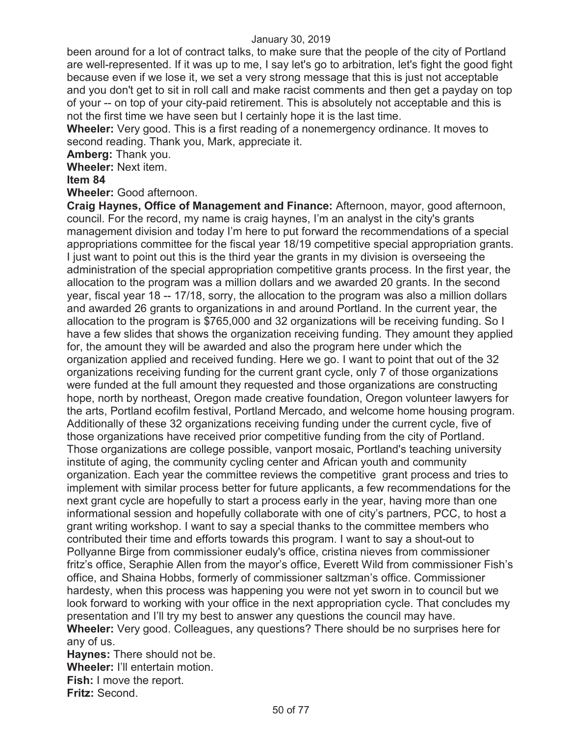been around for a lot of contract talks, to make sure that the people of the city of Portland are well-represented. If it was up to me, I say let's go to arbitration, let's fight the good fight because even if we lose it, we set a very strong message that this is just not acceptable and you don't get to sit in roll call and make racist comments and then get a payday on top of your -- on top of your city-paid retirement. This is absolutely not acceptable and this is not the first time we have seen but I certainly hope it is the last time.

**Wheeler:** Very good. This is a first reading of a nonemergency ordinance. It moves to second reading. Thank you, Mark, appreciate it.

**Amberg:** Thank you.

**Wheeler:** Next item.

**Item 84**

**Wheeler:** Good afternoon.

**Craig Haynes, Office of Management and Finance:** Afternoon, mayor, good afternoon, council. For the record, my name is craig haynes, I'm an analyst in the city's grants management division and today I'm here to put forward the recommendations of a special appropriations committee for the fiscal year 18/19 competitive special appropriation grants. I just want to point out this is the third year the grants in my division is overseeing the administration of the special appropriation competitive grants process. In the first year, the allocation to the program was a million dollars and we awarded 20 grants. In the second year, fiscal year 18 -- 17/18, sorry, the allocation to the program was also a million dollars and awarded 26 grants to organizations in and around Portland. In the current year, the allocation to the program is $765,000 and 32 organizations will be receiving funding. So I have a few slides that shows the organization receiving funding. They amount they applied for, the amount they will be awarded and also the program here under which the organization applied and received funding. Here we go. I want to point that out of the 32 organizations receiving funding for the current grant cycle, only 7 of those organizations were funded at the full amount they requested and those organizations are constructing hope, north by northeast, Oregon made creative foundation, Oregon volunteer lawyers for the arts, Portland ecofilm festival, Portland Mercado, and welcome home housing program. Additionally of these 32 organizations receiving funding under the current cycle, five of those organizations have received prior competitive funding from the city of Portland. Those organizations are college possible, vanport mosaic, Portland's teaching university institute of aging, the community cycling center and African youth and community organization. Each year the committee reviews the competitive grant process and tries to implement with similar process better for future applicants, a few recommendations for the next grant cycle are hopefully to start a process early in the year, having more than one informational session and hopefully collaborate with one of city's partners, PCC, to host a grant writing workshop. I want to say a special thanks to the committee members who contributed their time and efforts towards this program. I want to say a shout-out to Pollyanne Birge from commissioner eudaly's office, cristina nieves from commissioner fritz's office, Seraphie Allen from the mayor's office, Everett Wild from commissioner Fish's office, and Shaina Hobbs, formerly of commissioner saltzman's office. Commissioner hardesty, when this process was happening you were not yet sworn in to council but we look forward to working with your office in the next appropriation cycle. That concludes my presentation and I'll try my best to answer any questions the council may have.

**Wheeler:** Very good. Colleagues, any questions? There should be no surprises here for any of us.

**Haynes:** There should not be.

**Wheeler:** I'll entertain motion.

**Fish:** I move the report.

**Fritz:** Second.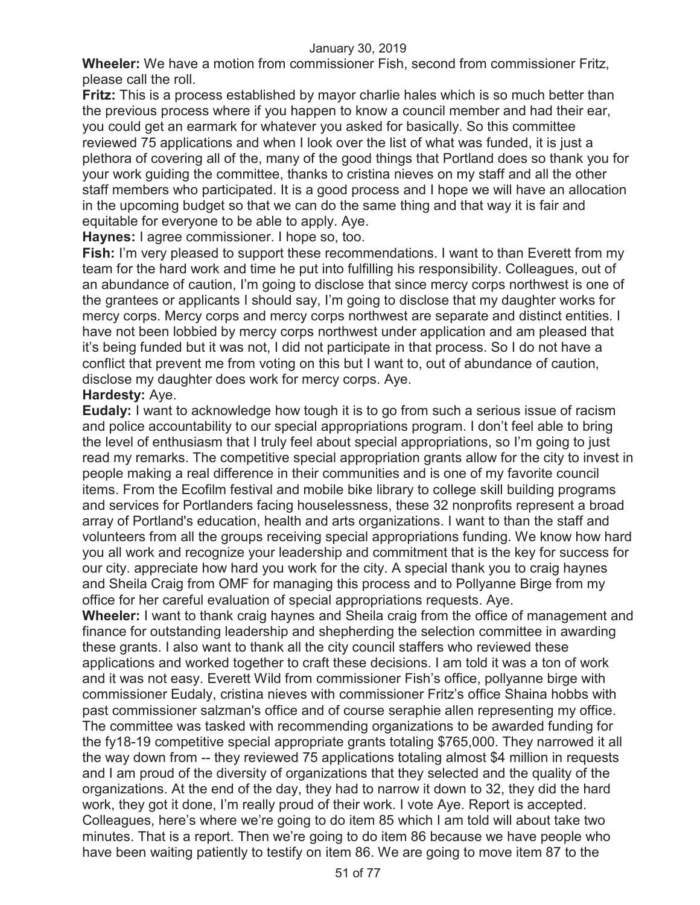**Wheeler:** We have a motion from commissioner Fish, second from commissioner Fritz, please call the roll.

**Fritz:** This is a process established by mayor charlie hales which is so much better than the previous process where if you happen to know a council member and had their ear, you could get an earmark for whatever you asked for basically. So this committee reviewed 75 applications and when I look over the list of what was funded, it is just a plethora of covering all of the, many of the good things that Portland does so thank you for your work guiding the committee, thanks to cristina nieves on my staff and all the other staff members who participated. It is a good process and I hope we will have an allocation in the upcoming budget so that we can do the same thing and that way it is fair and equitable for everyone to be able to apply. Aye.

**Haynes:** I agree commissioner. I hope so, too.

**Fish:** I'm very pleased to support these recommendations. I want to than Everett from my team for the hard work and time he put into fulfilling his responsibility. Colleagues, out of an abundance of caution, I'm going to disclose that since mercy corps northwest is one of the grantees or applicants I should say, I'm going to disclose that my daughter works for mercy corps. Mercy corps and mercy corps northwest are separate and distinct entities. I have not been lobbied by mercy corps northwest under application and am pleased that it's being funded but it was not, I did not participate in that process. So I do not have a conflict that prevent me from voting on this but I want to, out of abundance of caution, disclose my daughter does work for mercy corps. Aye.

**Hardesty:** Aye.

**Eudaly:** I want to acknowledge how tough it is to go from such a serious issue of racism and police accountability to our special appropriations program. I don't feel able to bring the level of enthusiasm that I truly feel about special appropriations, so I'm going to just read my remarks. The competitive special appropriation grants allow for the city to invest in people making a real difference in their communities and is one of my favorite council items. From the Ecofilm festival and mobile bike library to college skill building programs and services for Portlanders facing houselessness, these 32 nonprofits represent a broad array of Portland's education, health and arts organizations. I want to than the staff and volunteers from all the groups receiving special appropriations funding. We know how hard you all work and recognize your leadership and commitment that is the key for success for our city. appreciate how hard you work for the city. A special thank you to craig haynes and Sheila Craig from OMF for managing this process and to Pollyanne Birge from my office for her careful evaluation of special appropriations requests. Aye.

**Wheeler:** I want to thank craig haynes and Sheila craig from the office of management and finance for outstanding leadership and shepherding the selection committee in awarding these grants. I also want to thank all the city council staffers who reviewed these applications and worked together to craft these decisions. I am told it was a ton of work and it was not easy. Everett Wild from commissioner Fish's office, pollyanne birge with commissioner Eudaly, cristina nieves with commissioner Fritz's office Shaina hobbs with past commissioner salzman's office and of course seraphie allen representing my office. The committee was tasked with recommending organizations to be awarded funding for the fy18-19 competitive special appropriate grants totaling $765,000. They narrowed it all the way down from -- they reviewed 75 applications totaling almost $4 million in requests and I am proud of the diversity of organizations that they selected and the quality of the organizations. At the end of the day, they had to narrow it down to 32, they did the hard work, they got it done, I'm really proud of their work. I vote Aye. Report is accepted. Colleagues, here's where we're going to do item 85 which I am told will about take two minutes. That is a report. Then we're going to do item 86 because we have people who have been waiting patiently to testify on item 86. We are going to move item 87 to the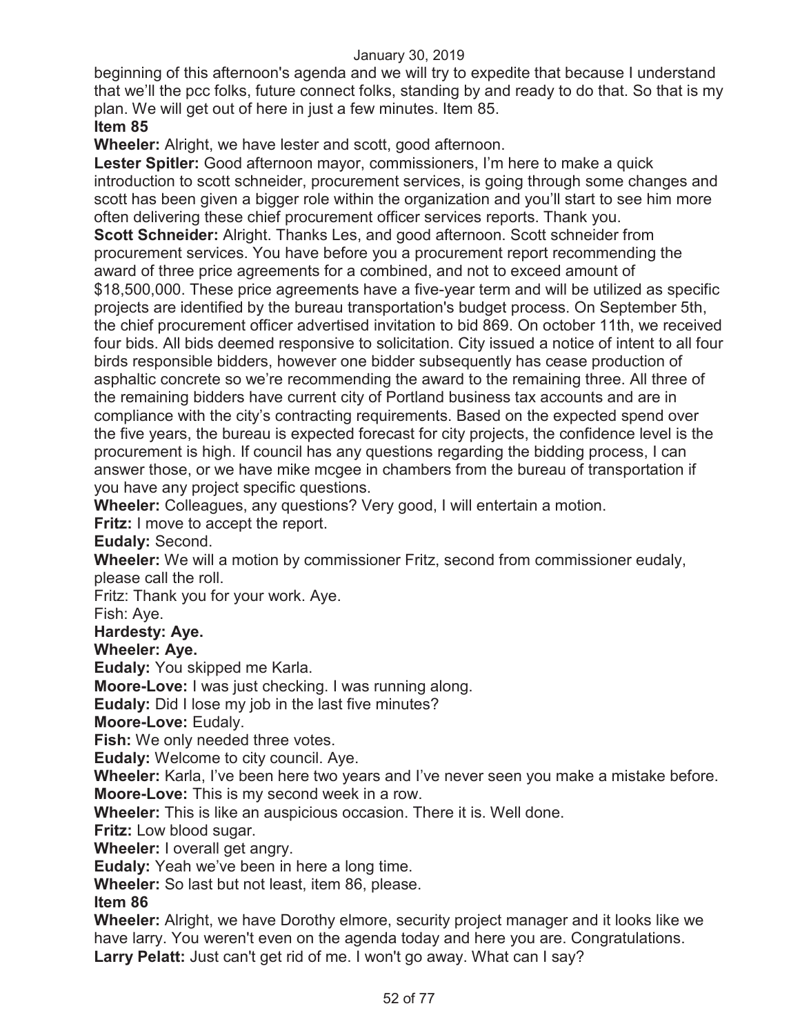beginning of this afternoon's agenda and we will try to expedite that because I understand that we'll the pcc folks, future connect folks, standing by and ready to do that. So that is my plan. We will get out of here in just a few minutes. Item 85.

**Item 85**

**Wheeler:** Alright, we have lester and scott, good afternoon.

**Lester Spitler:** Good afternoon mayor, commissioners, I'm here to make a quick introduction to scott schneider, procurement services, is going through some changes and scott has been given a bigger role within the organization and you'll start to see him more often delivering these chief procurement officer services reports. Thank you.

**Scott Schneider:** Alright. Thanks Les, and good afternoon. Scott schneider from procurement services. You have before you a procurement report recommending the award of three price agreements for a combined, and not to exceed amount of $18,500,000. These price agreements have a five-year term and will be utilized as specific projects are identified by the bureau transportation's budget process. On September 5th, the chief procurement officer advertised invitation to bid 869. On october 11th, we received four bids. All bids deemed responsive to solicitation. City issued a notice of intent to all four birds responsible bidders, however one bidder subsequently has cease production of asphaltic concrete so we're recommending the award to the remaining three. All three of the remaining bidders have current city of Portland business tax accounts and are in compliance with the city's contracting requirements. Based on the expected spend over the five years, the bureau is expected forecast for city projects, the confidence level is the procurement is high. If council has any questions regarding the bidding process, I can answer those, or we have mike mcgee in chambers from the bureau of transportation if you have any project specific questions.

**Wheeler:** Colleagues, any questions? Very good, I will entertain a motion.

**Fritz:** I move to accept the report.

**Eudaly:** Second.

**Wheeler:** We will a motion by commissioner Fritz, second from commissioner eudaly, please call the roll.

Fritz: Thank you for your work. Aye.

Fish: Aye.

**Hardesty: Aye.**

**Wheeler: Aye.**

**Eudaly:** You skipped me Karla.

**Moore-Love:** I was just checking. I was running along.

**Eudaly:** Did I lose my job in the last five minutes?

**Moore-Love:** Eudaly.

**Fish:** We only needed three votes.

**Eudaly:** Welcome to city council. Aye.

**Wheeler:** Karla, I've been here two years and I've never seen you make a mistake before.

**Moore-Love:** This is my second week in a row.

**Wheeler:** This is like an auspicious occasion. There it is. Well done.

**Fritz:** Low blood sugar.

**Wheeler:** I overall get angry.

**Eudaly:** Yeah we've been in here a long time.

**Wheeler:** So last but not least, item 86, please.

**Item 86**

**Wheeler:** Alright, we have Dorothy elmore, security project manager and it looks like we have larry. You weren't even on the agenda today and here you are. Congratulations.

**Larry Pelatt:** Just can't get rid of me. I won't go away. What can I say?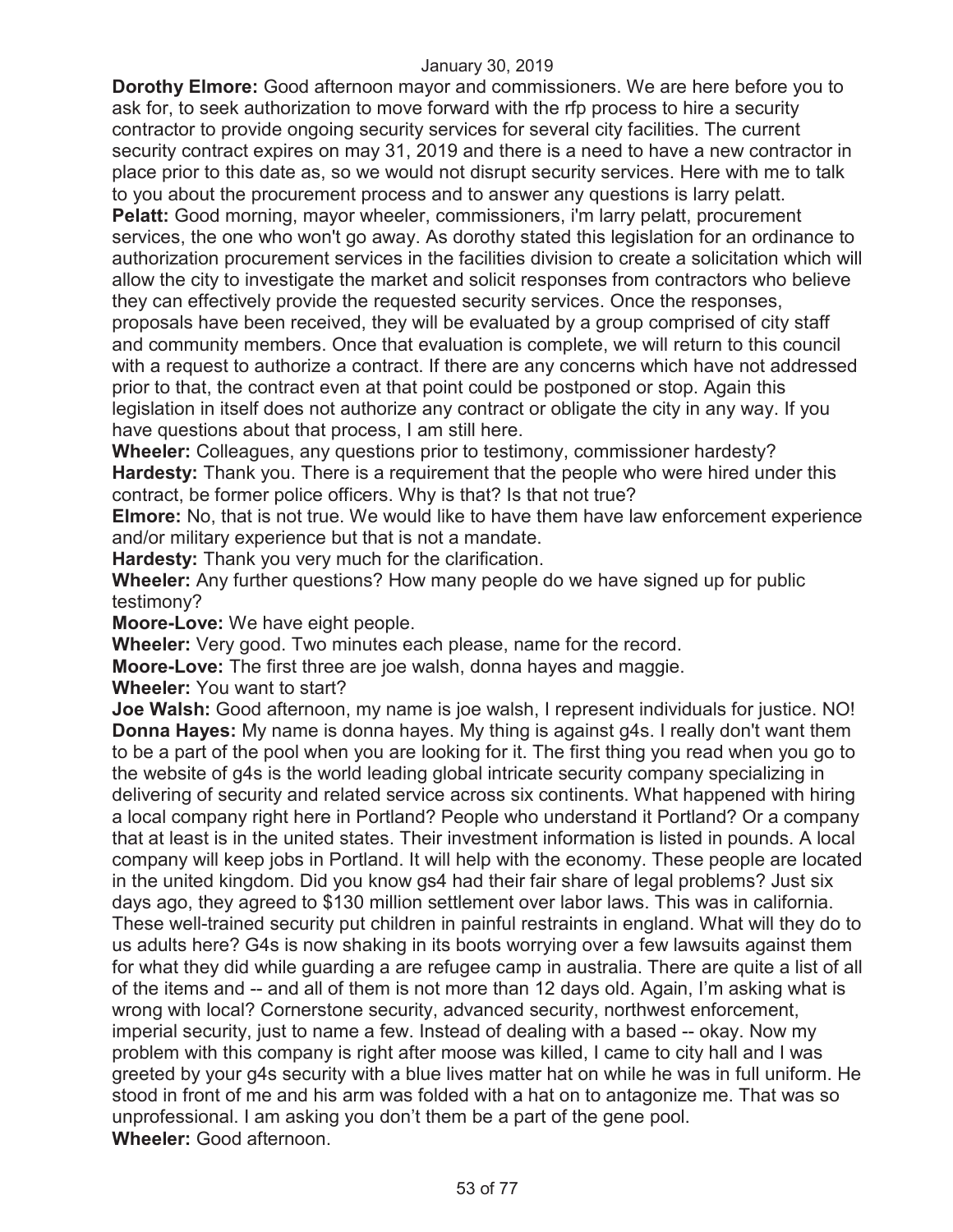January 30, 2019

**Dorothy Elmore:** Good afternoon mayor and commissioners. We are here before you to ask for, to seek authorization to move forward with the rfp process to hire a security contractor to provide ongoing security services for several city facilities. The current security contract expires on may 31, 2019 and there is a need to have a new contractor in place prior to this date as, so we would not disrupt security services. Here with me to talk to you about the procurement process and to answer any questions is larry pelatt.

**Pelatt:** Good morning, mayor wheeler, commissioners, i'm larry pelatt, procurement services, the one who won't go away. As dorothy stated this legislation for an ordinance to authorization procurement services in the facilities division to create a solicitation which will allow the city to investigate the market and solicit responses from contractors who believe they can effectively provide the requested security services. Once the responses, proposals have been received, they will be evaluated by a group comprised of city staff and community members. Once that evaluation is complete, we will return to this council with a request to authorize a contract. If there are any concerns which have not addressed prior to that, the contract even at that point could be postponed or stop. Again this legislation in itself does not authorize any contract or obligate the city in any way. If you have questions about that process, I am still here.

**Wheeler:** Colleagues, any questions prior to testimony, commissioner hardesty?

**Hardesty:** Thank you. There is a requirement that the people who were hired under this contract, be former police officers. Why is that? Is that not true?

**Elmore:** No, that is not true. We would like to have them have law enforcement experience and/or military experience but that is not a mandate.

**Hardesty:** Thank you very much for the clarification.

**Wheeler:** Any further questions? How many people do we have signed up for public testimony?

**Moore-Love:** We have eight people.

**Wheeler:** Very good. Two minutes each please, name for the record.

**Moore-Love:** The first three are joe walsh, donna hayes and maggie.

**Wheeler:** You want to start?

**Joe Walsh:** Good afternoon, my name is joe walsh, I represent individuals for justice. NO!

**Donna Hayes:** My name is donna hayes. My thing is against g4s. I really don't want them to be a part of the pool when you are looking for it. The first thing you read when you go to the website of g4s is the world leading global intricate security company specializing in delivering of security and related service across six continents. What happened with hiring a local company right here in Portland? People who understand it Portland? Or a company that at least is in the united states. Their investment information is listed in pounds. A local company will keep jobs in Portland. It will help with the economy. These people are located in the united kingdom. Did you know gs4 had their fair share of legal problems? Just six days ago, they agreed to $130 million settlement over labor laws. This was in california. These well-trained security put children in painful restraints in england. What will they do to us adults here? G4s is now shaking in its boots worrying over a few lawsuits against them for what they did while guarding a are refugee camp in australia. There are quite a list of all of the items and -- and all of them is not more than 12 days old. Again, I'm asking what is wrong with local? Cornerstone security, advanced security, northwest enforcement, imperial security, just to name a few. Instead of dealing with a based -- okay. Now my problem with this company is right after moose was killed, I came to city hall and I was greeted by your g4s security with a blue lives matter hat on while he was in full uniform. He stood in front of me and his arm was folded with a hat on to antagonize me. That was so unprofessional. I am asking you don't them be a part of the gene pool.

**Wheeler:** Good afternoon.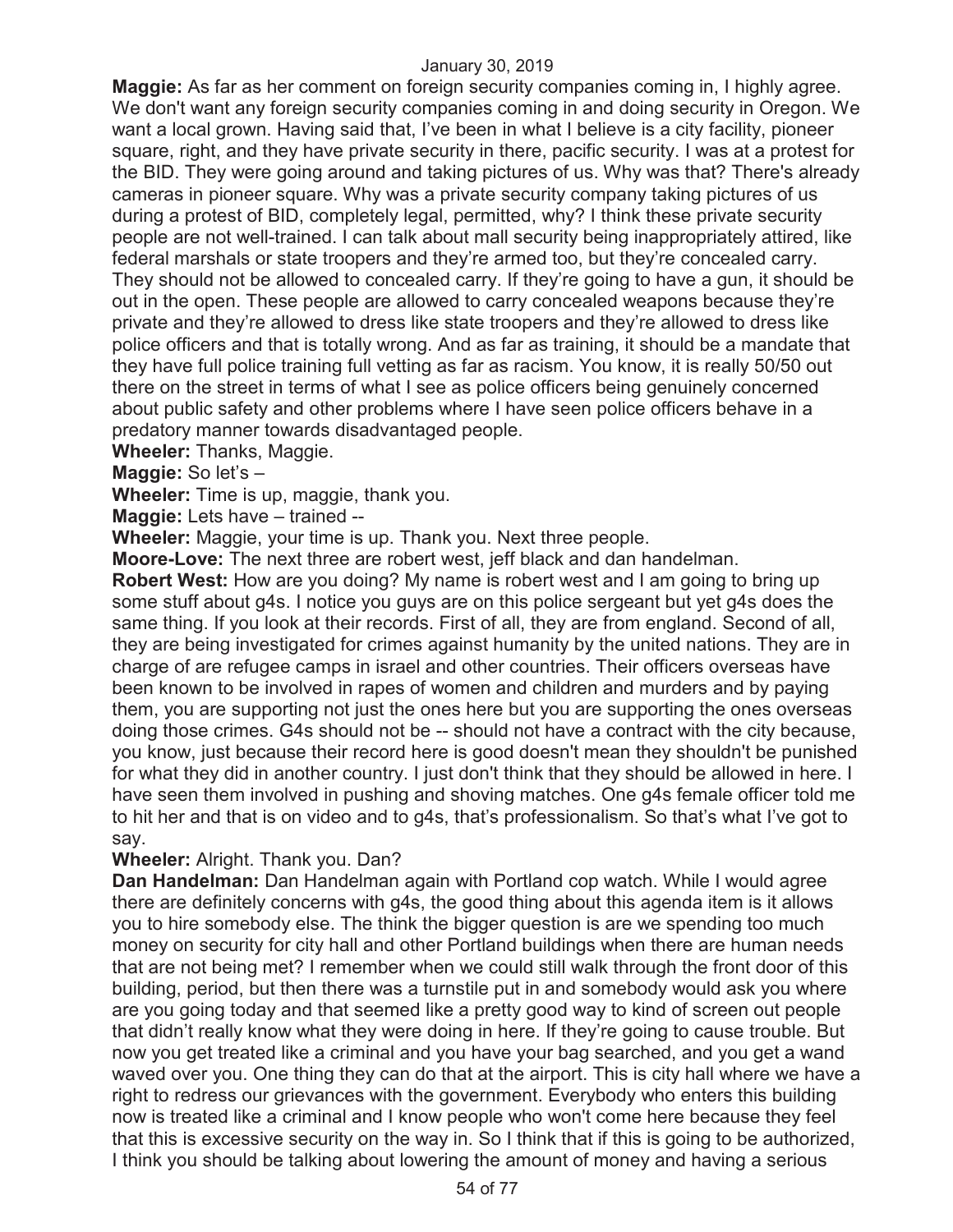**Maggie:** As far as her comment on foreign security companies coming in, I highly agree. We don't want any foreign security companies coming in and doing security in Oregon. We want a local grown. Having said that, I've been in what I believe is a city facility, pioneer square, right, and they have private security in there, pacific security. I was at a protest for the BID. They were going around and taking pictures of us. Why was that? There's already cameras in pioneer square. Why was a private security company taking pictures of us during a protest of BID, completely legal, permitted, why? I think these private security people are not well-trained. I can talk about mall security being inappropriately attired, like federal marshals or state troopers and they're armed too, but they're concealed carry. They should not be allowed to concealed carry. If they're going to have a gun, it should be out in the open. These people are allowed to carry concealed weapons because they're private and they're allowed to dress like state troopers and they're allowed to dress like police officers and that is totally wrong. And as far as training, it should be a mandate that they have full police training full vetting as far as racism. You know, it is really 50/50 out there on the street in terms of what I see as police officers being genuinely concerned about public safety and other problems where I have seen police officers behave in a predatory manner towards disadvantaged people.

**Wheeler:** Thanks, Maggie.

**Maggie:** So let's –

**Wheeler:** Time is up, maggie, thank you.

**Maggie:** Lets have – trained --

**Wheeler:** Maggie, your time is up. Thank you. Next three people.

**Moore-Love:** The next three are robert west, jeff black and dan handelman.

**Robert West:** How are you doing? My name is robert west and I am going to bring up some stuff about g4s. I notice you guys are on this police sergeant but yet g4s does the same thing. If you look at their records. First of all, they are from england. Second of all, they are being investigated for crimes against humanity by the united nations. They are in charge of are refugee camps in israel and other countries. Their officers overseas have been known to be involved in rapes of women and children and murders and by paying them, you are supporting not just the ones here but you are supporting the ones overseas doing those crimes. G4s should not be -- should not have a contract with the city because, you know, just because their record here is good doesn't mean they shouldn't be punished for what they did in another country. I just don't think that they should be allowed in here. I have seen them involved in pushing and shoving matches. One g4s female officer told me to hit her and that is on video and to g4s, that's professionalism. So that's what I've got to say.

**Wheeler:** Alright. Thank you. Dan?

**Dan Handelman:** Dan Handelman again with Portland cop watch. While I would agree there are definitely concerns with g4s, the good thing about this agenda item is it allows you to hire somebody else. The think the bigger question is are we spending too much money on security for city hall and other Portland buildings when there are human needs that are not being met? I remember when we could still walk through the front door of this building, period, but then there was a turnstile put in and somebody would ask you where are you going today and that seemed like a pretty good way to kind of screen out people that didn't really know what they were doing in here. If they're going to cause trouble. But now you get treated like a criminal and you have your bag searched, and you get a wand waved over you. One thing they can do that at the airport. This is city hall where we have a right to redress our grievances with the government. Everybody who enters this building now is treated like a criminal and I know people who won't come here because they feel that this is excessive security on the way in. So I think that if this is going to be authorized, I think you should be talking about lowering the amount of money and having a serious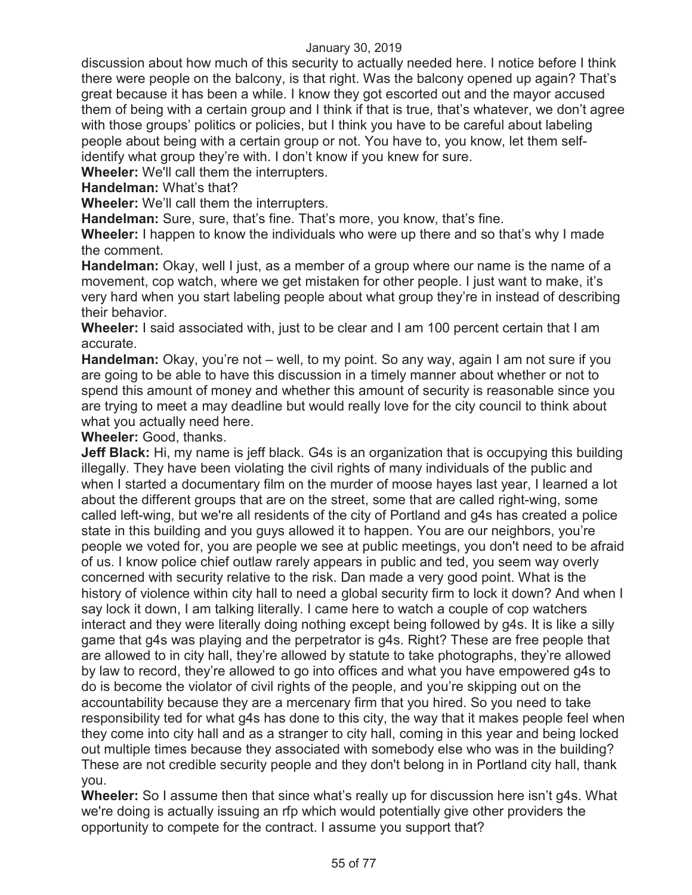discussion about how much of this security to actually needed here. I notice before I think there were people on the balcony, is that right. Was the balcony opened up again? That's great because it has been a while. I know they got escorted out and the mayor accused them of being with a certain group and I think if that is true, that's whatever, we don't agree with those groups' politics or policies, but I think you have to be careful about labeling people about being with a certain group or not. You have to, you know, let them self-identify what group they're with. I don't know if you knew for sure.

**Wheeler:** We'll call them the interrupters.

**Handelman:** What's that?

**Wheeler:** We'll call them the interrupters.

**Handelman:** Sure, sure, that's fine. That's more, you know, that's fine.

**Wheeler:** I happen to know the individuals who were up there and so that's why I made the comment.

**Handelman:** Okay, well I just, as a member of a group where our name is the name of a movement, cop watch, where we get mistaken for other people. I just want to make, it's very hard when you start labeling people about what group they're in instead of describing their behavior.

**Wheeler:** I said associated with, just to be clear and I am 100 percent certain that I am accurate.

**Handelman:** Okay, you're not – well, to my point. So any way, again I am not sure if you are going to be able to have this discussion in a timely manner about whether or not to spend this amount of money and whether this amount of security is reasonable since you are trying to meet a may deadline but would really love for the city council to think about what you actually need here.

**Wheeler:** Good, thanks.

**Jeff Black:** Hi, my name is jeff black. G4s is an organization that is occupying this building illegally. They have been violating the civil rights of many individuals of the public and when I started a documentary film on the murder of moose hayes last year, I learned a lot about the different groups that are on the street, some that are called right-wing, some called left-wing, but we're all residents of the city of Portland and g4s has created a police state in this building and you guys allowed it to happen. You are our neighbors, you're people we voted for, you are people we see at public meetings, you don't need to be afraid of us. I know police chief outlaw rarely appears in public and ted, you seem way overly concerned with security relative to the risk. Dan made a very good point. What is the history of violence within city hall to need a global security firm to lock it down? And when I say lock it down, I am talking literally. I came here to watch a couple of cop watchers interact and they were literally doing nothing except being followed by g4s. It is like a silly game that g4s was playing and the perpetrator is g4s. Right? These are free people that are allowed to in city hall, they're allowed by statute to take photographs, they're allowed by law to record, they're allowed to go into offices and what you have empowered g4s to do is become the violator of civil rights of the people, and you're skipping out on the accountability because they are a mercenary firm that you hired. So you need to take responsibility ted for what g4s has done to this city, the way that it makes people feel when they come into city hall and as a stranger to city hall, coming in this year and being locked out multiple times because they associated with somebody else who was in the building? These are not credible security people and they don't belong in in Portland city hall, thank you.

**Wheeler:** So I assume then that since what's really up for discussion here isn't g4s. What we're doing is actually issuing an rfp which would potentially give other providers the opportunity to compete for the contract. I assume you support that?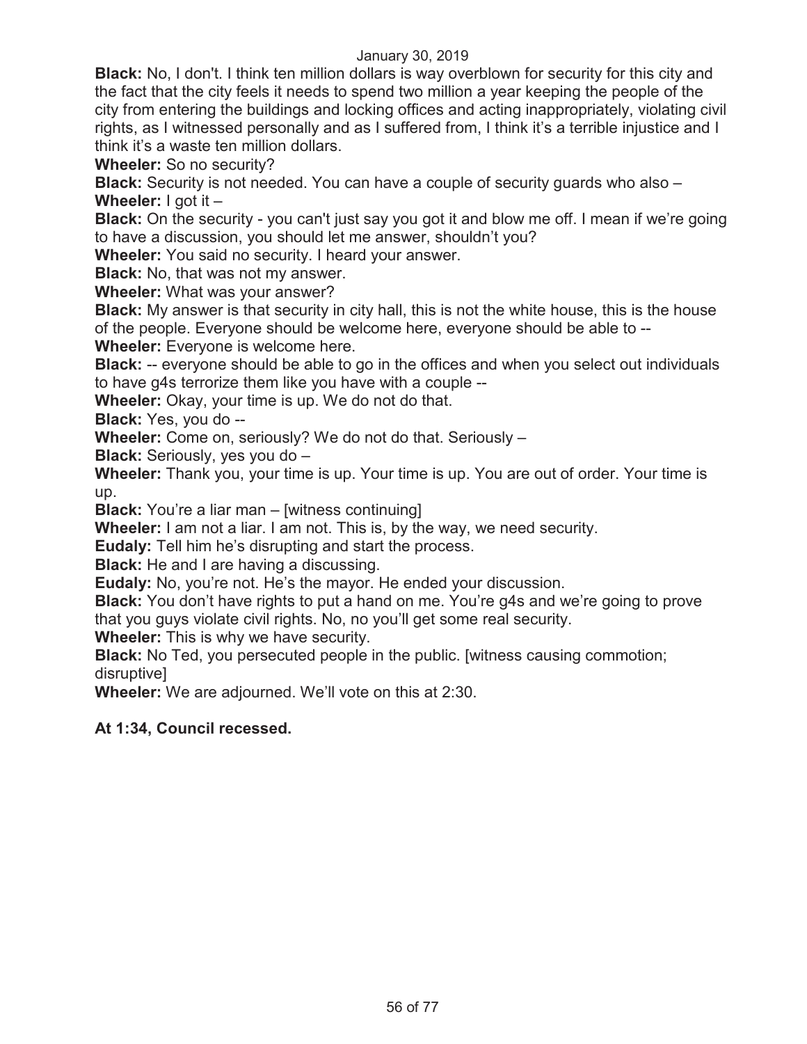**Black:** No, I don't. I think ten million dollars is way overblown for security for this city and the fact that the city feels it needs to spend two million a year keeping the people of the city from entering the buildings and locking offices and acting inappropriately, violating civil rights, as I witnessed personally and as I suffered from, I think it's a terrible injustice and I think it's a waste ten million dollars.

**Wheeler:** So no security?

**Black:** Security is not needed. You can have a couple of security guards who also –

**Wheeler:** I got it –

**Black:** On the security - you can't just say you got it and blow me off. I mean if we're going to have a discussion, you should let me answer, shouldn't you?

**Wheeler:** You said no security. I heard your answer.

**Black:** No, that was not my answer.

**Wheeler:** What was your answer?

**Black:** My answer is that security in city hall, this is not the white house, this is the house of the people. Everyone should be welcome here, everyone should be able to --

**Wheeler:** Everyone is welcome here.

**Black:** -- everyone should be able to go in the offices and when you select out individuals to have g4s terrorize them like you have with a couple --

**Wheeler:** Okay, your time is up. We do not do that.

**Black:** Yes, you do --

**Wheeler:** Come on, seriously? We do not do that. Seriously –

**Black:** Seriously, yes you do –

**Wheeler:** Thank you, your time is up. Your time is up. You are out of order. Your time is up.

**Black:** You're a liar man – [witness continuing]

**Wheeler:** I am not a liar. I am not. This is, by the way, we need security.

**Eudaly:** Tell him he's disrupting and start the process.

**Black:** He and I are having a discussing.

**Eudaly:** No, you're not. He's the mayor. He ended your discussion.

**Black:** You don't have rights to put a hand on me. You're g4s and we're going to prove that you guys violate civil rights. No, no you'll get some real security.

**Wheeler:** This is why we have security.

**Black:** No Ted, you persecuted people in the public. [witness causing commotion; disruptive]

**Wheeler:** We are adjourned. We'll vote on this at 2:30.

**At 1:34, Council recessed.**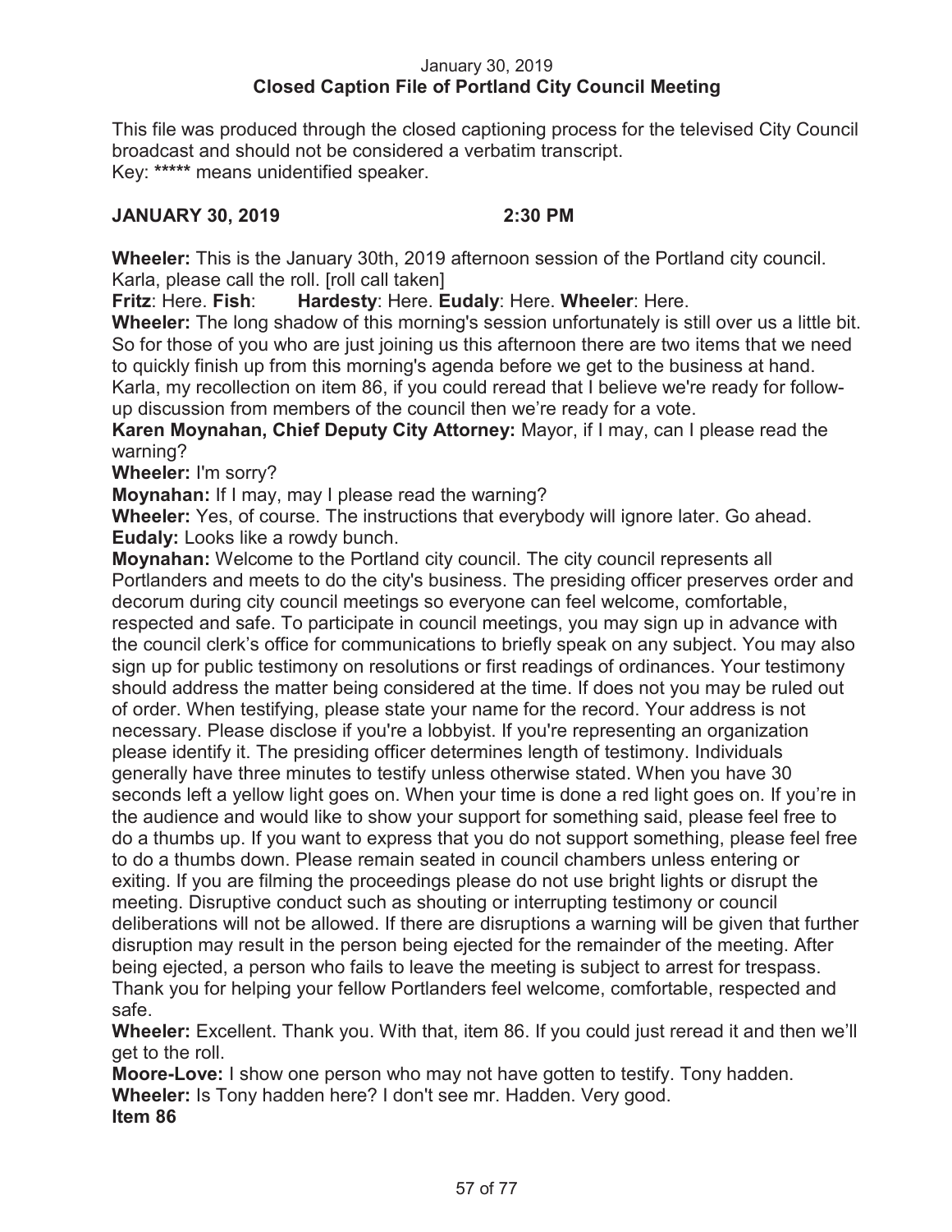January 30, 2019

**Closed Caption File of Portland City Council Meeting**

This file was produced through the closed captioning process for the televised City Council broadcast and should not be considered a verbatim transcript.
Key: ***** means unidentified speaker.

**JANUARY 30, 2019 2:30 PM**

**Wheeler:** This is the January 30th, 2019 afternoon session of the Portland city council. Karla, please call the roll. [roll call taken]

**Fritz**: Here. **Fish**: **Hardesty**: Here. **Eudaly**: Here. **Wheeler**: Here.

**Wheeler:** The long shadow of this morning's session unfortunately is still over us a little bit. So for those of you who are just joining us this afternoon there are two items that we need to quickly finish up from this morning's agenda before we get to the business at hand. Karla, my recollection on item 86, if you could reread that I believe we're ready for follow-up discussion from members of the council then we're ready for a vote.

**Karen Moynahan, Chief Deputy City Attorney:** Mayor, if I may, can I please read the warning?

**Wheeler:** I'm sorry?

**Moynahan:** If I may, may I please read the warning?

**Wheeler:** Yes, of course. The instructions that everybody will ignore later. Go ahead.

**Eudaly:** Looks like a rowdy bunch.

**Moynahan:** Welcome to the Portland city council. The city council represents all Portlanders and meets to do the city's business. The presiding officer preserves order and decorum during city council meetings so everyone can feel welcome, comfortable, respected and safe. To participate in council meetings, you may sign up in advance with the council clerk's office for communications to briefly speak on any subject. You may also sign up for public testimony on resolutions or first readings of ordinances. Your testimony should address the matter being considered at the time. If does not you may be ruled out of order. When testifying, please state your name for the record. Your address is not necessary. Please disclose if you're a lobbyist. If you're representing an organization please identify it. The presiding officer determines length of testimony. Individuals generally have three minutes to testify unless otherwise stated. When you have 30 seconds left a yellow light goes on. When your time is done a red light goes on. If you're in the audience and would like to show your support for something said, please feel free to do a thumbs up. If you want to express that you do not support something, please feel free to do a thumbs down. Please remain seated in council chambers unless entering or exiting. If you are filming the proceedings please do not use bright lights or disrupt the meeting. Disruptive conduct such as shouting or interrupting testimony or council deliberations will not be allowed. If there are disruptions a warning will be given that further disruption may result in the person being ejected for the remainder of the meeting. After being ejected, a person who fails to leave the meeting is subject to arrest for trespass. Thank you for helping your fellow Portlanders feel welcome, comfortable, respected and safe.

**Wheeler:** Excellent. Thank you. With that, item 86. If you could just reread it and then we'll get to the roll.

**Moore-Love:** I show one person who may not have gotten to testify. Tony hadden.

**Wheeler:** Is Tony hadden here? I don't see mr. Hadden. Very good.

**Item 86**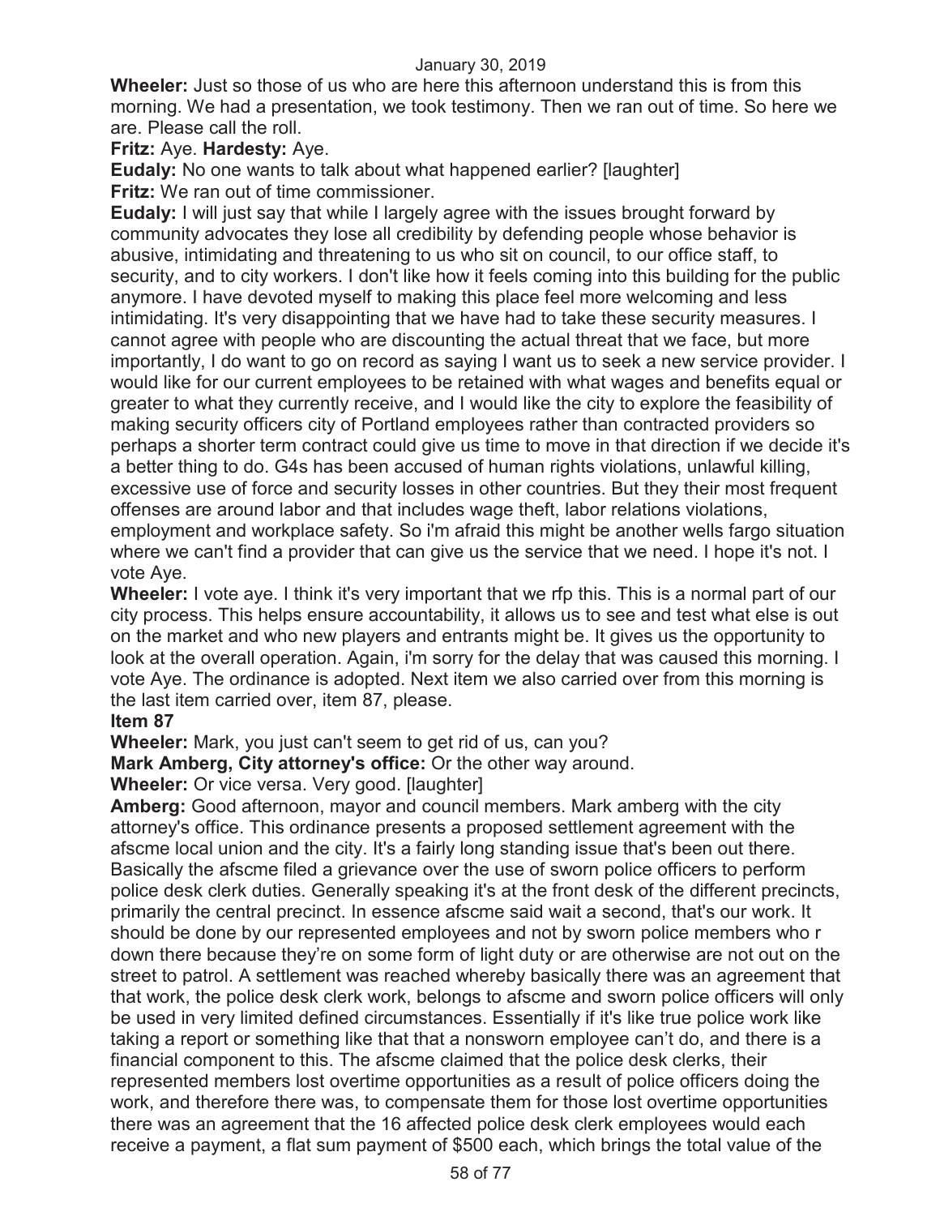**Wheeler:** Just so those of us who are here this afternoon understand this is from this morning. We had a presentation, we took testimony. Then we ran out of time. So here we are. Please call the roll.

**Fritz:** Aye. **Hardesty:** Aye.

**Eudaly:** No one wants to talk about what happened earlier? [laughter]

**Fritz:** We ran out of time commissioner.

**Eudaly:** I will just say that while I largely agree with the issues brought forward by community advocates they lose all credibility by defending people whose behavior is abusive, intimidating and threatening to us who sit on council, to our office staff, to security, and to city workers. I don't like how it feels coming into this building for the public anymore. I have devoted myself to making this place feel more welcoming and less intimidating. It's very disappointing that we have had to take these security measures. I cannot agree with people who are discounting the actual threat that we face, but more importantly, I do want to go on record as saying I want us to seek a new service provider. I would like for our current employees to be retained with what wages and benefits equal or greater to what they currently receive, and I would like the city to explore the feasibility of making security officers city of Portland employees rather than contracted providers so perhaps a shorter term contract could give us time to move in that direction if we decide it's a better thing to do. G4s has been accused of human rights violations, unlawful killing, excessive use of force and security losses in other countries. But they their most frequent offenses are around labor and that includes wage theft, labor relations violations, employment and workplace safety. So i'm afraid this might be another wells fargo situation where we can't find a provider that can give us the service that we need. I hope it's not. I vote Aye.

**Wheeler:** I vote aye. I think it's very important that we rfp this. This is a normal part of our city process. This helps ensure accountability, it allows us to see and test what else is out on the market and who new players and entrants might be. It gives us the opportunity to look at the overall operation. Again, i'm sorry for the delay that was caused this morning. I vote Aye. The ordinance is adopted. Next item we also carried over from this morning is the last item carried over, item 87, please.

**Item 87**

**Wheeler:** Mark, you just can't seem to get rid of us, can you?

**Mark Amberg, City attorney's office:** Or the other way around.

**Wheeler:** Or vice versa. Very good. [laughter]

**Amberg:** Good afternoon, mayor and council members. Mark amberg with the city attorney's office. This ordinance presents a proposed settlement agreement with the afscme local union and the city. It's a fairly long standing issue that's been out there. Basically the afscme filed a grievance over the use of sworn police officers to perform police desk clerk duties. Generally speaking it's at the front desk of the different precincts, primarily the central precinct. In essence afscme said wait a second, that's our work. It should be done by our represented employees and not by sworn police members who r down there because they're on some form of light duty or are otherwise are not out on the street to patrol. A settlement was reached whereby basically there was an agreement that that work, the police desk clerk work, belongs to afscme and sworn police officers will only be used in very limited defined circumstances. Essentially if it's like true police work like taking a report or something like that that a nonsworn employee can't do, and there is a financial component to this. The afscme claimed that the police desk clerks, their represented members lost overtime opportunities as a result of police officers doing the work, and therefore there was, to compensate them for those lost overtime opportunities there was an agreement that the 16 affected police desk clerk employees would each receive a payment, a flat sum payment of $500 each, which brings the total value of the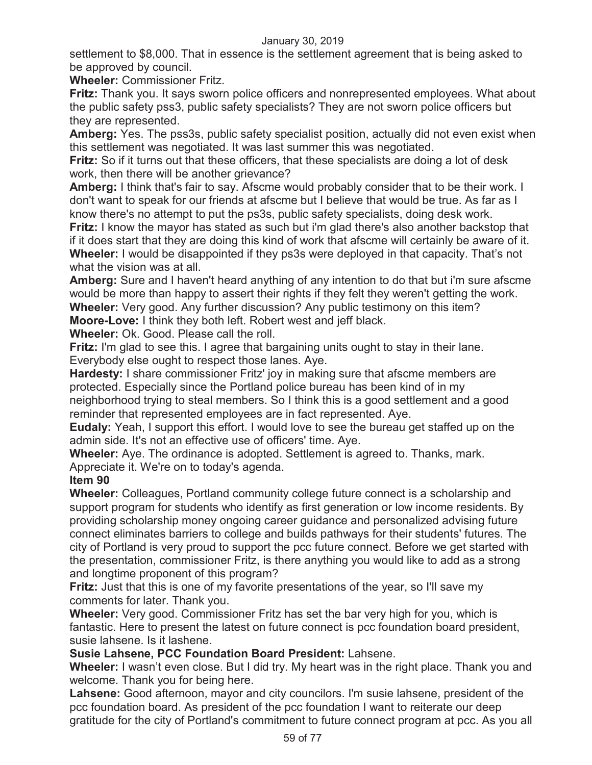settlement to $8,000. That in essence is the settlement agreement that is being asked to be approved by council.

**Wheeler:** Commissioner Fritz.

**Fritz:** Thank you. It says sworn police officers and nonrepresented employees. What about the public safety pss3, public safety specialists? They are not sworn police officers but they are represented.

**Amberg:** Yes. The pss3s, public safety specialist position, actually did not even exist when this settlement was negotiated. It was last summer this was negotiated.

**Fritz:** So if it turns out that these officers, that these specialists are doing a lot of desk work, then there will be another grievance?

**Amberg:** I think that's fair to say. Afscme would probably consider that to be their work. I don't want to speak for our friends at afscme but I believe that would be true. As far as I know there's no attempt to put the ps3s, public safety specialists, doing desk work.

**Fritz:** I know the mayor has stated as such but i'm glad there's also another backstop that if it does start that they are doing this kind of work that afscme will certainly be aware of it.

**Wheeler:** I would be disappointed if they ps3s were deployed in that capacity. That's not what the vision was at all.

**Amberg:** Sure and I haven't heard anything of any intention to do that but i'm sure afscme would be more than happy to assert their rights if they felt they weren't getting the work.

**Wheeler:** Very good. Any further discussion? Any public testimony on this item?

**Moore-Love:** I think they both left. Robert west and jeff black.

**Wheeler:** Ok. Good. Please call the roll.

**Fritz:** I'm glad to see this. I agree that bargaining units ought to stay in their lane. Everybody else ought to respect those lanes. Aye.

**Hardesty:** I share commissioner Fritz' joy in making sure that afscme members are protected. Especially since the Portland police bureau has been kind of in my neighborhood trying to steal members. So I think this is a good settlement and a good reminder that represented employees are in fact represented. Aye.

**Eudaly:** Yeah, I support this effort. I would love to see the bureau get staffed up on the admin side. It's not an effective use of officers' time. Aye.

**Wheeler:** Aye. The ordinance is adopted. Settlement is agreed to. Thanks, mark. Appreciate it. We're on to today's agenda.

**Item 90**

**Wheeler:** Colleagues, Portland community college future connect is a scholarship and support program for students who identify as first generation or low income residents. By providing scholarship money ongoing career guidance and personalized advising future connect eliminates barriers to college and builds pathways for their students' futures. The city of Portland is very proud to support the pcc future connect. Before we get started with the presentation, commissioner Fritz, is there anything you would like to add as a strong and longtime proponent of this program?

**Fritz:** Just that this is one of my favorite presentations of the year, so I'll save my comments for later. Thank you.

**Wheeler:** Very good. Commissioner Fritz has set the bar very high for you, which is fantastic. Here to present the latest on future connect is pcc foundation board president, susie lahsene. Is it lashene.

**Susie Lahsene, PCC Foundation Board President:** Lahsene.

**Wheeler:** I wasn't even close. But I did try. My heart was in the right place. Thank you and welcome. Thank you for being here.

**Lahsene:** Good afternoon, mayor and city councilors. I'm susie lahsene, president of the pcc foundation board. As president of the pcc foundation I want to reiterate our deep gratitude for the city of Portland's commitment to future connect program at pcc. As you all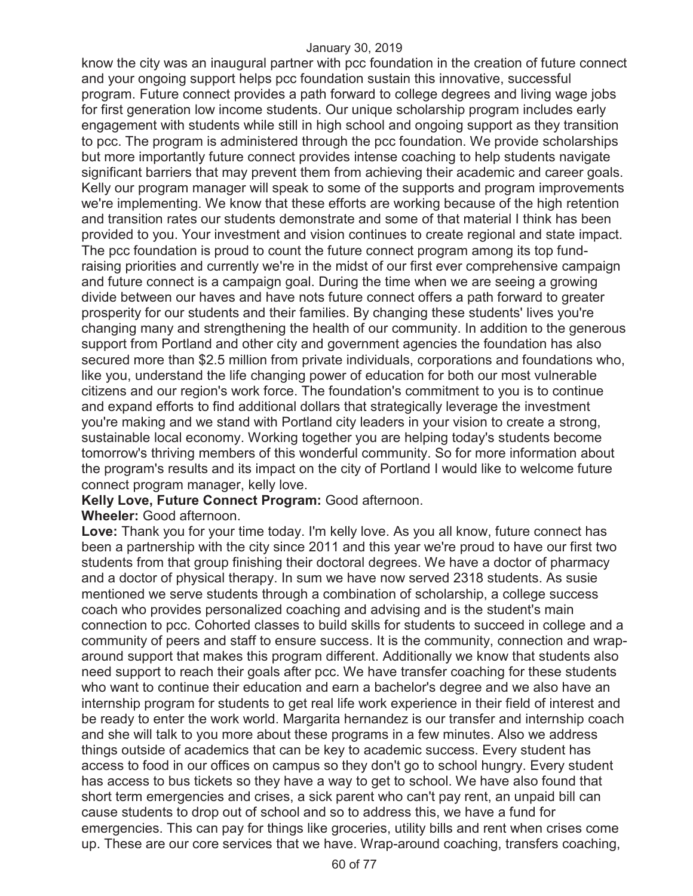know the city was an inaugural partner with pcc foundation in the creation of future connect and your ongoing support helps pcc foundation sustain this innovative, successful program. Future connect provides a path forward to college degrees and living wage jobs for first generation low income students. Our unique scholarship program includes early engagement with students while still in high school and ongoing support as they transition to pcc. The program is administered through the pcc foundation. We provide scholarships but more importantly future connect provides intense coaching to help students navigate significant barriers that may prevent them from achieving their academic and career goals. Kelly our program manager will speak to some of the supports and program improvements we're implementing. We know that these efforts are working because of the high retention and transition rates our students demonstrate and some of that material I think has been provided to you. Your investment and vision continues to create regional and state impact. The pcc foundation is proud to count the future connect program among its top fund-raising priorities and currently we're in the midst of our first ever comprehensive campaign and future connect is a campaign goal. During the time when we are seeing a growing divide between our haves and have nots future connect offers a path forward to greater prosperity for our students and their families. By changing these students' lives you're changing many and strengthening the health of our community. In addition to the generous support from Portland and other city and government agencies the foundation has also secured more than $2.5 million from private individuals, corporations and foundations who, like you, understand the life changing power of education for both our most vulnerable citizens and our region's work force. The foundation's commitment to you is to continue and expand efforts to find additional dollars that strategically leverage the investment you're making and we stand with Portland city leaders in your vision to create a strong, sustainable local economy. Working together you are helping today's students become tomorrow's thriving members of this wonderful community. So for more information about the program's results and its impact on the city of Portland I would like to welcome future connect program manager, kelly love.

**Kelly Love, Future Connect Program:** Good afternoon.

**Wheeler:** Good afternoon.

**Love:** Thank you for your time today. I'm kelly love. As you all know, future connect has been a partnership with the city since 2011 and this year we're proud to have our first two students from that group finishing their doctoral degrees. We have a doctor of pharmacy and a doctor of physical therapy. In sum we have now served 2318 students. As susie mentioned we serve students through a combination of scholarship, a college success coach who provides personalized coaching and advising and is the student's main connection to pcc. Cohorted classes to build skills for students to succeed in college and a community of peers and staff to ensure success. It is the community, connection and wrap-around support that makes this program different. Additionally we know that students also need support to reach their goals after pcc. We have transfer coaching for these students who want to continue their education and earn a bachelor's degree and we also have an internship program for students to get real life work experience in their field of interest and be ready to enter the work world. Margarita hernandez is our transfer and internship coach and she will talk to you more about these programs in a few minutes. Also we address things outside of academics that can be key to academic success. Every student has access to food in our offices on campus so they don't go to school hungry. Every student has access to bus tickets so they have a way to get to school. We have also found that short term emergencies and crises, a sick parent who can't pay rent, an unpaid bill can cause students to drop out of school and so to address this, we have a fund for emergencies. This can pay for things like groceries, utility bills and rent when crises come up. These are our core services that we have. Wrap-around coaching, transfers coaching,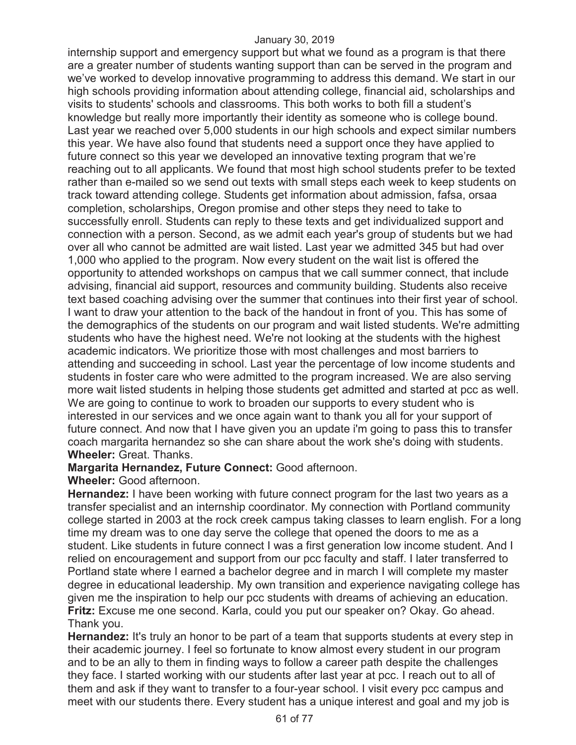internship support and emergency support but what we found as a program is that there are a greater number of students wanting support than can be served in the program and we've worked to develop innovative programming to address this demand. We start in our high schools providing information about attending college, financial aid, scholarships and visits to students' schools and classrooms. This both works to both fill a student's knowledge but really more importantly their identity as someone who is college bound. Last year we reached over 5,000 students in our high schools and expect similar numbers this year. We have also found that students need a support once they have applied to future connect so this year we developed an innovative texting program that we're reaching out to all applicants. We found that most high school students prefer to be texted rather than e-mailed so we send out texts with small steps each week to keep students on track toward attending college. Students get information about admission, fafsa, orsaa completion, scholarships, Oregon promise and other steps they need to take to successfully enroll. Students can reply to these texts and get individualized support and connection with a person. Second, as we admit each year's group of students but we had over all who cannot be admitted are wait listed. Last year we admitted 345 but had over 1,000 who applied to the program. Now every student on the wait list is offered the opportunity to attended workshops on campus that we call summer connect, that include advising, financial aid support, resources and community building. Students also receive text based coaching advising over the summer that continues into their first year of school. I want to draw your attention to the back of the handout in front of you. This has some of the demographics of the students on our program and wait listed students. We're admitting students who have the highest need. We're not looking at the students with the highest academic indicators. We prioritize those with most challenges and most barriers to attending and succeeding in school. Last year the percentage of low income students and students in foster care who were admitted to the program increased. We are also serving more wait listed students in helping those students get admitted and started at pcc as well. We are going to continue to work to broaden our supports to every student who is interested in our services and we once again want to thank you all for your support of future connect. And now that I have given you an update i'm going to pass this to transfer coach margarita hernandez so she can share about the work she's doing with students.

**Wheeler:** Great. Thanks.

**Margarita Hernandez, Future Connect:** Good afternoon.

**Wheeler:** Good afternoon.

**Hernandez:** I have been working with future connect program for the last two years as a transfer specialist and an internship coordinator. My connection with Portland community college started in 2003 at the rock creek campus taking classes to learn english. For a long time my dream was to one day serve the college that opened the doors to me as a student. Like students in future connect I was a first generation low income student. And I relied on encouragement and support from our pcc faculty and staff. I later transferred to Portland state where I earned a bachelor degree and in march I will complete my master degree in educational leadership. My own transition and experience navigating college has given me the inspiration to help our pcc students with dreams of achieving an education.

**Fritz:** Excuse me one second. Karla, could you put our speaker on? Okay. Go ahead. Thank you.

**Hernandez:** It's truly an honor to be part of a team that supports students at every step in their academic journey. I feel so fortunate to know almost every student in our program and to be an ally to them in finding ways to follow a career path despite the challenges they face. I started working with our students after last year at pcc. I reach out to all of them and ask if they want to transfer to a four-year school. I visit every pcc campus and meet with our students there. Every student has a unique interest and goal and my job is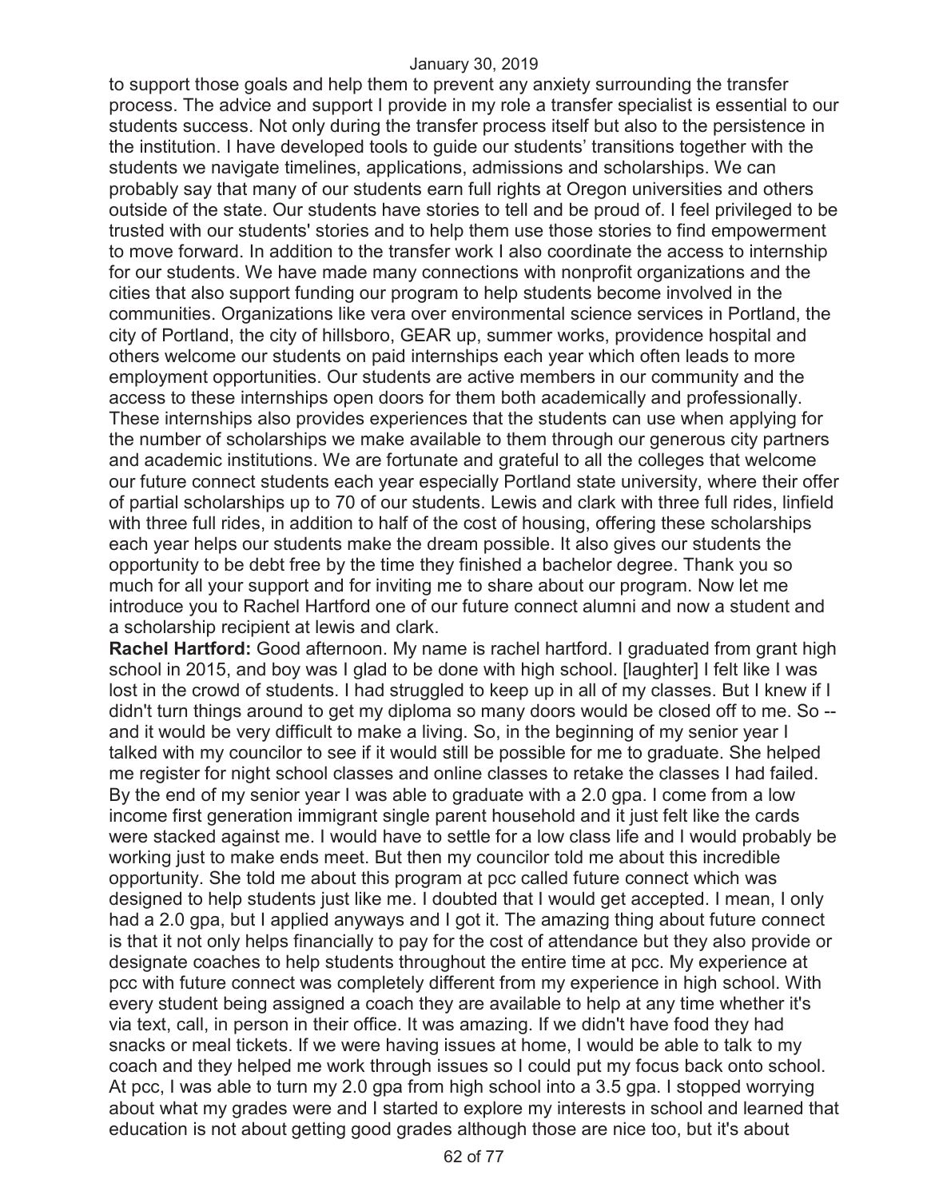to support those goals and help them to prevent any anxiety surrounding the transfer process. The advice and support I provide in my role a transfer specialist is essential to our students success. Not only during the transfer process itself but also to the persistence in the institution. I have developed tools to guide our students' transitions together with the students we navigate timelines, applications, admissions and scholarships. We can probably say that many of our students earn full rights at Oregon universities and others outside of the state. Our students have stories to tell and be proud of. I feel privileged to be trusted with our students' stories and to help them use those stories to find empowerment to move forward. In addition to the transfer work I also coordinate the access to internship for our students. We have made many connections with nonprofit organizations and the cities that also support funding our program to help students become involved in the communities. Organizations like vera over environmental science services in Portland, the city of Portland, the city of hillsboro, GEAR up, summer works, providence hospital and others welcome our students on paid internships each year which often leads to more employment opportunities. Our students are active members in our community and the access to these internships open doors for them both academically and professionally. These internships also provides experiences that the students can use when applying for the number of scholarships we make available to them through our generous city partners and academic institutions. We are fortunate and grateful to all the colleges that welcome our future connect students each year especially Portland state university, where their offer of partial scholarships up to 70 of our students. Lewis and clark with three full rides, linfield with three full rides, in addition to half of the cost of housing, offering these scholarships each year helps our students make the dream possible. It also gives our students the opportunity to be debt free by the time they finished a bachelor degree. Thank you so much for all your support and for inviting me to share about our program. Now let me introduce you to Rachel Hartford one of our future connect alumni and now a student and a scholarship recipient at lewis and clark.

**Rachel Hartford:** Good afternoon. My name is rachel hartford. I graduated from grant high school in 2015, and boy was I glad to be done with high school. [laughter] I felt like I was lost in the crowd of students. I had struggled to keep up in all of my classes. But I knew if I didn't turn things around to get my diploma so many doors would be closed off to me. So -- and it would be very difficult to make a living. So, in the beginning of my senior year I talked with my councilor to see if it would still be possible for me to graduate. She helped me register for night school classes and online classes to retake the classes I had failed. By the end of my senior year I was able to graduate with a 2.0 gpa. I come from a low income first generation immigrant single parent household and it just felt like the cards were stacked against me. I would have to settle for a low class life and I would probably be working just to make ends meet. But then my councilor told me about this incredible opportunity. She told me about this program at pcc called future connect which was designed to help students just like me. I doubted that I would get accepted. I mean, I only had a 2.0 gpa, but I applied anyways and I got it. The amazing thing about future connect is that it not only helps financially to pay for the cost of attendance but they also provide or designate coaches to help students throughout the entire time at pcc. My experience at pcc with future connect was completely different from my experience in high school. With every student being assigned a coach they are available to help at any time whether it's via text, call, in person in their office. It was amazing. If we didn't have food they had snacks or meal tickets. If we were having issues at home, I would be able to talk to my coach and they helped me work through issues so I could put my focus back onto school. At pcc, I was able to turn my 2.0 gpa from high school into a 3.5 gpa. I stopped worrying about what my grades were and I started to explore my interests in school and learned that education is not about getting good grades although those are nice too, but it's about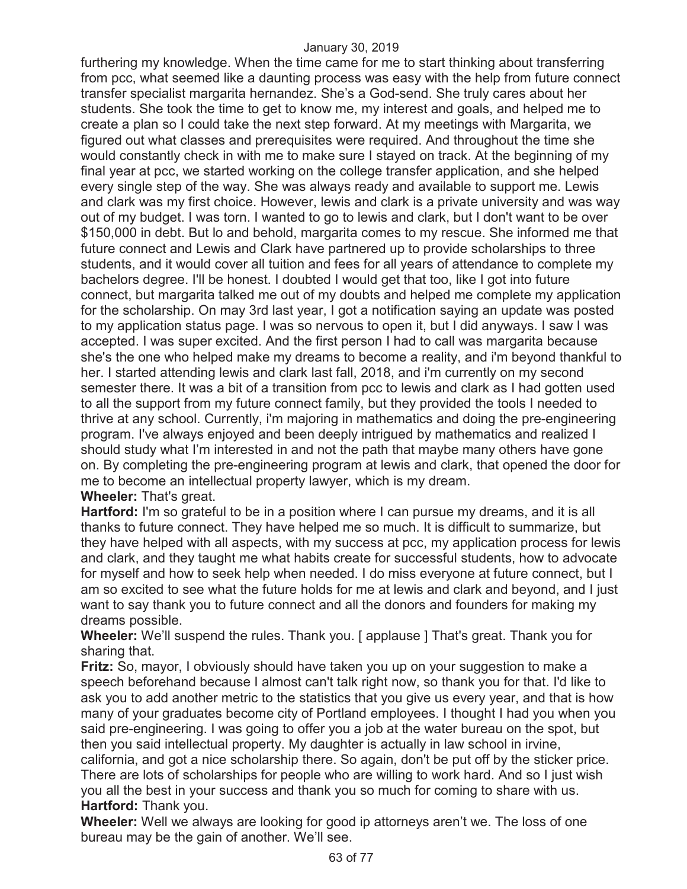furthering my knowledge. When the time came for me to start thinking about transferring from pcc, what seemed like a daunting process was easy with the help from future connect transfer specialist margarita hernandez. She's a God-send. She truly cares about her students. She took the time to get to know me, my interest and goals, and helped me to create a plan so I could take the next step forward. At my meetings with Margarita, we figured out what classes and prerequisites were required. And throughout the time she would constantly check in with me to make sure I stayed on track. At the beginning of my final year at pcc, we started working on the college transfer application, and she helped every single step of the way. She was always ready and available to support me. Lewis and clark was my first choice. However, lewis and clark is a private university and was way out of my budget. I was torn. I wanted to go to lewis and clark, but I don't want to be over $150,000 in debt. But lo and behold, margarita comes to my rescue. She informed me that future connect and Lewis and Clark have partnered up to provide scholarships to three students, and it would cover all tuition and fees for all years of attendance to complete my bachelors degree. I'll be honest. I doubted I would get that too, like I got into future connect, but margarita talked me out of my doubts and helped me complete my application for the scholarship. On may 3rd last year, I got a notification saying an update was posted to my application status page. I was so nervous to open it, but I did anyways. I saw I was accepted. I was super excited. And the first person I had to call was margarita because she's the one who helped make my dreams to become a reality, and i'm beyond thankful to her. I started attending lewis and clark last fall, 2018, and i'm currently on my second semester there. It was a bit of a transition from pcc to lewis and clark as I had gotten used to all the support from my future connect family, but they provided the tools I needed to thrive at any school. Currently, i'm majoring in mathematics and doing the pre-engineering program. I've always enjoyed and been deeply intrigued by mathematics and realized I should study what I'm interested in and not the path that maybe many others have gone on. By completing the pre-engineering program at lewis and clark, that opened the door for me to become an intellectual property lawyer, which is my dream.

**Wheeler:** That's great.

**Hartford:** I'm so grateful to be in a position where I can pursue my dreams, and it is all thanks to future connect. They have helped me so much. It is difficult to summarize, but they have helped with all aspects, with my success at pcc, my application process for lewis and clark, and they taught me what habits create for successful students, how to advocate for myself and how to seek help when needed. I do miss everyone at future connect, but I am so excited to see what the future holds for me at lewis and clark and beyond, and I just want to say thank you to future connect and all the donors and founders for making my dreams possible.

**Wheeler:** We'll suspend the rules. Thank you. [ applause ] That's great. Thank you for sharing that.

**Fritz:** So, mayor, I obviously should have taken you up on your suggestion to make a speech beforehand because I almost can't talk right now, so thank you for that. I'd like to ask you to add another metric to the statistics that you give us every year, and that is how many of your graduates become city of Portland employees. I thought I had you when you said pre-engineering. I was going to offer you a job at the water bureau on the spot, but then you said intellectual property. My daughter is actually in law school in irvine, california, and got a nice scholarship there. So again, don't be put off by the sticker price. There are lots of scholarships for people who are willing to work hard. And so I just wish you all the best in your success and thank you so much for coming to share with us.

**Hartford:** Thank you.

**Wheeler:** Well we always are looking for good ip attorneys aren't we. The loss of one bureau may be the gain of another. We'll see.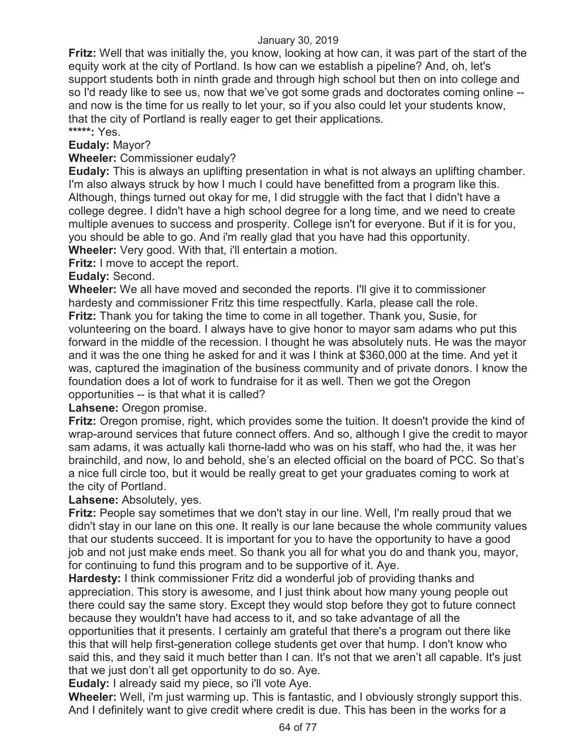**Fritz:** Well that was initially the, you know, looking at how can, it was part of the start of the equity work at the city of Portland. Is how can we establish a pipeline? And, oh, let's support students both in ninth grade and through high school but then on into college and so I'd ready like to see us, now that we've got some grads and doctorates coming online -- and now is the time for us really to let your, so if you also could let your students know, that the city of Portland is really eager to get their applications.

*****: Yes.

**Eudaly:** Mayor?

**Wheeler:** Commissioner eudaly?

**Eudaly:** This is always an uplifting presentation in what is not always an uplifting chamber. I'm also always struck by how I much I could have benefitted from a program like this. Although, things turned out okay for me, I did struggle with the fact that I didn't have a college degree. I didn't have a high school degree for a long time, and we need to create multiple avenues to success and prosperity. College isn't for everyone. But if it is for you, you should be able to go. And i'm really glad that you have had this opportunity.

**Wheeler:** Very good. With that, i'll entertain a motion.

**Fritz:** I move to accept the report.

**Eudaly:** Second.

**Wheeler:** We all have moved and seconded the reports. I'll give it to commissioner hardesty and commissioner Fritz this time respectfully. Karla, please call the role.

**Fritz:** Thank you for taking the time to come in all together. Thank you, Susie, for volunteering on the board. I always have to give honor to mayor sam adams who put this forward in the middle of the recession. I thought he was absolutely nuts. He was the mayor and it was the one thing he asked for and it was I think at $360,000 at the time. And yet it was, captured the imagination of the business community and of private donors. I know the foundation does a lot of work to fundraise for it as well. Then we got the Oregon opportunities -- is that what it is called?

**Lahsene:** Oregon promise.

**Fritz:** Oregon promise, right, which provides some the tuition. It doesn't provide the kind of wrap-around services that future connect offers. And so, although I give the credit to mayor sam adams, it was actually kali thorne-ladd who was on his staff, who had the, it was her brainchild, and now, lo and behold, she's an elected official on the board of PCC. So that's a nice full circle too, but it would be really great to get your graduates coming to work at the city of Portland.

**Lahsene:** Absolutely, yes.

**Fritz:** People say sometimes that we don't stay in our line. Well, I'm really proud that we didn't stay in our lane on this one. It really is our lane because the whole community values that our students succeed. It is important for you to have the opportunity to have a good job and not just make ends meet. So thank you all for what you do and thank you, mayor, for continuing to fund this program and to be supportive of it. Aye.

**Hardesty:** I think commissioner Fritz did a wonderful job of providing thanks and appreciation. This story is awesome, and I just think about how many young people out there could say the same story. Except they would stop before they got to future connect because they wouldn't have had access to it, and so take advantage of all the opportunities that it presents. I certainly am grateful that there's a program out there like this that will help first-generation college students get over that hump. I don't know who said this, and they said it much better than I can. It's not that we aren't all capable. It's just that we just don't all get opportunity to do so. Aye.

**Eudaly:** I already said my piece, so i'll vote Aye.

**Wheeler:** Well, i'm just warming up. This is fantastic, and I obviously strongly support this. And I definitely want to give credit where credit is due. This has been in the works for a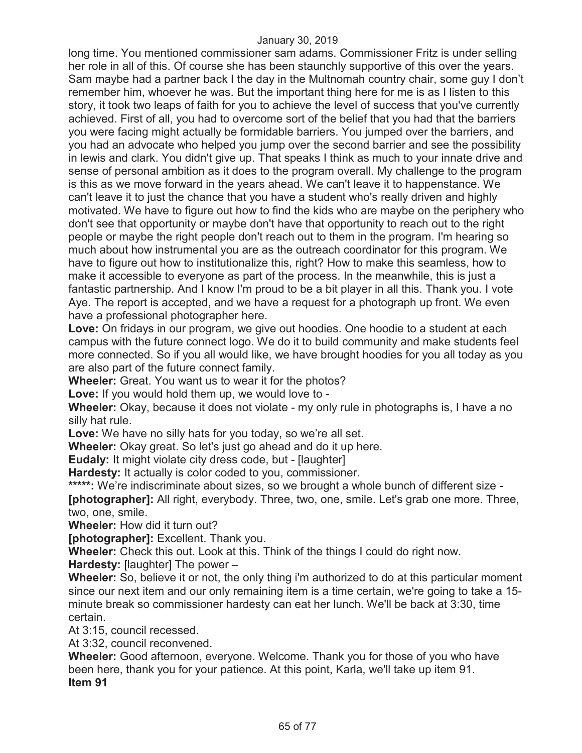long time. You mentioned commissioner sam adams. Commissioner Fritz is under selling her role in all of this. Of course she has been staunchly supportive of this over the years. Sam maybe had a partner back I the day in the Multnomah country chair, some guy I don't remember him, whoever he was. But the important thing here for me is as I listen to this story, it took two leaps of faith for you to achieve the level of success that you've currently achieved. First of all, you had to overcome sort of the belief that you had that the barriers you were facing might actually be formidable barriers. You jumped over the barriers, and you had an advocate who helped you jump over the second barrier and see the possibility in lewis and clark. You didn't give up. That speaks I think as much to your innate drive and sense of personal ambition as it does to the program overall. My challenge to the program is this as we move forward in the years ahead. We can't leave it to happenstance. We can't leave it to just the chance that you have a student who's really driven and highly motivated. We have to figure out how to find the kids who are maybe on the periphery who don't see that opportunity or maybe don't have that opportunity to reach out to the right people or maybe the right people don't reach out to them in the program. I'm hearing so much about how instrumental you are as the outreach coordinator for this program. We have to figure out how to institutionalize this, right? How to make this seamless, how to make it accessible to everyone as part of the process. In the meanwhile, this is just a fantastic partnership. And I know I'm proud to be a bit player in all this. Thank you. I vote Aye. The report is accepted, and we have a request for a photograph up front. We even have a professional photographer here.

**Love:** On fridays in our program, we give out hoodies. One hoodie to a student at each campus with the future connect logo. We do it to build community and make students feel more connected. So if you all would like, we have brought hoodies for you all today as you are also part of the future connect family.

**Wheeler:** Great. You want us to wear it for the photos?

**Love:** If you would hold them up, we would love to -

**Wheeler:** Okay, because it does not violate - my only rule in photographs is, I have a no silly hat rule.

**Love:** We have no silly hats for you today, so we're all set.

**Wheeler:** Okay great. So let's just go ahead and do it up here.

**Eudaly:** It might violate city dress code, but - [laughter]

**Hardesty:** It actually is color coded to you, commissioner.

**\*\*\*\*\*:** We're indiscriminate about sizes, so we brought a whole bunch of different size -

**[photographer]:** All right, everybody. Three, two, one, smile. Let's grab one more. Three, two, one, smile.

**Wheeler:** How did it turn out?

**[photographer]:** Excellent. Thank you.

**Wheeler:** Check this out. Look at this. Think of the things I could do right now.

**Hardesty:** [laughter] The power –

**Wheeler:** So, believe it or not, the only thing i'm authorized to do at this particular moment since our next item and our only remaining item is a time certain, we're going to take a 15-minute break so commissioner hardesty can eat her lunch. We'll be back at 3:30, time certain.

At 3:15, council recessed.

At 3:32, council reconvened.

**Wheeler:** Good afternoon, everyone. Welcome. Thank you for those of you who have been here, thank you for your patience. At this point, Karla, we'll take up item 91.

**Item 91**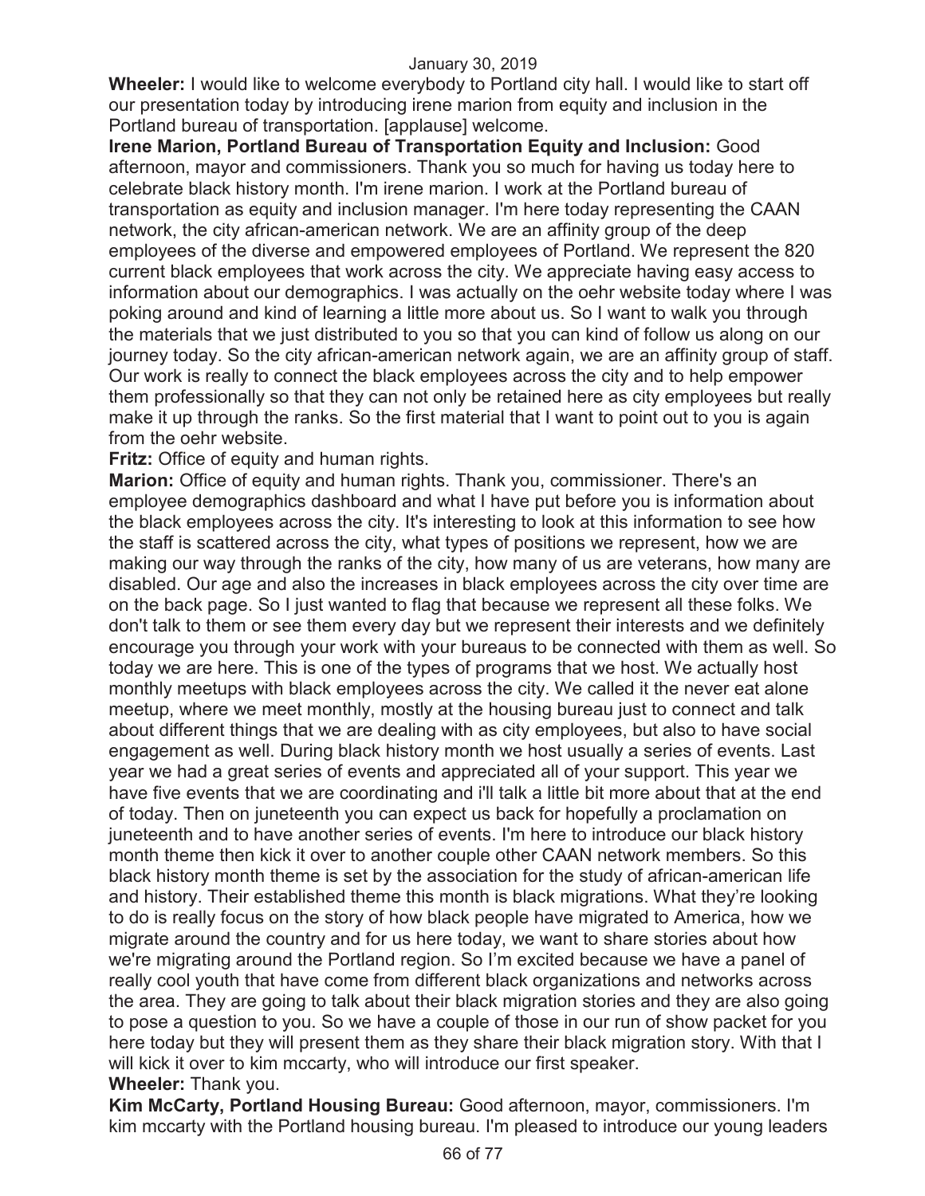**Wheeler:** I would like to welcome everybody to Portland city hall. I would like to start off our presentation today by introducing irene marion from equity and inclusion in the Portland bureau of transportation. [applause] welcome.

**Irene Marion, Portland Bureau of Transportation Equity and Inclusion:** Good afternoon, mayor and commissioners. Thank you so much for having us today here to celebrate black history month. I'm irene marion. I work at the Portland bureau of transportation as equity and inclusion manager. I'm here today representing the CAAN network, the city african-american network. We are an affinity group of the deep employees of the diverse and empowered employees of Portland. We represent the 820 current black employees that work across the city. We appreciate having easy access to information about our demographics. I was actually on the oehr website today where I was poking around and kind of learning a little more about us. So I want to walk you through the materials that we just distributed to you so that you can kind of follow us along on our journey today. So the city african-american network again, we are an affinity group of staff. Our work is really to connect the black employees across the city and to help empower them professionally so that they can not only be retained here as city employees but really make it up through the ranks. So the first material that I want to point out to you is again from the oehr website.

**Fritz:** Office of equity and human rights.

**Marion:** Office of equity and human rights. Thank you, commissioner. There's an employee demographics dashboard and what I have put before you is information about the black employees across the city. It's interesting to look at this information to see how the staff is scattered across the city, what types of positions we represent, how we are making our way through the ranks of the city, how many of us are veterans, how many are disabled. Our age and also the increases in black employees across the city over time are on the back page. So I just wanted to flag that because we represent all these folks. We don't talk to them or see them every day but we represent their interests and we definitely encourage you through your work with your bureaus to be connected with them as well. So today we are here. This is one of the types of programs that we host. We actually host monthly meetups with black employees across the city. We called it the never eat alone meetup, where we meet monthly, mostly at the housing bureau just to connect and talk about different things that we are dealing with as city employees, but also to have social engagement as well. During black history month we host usually a series of events. Last year we had a great series of events and appreciated all of your support. This year we have five events that we are coordinating and i'll talk a little bit more about that at the end of today. Then on juneteenth you can expect us back for hopefully a proclamation on juneteenth and to have another series of events. I'm here to introduce our black history month theme then kick it over to another couple other CAAN network members. So this black history month theme is set by the association for the study of african-american life and history. Their established theme this month is black migrations. What they're looking to do is really focus on the story of how black people have migrated to America, how we migrate around the country and for us here today, we want to share stories about how we're migrating around the Portland region. So I'm excited because we have a panel of really cool youth that have come from different black organizations and networks across the area. They are going to talk about their black migration stories and they are also going to pose a question to you. So we have a couple of those in our run of show packet for you here today but they will present them as they share their black migration story. With that I will kick it over to kim mccarty, who will introduce our first speaker.

**Wheeler:** Thank you.

**Kim McCarty, Portland Housing Bureau:** Good afternoon, mayor, commissioners. I'm kim mccarty with the Portland housing bureau. I'm pleased to introduce our young leaders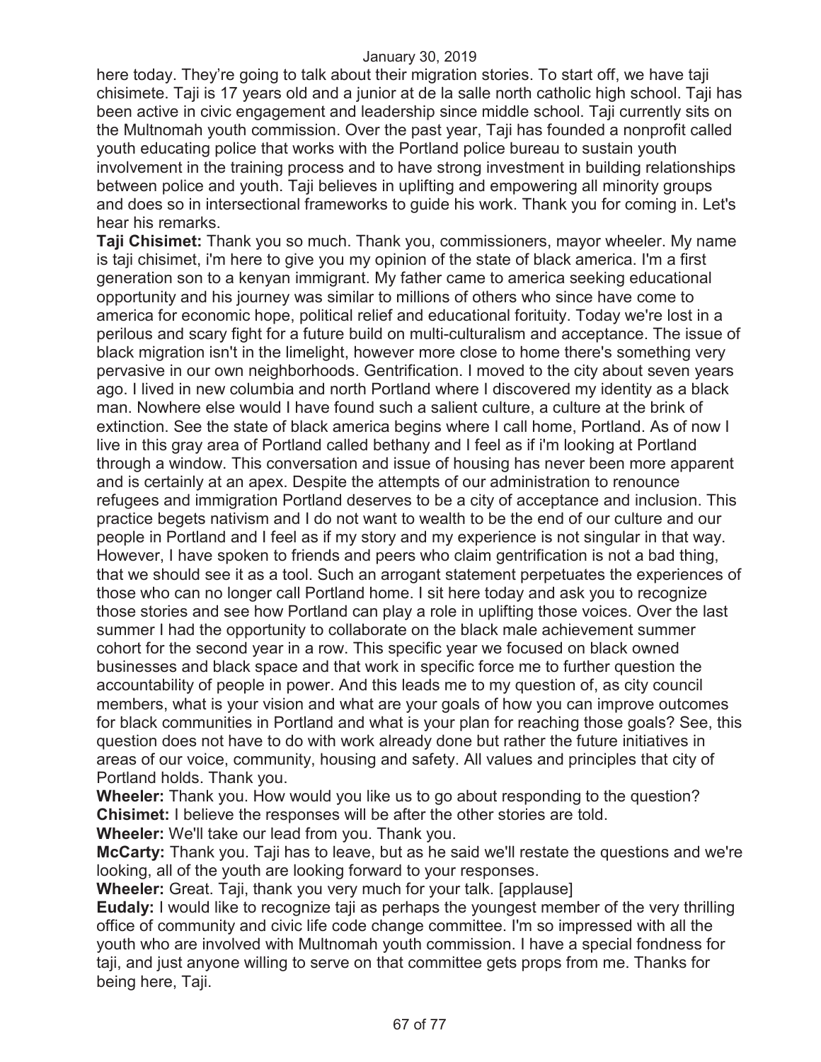here today. They're going to talk about their migration stories. To start off, we have taji chisimete. Taji is 17 years old and a junior at de la salle north catholic high school. Taji has been active in civic engagement and leadership since middle school. Taji currently sits on the Multnomah youth commission. Over the past year, Taji has founded a nonprofit called youth educating police that works with the Portland police bureau to sustain youth involvement in the training process and to have strong investment in building relationships between police and youth. Taji believes in uplifting and empowering all minority groups and does so in intersectional frameworks to guide his work. Thank you for coming in. Let's hear his remarks.

**Taji Chisimet:** Thank you so much. Thank you, commissioners, mayor wheeler. My name is taji chisimet, i'm here to give you my opinion of the state of black america. I'm a first generation son to a kenyan immigrant. My father came to america seeking educational opportunity and his journey was similar to millions of others who since have come to america for economic hope, political relief and educational forituity. Today we're lost in a perilous and scary fight for a future build on multi-culturalism and acceptance. The issue of black migration isn't in the limelight, however more close to home there's something very pervasive in our own neighborhoods. Gentrification. I moved to the city about seven years ago. I lived in new columbia and north Portland where I discovered my identity as a black man. Nowhere else would I have found such a salient culture, a culture at the brink of extinction. See the state of black america begins where I call home, Portland. As of now I live in this gray area of Portland called bethany and I feel as if i'm looking at Portland through a window. This conversation and issue of housing has never been more apparent and is certainly at an apex. Despite the attempts of our administration to renounce refugees and immigration Portland deserves to be a city of acceptance and inclusion. This practice begets nativism and I do not want to wealth to be the end of our culture and our people in Portland and I feel as if my story and my experience is not singular in that way. However, I have spoken to friends and peers who claim gentrification is not a bad thing, that we should see it as a tool. Such an arrogant statement perpetuates the experiences of those who can no longer call Portland home. I sit here today and ask you to recognize those stories and see how Portland can play a role in uplifting those voices. Over the last summer I had the opportunity to collaborate on the black male achievement summer cohort for the second year in a row. This specific year we focused on black owned businesses and black space and that work in specific force me to further question the accountability of people in power. And this leads me to my question of, as city council members, what is your vision and what are your goals of how you can improve outcomes for black communities in Portland and what is your plan for reaching those goals? See, this question does not have to do with work already done but rather the future initiatives in areas of our voice, community, housing and safety. All values and principles that city of Portland holds. Thank you.

**Wheeler:** Thank you. How would you like us to go about responding to the question?

**Chisimet:** I believe the responses will be after the other stories are told.

**Wheeler:** We'll take our lead from you. Thank you.

**McCarty:** Thank you. Taji has to leave, but as he said we'll restate the questions and we're looking, all of the youth are looking forward to your responses.

**Wheeler:** Great. Taji, thank you very much for your talk. [applause]

**Eudaly:** I would like to recognize taji as perhaps the youngest member of the very thrilling office of community and civic life code change committee. I'm so impressed with all the youth who are involved with Multnomah youth commission. I have a special fondness for taji, and just anyone willing to serve on that committee gets props from me. Thanks for being here, Taji.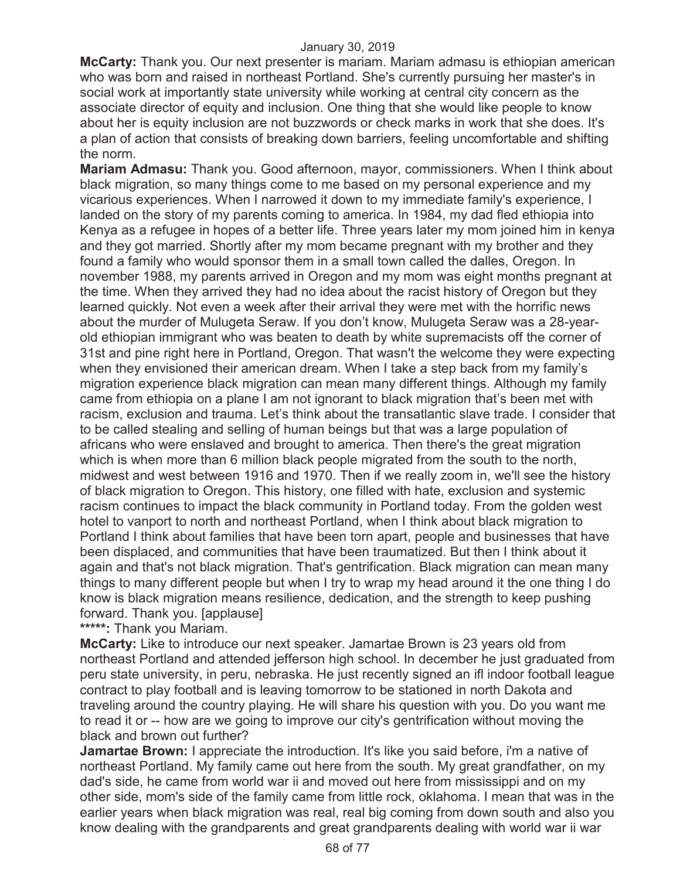**McCarty:** Thank you. Our next presenter is mariam. Mariam admasu is ethiopian american who was born and raised in northeast Portland. She's currently pursuing her master's in social work at importantly state university while working at central city concern as the associate director of equity and inclusion. One thing that she would like people to know about her is equity inclusion are not buzzwords or check marks in work that she does. It's a plan of action that consists of breaking down barriers, feeling uncomfortable and shifting the norm.

**Mariam Admasu:** Thank you. Good afternoon, mayor, commissioners. When I think about black migration, so many things come to me based on my personal experience and my vicarious experiences. When I narrowed it down to my immediate family's experience, I landed on the story of my parents coming to america. In 1984, my dad fled ethiopia into Kenya as a refugee in hopes of a better life. Three years later my mom joined him in kenya and they got married. Shortly after my mom became pregnant with my brother and they found a family who would sponsor them in a small town called the dalles, Oregon. In november 1988, my parents arrived in Oregon and my mom was eight months pregnant at the time. When they arrived they had no idea about the racist history of Oregon but they learned quickly. Not even a week after their arrival they were met with the horrific news about the murder of Mulugeta Seraw. If you don't know, Mulugeta Seraw was a 28-year-old ethiopian immigrant who was beaten to death by white supremacists off the corner of 31st and pine right here in Portland, Oregon. That wasn't the welcome they were expecting when they envisioned their american dream. When I take a step back from my family's migration experience black migration can mean many different things. Although my family came from ethiopia on a plane I am not ignorant to black migration that's been met with racism, exclusion and trauma. Let's think about the transatlantic slave trade. I consider that to be called stealing and selling of human beings but that was a large population of africans who were enslaved and brought to america. Then there's the great migration which is when more than 6 million black people migrated from the south to the north, midwest and west between 1916 and 1970. Then if we really zoom in, we'll see the history of black migration to Oregon. This history, one filled with hate, exclusion and systemic racism continues to impact the black community in Portland today. From the golden west hotel to vanport to north and northeast Portland, when I think about black migration to Portland I think about families that have been torn apart, people and businesses that have been displaced, and communities that have been traumatized. But then I think about it again and that's not black migration. That's gentrification. Black migration can mean many things to many different people but when I try to wrap my head around it the one thing I do know is black migration means resilience, dedication, and the strength to keep pushing forward. Thank you. [applause]

**\*\*\*\*\*:** Thank you Mariam.

**McCarty:** Like to introduce our next speaker. Jamartae Brown is 23 years old from northeast Portland and attended jefferson high school. In december he just graduated from peru state university, in peru, nebraska. He just recently signed an ifl indoor football league contract to play football and is leaving tomorrow to be stationed in north Dakota and traveling around the country playing. He will share his question with you. Do you want me to read it or -- how are we going to improve our city's gentrification without moving the black and brown out further?

**Jamartae Brown:** I appreciate the introduction. It's like you said before, i'm a native of northeast Portland. My family came out here from the south. My great grandfather, on my dad's side, he came from world war ii and moved out here from mississippi and on my other side, mom's side of the family came from little rock, oklahoma. I mean that was in the earlier years when black migration was real, real big coming from down south and also you know dealing with the grandparents and great grandparents dealing with world war ii war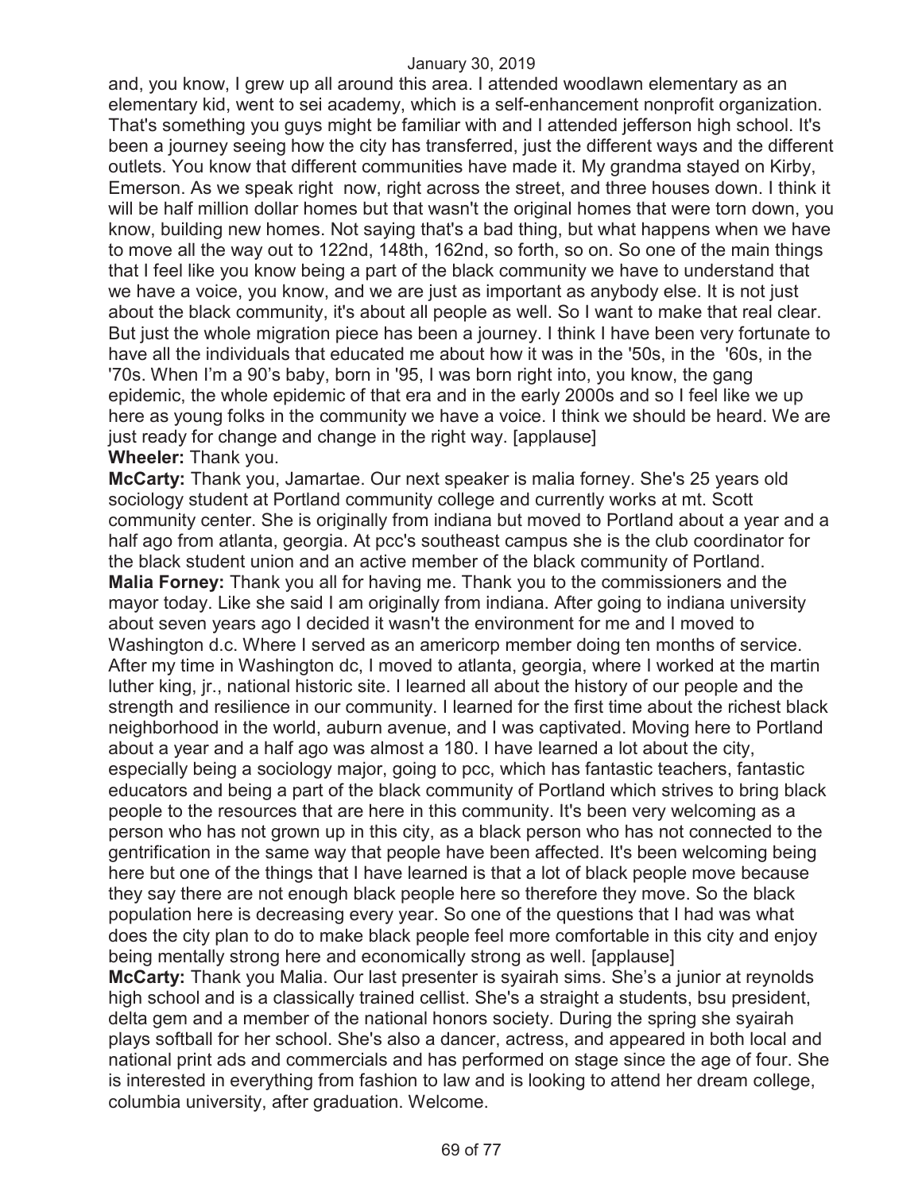and, you know, I grew up all around this area. I attended woodlawn elementary as an elementary kid, went to sei academy, which is a self-enhancement nonprofit organization. That's something you guys might be familiar with and I attended jefferson high school. It's been a journey seeing how the city has transferred, just the different ways and the different outlets. You know that different communities have made it. My grandma stayed on Kirby, Emerson. As we speak right now, right across the street, and three houses down. I think it will be half million dollar homes but that wasn't the original homes that were torn down, you know, building new homes. Not saying that's a bad thing, but what happens when we have to move all the way out to 122nd, 148th, 162nd, so forth, so on. So one of the main things that I feel like you know being a part of the black community we have to understand that we have a voice, you know, and we are just as important as anybody else. It is not just about the black community, it's about all people as well. So I want to make that real clear. But just the whole migration piece has been a journey. I think I have been very fortunate to have all the individuals that educated me about how it was in the '50s, in the '60s, in the '70s. When I'm a 90's baby, born in '95, I was born right into, you know, the gang epidemic, the whole epidemic of that era and in the early 2000s and so I feel like we up here as young folks in the community we have a voice. I think we should be heard. We are just ready for change and change in the right way. [applause]

**Wheeler:** Thank you.

**McCarty:** Thank you, Jamartae. Our next speaker is malia forney. She's 25 years old sociology student at Portland community college and currently works at mt. Scott community center. She is originally from indiana but moved to Portland about a year and a half ago from atlanta, georgia. At pcc's southeast campus she is the club coordinator for the black student union and an active member of the black community of Portland.

**Malia Forney:** Thank you all for having me. Thank you to the commissioners and the mayor today. Like she said I am originally from indiana. After going to indiana university about seven years ago I decided it wasn't the environment for me and I moved to Washington d.c. Where I served as an americorp member doing ten months of service. After my time in Washington dc, I moved to atlanta, georgia, where I worked at the martin luther king, jr., national historic site. I learned all about the history of our people and the strength and resilience in our community. I learned for the first time about the richest black neighborhood in the world, auburn avenue, and I was captivated. Moving here to Portland about a year and a half ago was almost a 180. I have learned a lot about the city, especially being a sociology major, going to pcc, which has fantastic teachers, fantastic educators and being a part of the black community of Portland which strives to bring black people to the resources that are here in this community. It's been very welcoming as a person who has not grown up in this city, as a black person who has not connected to the gentrification in the same way that people have been affected. It's been welcoming being here but one of the things that I have learned is that a lot of black people move because they say there are not enough black people here so therefore they move. So the black population here is decreasing every year. So one of the questions that I had was what does the city plan to do to make black people feel more comfortable in this city and enjoy being mentally strong here and economically strong as well. [applause]

**McCarty:** Thank you Malia. Our last presenter is syairah sims. She's a junior at reynolds high school and is a classically trained cellist. She's a straight a students, bsu president, delta gem and a member of the national honors society. During the spring she syairah plays softball for her school. She's also a dancer, actress, and appeared in both local and national print ads and commercials and has performed on stage since the age of four. She is interested in everything from fashion to law and is looking to attend her dream college, columbia university, after graduation. Welcome.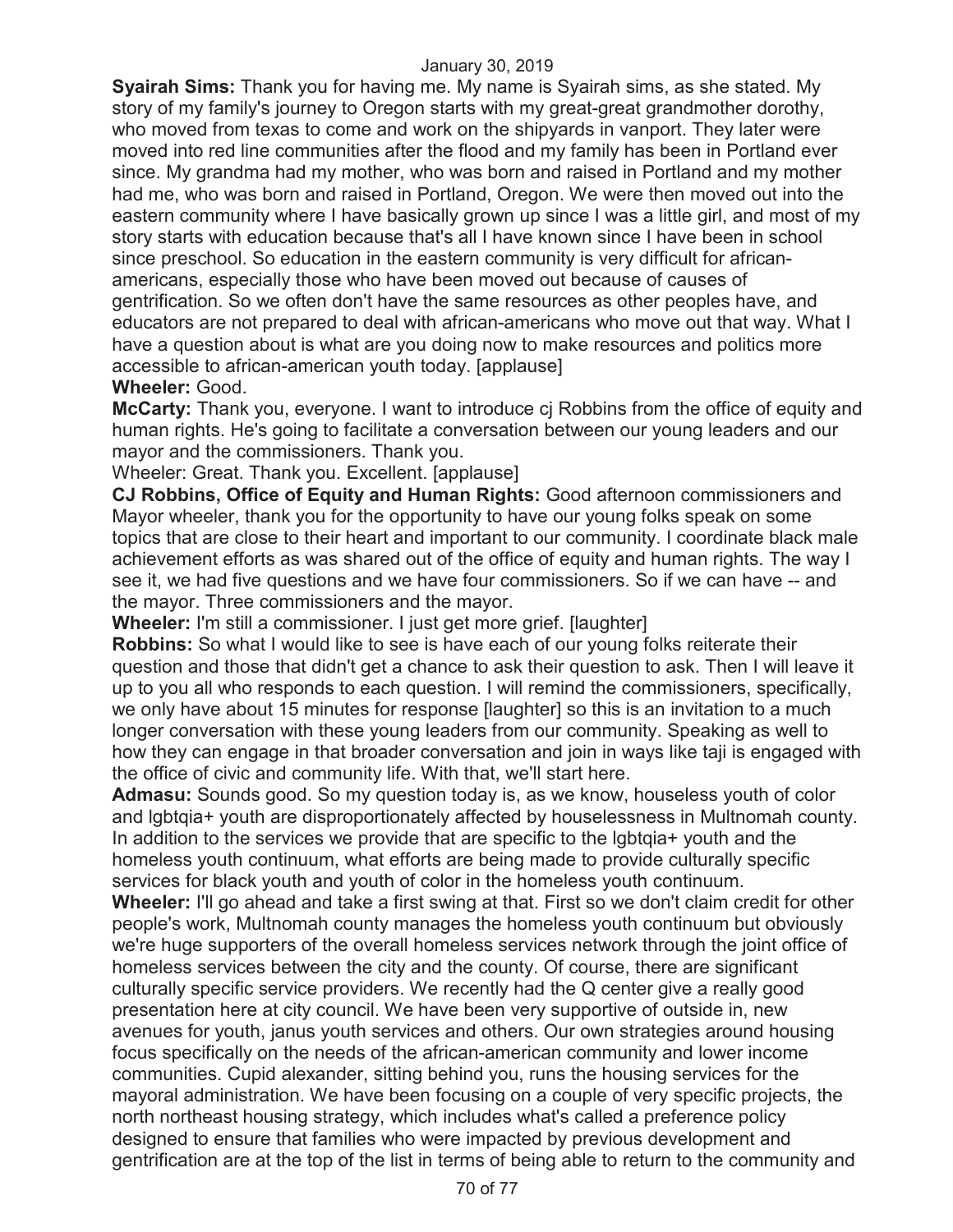**Syairah Sims:** Thank you for having me. My name is Syairah sims, as she stated. My story of my family's journey to Oregon starts with my great-great grandmother dorothy, who moved from texas to come and work on the shipyards in vanport. They later were moved into red line communities after the flood and my family has been in Portland ever since. My grandma had my mother, who was born and raised in Portland and my mother had me, who was born and raised in Portland, Oregon. We were then moved out into the eastern community where I have basically grown up since I was a little girl, and most of my story starts with education because that's all I have known since I have been in school since preschool. So education in the eastern community is very difficult for african-americans, especially those who have been moved out because of causes of gentrification. So we often don't have the same resources as other peoples have, and educators are not prepared to deal with african-americans who move out that way. What I have a question about is what are you doing now to make resources and politics more accessible to african-american youth today. [applause]

**Wheeler:** Good.

**McCarty:** Thank you, everyone. I want to introduce cj Robbins from the office of equity and human rights. He's going to facilitate a conversation between our young leaders and our mayor and the commissioners. Thank you.

Wheeler: Great. Thank you. Excellent. [applause]

**CJ Robbins, Office of Equity and Human Rights:** Good afternoon commissioners and Mayor wheeler, thank you for the opportunity to have our young folks speak on some topics that are close to their heart and important to our community. I coordinate black male achievement efforts as was shared out of the office of equity and human rights. The way I see it, we had five questions and we have four commissioners. So if we can have -- and the mayor. Three commissioners and the mayor.

**Wheeler:** I'm still a commissioner. I just get more grief. [laughter]

**Robbins:** So what I would like to see is have each of our young folks reiterate their question and those that didn't get a chance to ask their question to ask. Then I will leave it up to you all who responds to each question. I will remind the commissioners, specifically, we only have about 15 minutes for response [laughter] so this is an invitation to a much longer conversation with these young leaders from our community. Speaking as well to how they can engage in that broader conversation and join in ways like taji is engaged with the office of civic and community life. With that, we'll start here.

**Admasu:** Sounds good. So my question today is, as we know, houseless youth of color and lgbtqia+ youth are disproportionately affected by houselessness in Multnomah county. In addition to the services we provide that are specific to the lgbtqia+ youth and the homeless youth continuum, what efforts are being made to provide culturally specific services for black youth and youth of color in the homeless youth continuum.

**Wheeler:** I'll go ahead and take a first swing at that. First so we don't claim credit for other people's work, Multnomah county manages the homeless youth continuum but obviously we're huge supporters of the overall homeless services network through the joint office of homeless services between the city and the county. Of course, there are significant culturally specific service providers. We recently had the Q center give a really good presentation here at city council. We have been very supportive of outside in, new avenues for youth, janus youth services and others. Our own strategies around housing focus specifically on the needs of the african-american community and lower income communities. Cupid alexander, sitting behind you, runs the housing services for the mayoral administration. We have been focusing on a couple of very specific projects, the north northeast housing strategy, which includes what's called a preference policy designed to ensure that families who were impacted by previous development and gentrification are at the top of the list in terms of being able to return to the community and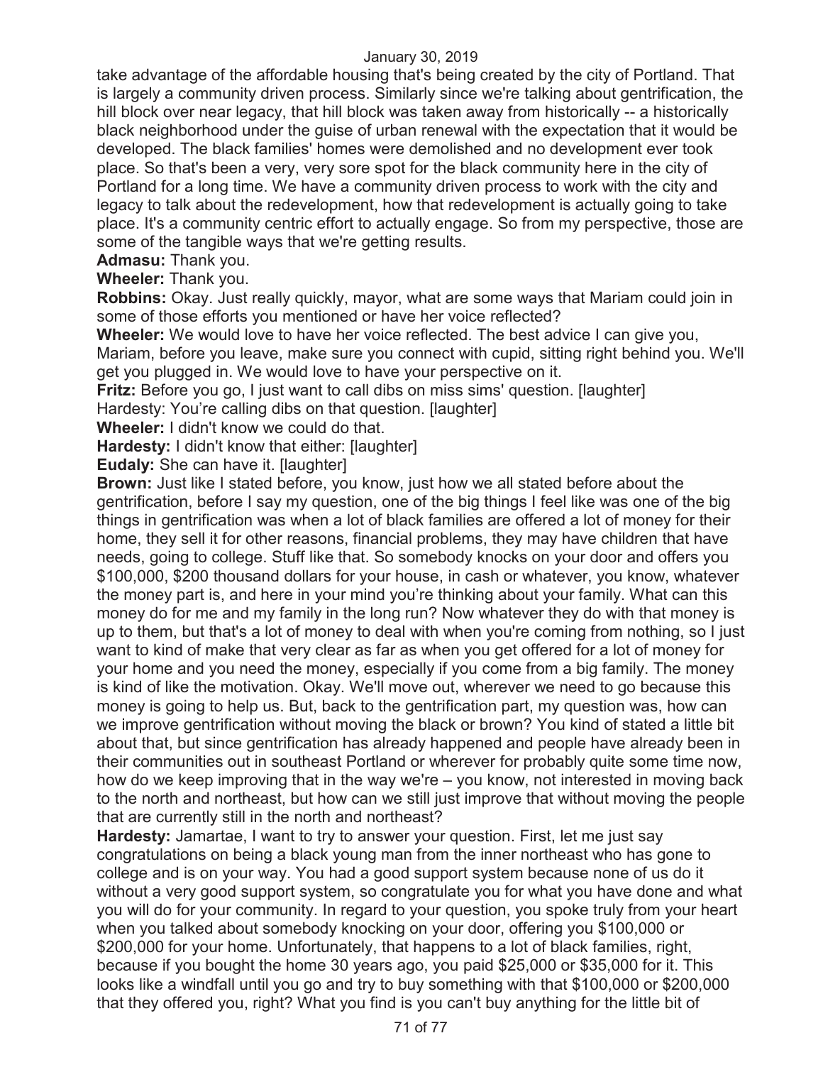take advantage of the affordable housing that's being created by the city of Portland. That is largely a community driven process. Similarly since we're talking about gentrification, the hill block over near legacy, that hill block was taken away from historically -- a historically black neighborhood under the guise of urban renewal with the expectation that it would be developed. The black families' homes were demolished and no development ever took place. So that's been a very, very sore spot for the black community here in the city of Portland for a long time. We have a community driven process to work with the city and legacy to talk about the redevelopment, how that redevelopment is actually going to take place. It's a community centric effort to actually engage. So from my perspective, those are some of the tangible ways that we're getting results.

**Admasu:** Thank you.

**Wheeler:** Thank you.

**Robbins:** Okay. Just really quickly, mayor, what are some ways that Mariam could join in some of those efforts you mentioned or have her voice reflected?

**Wheeler:** We would love to have her voice reflected. The best advice I can give you, Mariam, before you leave, make sure you connect with cupid, sitting right behind you. We'll get you plugged in. We would love to have your perspective on it.

**Fritz:** Before you go, I just want to call dibs on miss sims' question. [laughter]

Hardesty: You're calling dibs on that question. [laughter]

**Wheeler:** I didn't know we could do that.

**Hardesty:** I didn't know that either: [laughter]

**Eudaly:** She can have it. [laughter]

**Brown:** Just like I stated before, you know, just how we all stated before about the gentrification, before I say my question, one of the big things I feel like was one of the big things in gentrification was when a lot of black families are offered a lot of money for their home, they sell it for other reasons, financial problems, they may have children that have needs, going to college. Stuff like that. So somebody knocks on your door and offers you $100,000, $200 thousand dollars for your house, in cash or whatever, you know, whatever the money part is, and here in your mind you're thinking about your family. What can this money do for me and my family in the long run? Now whatever they do with that money is up to them, but that's a lot of money to deal with when you're coming from nothing, so I just want to kind of make that very clear as far as when you get offered for a lot of money for your home and you need the money, especially if you come from a big family. The money is kind of like the motivation. Okay. We'll move out, wherever we need to go because this money is going to help us. But, back to the gentrification part, my question was, how can we improve gentrification without moving the black or brown? You kind of stated a little bit about that, but since gentrification has already happened and people have already been in their communities out in southeast Portland or wherever for probably quite some time now, how do we keep improving that in the way we're – you know, not interested in moving back to the north and northeast, but how can we still just improve that without moving the people that are currently still in the north and northeast?

**Hardesty:** Jamartae, I want to try to answer your question. First, let me just say congratulations on being a black young man from the inner northeast who has gone to college and is on your way. You had a good support system because none of us do it without a very good support system, so congratulate you for what you have done and what you will do for your community. In regard to your question, you spoke truly from your heart when you talked about somebody knocking on your door, offering you $100,000 or $200,000 for your home. Unfortunately, that happens to a lot of black families, right, because if you bought the home 30 years ago, you paid $25,000 or $35,000 for it. This looks like a windfall until you go and try to buy something with that $100,000 or $200,000 that they offered you, right? What you find is you can't buy anything for the little bit of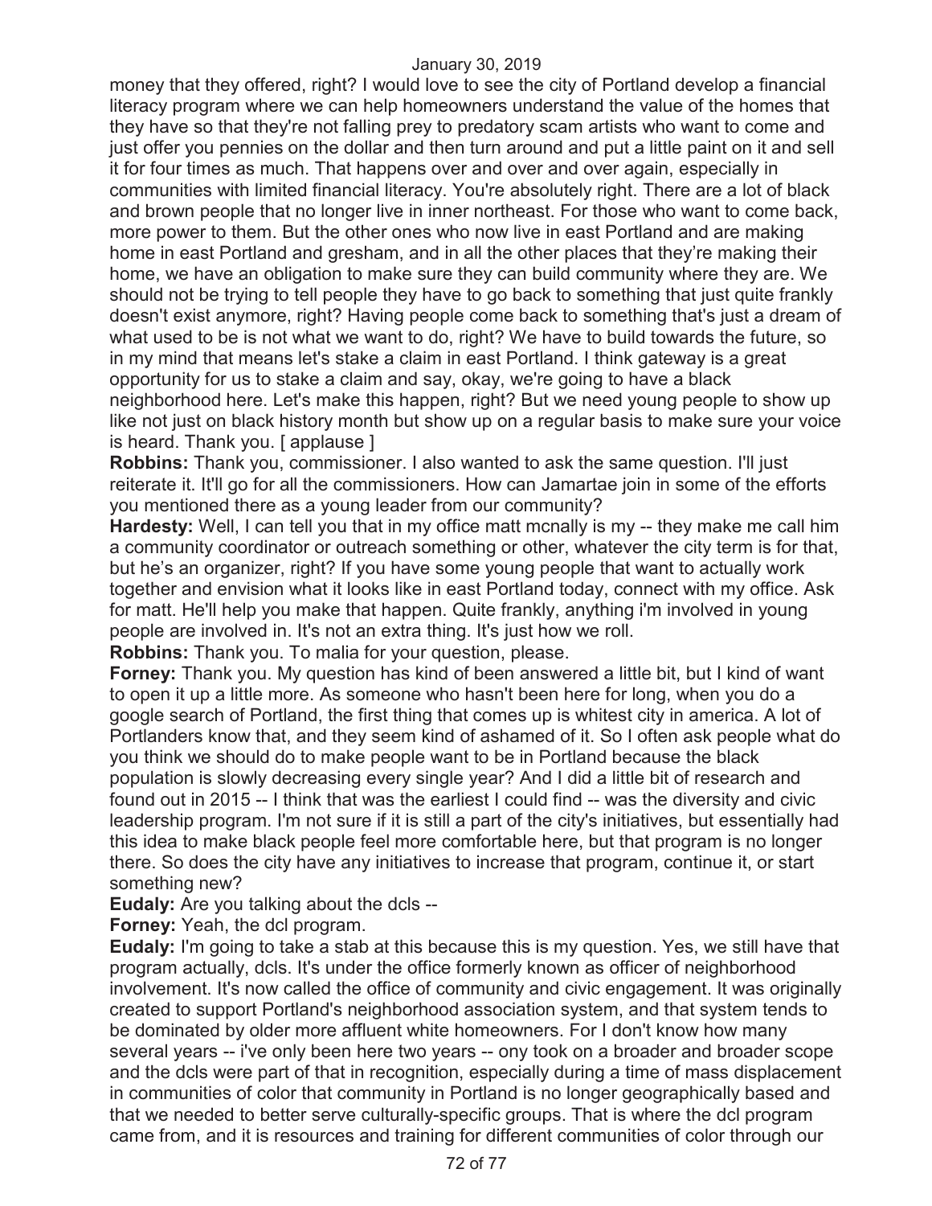money that they offered, right? I would love to see the city of Portland develop a financial literacy program where we can help homeowners understand the value of the homes that they have so that they're not falling prey to predatory scam artists who want to come and just offer you pennies on the dollar and then turn around and put a little paint on it and sell it for four times as much. That happens over and over and over again, especially in communities with limited financial literacy. You're absolutely right. There are a lot of black and brown people that no longer live in inner northeast. For those who want to come back, more power to them. But the other ones who now live in east Portland and are making home in east Portland and gresham, and in all the other places that they're making their home, we have an obligation to make sure they can build community where they are. We should not be trying to tell people they have to go back to something that just quite frankly doesn't exist anymore, right? Having people come back to something that's just a dream of what used to be is not what we want to do, right? We have to build towards the future, so in my mind that means let's stake a claim in east Portland. I think gateway is a great opportunity for us to stake a claim and say, okay, we're going to have a black neighborhood here. Let's make this happen, right? But we need young people to show up like not just on black history month but show up on a regular basis to make sure your voice is heard. Thank you. [ applause ]

**Robbins:** Thank you, commissioner. I also wanted to ask the same question. I'll just reiterate it. It'll go for all the commissioners. How can Jamartae join in some of the efforts you mentioned there as a young leader from our community?

**Hardesty:** Well, I can tell you that in my office matt mcnally is my -- they make me call him a community coordinator or outreach something or other, whatever the city term is for that, but he's an organizer, right? If you have some young people that want to actually work together and envision what it looks like in east Portland today, connect with my office. Ask for matt. He'll help you make that happen. Quite frankly, anything i'm involved in young people are involved in. It's not an extra thing. It's just how we roll.

**Robbins:** Thank you. To malia for your question, please.

**Forney:** Thank you. My question has kind of been answered a little bit, but I kind of want to open it up a little more. As someone who hasn't been here for long, when you do a google search of Portland, the first thing that comes up is whitest city in america. A lot of Portlanders know that, and they seem kind of ashamed of it. So I often ask people what do you think we should do to make people want to be in Portland because the black population is slowly decreasing every single year? And I did a little bit of research and found out in 2015 -- I think that was the earliest I could find -- was the diversity and civic leadership program. I'm not sure if it is still a part of the city's initiatives, but essentially had this idea to make black people feel more comfortable here, but that program is no longer there. So does the city have any initiatives to increase that program, continue it, or start something new?

**Eudaly:** Are you talking about the dcls --

**Forney:** Yeah, the dcl program.

**Eudaly:** I'm going to take a stab at this because this is my question. Yes, we still have that program actually, dcls. It's under the office formerly known as officer of neighborhood involvement. It's now called the office of community and civic engagement. It was originally created to support Portland's neighborhood association system, and that system tends to be dominated by older more affluent white homeowners. For I don't know how many several years -- i've only been here two years -- ony took on a broader and broader scope and the dcls were part of that in recognition, especially during a time of mass displacement in communities of color that community in Portland is no longer geographically based and that we needed to better serve culturally-specific groups. That is where the dcl program came from, and it is resources and training for different communities of color through our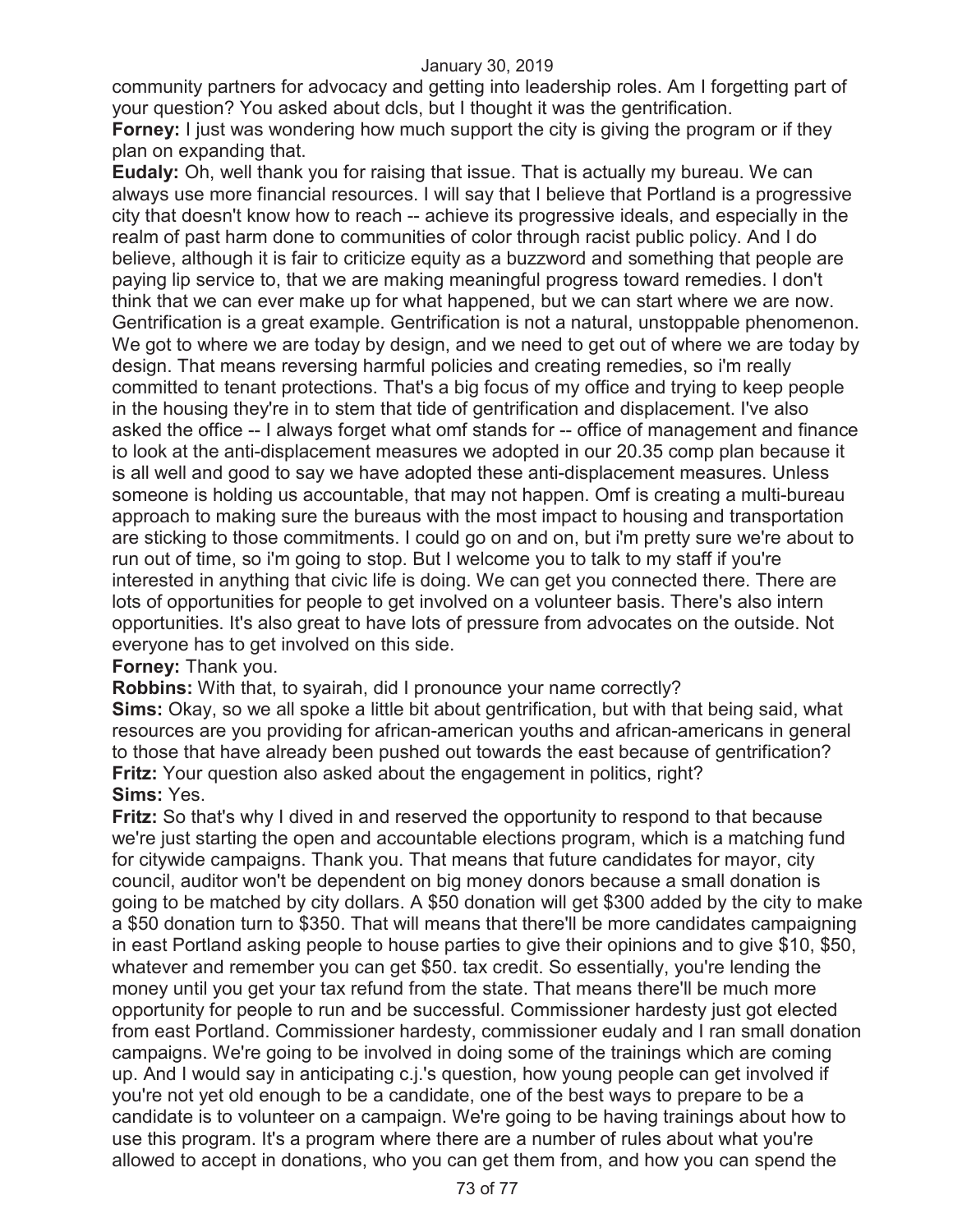community partners for advocacy and getting into leadership roles. Am I forgetting part of your question? You asked about dcls, but I thought it was the gentrification.

**Forney:** I just was wondering how much support the city is giving the program or if they plan on expanding that.

**Eudaly:** Oh, well thank you for raising that issue. That is actually my bureau. We can always use more financial resources. I will say that I believe that Portland is a progressive city that doesn't know how to reach -- achieve its progressive ideals, and especially in the realm of past harm done to communities of color through racist public policy. And I do believe, although it is fair to criticize equity as a buzzword and something that people are paying lip service to, that we are making meaningful progress toward remedies. I don't think that we can ever make up for what happened, but we can start where we are now. Gentrification is a great example. Gentrification is not a natural, unstoppable phenomenon. We got to where we are today by design, and we need to get out of where we are today by design. That means reversing harmful policies and creating remedies, so i'm really committed to tenant protections. That's a big focus of my office and trying to keep people in the housing they're in to stem that tide of gentrification and displacement. I've also asked the office -- I always forget what omf stands for -- office of management and finance to look at the anti-displacement measures we adopted in our 20.35 comp plan because it is all well and good to say we have adopted these anti-displacement measures. Unless someone is holding us accountable, that may not happen. Omf is creating a multi-bureau approach to making sure the bureaus with the most impact to housing and transportation are sticking to those commitments. I could go on and on, but i'm pretty sure we're about to run out of time, so i'm going to stop. But I welcome you to talk to my staff if you're interested in anything that civic life is doing. We can get you connected there. There are lots of opportunities for people to get involved on a volunteer basis. There's also intern opportunities. It's also great to have lots of pressure from advocates on the outside. Not everyone has to get involved on this side.

**Forney:** Thank you.

**Robbins:** With that, to syairah, did I pronounce your name correctly?

**Sims:** Okay, so we all spoke a little bit about gentrification, but with that being said, what resources are you providing for african-american youths and african-americans in general to those that have already been pushed out towards the east because of gentrification?

**Fritz:** Your question also asked about the engagement in politics, right?

**Sims:** Yes.

**Fritz:** So that's why I dived in and reserved the opportunity to respond to that because we're just starting the open and accountable elections program, which is a matching fund for citywide campaigns. Thank you. That means that future candidates for mayor, city council, auditor won't be dependent on big money donors because a small donation is going to be matched by city dollars. A $50 donation will get $300 added by the city to make a $50 donation turn to $350. That will means that there'll be more candidates campaigning in east Portland asking people to house parties to give their opinions and to give $10, $50, whatever and remember you can get $50. tax credit. So essentially, you're lending the money until you get your tax refund from the state. That means there'll be much more opportunity for people to run and be successful. Commissioner hardesty just got elected from east Portland. Commissioner hardesty, commissioner eudaly and I ran small donation campaigns. We're going to be involved in doing some of the trainings which are coming up. And I would say in anticipating c.j.'s question, how young people can get involved if you're not yet old enough to be a candidate, one of the best ways to prepare to be a candidate is to volunteer on a campaign. We're going to be having trainings about how to use this program. It's a program where there are a number of rules about what you're allowed to accept in donations, who you can get them from, and how you can spend the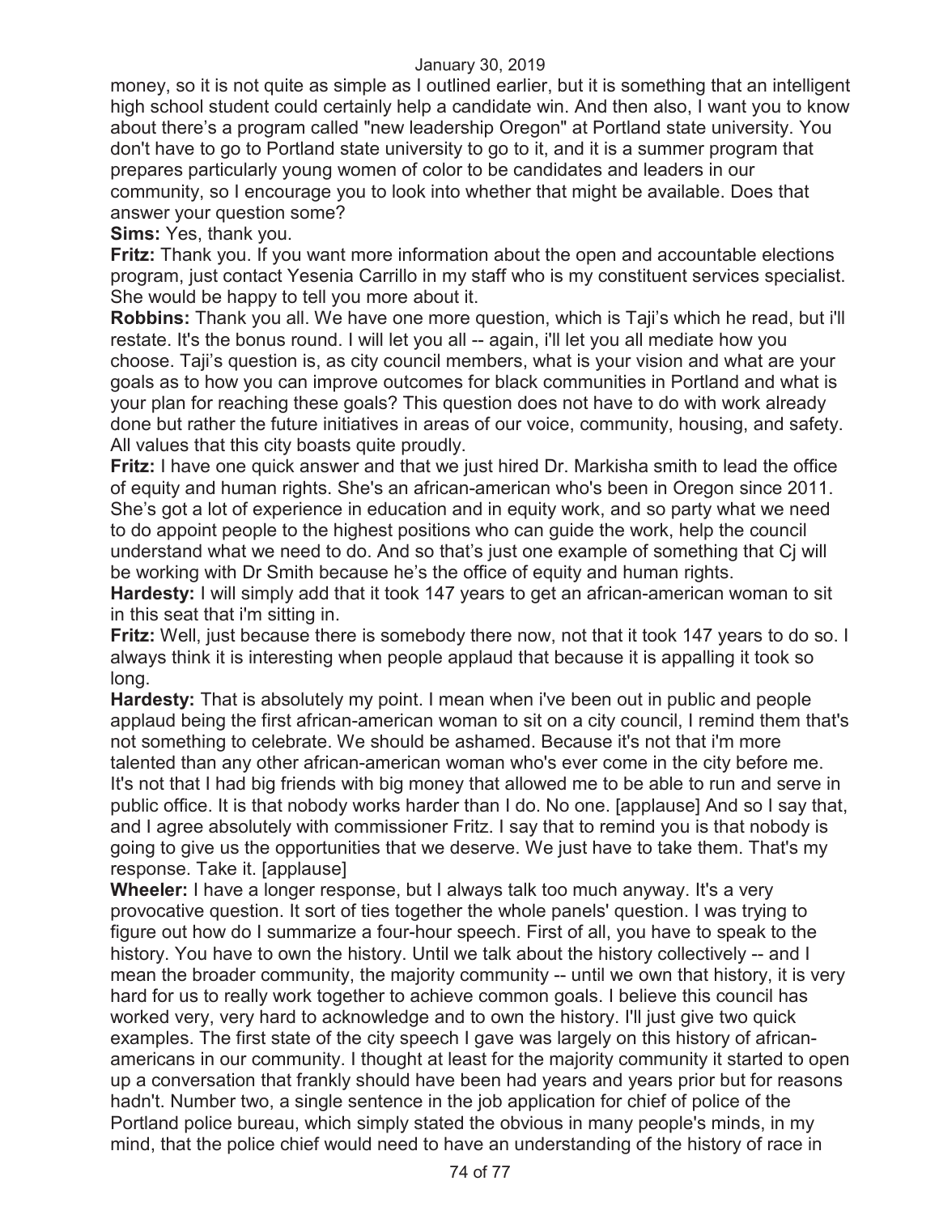money, so it is not quite as simple as I outlined earlier, but it is something that an intelligent high school student could certainly help a candidate win. And then also, I want you to know about there's a program called "new leadership Oregon" at Portland state university. You don't have to go to Portland state university to go to it, and it is a summer program that prepares particularly young women of color to be candidates and leaders in our community, so I encourage you to look into whether that might be available. Does that answer your question some?

**Sims:** Yes, thank you.

**Fritz:** Thank you. If you want more information about the open and accountable elections program, just contact Yesenia Carrillo in my staff who is my constituent services specialist. She would be happy to tell you more about it.

**Robbins:** Thank you all. We have one more question, which is Taji's which he read, but i'll restate. It's the bonus round. I will let you all -- again, i'll let you all mediate how you choose. Taji's question is, as city council members, what is your vision and what are your goals as to how you can improve outcomes for black communities in Portland and what is your plan for reaching these goals? This question does not have to do with work already done but rather the future initiatives in areas of our voice, community, housing, and safety. All values that this city boasts quite proudly.

**Fritz:** I have one quick answer and that we just hired Dr. Markisha smith to lead the office of equity and human rights. She's an african-american who's been in Oregon since 2011. She's got a lot of experience in education and in equity work, and so party what we need to do appoint people to the highest positions who can guide the work, help the council understand what we need to do. And so that's just one example of something that Cj will be working with Dr Smith because he's the office of equity and human rights.

**Hardesty:** I will simply add that it took 147 years to get an african-american woman to sit in this seat that i'm sitting in.

**Fritz:** Well, just because there is somebody there now, not that it took 147 years to do so. I always think it is interesting when people applaud that because it is appalling it took so long.

**Hardesty:** That is absolutely my point. I mean when i've been out in public and people applaud being the first african-american woman to sit on a city council, I remind them that's not something to celebrate. We should be ashamed. Because it's not that i'm more talented than any other african-american woman who's ever come in the city before me. It's not that I had big friends with big money that allowed me to be able to run and serve in public office. It is that nobody works harder than I do. No one. [applause] And so I say that, and I agree absolutely with commissioner Fritz. I say that to remind you is that nobody is going to give us the opportunities that we deserve. We just have to take them. That's my response. Take it. [applause]

**Wheeler:** I have a longer response, but I always talk too much anyway. It's a very provocative question. It sort of ties together the whole panels' question. I was trying to figure out how do I summarize a four-hour speech. First of all, you have to speak to the history. You have to own the history. Until we talk about the history collectively -- and I mean the broader community, the majority community -- until we own that history, it is very hard for us to really work together to achieve common goals. I believe this council has worked very, very hard to acknowledge and to own the history. I'll just give two quick examples. The first state of the city speech I gave was largely on this history of african-americans in our community. I thought at least for the majority community it started to open up a conversation that frankly should have been had years and years prior but for reasons hadn't. Number two, a single sentence in the job application for chief of police of the Portland police bureau, which simply stated the obvious in many people's minds, in my mind, that the police chief would need to have an understanding of the history of race in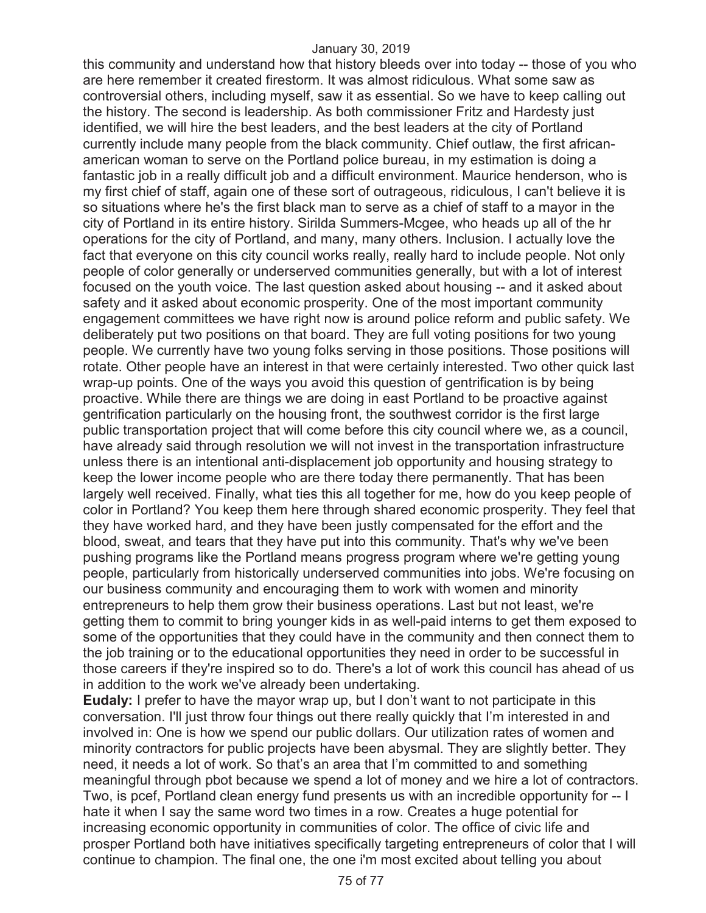this community and understand how that history bleeds over into today -- those of you who are here remember it created firestorm. It was almost ridiculous. What some saw as controversial others, including myself, saw it as essential. So we have to keep calling out the history. The second is leadership. As both commissioner Fritz and Hardesty just identified, we will hire the best leaders, and the best leaders at the city of Portland currently include many people from the black community. Chief outlaw, the first african-american woman to serve on the Portland police bureau, in my estimation is doing a fantastic job in a really difficult job and a difficult environment. Maurice henderson, who is my first chief of staff, again one of these sort of outrageous, ridiculous, I can't believe it is so situations where he's the first black man to serve as a chief of staff to a mayor in the city of Portland in its entire history. Sirilda Summers-Mcgee, who heads up all of the hr operations for the city of Portland, and many, many others. Inclusion. I actually love the fact that everyone on this city council works really, really hard to include people. Not only people of color generally or underserved communities generally, but with a lot of interest focused on the youth voice. The last question asked about housing -- and it asked about safety and it asked about economic prosperity. One of the most important community engagement committees we have right now is around police reform and public safety. We deliberately put two positions on that board. They are full voting positions for two young people. We currently have two young folks serving in those positions. Those positions will rotate. Other people have an interest in that were certainly interested. Two other quick last wrap-up points. One of the ways you avoid this question of gentrification is by being proactive. While there are things we are doing in east Portland to be proactive against gentrification particularly on the housing front, the southwest corridor is the first large public transportation project that will come before this city council where we, as a council, have already said through resolution we will not invest in the transportation infrastructure unless there is an intentional anti-displacement job opportunity and housing strategy to keep the lower income people who are there today there permanently. That has been largely well received. Finally, what ties this all together for me, how do you keep people of color in Portland? You keep them here through shared economic prosperity. They feel that they have worked hard, and they have been justly compensated for the effort and the blood, sweat, and tears that they have put into this community. That's why we've been pushing programs like the Portland means progress program where we're getting young people, particularly from historically underserved communities into jobs. We're focusing on our business community and encouraging them to work with women and minority entrepreneurs to help them grow their business operations. Last but not least, we're getting them to commit to bring younger kids in as well-paid interns to get them exposed to some of the opportunities that they could have in the community and then connect them to the job training or to the educational opportunities they need in order to be successful in those careers if they're inspired so to do. There's a lot of work this council has ahead of us in addition to the work we've already been undertaking.

**Eudaly:** I prefer to have the mayor wrap up, but I don't want to not participate in this conversation. I'll just throw four things out there really quickly that I'm interested in and involved in: One is how we spend our public dollars. Our utilization rates of women and minority contractors for public projects have been abysmal. They are slightly better. They need, it needs a lot of work. So that's an area that I'm committed to and something meaningful through pbot because we spend a lot of money and we hire a lot of contractors. Two, is pcef, Portland clean energy fund presents us with an incredible opportunity for -- I hate it when I say the same word two times in a row. Creates a huge potential for increasing economic opportunity in communities of color. The office of civic life and prosper Portland both have initiatives specifically targeting entrepreneurs of color that I will continue to champion. The final one, the one i'm most excited about telling you about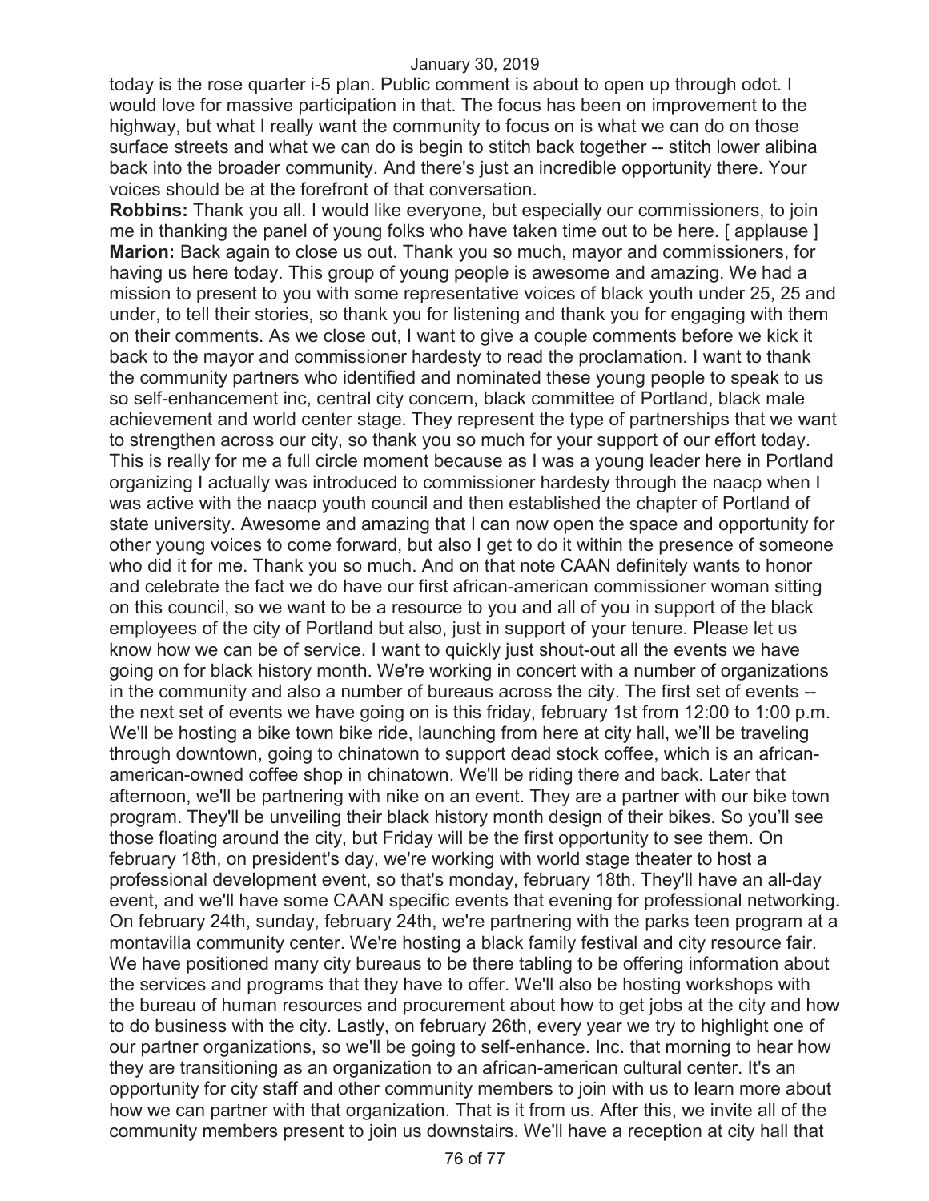today is the rose quarter i-5 plan. Public comment is about to open up through odot. I would love for massive participation in that. The focus has been on improvement to the highway, but what I really want the community to focus on is what we can do on those surface streets and what we can do is begin to stitch back together -- stitch lower alibina back into the broader community. And there's just an incredible opportunity there. Your voices should be at the forefront of that conversation.

**Robbins:** Thank you all. I would like everyone, but especially our commissioners, to join me in thanking the panel of young folks who have taken time out to be here. [ applause ]

**Marion:** Back again to close us out. Thank you so much, mayor and commissioners, for having us here today. This group of young people is awesome and amazing. We had a mission to present to you with some representative voices of black youth under 25, 25 and under, to tell their stories, so thank you for listening and thank you for engaging with them on their comments. As we close out, I want to give a couple comments before we kick it back to the mayor and commissioner hardesty to read the proclamation. I want to thank the community partners who identified and nominated these young people to speak to us so self-enhancement inc, central city concern, black committee of Portland, black male achievement and world center stage. They represent the type of partnerships that we want to strengthen across our city, so thank you so much for your support of our effort today. This is really for me a full circle moment because as I was a young leader here in Portland organizing I actually was introduced to commissioner hardesty through the naacp when I was active with the naacp youth council and then established the chapter of Portland of state university. Awesome and amazing that I can now open the space and opportunity for other young voices to come forward, but also I get to do it within the presence of someone who did it for me. Thank you so much. And on that note CAAN definitely wants to honor and celebrate the fact we do have our first african-american commissioner woman sitting on this council, so we want to be a resource to you and all of you in support of the black employees of the city of Portland but also, just in support of your tenure. Please let us know how we can be of service. I want to quickly just shout-out all the events we have going on for black history month. We're working in concert with a number of organizations in the community and also a number of bureaus across the city. The first set of events -- the next set of events we have going on is this friday, february 1st from 12:00 to 1:00 p.m. We'll be hosting a bike town bike ride, launching from here at city hall, we'll be traveling through downtown, going to chinatown to support dead stock coffee, which is an african-american-owned coffee shop in chinatown. We'll be riding there and back. Later that afternoon, we'll be partnering with nike on an event. They are a partner with our bike town program. They'll be unveiling their black history month design of their bikes. So you'll see those floating around the city, but Friday will be the first opportunity to see them. On february 18th, on president's day, we're working with world stage theater to host a professional development event, so that's monday, february 18th. They'll have an all-day event, and we'll have some CAAN specific events that evening for professional networking. On february 24th, sunday, february 24th, we're partnering with the parks teen program at a montavilla community center. We're hosting a black family festival and city resource fair. We have positioned many city bureaus to be there tabling to be offering information about the services and programs that they have to offer. We'll also be hosting workshops with the bureau of human resources and procurement about how to get jobs at the city and how to do business with the city. Lastly, on february 26th, every year we try to highlight one of our partner organizations, so we'll be going to self-enhance. Inc. that morning to hear how they are transitioning as an organization to an african-american cultural center. It's an opportunity for city staff and other community members to join with us to learn more about how we can partner with that organization. That is it from us. After this, we invite all of the community members present to join us downstairs. We'll have a reception at city hall that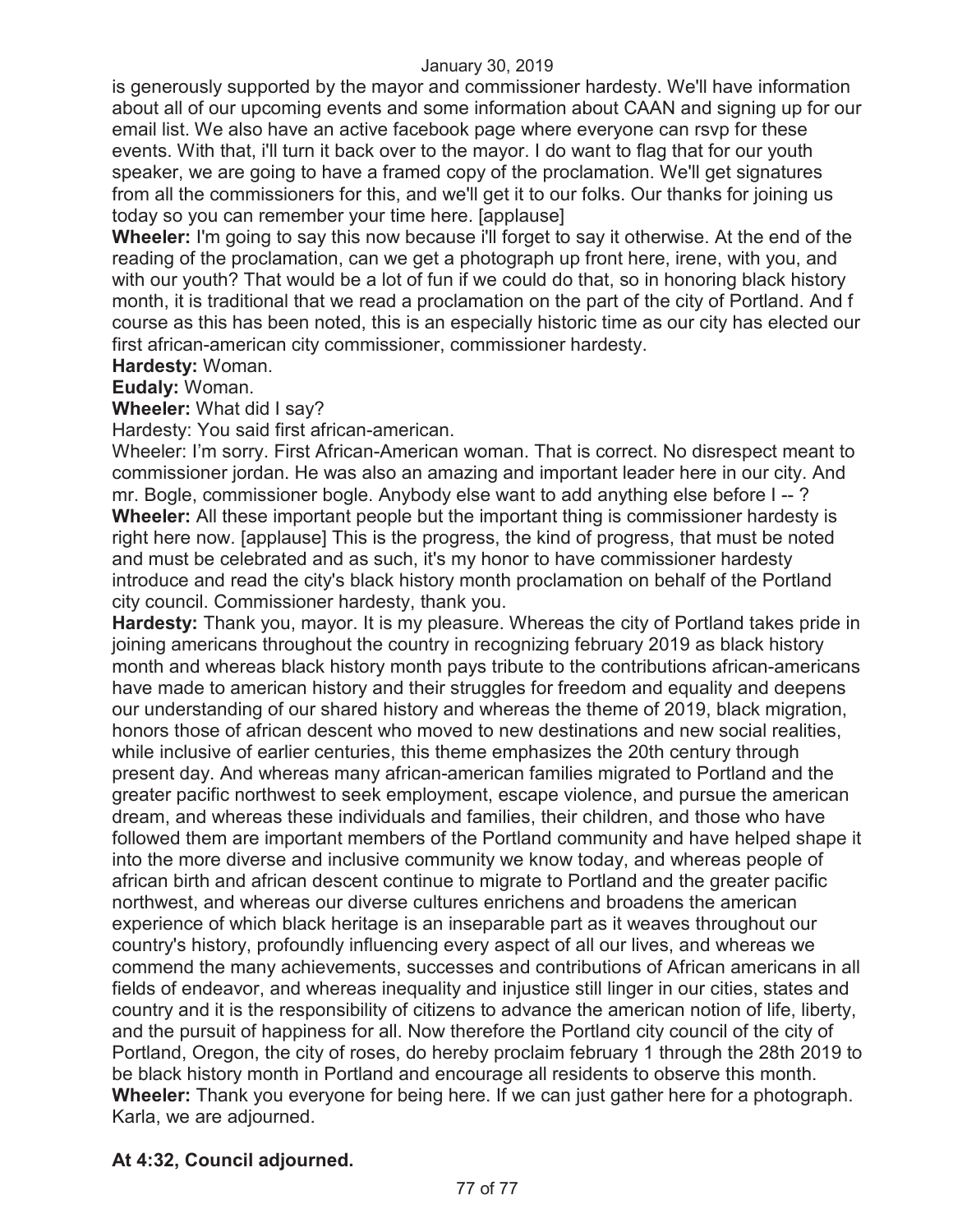is generously supported by the mayor and commissioner hardesty. We'll have information about all of our upcoming events and some information about CAAN and signing up for our email list. We also have an active facebook page where everyone can rsvp for these events. With that, i'll turn it back over to the mayor. I do want to flag that for our youth speaker, we are going to have a framed copy of the proclamation. We'll get signatures from all the commissioners for this, and we'll get it to our folks. Our thanks for joining us today so you can remember your time here. [applause]

**Wheeler:** I'm going to say this now because i'll forget to say it otherwise. At the end of the reading of the proclamation, can we get a photograph up front here, irene, with you, and with our youth? That would be a lot of fun if we could do that, so in honoring black history month, it is traditional that we read a proclamation on the part of the city of Portland. And f course as this has been noted, this is an especially historic time as our city has elected our first african-american city commissioner, commissioner hardesty.

**Hardesty:** Woman.

**Eudaly:** Woman.

**Wheeler:** What did I say?

Hardesty: You said first african-american.

Wheeler: I'm sorry. First African-American woman. That is correct. No disrespect meant to commissioner jordan. He was also an amazing and important leader here in our city. And mr. Bogle, commissioner bogle. Anybody else want to add anything else before I -- ?

**Wheeler:** All these important people but the important thing is commissioner hardesty is right here now. [applause] This is the progress, the kind of progress, that must be noted and must be celebrated and as such, it's my honor to have commissioner hardesty introduce and read the city's black history month proclamation on behalf of the Portland city council. Commissioner hardesty, thank you.

**Hardesty:** Thank you, mayor. It is my pleasure. Whereas the city of Portland takes pride in joining americans throughout the country in recognizing february 2019 as black history month and whereas black history month pays tribute to the contributions african-americans have made to american history and their struggles for freedom and equality and deepens our understanding of our shared history and whereas the theme of 2019, black migration, honors those of african descent who moved to new destinations and new social realities, while inclusive of earlier centuries, this theme emphasizes the 20th century through present day. And whereas many african-american families migrated to Portland and the greater pacific northwest to seek employment, escape violence, and pursue the american dream, and whereas these individuals and families, their children, and those who have followed them are important members of the Portland community and have helped shape it into the more diverse and inclusive community we know today, and whereas people of african birth and african descent continue to migrate to Portland and the greater pacific northwest, and whereas our diverse cultures enrichens and broadens the american experience of which black heritage is an inseparable part as it weaves throughout our country's history, profoundly influencing every aspect of all our lives, and whereas we commend the many achievements, successes and contributions of African americans in all fields of endeavor, and whereas inequality and injustice still linger in our cities, states and country and it is the responsibility of citizens to advance the american notion of life, liberty, and the pursuit of happiness for all. Now therefore the Portland city council of the city of Portland, Oregon, the city of roses, do hereby proclaim february 1 through the 28th 2019 to be black history month in Portland and encourage all residents to observe this month.

**Wheeler:** Thank you everyone for being here. If we can just gather here for a photograph. Karla, we are adjourned.

**At 4:32, Council adjourned.**